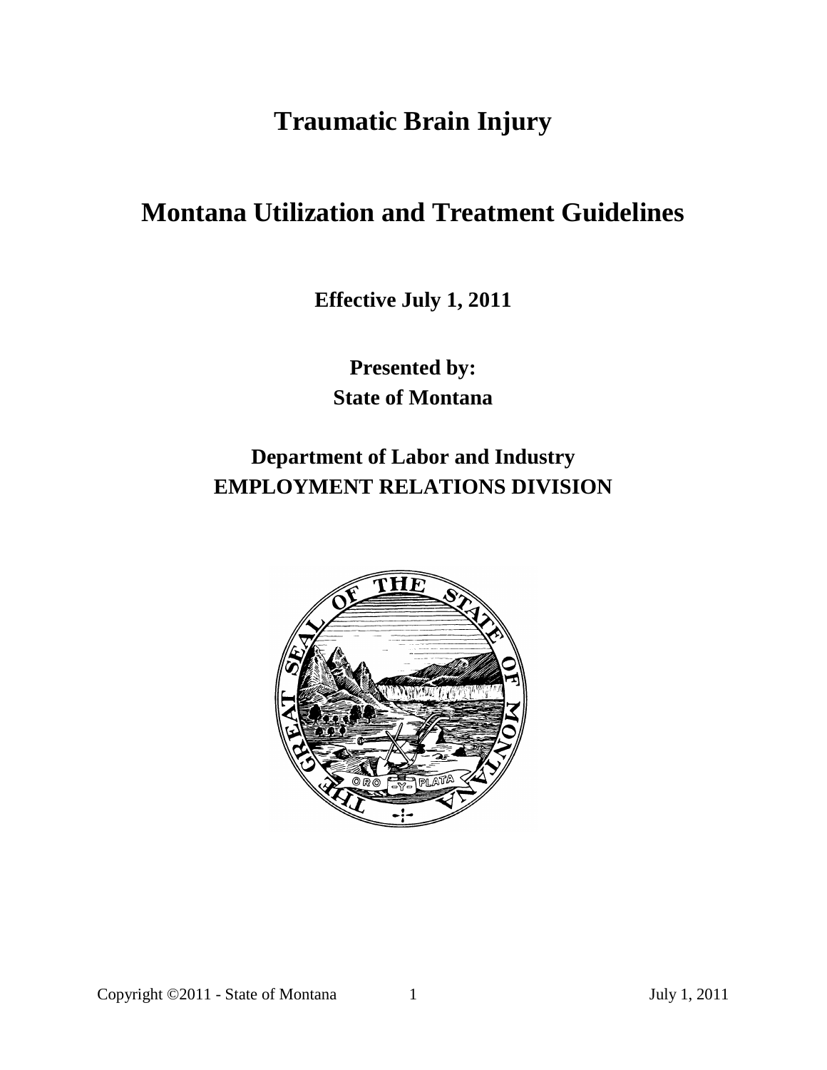# Traumatic Brain Injury

# Montana Utilization and Treatment Guidelines

**Effective July 1, 2011**

**Presented by:**
**State of Montana**

## Department of Labor and Industry
## EMPLOYMENT RELATIONS DIVISION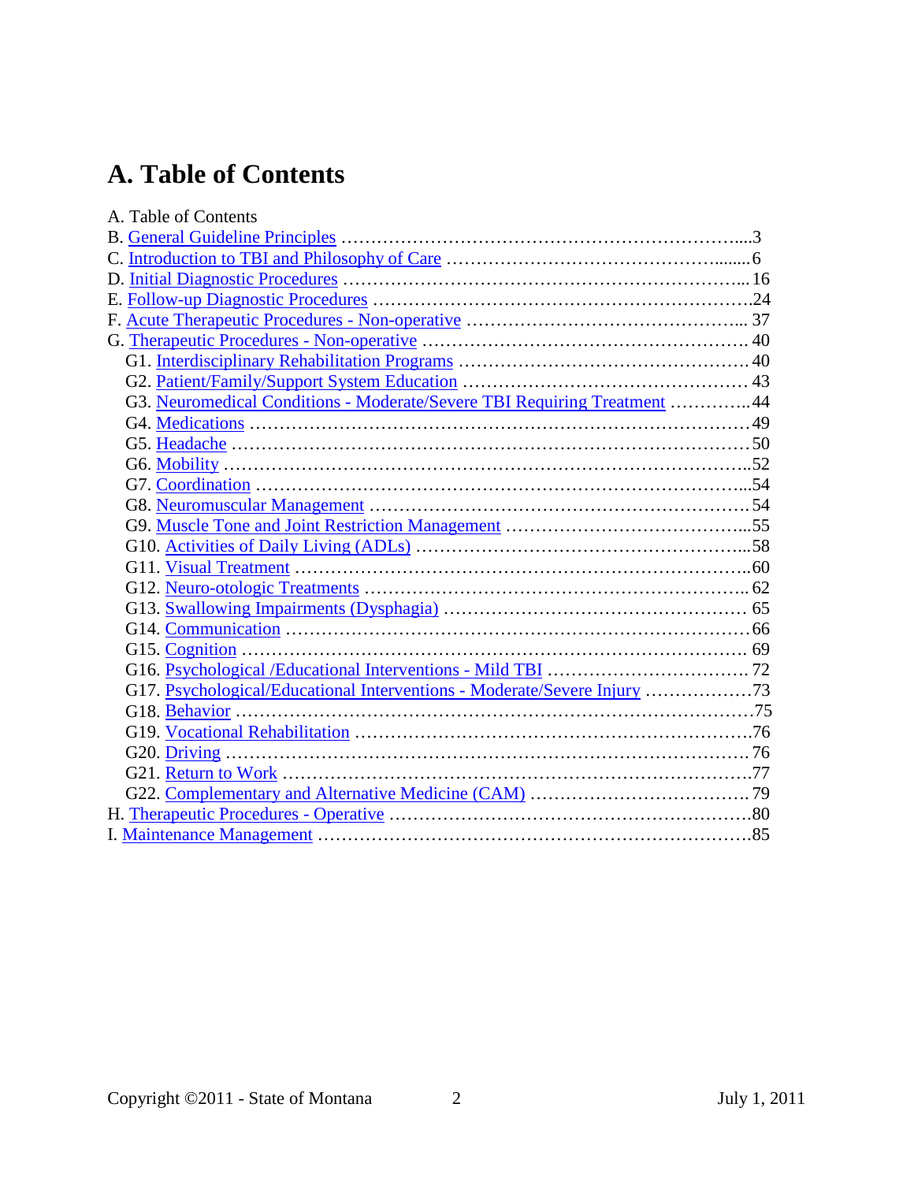# A. Table of Contents

A. Table of Contents
B. General Guideline Principles ....3
C. Introduction to TBI and Philosophy of Care ....6
D. Initial Diagnostic Procedures .... 16
E. Follow-up Diagnostic Procedures ....24
F. Acute Therapeutic Procedures - Non-operative .... 37
G. Therapeutic Procedures - Non-operative .... 40
- G1. Interdisciplinary Rehabilitation Programs .... 40
- G2. Patient/Family/Support System Education .... 43
- G3. Neuromedical Conditions - Moderate/Severe TBI Requiring Treatment ....44
- G4. Medications ....49
- G5. Headache ....50
- G6. Mobility ....52
- G7. Coordination ....54
- G8. Neuromuscular Management ....54
- G9. Muscle Tone and Joint Restriction Management ....55
- G10. Activities of Daily Living (ADLs) ....58
- G11. Visual Treatment ....60
- G12. Neuro-otologic Treatments .... 62
- G13. Swallowing Impairments (Dysphagia) .... 65
- G14. Communication ....66
- G15. Cognition .... 69
- G16. Psychological /Educational Interventions - Mild TBI .... 72
- G17. Psychological/Educational Interventions - Moderate/Severe Injury ....73
- G18. Behavior ....75
- G19. Vocational Rehabilitation ....76
- G20. Driving ....76
- G21. Return to Work ....77
- G22. Complementary and Alternative Medicine (CAM) ....79

H. Therapeutic Procedures - Operative ....80
I. Maintenance Management ....85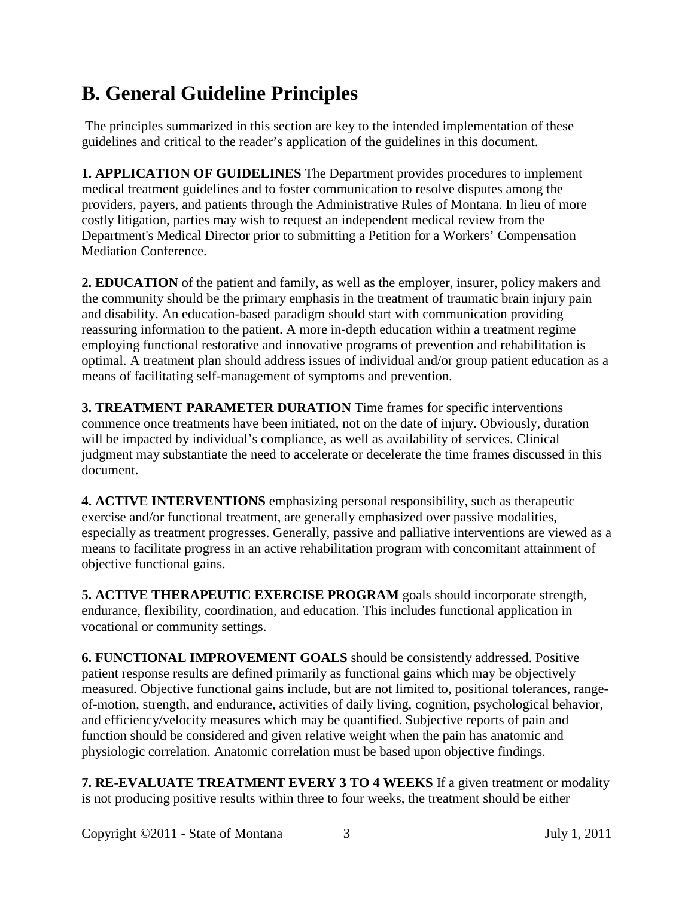# B. General Guideline Principles

The principles summarized in this section are key to the intended implementation of these guidelines and critical to the reader's application of the guidelines in this document.

**1. APPLICATION OF GUIDELINES** The Department provides procedures to implement medical treatment guidelines and to foster communication to resolve disputes among the providers, payers, and patients through the Administrative Rules of Montana. In lieu of more costly litigation, parties may wish to request an independent medical review from the Department's Medical Director prior to submitting a Petition for a Workers' Compensation Mediation Conference.

**2. EDUCATION** of the patient and family, as well as the employer, insurer, policy makers and the community should be the primary emphasis in the treatment of traumatic brain injury pain and disability. An education-based paradigm should start with communication providing reassuring information to the patient. A more in-depth education within a treatment regime employing functional restorative and innovative programs of prevention and rehabilitation is optimal. A treatment plan should address issues of individual and/or group patient education as a means of facilitating self-management of symptoms and prevention.

**3. TREATMENT PARAMETER DURATION** Time frames for specific interventions commence once treatments have been initiated, not on the date of injury. Obviously, duration will be impacted by individual's compliance, as well as availability of services. Clinical judgment may substantiate the need to accelerate or decelerate the time frames discussed in this document.

**4. ACTIVE INTERVENTIONS** emphasizing personal responsibility, such as therapeutic exercise and/or functional treatment, are generally emphasized over passive modalities, especially as treatment progresses. Generally, passive and palliative interventions are viewed as a means to facilitate progress in an active rehabilitation program with concomitant attainment of objective functional gains.

**5. ACTIVE THERAPEUTIC EXERCISE PROGRAM** goals should incorporate strength, endurance, flexibility, coordination, and education. This includes functional application in vocational or community settings.

**6. FUNCTIONAL IMPROVEMENT GOALS** should be consistently addressed. Positive patient response results are defined primarily as functional gains which may be objectively measured. Objective functional gains include, but are not limited to, positional tolerances, range-of-motion, strength, and endurance, activities of daily living, cognition, psychological behavior, and efficiency/velocity measures which may be quantified. Subjective reports of pain and function should be considered and given relative weight when the pain has anatomic and physiologic correlation. Anatomic correlation must be based upon objective findings.

**7. RE-EVALUATE TREATMENT EVERY 3 TO 4 WEEKS** If a given treatment or modality is not producing positive results within three to four weeks, the treatment should be either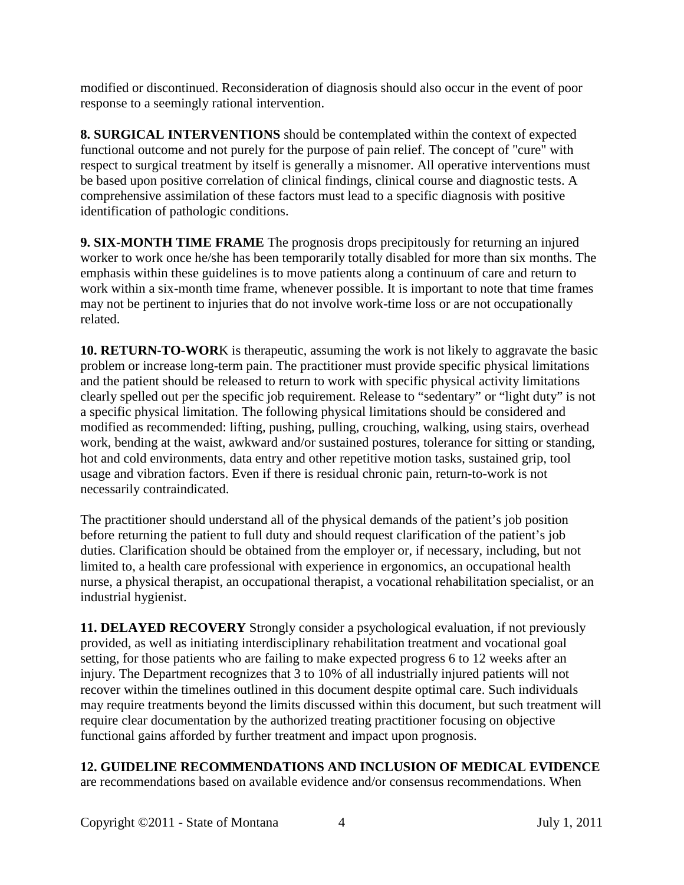modified or discontinued. Reconsideration of diagnosis should also occur in the event of poor response to a seemingly rational intervention.

**8. SURGICAL INTERVENTIONS** should be contemplated within the context of expected functional outcome and not purely for the purpose of pain relief. The concept of "cure" with respect to surgical treatment by itself is generally a misnomer. All operative interventions must be based upon positive correlation of clinical findings, clinical course and diagnostic tests. A comprehensive assimilation of these factors must lead to a specific diagnosis with positive identification of pathologic conditions.

**9. SIX-MONTH TIME FRAME** The prognosis drops precipitously for returning an injured worker to work once he/she has been temporarily totally disabled for more than six months. The emphasis within these guidelines is to move patients along a continuum of care and return to work within a six-month time frame, whenever possible. It is important to note that time frames may not be pertinent to injuries that do not involve work-time loss or are not occupationally related.

**10. RETURN-TO-WOR**K is therapeutic, assuming the work is not likely to aggravate the basic problem or increase long-term pain. The practitioner must provide specific physical limitations and the patient should be released to return to work with specific physical activity limitations clearly spelled out per the specific job requirement. Release to "sedentary" or "light duty" is not a specific physical limitation. The following physical limitations should be considered and modified as recommended: lifting, pushing, pulling, crouching, walking, using stairs, overhead work, bending at the waist, awkward and/or sustained postures, tolerance for sitting or standing, hot and cold environments, data entry and other repetitive motion tasks, sustained grip, tool usage and vibration factors. Even if there is residual chronic pain, return-to-work is not necessarily contraindicated.

The practitioner should understand all of the physical demands of the patient's job position before returning the patient to full duty and should request clarification of the patient's job duties. Clarification should be obtained from the employer or, if necessary, including, but not limited to, a health care professional with experience in ergonomics, an occupational health nurse, a physical therapist, an occupational therapist, a vocational rehabilitation specialist, or an industrial hygienist.

**11. DELAYED RECOVERY** Strongly consider a psychological evaluation, if not previously provided, as well as initiating interdisciplinary rehabilitation treatment and vocational goal setting, for those patients who are failing to make expected progress 6 to 12 weeks after an injury. The Department recognizes that 3 to 10% of all industrially injured patients will not recover within the timelines outlined in this document despite optimal care. Such individuals may require treatments beyond the limits discussed within this document, but such treatment will require clear documentation by the authorized treating practitioner focusing on objective functional gains afforded by further treatment and impact upon prognosis.

**12. GUIDELINE RECOMMENDATIONS AND INCLUSION OF MEDICAL EVIDENCE** are recommendations based on available evidence and/or consensus recommendations. When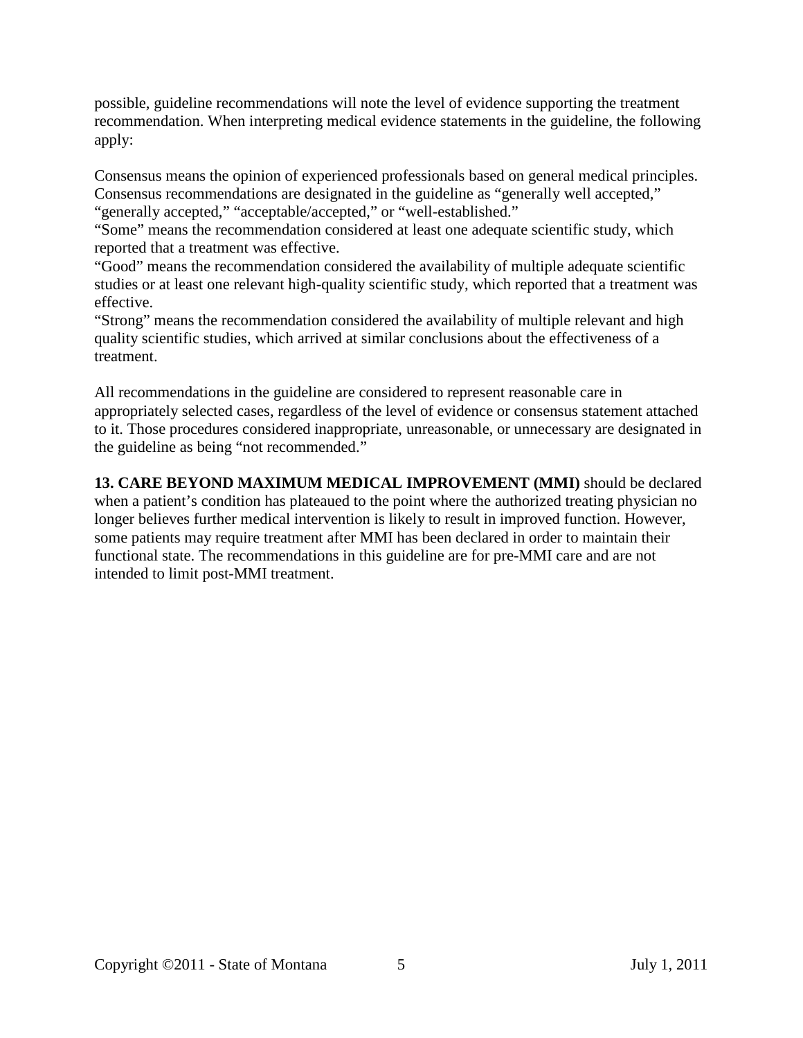possible, guideline recommendations will note the level of evidence supporting the treatment recommendation. When interpreting medical evidence statements in the guideline, the following apply:

Consensus means the opinion of experienced professionals based on general medical principles. Consensus recommendations are designated in the guideline as "generally well accepted," "generally accepted," "acceptable/accepted," or "well-established."
"Some" means the recommendation considered at least one adequate scientific study, which reported that a treatment was effective.
"Good" means the recommendation considered the availability of multiple adequate scientific studies or at least one relevant high-quality scientific study, which reported that a treatment was effective.
"Strong" means the recommendation considered the availability of multiple relevant and high quality scientific studies, which arrived at similar conclusions about the effectiveness of a treatment.

All recommendations in the guideline are considered to represent reasonable care in appropriately selected cases, regardless of the level of evidence or consensus statement attached to it. Those procedures considered inappropriate, unreasonable, or unnecessary are designated in the guideline as being "not recommended."

**13. CARE BEYOND MAXIMUM MEDICAL IMPROVEMENT (MMI)** should be declared when a patient's condition has plateaued to the point where the authorized treating physician no longer believes further medical intervention is likely to result in improved function. However, some patients may require treatment after MMI has been declared in order to maintain their functional state. The recommendations in this guideline are for pre-MMI care and are not intended to limit post-MMI treatment.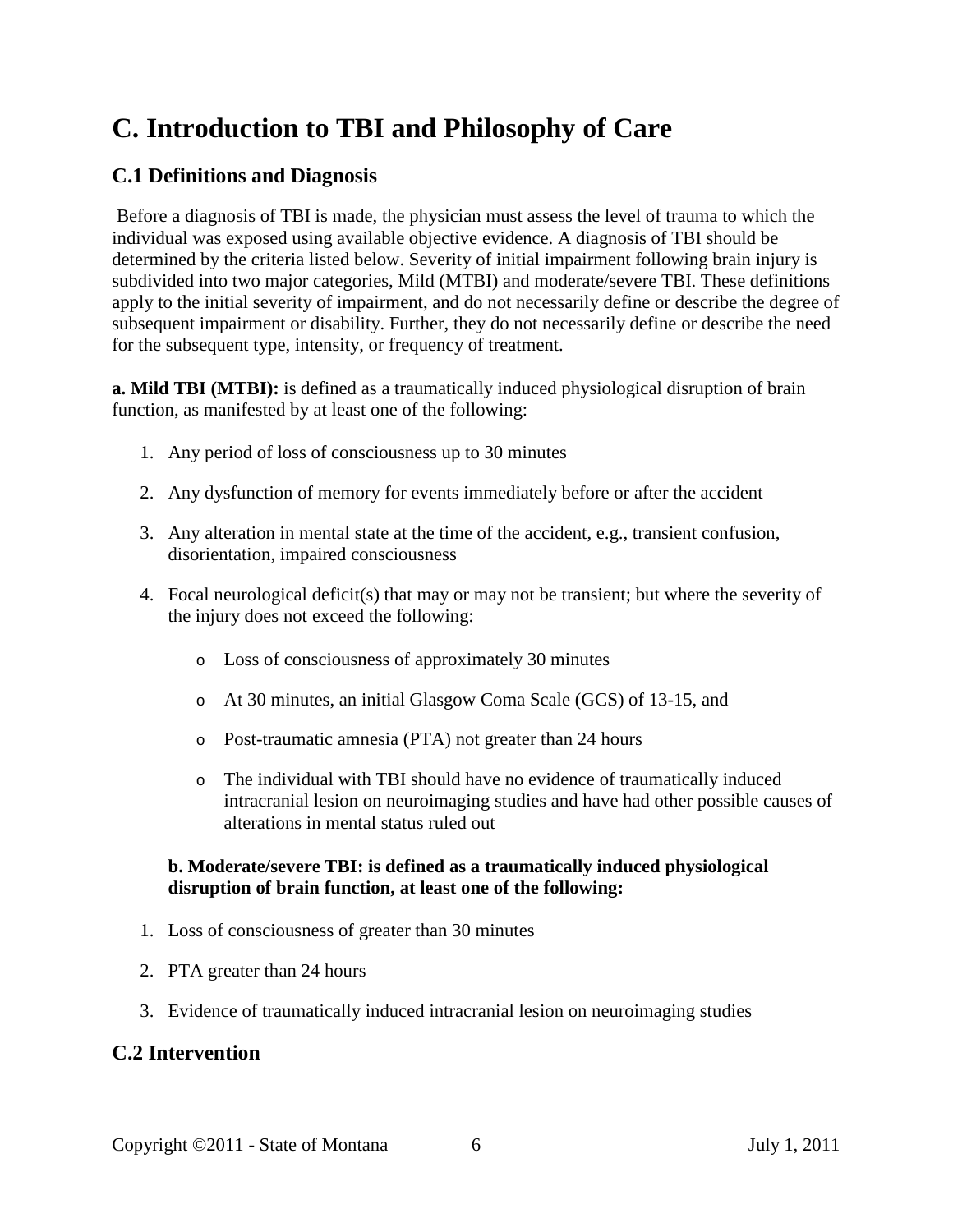# C. Introduction to TBI and Philosophy of Care

## C.1 Definitions and Diagnosis

Before a diagnosis of TBI is made, the physician must assess the level of trauma to which the individual was exposed using available objective evidence. A diagnosis of TBI should be determined by the criteria listed below. Severity of initial impairment following brain injury is subdivided into two major categories, Mild (MTBI) and moderate/severe TBI. These definitions apply to the initial severity of impairment, and do not necessarily define or describe the degree of subsequent impairment or disability. Further, they do not necessarily define or describe the need for the subsequent type, intensity, or frequency of treatment.

**a. Mild TBI (MTBI):** is defined as a traumatically induced physiological disruption of brain function, as manifested by at least one of the following:

1. Any period of loss of consciousness up to 30 minutes
2. Any dysfunction of memory for events immediately before or after the accident
3. Any alteration in mental state at the time of the accident, e.g., transient confusion, disorientation, impaired consciousness
4. Focal neurological deficit(s) that may or may not be transient; but where the severity of the injury does not exceed the following:
   - Loss of consciousness of approximately 30 minutes
   - At 30 minutes, an initial Glasgow Coma Scale (GCS) of 13-15, and
   - Post-traumatic amnesia (PTA) not greater than 24 hours
   - The individual with TBI should have no evidence of traumatically induced intracranial lesion on neuroimaging studies and have had other possible causes of alterations in mental status ruled out

**b. Moderate/severe TBI: is defined as a traumatically induced physiological disruption of brain function, at least one of the following:**

1. Loss of consciousness of greater than 30 minutes
2. PTA greater than 24 hours
3. Evidence of traumatically induced intracranial lesion on neuroimaging studies

## C.2 Intervention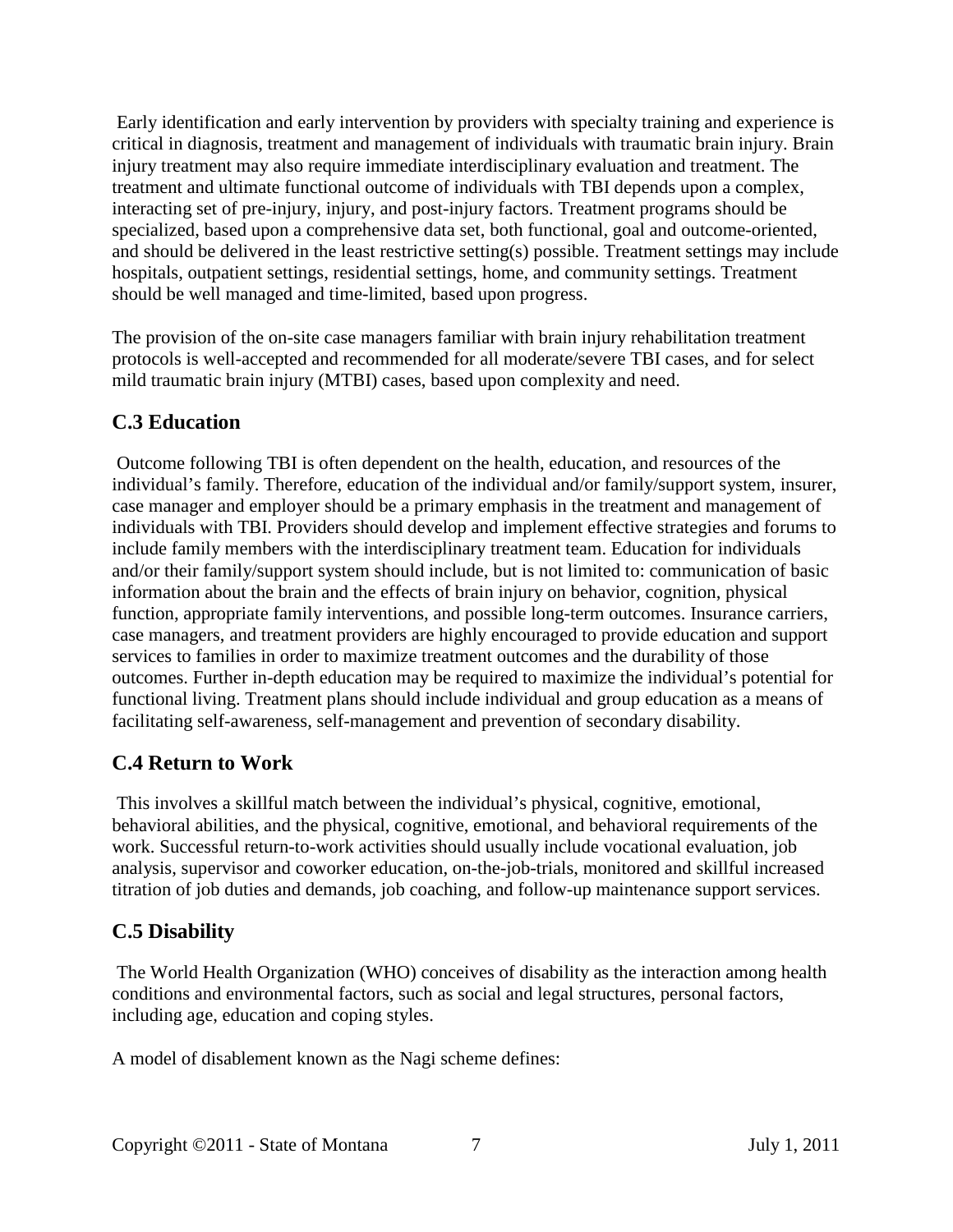Early identification and early intervention by providers with specialty training and experience is critical in diagnosis, treatment and management of individuals with traumatic brain injury. Brain injury treatment may also require immediate interdisciplinary evaluation and treatment. The treatment and ultimate functional outcome of individuals with TBI depends upon a complex, interacting set of pre-injury, injury, and post-injury factors. Treatment programs should be specialized, based upon a comprehensive data set, both functional, goal and outcome-oriented, and should be delivered in the least restrictive setting(s) possible. Treatment settings may include hospitals, outpatient settings, residential settings, home, and community settings. Treatment should be well managed and time-limited, based upon progress.

The provision of the on-site case managers familiar with brain injury rehabilitation treatment protocols is well-accepted and recommended for all moderate/severe TBI cases, and for select mild traumatic brain injury (MTBI) cases, based upon complexity and need.

## C.3 Education

Outcome following TBI is often dependent on the health, education, and resources of the individual's family. Therefore, education of the individual and/or family/support system, insurer, case manager and employer should be a primary emphasis in the treatment and management of individuals with TBI. Providers should develop and implement effective strategies and forums to include family members with the interdisciplinary treatment team. Education for individuals and/or their family/support system should include, but is not limited to: communication of basic information about the brain and the effects of brain injury on behavior, cognition, physical function, appropriate family interventions, and possible long-term outcomes. Insurance carriers, case managers, and treatment providers are highly encouraged to provide education and support services to families in order to maximize treatment outcomes and the durability of those outcomes. Further in-depth education may be required to maximize the individual's potential for functional living. Treatment plans should include individual and group education as a means of facilitating self-awareness, self-management and prevention of secondary disability.

## C.4 Return to Work

This involves a skillful match between the individual's physical, cognitive, emotional, behavioral abilities, and the physical, cognitive, emotional, and behavioral requirements of the work. Successful return-to-work activities should usually include vocational evaluation, job analysis, supervisor and coworker education, on-the-job-trials, monitored and skillful increased titration of job duties and demands, job coaching, and follow-up maintenance support services.

## C.5 Disability

The World Health Organization (WHO) conceives of disability as the interaction among health conditions and environmental factors, such as social and legal structures, personal factors, including age, education and coping styles.

A model of disablement known as the Nagi scheme defines: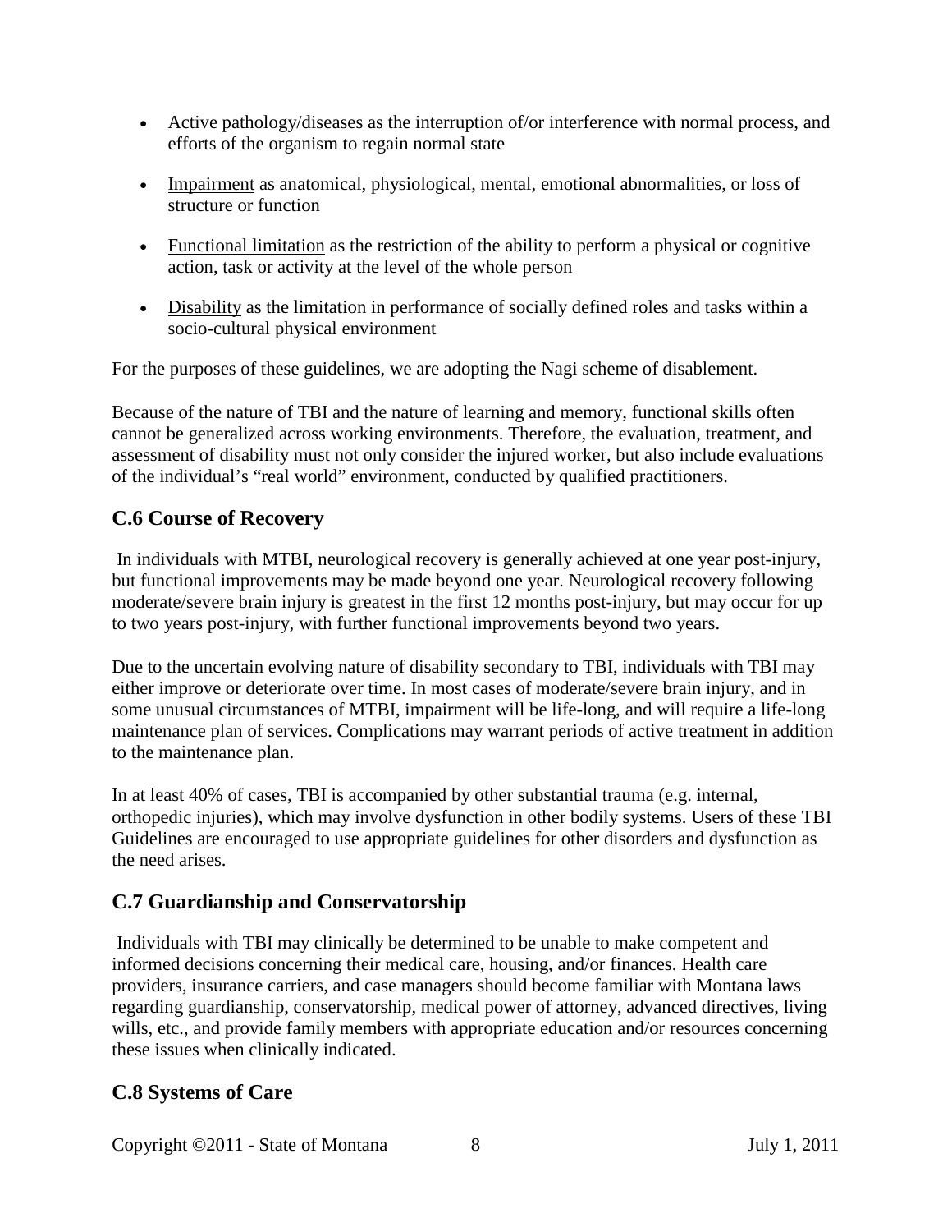- Active pathology/diseases as the interruption of/or interference with normal process, and efforts of the organism to regain normal state
- Impairment as anatomical, physiological, mental, emotional abnormalities, or loss of structure or function
- Functional limitation as the restriction of the ability to perform a physical or cognitive action, task or activity at the level of the whole person
- Disability as the limitation in performance of socially defined roles and tasks within a socio-cultural physical environment

For the purposes of these guidelines, we are adopting the Nagi scheme of disablement.

Because of the nature of TBI and the nature of learning and memory, functional skills often cannot be generalized across working environments. Therefore, the evaluation, treatment, and assessment of disability must not only consider the injured worker, but also include evaluations of the individual's "real world" environment, conducted by qualified practitioners.

## C.6 Course of Recovery

In individuals with MTBI, neurological recovery is generally achieved at one year post-injury, but functional improvements may be made beyond one year. Neurological recovery following moderate/severe brain injury is greatest in the first 12 months post-injury, but may occur for up to two years post-injury, with further functional improvements beyond two years.

Due to the uncertain evolving nature of disability secondary to TBI, individuals with TBI may either improve or deteriorate over time. In most cases of moderate/severe brain injury, and in some unusual circumstances of MTBI, impairment will be life-long, and will require a life-long maintenance plan of services. Complications may warrant periods of active treatment in addition to the maintenance plan.

In at least 40% of cases, TBI is accompanied by other substantial trauma (e.g. internal, orthopedic injuries), which may involve dysfunction in other bodily systems. Users of these TBI Guidelines are encouraged to use appropriate guidelines for other disorders and dysfunction as the need arises.

## C.7 Guardianship and Conservatorship

Individuals with TBI may clinically be determined to be unable to make competent and informed decisions concerning their medical care, housing, and/or finances. Health care providers, insurance carriers, and case managers should become familiar with Montana laws regarding guardianship, conservatorship, medical power of attorney, advanced directives, living wills, etc., and provide family members with appropriate education and/or resources concerning these issues when clinically indicated.

## C.8 Systems of Care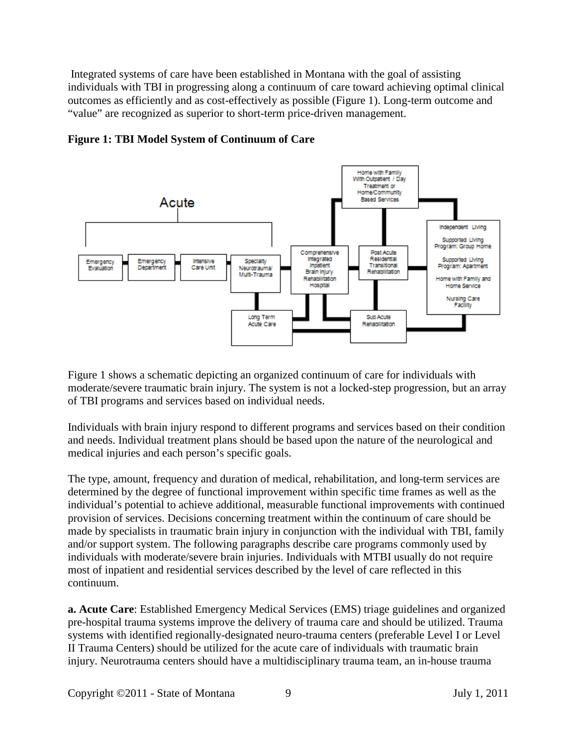Integrated systems of care have been established in Montana with the goal of assisting individuals with TBI in progressing along a continuum of care toward achieving optimal clinical outcomes as efficiently and as cost-effectively as possible (Figure 1). Long-term outcome and "value" are recognized as superior to short-term price-driven management.

**Figure 1: TBI Model System of Continuum of Care**

Figure 1 shows a schematic depicting an organized continuum of care for individuals with moderate/severe traumatic brain injury. The system is not a locked-step progression, but an array of TBI programs and services based on individual needs.

Individuals with brain injury respond to different programs and services based on their condition and needs. Individual treatment plans should be based upon the nature of the neurological and medical injuries and each person's specific goals.

The type, amount, frequency and duration of medical, rehabilitation, and long-term services are determined by the degree of functional improvement within specific time frames as well as the individual's potential to achieve additional, measurable functional improvements with continued provision of services. Decisions concerning treatment within the continuum of care should be made by specialists in traumatic brain injury in conjunction with the individual with TBI, family and/or support system. The following paragraphs describe care programs commonly used by individuals with moderate/severe brain injuries. Individuals with MTBI usually do not require most of inpatient and residential services described by the level of care reflected in this continuum.

**a. Acute Care**: Established Emergency Medical Services (EMS) triage guidelines and organized pre-hospital trauma systems improve the delivery of trauma care and should be utilized. Trauma systems with identified regionally-designated neuro-trauma centers (preferable Level I or Level II Trauma Centers) should be utilized for the acute care of individuals with traumatic brain injury. Neurotrauma centers should have a multidisciplinary trauma team, an in-house trauma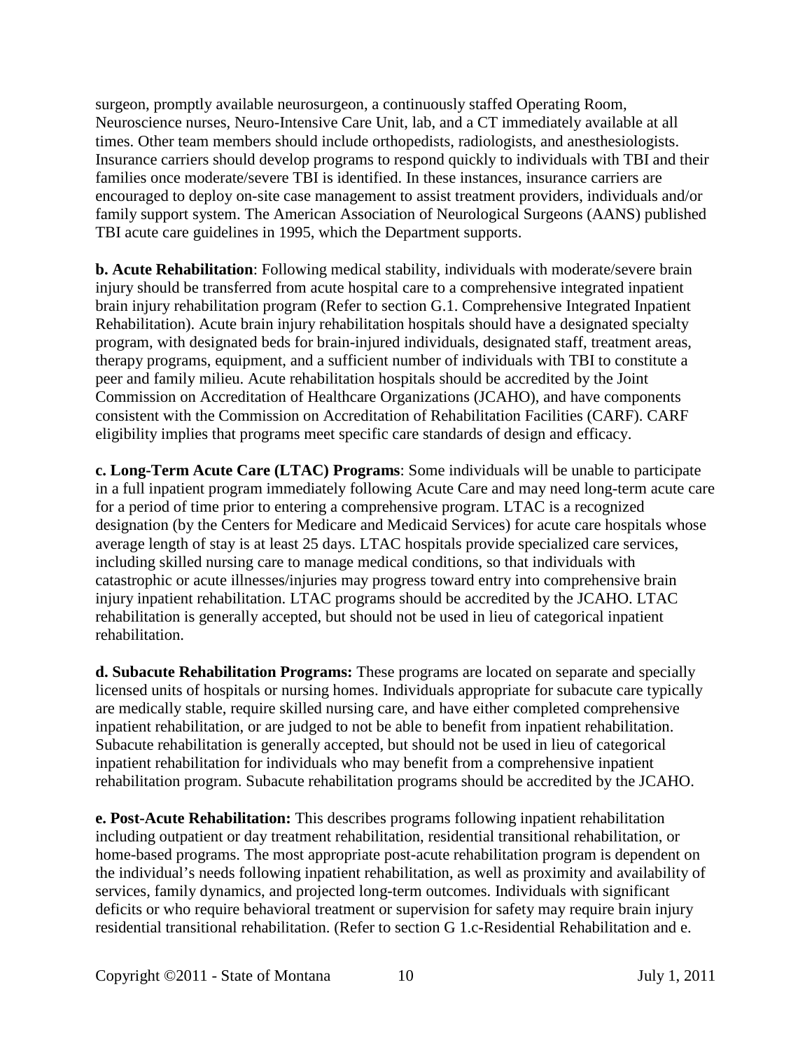surgeon, promptly available neurosurgeon, a continuously staffed Operating Room, Neuroscience nurses, Neuro-Intensive Care Unit, lab, and a CT immediately available at all times. Other team members should include orthopedists, radiologists, and anesthesiologists. Insurance carriers should develop programs to respond quickly to individuals with TBI and their families once moderate/severe TBI is identified. In these instances, insurance carriers are encouraged to deploy on-site case management to assist treatment providers, individuals and/or family support system. The American Association of Neurological Surgeons (AANS) published TBI acute care guidelines in 1995, which the Department supports.

**b. Acute Rehabilitation**: Following medical stability, individuals with moderate/severe brain injury should be transferred from acute hospital care to a comprehensive integrated inpatient brain injury rehabilitation program (Refer to section G.1. Comprehensive Integrated Inpatient Rehabilitation). Acute brain injury rehabilitation hospitals should have a designated specialty program, with designated beds for brain-injured individuals, designated staff, treatment areas, therapy programs, equipment, and a sufficient number of individuals with TBI to constitute a peer and family milieu. Acute rehabilitation hospitals should be accredited by the Joint Commission on Accreditation of Healthcare Organizations (JCAHO), and have components consistent with the Commission on Accreditation of Rehabilitation Facilities (CARF). CARF eligibility implies that programs meet specific care standards of design and efficacy.

**c. Long-Term Acute Care (LTAC) Programs**: Some individuals will be unable to participate in a full inpatient program immediately following Acute Care and may need long-term acute care for a period of time prior to entering a comprehensive program. LTAC is a recognized designation (by the Centers for Medicare and Medicaid Services) for acute care hospitals whose average length of stay is at least 25 days. LTAC hospitals provide specialized care services, including skilled nursing care to manage medical conditions, so that individuals with catastrophic or acute illnesses/injuries may progress toward entry into comprehensive brain injury inpatient rehabilitation. LTAC programs should be accredited by the JCAHO. LTAC rehabilitation is generally accepted, but should not be used in lieu of categorical inpatient rehabilitation.

**d. Subacute Rehabilitation Programs:** These programs are located on separate and specially licensed units of hospitals or nursing homes. Individuals appropriate for subacute care typically are medically stable, require skilled nursing care, and have either completed comprehensive inpatient rehabilitation, or are judged to not be able to benefit from inpatient rehabilitation. Subacute rehabilitation is generally accepted, but should not be used in lieu of categorical inpatient rehabilitation for individuals who may benefit from a comprehensive inpatient rehabilitation program. Subacute rehabilitation programs should be accredited by the JCAHO.

**e. Post-Acute Rehabilitation:** This describes programs following inpatient rehabilitation including outpatient or day treatment rehabilitation, residential transitional rehabilitation, or home-based programs. The most appropriate post-acute rehabilitation program is dependent on the individual's needs following inpatient rehabilitation, as well as proximity and availability of services, family dynamics, and projected long-term outcomes. Individuals with significant deficits or who require behavioral treatment or supervision for safety may require brain injury residential transitional rehabilitation. (Refer to section G 1.c-Residential Rehabilitation and e.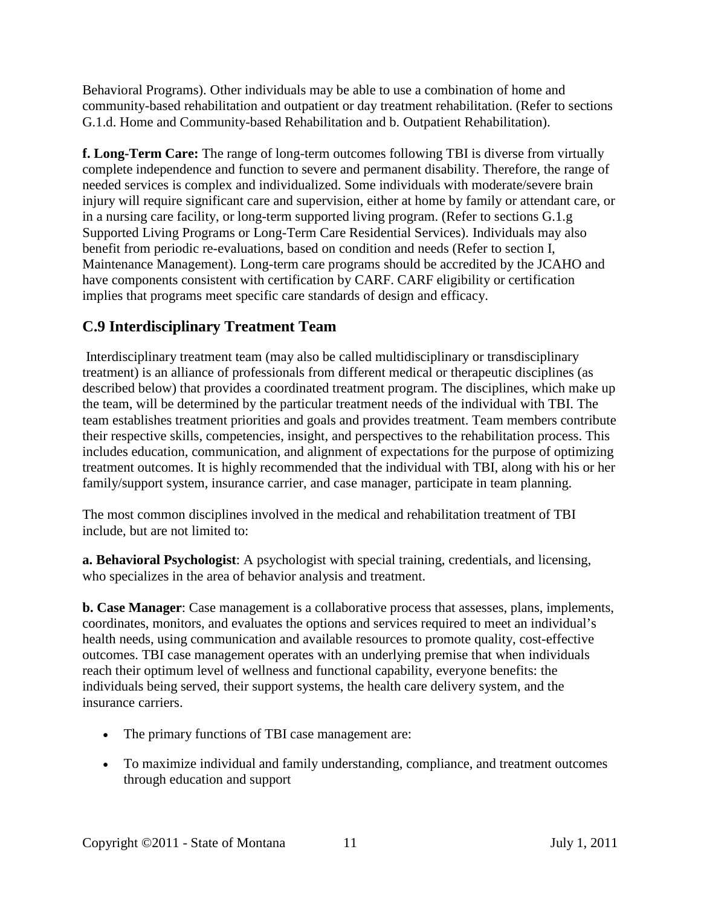Behavioral Programs). Other individuals may be able to use a combination of home and community-based rehabilitation and outpatient or day treatment rehabilitation. (Refer to sections G.1.d. Home and Community-based Rehabilitation and b. Outpatient Rehabilitation).

**f. Long-Term Care:** The range of long-term outcomes following TBI is diverse from virtually complete independence and function to severe and permanent disability. Therefore, the range of needed services is complex and individualized. Some individuals with moderate/severe brain injury will require significant care and supervision, either at home by family or attendant care, or in a nursing care facility, or long-term supported living program. (Refer to sections G.1.g Supported Living Programs or Long-Term Care Residential Services). Individuals may also benefit from periodic re-evaluations, based on condition and needs (Refer to section I, Maintenance Management). Long-term care programs should be accredited by the JCAHO and have components consistent with certification by CARF. CARF eligibility or certification implies that programs meet specific care standards of design and efficacy.

## C.9 Interdisciplinary Treatment Team

Interdisciplinary treatment team (may also be called multidisciplinary or transdisciplinary treatment) is an alliance of professionals from different medical or therapeutic disciplines (as described below) that provides a coordinated treatment program. The disciplines, which make up the team, will be determined by the particular treatment needs of the individual with TBI. The team establishes treatment priorities and goals and provides treatment. Team members contribute their respective skills, competencies, insight, and perspectives to the rehabilitation process. This includes education, communication, and alignment of expectations for the purpose of optimizing treatment outcomes. It is highly recommended that the individual with TBI, along with his or her family/support system, insurance carrier, and case manager, participate in team planning.

The most common disciplines involved in the medical and rehabilitation treatment of TBI include, but are not limited to:

**a. Behavioral Psychologist**: A psychologist with special training, credentials, and licensing, who specializes in the area of behavior analysis and treatment.

**b. Case Manager**: Case management is a collaborative process that assesses, plans, implements, coordinates, monitors, and evaluates the options and services required to meet an individual's health needs, using communication and available resources to promote quality, cost-effective outcomes. TBI case management operates with an underlying premise that when individuals reach their optimum level of wellness and functional capability, everyone benefits: the individuals being served, their support systems, the health care delivery system, and the insurance carriers.

- The primary functions of TBI case management are:
- To maximize individual and family understanding, compliance, and treatment outcomes through education and support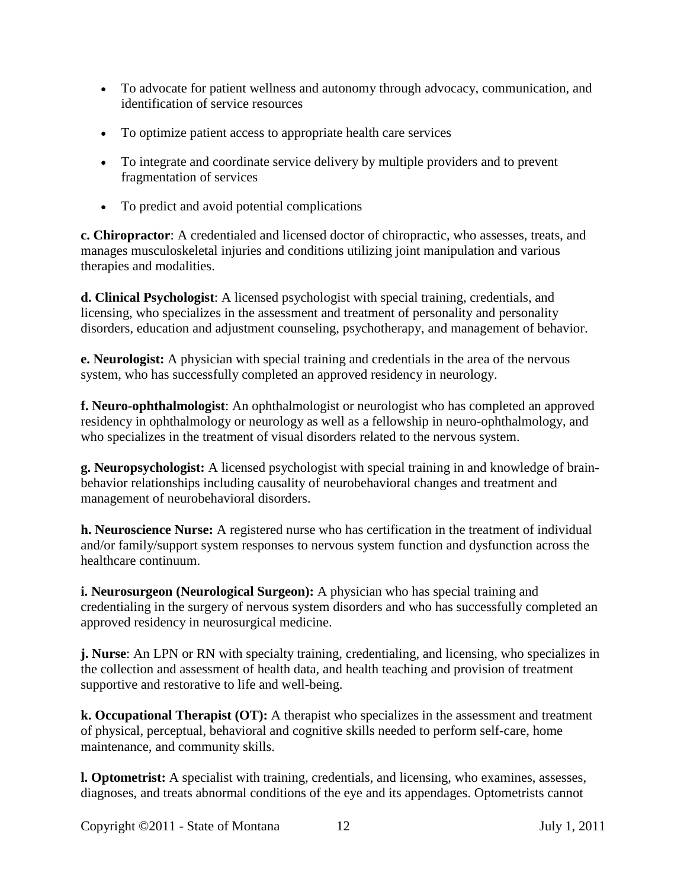- To advocate for patient wellness and autonomy through advocacy, communication, and identification of service resources
- To optimize patient access to appropriate health care services
- To integrate and coordinate service delivery by multiple providers and to prevent fragmentation of services
- To predict and avoid potential complications

**c. Chiropractor**: A credentialed and licensed doctor of chiropractic, who assesses, treats, and manages musculoskeletal injuries and conditions utilizing joint manipulation and various therapies and modalities.

**d. Clinical Psychologist**: A licensed psychologist with special training, credentials, and licensing, who specializes in the assessment and treatment of personality and personality disorders, education and adjustment counseling, psychotherapy, and management of behavior.

**e. Neurologist:** A physician with special training and credentials in the area of the nervous system, who has successfully completed an approved residency in neurology.

**f. Neuro-ophthalmologist**: An ophthalmologist or neurologist who has completed an approved residency in ophthalmology or neurology as well as a fellowship in neuro-ophthalmology, and who specializes in the treatment of visual disorders related to the nervous system.

**g. Neuropsychologist:** A licensed psychologist with special training in and knowledge of brain-behavior relationships including causality of neurobehavioral changes and treatment and management of neurobehavioral disorders.

**h. Neuroscience Nurse:** A registered nurse who has certification in the treatment of individual and/or family/support system responses to nervous system function and dysfunction across the healthcare continuum.

**i. Neurosurgeon (Neurological Surgeon):** A physician who has special training and credentialing in the surgery of nervous system disorders and who has successfully completed an approved residency in neurosurgical medicine.

**j. Nurse**: An LPN or RN with specialty training, credentialing, and licensing, who specializes in the collection and assessment of health data, and health teaching and provision of treatment supportive and restorative to life and well-being.

**k. Occupational Therapist (OT):** A therapist who specializes in the assessment and treatment of physical, perceptual, behavioral and cognitive skills needed to perform self-care, home maintenance, and community skills.

**l. Optometrist:** A specialist with training, credentials, and licensing, who examines, assesses, diagnoses, and treats abnormal conditions of the eye and its appendages. Optometrists cannot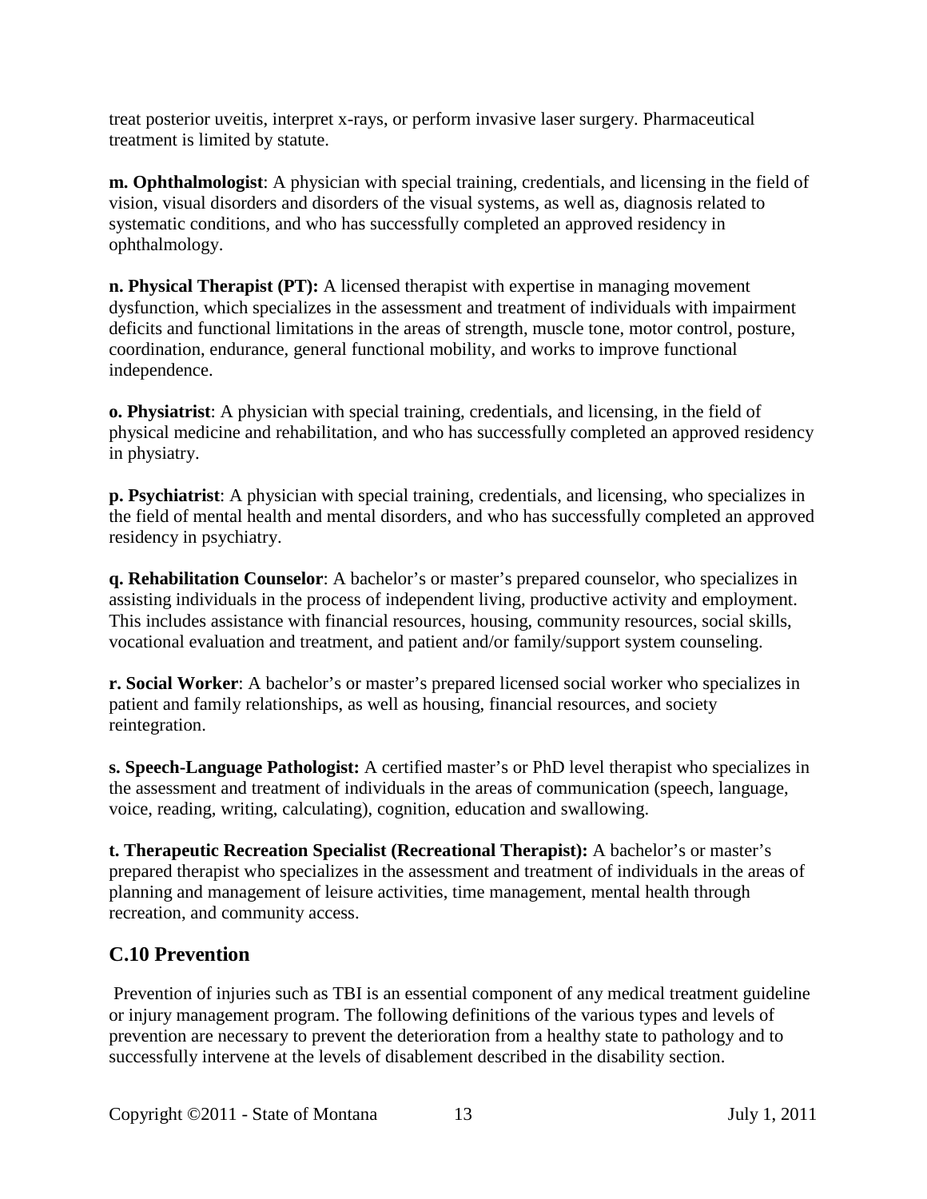treat posterior uveitis, interpret x-rays, or perform invasive laser surgery. Pharmaceutical treatment is limited by statute.

**m. Ophthalmologist**: A physician with special training, credentials, and licensing in the field of vision, visual disorders and disorders of the visual systems, as well as, diagnosis related to systematic conditions, and who has successfully completed an approved residency in ophthalmology.

**n. Physical Therapist (PT):** A licensed therapist with expertise in managing movement dysfunction, which specializes in the assessment and treatment of individuals with impairment deficits and functional limitations in the areas of strength, muscle tone, motor control, posture, coordination, endurance, general functional mobility, and works to improve functional independence.

**o. Physiatrist**: A physician with special training, credentials, and licensing, in the field of physical medicine and rehabilitation, and who has successfully completed an approved residency in physiatry.

**p. Psychiatrist**: A physician with special training, credentials, and licensing, who specializes in the field of mental health and mental disorders, and who has successfully completed an approved residency in psychiatry.

**q. Rehabilitation Counselor**: A bachelor's or master's prepared counselor, who specializes in assisting individuals in the process of independent living, productive activity and employment. This includes assistance with financial resources, housing, community resources, social skills, vocational evaluation and treatment, and patient and/or family/support system counseling.

**r. Social Worker**: A bachelor's or master's prepared licensed social worker who specializes in patient and family relationships, as well as housing, financial resources, and society reintegration.

**s. Speech-Language Pathologist:** A certified master's or PhD level therapist who specializes in the assessment and treatment of individuals in the areas of communication (speech, language, voice, reading, writing, calculating), cognition, education and swallowing.

**t. Therapeutic Recreation Specialist (Recreational Therapist):** A bachelor's or master's prepared therapist who specializes in the assessment and treatment of individuals in the areas of planning and management of leisure activities, time management, mental health through recreation, and community access.

## C.10 Prevention

Prevention of injuries such as TBI is an essential component of any medical treatment guideline or injury management program. The following definitions of the various types and levels of prevention are necessary to prevent the deterioration from a healthy state to pathology and to successfully intervene at the levels of disablement described in the disability section.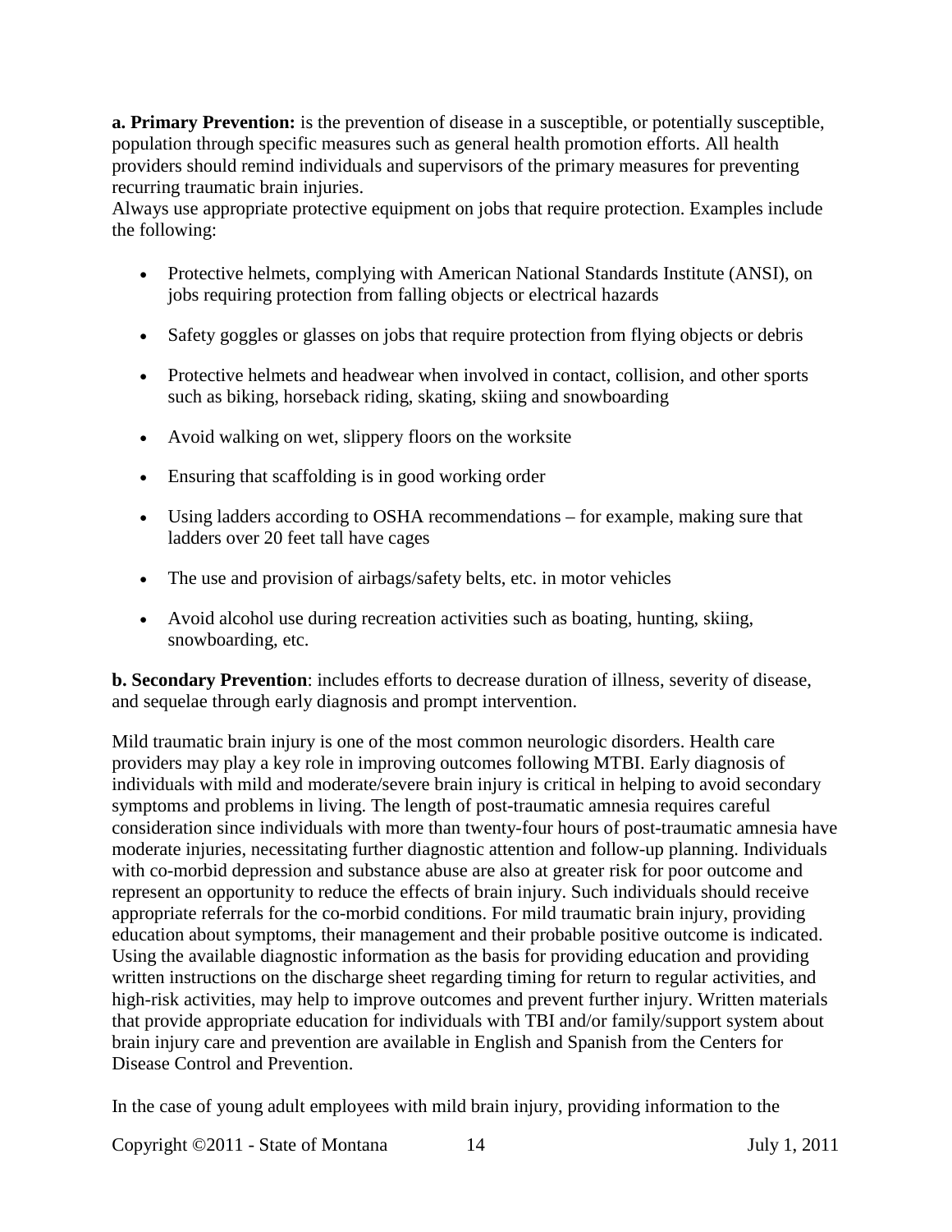**a. Primary Prevention:** is the prevention of disease in a susceptible, or potentially susceptible, population through specific measures such as general health promotion efforts. All health providers should remind individuals and supervisors of the primary measures for preventing recurring traumatic brain injuries.

Always use appropriate protective equipment on jobs that require protection. Examples include the following:

- Protective helmets, complying with American National Standards Institute (ANSI), on jobs requiring protection from falling objects or electrical hazards
- Safety goggles or glasses on jobs that require protection from flying objects or debris
- Protective helmets and headwear when involved in contact, collision, and other sports such as biking, horseback riding, skating, skiing and snowboarding
- Avoid walking on wet, slippery floors on the worksite
- Ensuring that scaffolding is in good working order
- Using ladders according to OSHA recommendations – for example, making sure that ladders over 20 feet tall have cages
- The use and provision of airbags/safety belts, etc. in motor vehicles
- Avoid alcohol use during recreation activities such as boating, hunting, skiing, snowboarding, etc.

**b. Secondary Prevention**: includes efforts to decrease duration of illness, severity of disease, and sequelae through early diagnosis and prompt intervention.

Mild traumatic brain injury is one of the most common neurologic disorders. Health care providers may play a key role in improving outcomes following MTBI. Early diagnosis of individuals with mild and moderate/severe brain injury is critical in helping to avoid secondary symptoms and problems in living. The length of post-traumatic amnesia requires careful consideration since individuals with more than twenty-four hours of post-traumatic amnesia have moderate injuries, necessitating further diagnostic attention and follow-up planning. Individuals with co-morbid depression and substance abuse are also at greater risk for poor outcome and represent an opportunity to reduce the effects of brain injury. Such individuals should receive appropriate referrals for the co-morbid conditions. For mild traumatic brain injury, providing education about symptoms, their management and their probable positive outcome is indicated. Using the available diagnostic information as the basis for providing education and providing written instructions on the discharge sheet regarding timing for return to regular activities, and high-risk activities, may help to improve outcomes and prevent further injury. Written materials that provide appropriate education for individuals with TBI and/or family/support system about brain injury care and prevention are available in English and Spanish from the Centers for Disease Control and Prevention.

In the case of young adult employees with mild brain injury, providing information to the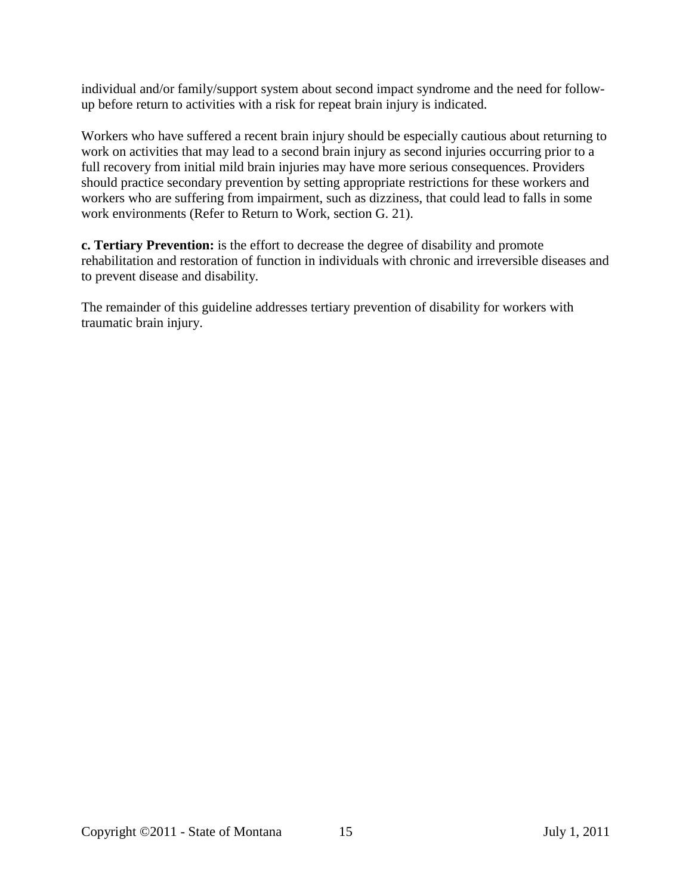individual and/or family/support system about second impact syndrome and the need for follow-up before return to activities with a risk for repeat brain injury is indicated.

Workers who have suffered a recent brain injury should be especially cautious about returning to work on activities that may lead to a second brain injury as second injuries occurring prior to a full recovery from initial mild brain injuries may have more serious consequences. Providers should practice secondary prevention by setting appropriate restrictions for these workers and workers who are suffering from impairment, such as dizziness, that could lead to falls in some work environments (Refer to Return to Work, section G. 21).

**c. Tertiary Prevention:** is the effort to decrease the degree of disability and promote rehabilitation and restoration of function in individuals with chronic and irreversible diseases and to prevent disease and disability.

The remainder of this guideline addresses tertiary prevention of disability for workers with traumatic brain injury.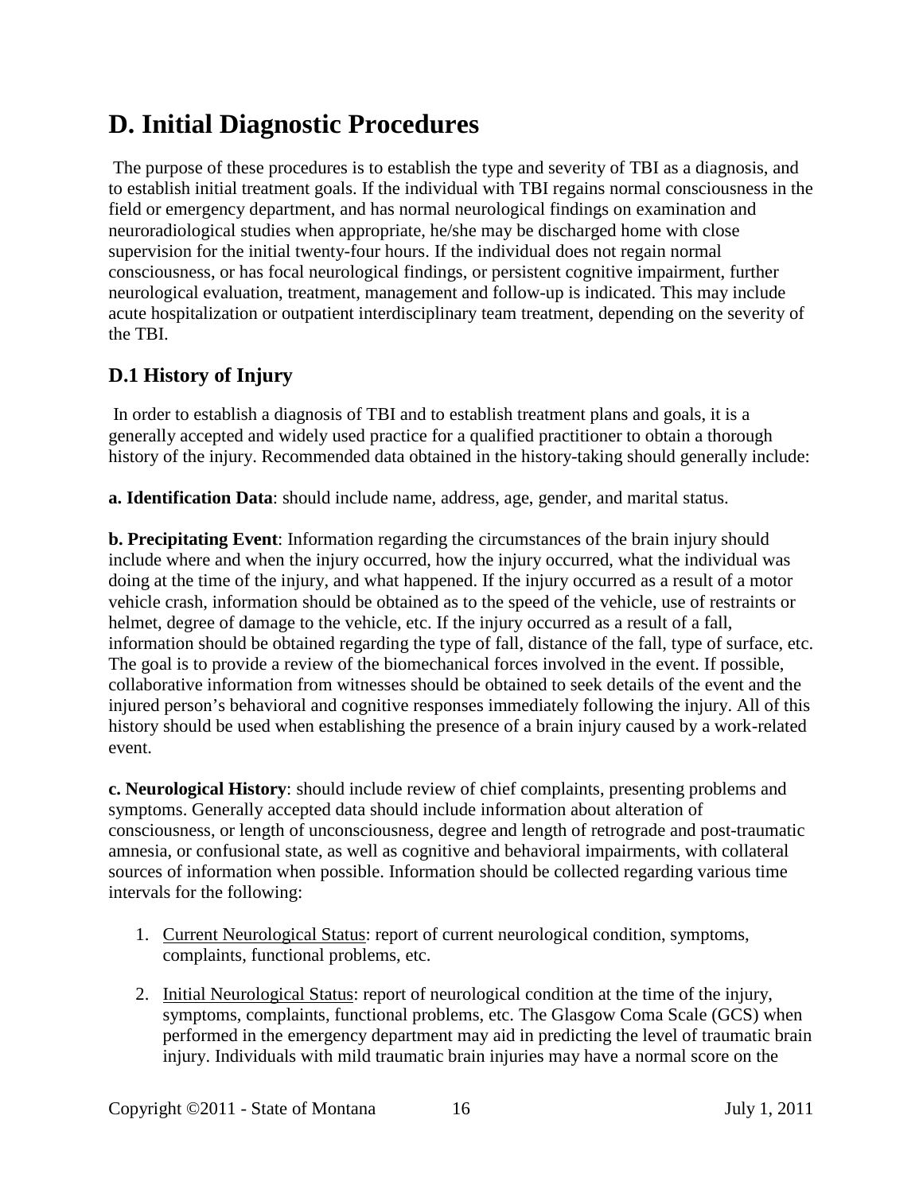# D. Initial Diagnostic Procedures

The purpose of these procedures is to establish the type and severity of TBI as a diagnosis, and to establish initial treatment goals. If the individual with TBI regains normal consciousness in the field or emergency department, and has normal neurological findings on examination and neuroradiological studies when appropriate, he/she may be discharged home with close supervision for the initial twenty-four hours. If the individual does not regain normal consciousness, or has focal neurological findings, or persistent cognitive impairment, further neurological evaluation, treatment, management and follow-up is indicated. This may include acute hospitalization or outpatient interdisciplinary team treatment, depending on the severity of the TBI.

## D.1 History of Injury

In order to establish a diagnosis of TBI and to establish treatment plans and goals, it is a generally accepted and widely used practice for a qualified practitioner to obtain a thorough history of the injury. Recommended data obtained in the history-taking should generally include:

**a. Identification Data**: should include name, address, age, gender, and marital status.

**b. Precipitating Event**: Information regarding the circumstances of the brain injury should include where and when the injury occurred, how the injury occurred, what the individual was doing at the time of the injury, and what happened. If the injury occurred as a result of a motor vehicle crash, information should be obtained as to the speed of the vehicle, use of restraints or helmet, degree of damage to the vehicle, etc. If the injury occurred as a result of a fall, information should be obtained regarding the type of fall, distance of the fall, type of surface, etc. The goal is to provide a review of the biomechanical forces involved in the event. If possible, collaborative information from witnesses should be obtained to seek details of the event and the injured person's behavioral and cognitive responses immediately following the injury. All of this history should be used when establishing the presence of a brain injury caused by a work-related event.

**c. Neurological History**: should include review of chief complaints, presenting problems and symptoms. Generally accepted data should include information about alteration of consciousness, or length of unconsciousness, degree and length of retrograde and post-traumatic amnesia, or confusional state, as well as cognitive and behavioral impairments, with collateral sources of information when possible. Information should be collected regarding various time intervals for the following:

1. Current Neurological Status: report of current neurological condition, symptoms, complaints, functional problems, etc.

2. Initial Neurological Status: report of neurological condition at the time of the injury, symptoms, complaints, functional problems, etc. The Glasgow Coma Scale (GCS) when performed in the emergency department may aid in predicting the level of traumatic brain injury. Individuals with mild traumatic brain injuries may have a normal score on the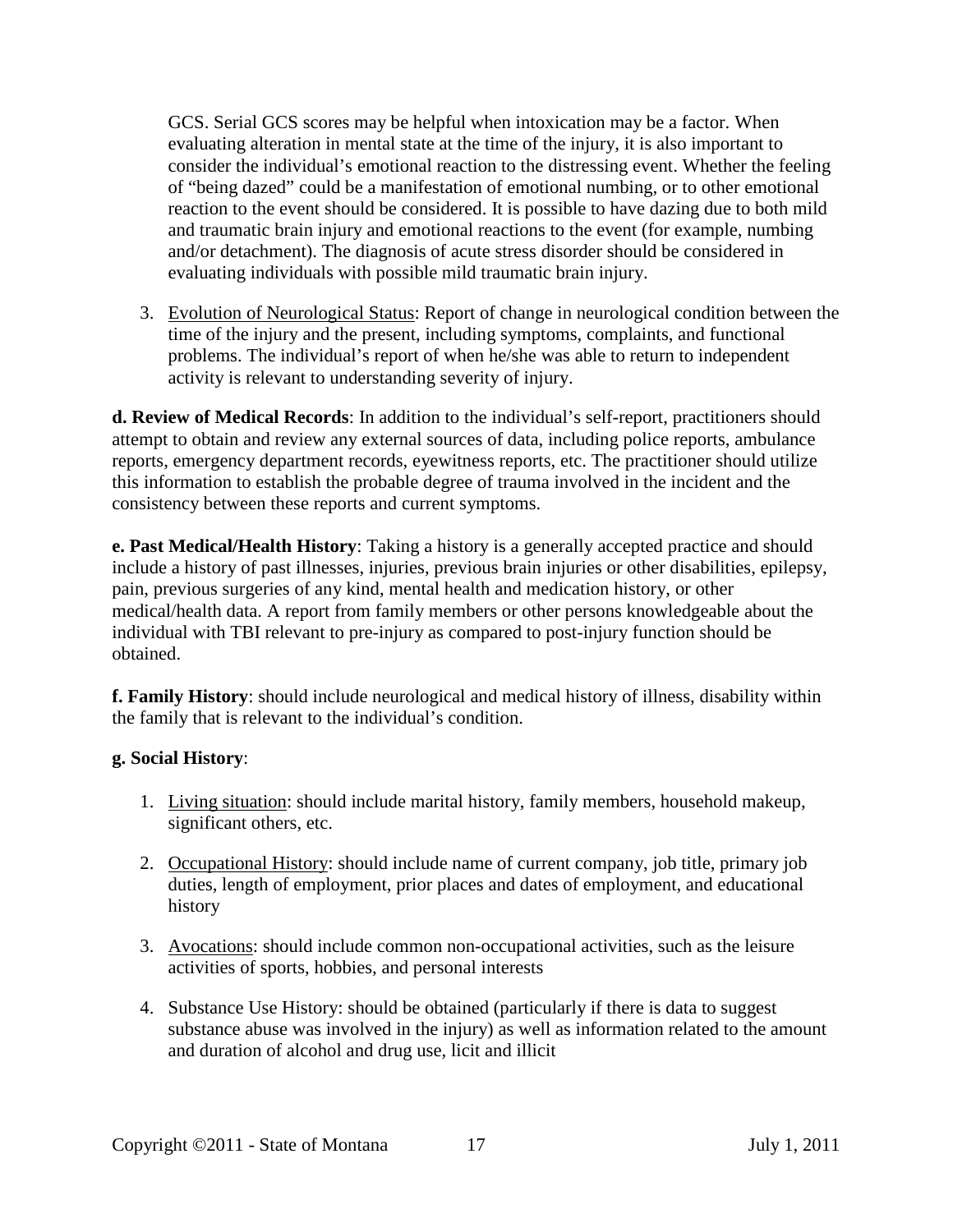GCS. Serial GCS scores may be helpful when intoxication may be a factor. When evaluating alteration in mental state at the time of the injury, it is also important to consider the individual's emotional reaction to the distressing event. Whether the feeling of "being dazed" could be a manifestation of emotional numbing, or to other emotional reaction to the event should be considered. It is possible to have dazing due to both mild and traumatic brain injury and emotional reactions to the event (for example, numbing and/or detachment). The diagnosis of acute stress disorder should be considered in evaluating individuals with possible mild traumatic brain injury.

3. Evolution of Neurological Status: Report of change in neurological condition between the time of the injury and the present, including symptoms, complaints, and functional problems. The individual's report of when he/she was able to return to independent activity is relevant to understanding severity of injury.

**d. Review of Medical Records**: In addition to the individual's self-report, practitioners should attempt to obtain and review any external sources of data, including police reports, ambulance reports, emergency department records, eyewitness reports, etc. The practitioner should utilize this information to establish the probable degree of trauma involved in the incident and the consistency between these reports and current symptoms.

**e. Past Medical/Health History**: Taking a history is a generally accepted practice and should include a history of past illnesses, injuries, previous brain injuries or other disabilities, epilepsy, pain, previous surgeries of any kind, mental health and medication history, or other medical/health data. A report from family members or other persons knowledgeable about the individual with TBI relevant to pre-injury as compared to post-injury function should be obtained.

**f. Family History**: should include neurological and medical history of illness, disability within the family that is relevant to the individual's condition.

**g. Social History**:

1. Living situation: should include marital history, family members, household makeup, significant others, etc.

2. Occupational History: should include name of current company, job title, primary job duties, length of employment, prior places and dates of employment, and educational history

3. Avocations: should include common non-occupational activities, such as the leisure activities of sports, hobbies, and personal interests

4. Substance Use History: should be obtained (particularly if there is data to suggest substance abuse was involved in the injury) as well as information related to the amount and duration of alcohol and drug use, licit and illicit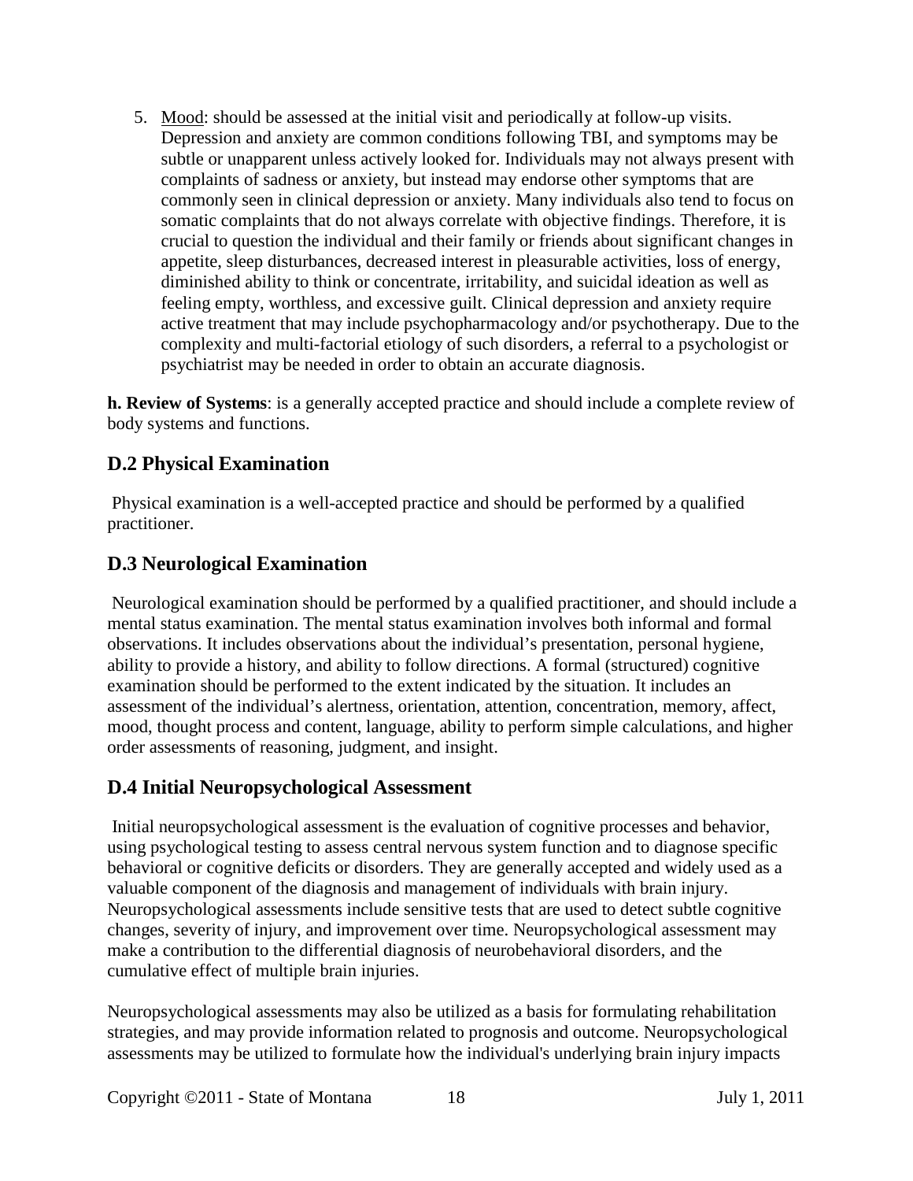5. Mood: should be assessed at the initial visit and periodically at follow-up visits. Depression and anxiety are common conditions following TBI, and symptoms may be subtle or unapparent unless actively looked for. Individuals may not always present with complaints of sadness or anxiety, but instead may endorse other symptoms that are commonly seen in clinical depression or anxiety. Many individuals also tend to focus on somatic complaints that do not always correlate with objective findings. Therefore, it is crucial to question the individual and their family or friends about significant changes in appetite, sleep disturbances, decreased interest in pleasurable activities, loss of energy, diminished ability to think or concentrate, irritability, and suicidal ideation as well as feeling empty, worthless, and excessive guilt. Clinical depression and anxiety require active treatment that may include psychopharmacology and/or psychotherapy. Due to the complexity and multi-factorial etiology of such disorders, a referral to a psychologist or psychiatrist may be needed in order to obtain an accurate diagnosis.

**h. Review of Systems**: is a generally accepted practice and should include a complete review of body systems and functions.

## D.2 Physical Examination

Physical examination is a well-accepted practice and should be performed by a qualified practitioner.

## D.3 Neurological Examination

Neurological examination should be performed by a qualified practitioner, and should include a mental status examination. The mental status examination involves both informal and formal observations. It includes observations about the individual's presentation, personal hygiene, ability to provide a history, and ability to follow directions. A formal (structured) cognitive examination should be performed to the extent indicated by the situation. It includes an assessment of the individual's alertness, orientation, attention, concentration, memory, affect, mood, thought process and content, language, ability to perform simple calculations, and higher order assessments of reasoning, judgment, and insight.

## D.4 Initial Neuropsychological Assessment

Initial neuropsychological assessment is the evaluation of cognitive processes and behavior, using psychological testing to assess central nervous system function and to diagnose specific behavioral or cognitive deficits or disorders. They are generally accepted and widely used as a valuable component of the diagnosis and management of individuals with brain injury. Neuropsychological assessments include sensitive tests that are used to detect subtle cognitive changes, severity of injury, and improvement over time. Neuropsychological assessment may make a contribution to the differential diagnosis of neurobehavioral disorders, and the cumulative effect of multiple brain injuries.

Neuropsychological assessments may also be utilized as a basis for formulating rehabilitation strategies, and may provide information related to prognosis and outcome. Neuropsychological assessments may be utilized to formulate how the individual's underlying brain injury impacts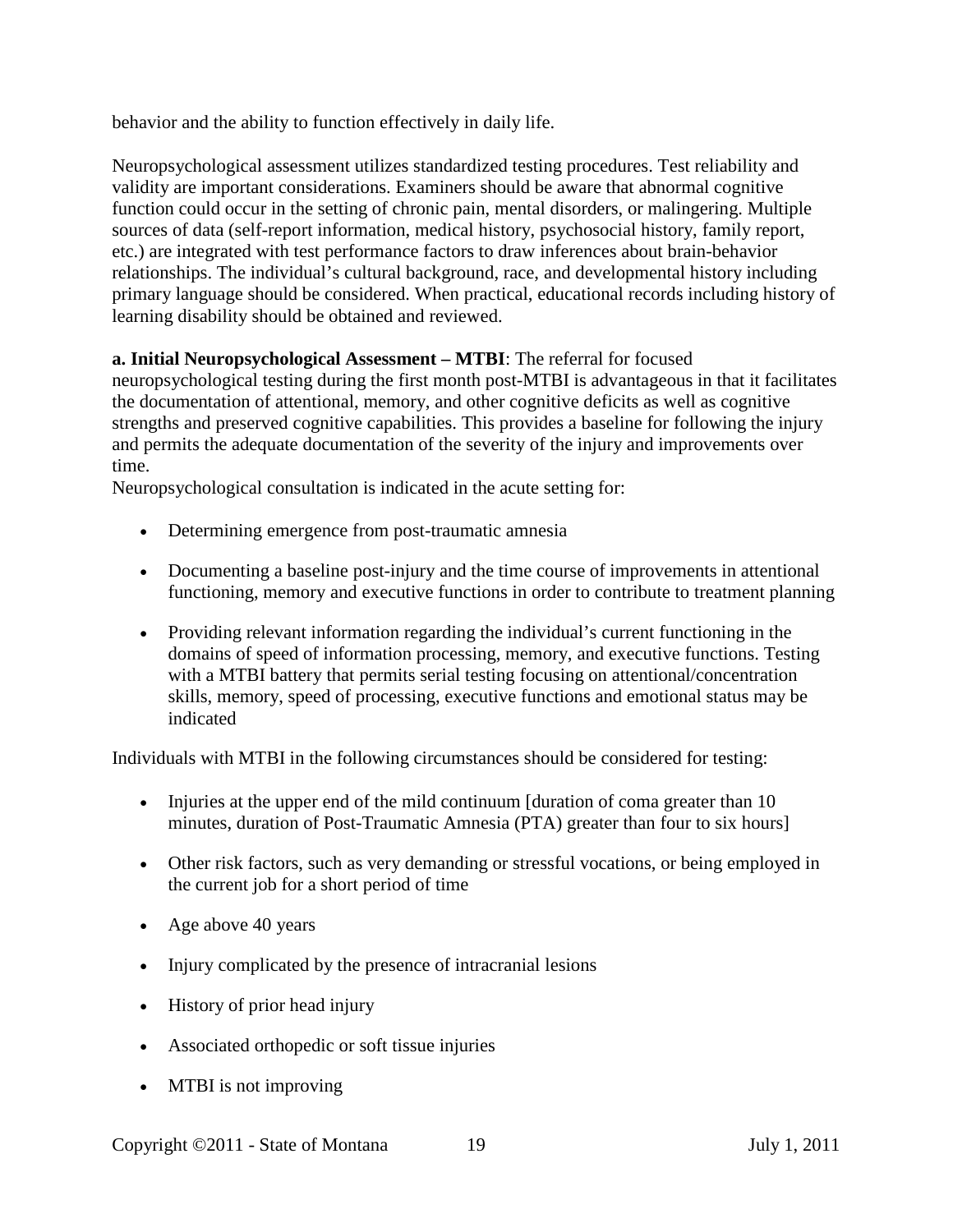behavior and the ability to function effectively in daily life.

Neuropsychological assessment utilizes standardized testing procedures. Test reliability and validity are important considerations. Examiners should be aware that abnormal cognitive function could occur in the setting of chronic pain, mental disorders, or malingering. Multiple sources of data (self-report information, medical history, psychosocial history, family report, etc.) are integrated with test performance factors to draw inferences about brain-behavior relationships. The individual's cultural background, race, and developmental history including primary language should be considered. When practical, educational records including history of learning disability should be obtained and reviewed.

**a. Initial Neuropsychological Assessment – MTBI**: The referral for focused neuropsychological testing during the first month post-MTBI is advantageous in that it facilitates the documentation of attentional, memory, and other cognitive deficits as well as cognitive strengths and preserved cognitive capabilities. This provides a baseline for following the injury and permits the adequate documentation of the severity of the injury and improvements over time.
Neuropsychological consultation is indicated in the acute setting for:

- Determining emergence from post-traumatic amnesia
- Documenting a baseline post-injury and the time course of improvements in attentional functioning, memory and executive functions in order to contribute to treatment planning
- Providing relevant information regarding the individual's current functioning in the domains of speed of information processing, memory, and executive functions. Testing with a MTBI battery that permits serial testing focusing on attentional/concentration skills, memory, speed of processing, executive functions and emotional status may be indicated

Individuals with MTBI in the following circumstances should be considered for testing:

- Injuries at the upper end of the mild continuum [duration of coma greater than 10 minutes, duration of Post-Traumatic Amnesia (PTA) greater than four to six hours]
- Other risk factors, such as very demanding or stressful vocations, or being employed in the current job for a short period of time
- Age above 40 years
- Injury complicated by the presence of intracranial lesions
- History of prior head injury
- Associated orthopedic or soft tissue injuries
- MTBI is not improving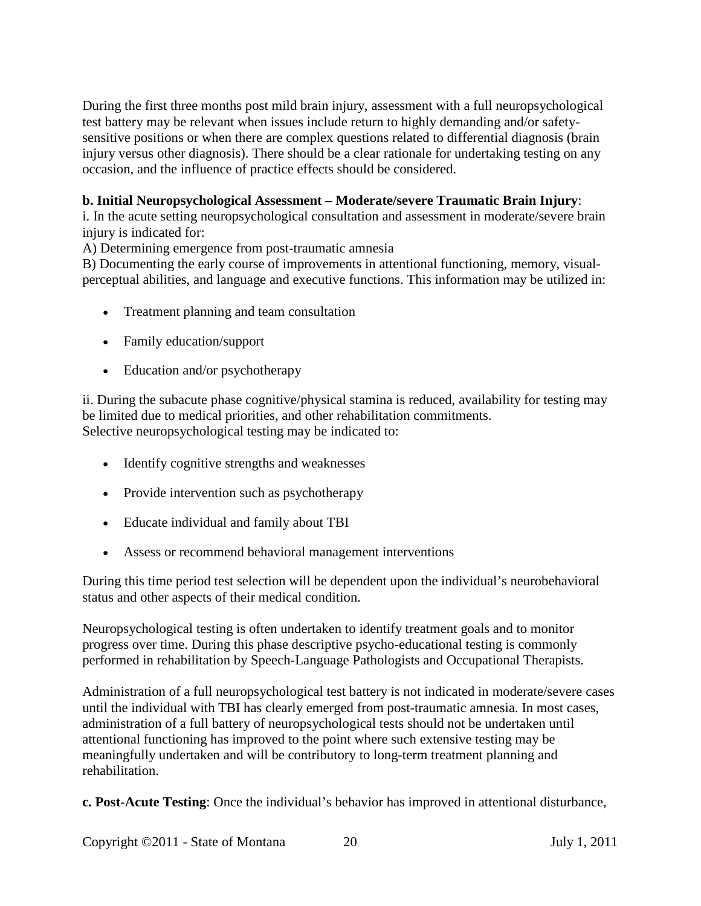During the first three months post mild brain injury, assessment with a full neuropsychological test battery may be relevant when issues include return to highly demanding and/or safety-sensitive positions or when there are complex questions related to differential diagnosis (brain injury versus other diagnosis). There should be a clear rationale for undertaking testing on any occasion, and the influence of practice effects should be considered.

**b. Initial Neuropsychological Assessment – Moderate/severe Traumatic Brain Injury**:

i. In the acute setting neuropsychological consultation and assessment in moderate/severe brain injury is indicated for:

A) Determining emergence from post-traumatic amnesia

B) Documenting the early course of improvements in attentional functioning, memory, visual-perceptual abilities, and language and executive functions. This information may be utilized in:

- Treatment planning and team consultation
- Family education/support
- Education and/or psychotherapy

ii. During the subacute phase cognitive/physical stamina is reduced, availability for testing may be limited due to medical priorities, and other rehabilitation commitments.
Selective neuropsychological testing may be indicated to:

- Identify cognitive strengths and weaknesses
- Provide intervention such as psychotherapy
- Educate individual and family about TBI
- Assess or recommend behavioral management interventions

During this time period test selection will be dependent upon the individual's neurobehavioral status and other aspects of their medical condition.

Neuropsychological testing is often undertaken to identify treatment goals and to monitor progress over time. During this phase descriptive psycho-educational testing is commonly performed in rehabilitation by Speech-Language Pathologists and Occupational Therapists.

Administration of a full neuropsychological test battery is not indicated in moderate/severe cases until the individual with TBI has clearly emerged from post-traumatic amnesia. In most cases, administration of a full battery of neuropsychological tests should not be undertaken until attentional functioning has improved to the point where such extensive testing may be meaningfully undertaken and will be contributory to long-term treatment planning and rehabilitation.

**c. Post-Acute Testing**: Once the individual's behavior has improved in attentional disturbance,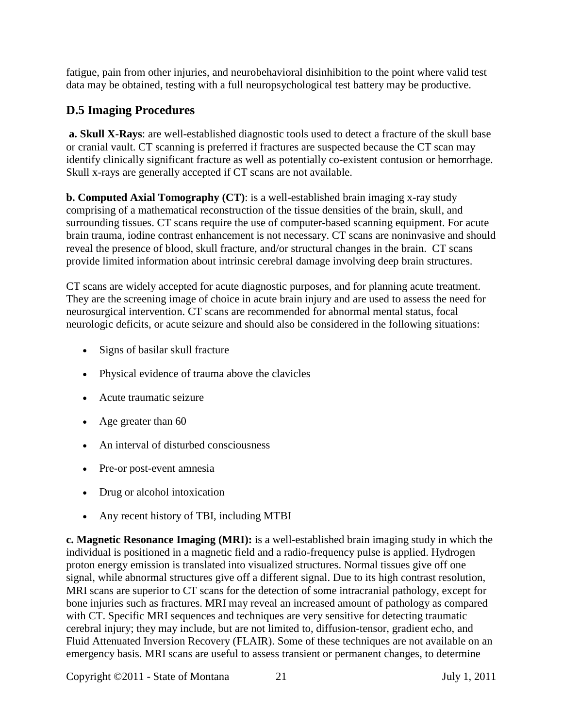fatigue, pain from other injuries, and neurobehavioral disinhibition to the point where valid test data may be obtained, testing with a full neuropsychological test battery may be productive.

## D.5 Imaging Procedures

**a. Skull X-Rays**: are well-established diagnostic tools used to detect a fracture of the skull base or cranial vault. CT scanning is preferred if fractures are suspected because the CT scan may identify clinically significant fracture as well as potentially co-existent contusion or hemorrhage. Skull x-rays are generally accepted if CT scans are not available.

**b. Computed Axial Tomography (CT)**: is a well-established brain imaging x-ray study comprising of a mathematical reconstruction of the tissue densities of the brain, skull, and surrounding tissues. CT scans require the use of computer-based scanning equipment. For acute brain trauma, iodine contrast enhancement is not necessary. CT scans are noninvasive and should reveal the presence of blood, skull fracture, and/or structural changes in the brain. CT scans provide limited information about intrinsic cerebral damage involving deep brain structures.

CT scans are widely accepted for acute diagnostic purposes, and for planning acute treatment. They are the screening image of choice in acute brain injury and are used to assess the need for neurosurgical intervention. CT scans are recommended for abnormal mental status, focal neurologic deficits, or acute seizure and should also be considered in the following situations:

- Signs of basilar skull fracture
- Physical evidence of trauma above the clavicles
- Acute traumatic seizure
- Age greater than 60
- An interval of disturbed consciousness
- Pre-or post-event amnesia
- Drug or alcohol intoxication
- Any recent history of TBI, including MTBI

**c. Magnetic Resonance Imaging (MRI):** is a well-established brain imaging study in which the individual is positioned in a magnetic field and a radio-frequency pulse is applied. Hydrogen proton energy emission is translated into visualized structures. Normal tissues give off one signal, while abnormal structures give off a different signal. Due to its high contrast resolution, MRI scans are superior to CT scans for the detection of some intracranial pathology, except for bone injuries such as fractures. MRI may reveal an increased amount of pathology as compared with CT. Specific MRI sequences and techniques are very sensitive for detecting traumatic cerebral injury; they may include, but are not limited to, diffusion-tensor, gradient echo, and Fluid Attenuated Inversion Recovery (FLAIR). Some of these techniques are not available on an emergency basis. MRI scans are useful to assess transient or permanent changes, to determine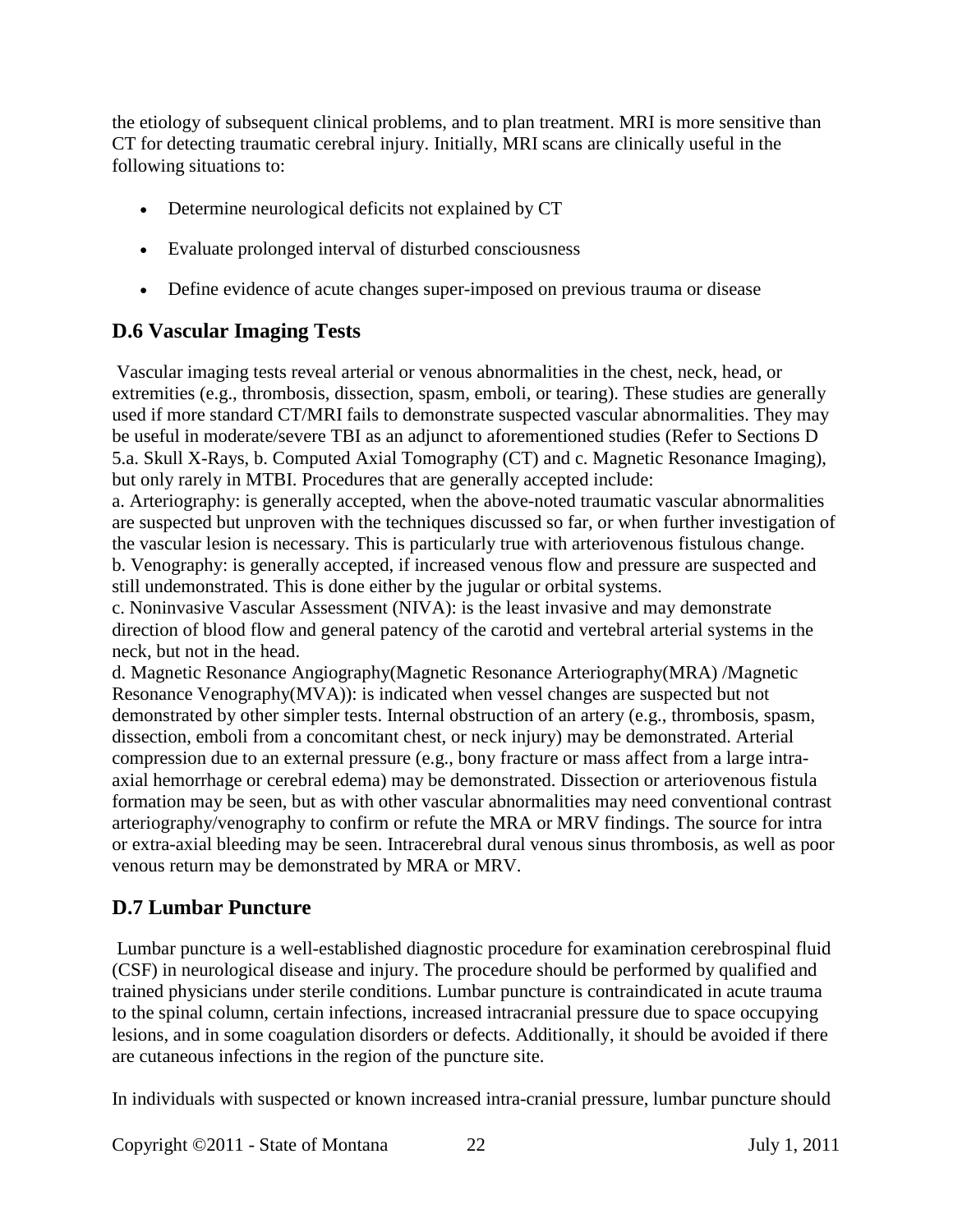the etiology of subsequent clinical problems, and to plan treatment. MRI is more sensitive than CT for detecting traumatic cerebral injury. Initially, MRI scans are clinically useful in the following situations to:

- Determine neurological deficits not explained by CT
- Evaluate prolonged interval of disturbed consciousness
- Define evidence of acute changes super-imposed on previous trauma or disease

## D.6 Vascular Imaging Tests

Vascular imaging tests reveal arterial or venous abnormalities in the chest, neck, head, or extremities (e.g., thrombosis, dissection, spasm, emboli, or tearing). These studies are generally used if more standard CT/MRI fails to demonstrate suspected vascular abnormalities. They may be useful in moderate/severe TBI as an adjunct to aforementioned studies (Refer to Sections D 5.a. Skull X-Rays, b. Computed Axial Tomography (CT) and c. Magnetic Resonance Imaging), but only rarely in MTBI. Procedures that are generally accepted include:

a. Arteriography: is generally accepted, when the above-noted traumatic vascular abnormalities are suspected but unproven with the techniques discussed so far, or when further investigation of the vascular lesion is necessary. This is particularly true with arteriovenous fistulous change.

b. Venography: is generally accepted, if increased venous flow and pressure are suspected and still undemonstrated. This is done either by the jugular or orbital systems.

c. Noninvasive Vascular Assessment (NIVA): is the least invasive and may demonstrate direction of blood flow and general patency of the carotid and vertebral arterial systems in the neck, but not in the head.

d. Magnetic Resonance Angiography(Magnetic Resonance Arteriography(MRA) /Magnetic Resonance Venography(MVA)): is indicated when vessel changes are suspected but not demonstrated by other simpler tests. Internal obstruction of an artery (e.g., thrombosis, spasm, dissection, emboli from a concomitant chest, or neck injury) may be demonstrated. Arterial compression due to an external pressure (e.g., bony fracture or mass affect from a large intra-axial hemorrhage or cerebral edema) may be demonstrated. Dissection or arteriovenous fistula formation may be seen, but as with other vascular abnormalities may need conventional contrast arteriography/venography to confirm or refute the MRA or MRV findings. The source for intra or extra-axial bleeding may be seen. Intracerebral dural venous sinus thrombosis, as well as poor venous return may be demonstrated by MRA or MRV.

## D.7 Lumbar Puncture

Lumbar puncture is a well-established diagnostic procedure for examination cerebrospinal fluid (CSF) in neurological disease and injury. The procedure should be performed by qualified and trained physicians under sterile conditions. Lumbar puncture is contraindicated in acute trauma to the spinal column, certain infections, increased intracranial pressure due to space occupying lesions, and in some coagulation disorders or defects. Additionally, it should be avoided if there are cutaneous infections in the region of the puncture site.

In individuals with suspected or known increased intra-cranial pressure, lumbar puncture should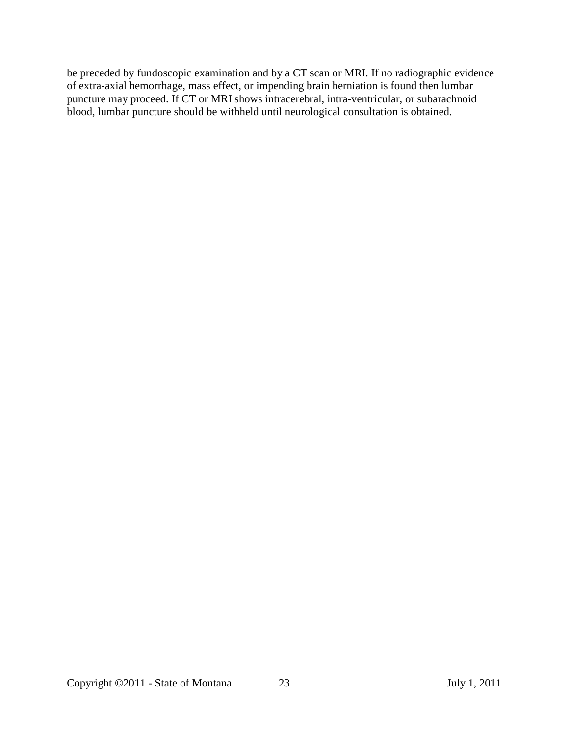be preceded by fundoscopic examination and by a CT scan or MRI. If no radiographic evidence of extra-axial hemorrhage, mass effect, or impending brain herniation is found then lumbar puncture may proceed. If CT or MRI shows intracerebral, intra-ventricular, or subarachnoid blood, lumbar puncture should be withheld until neurological consultation is obtained.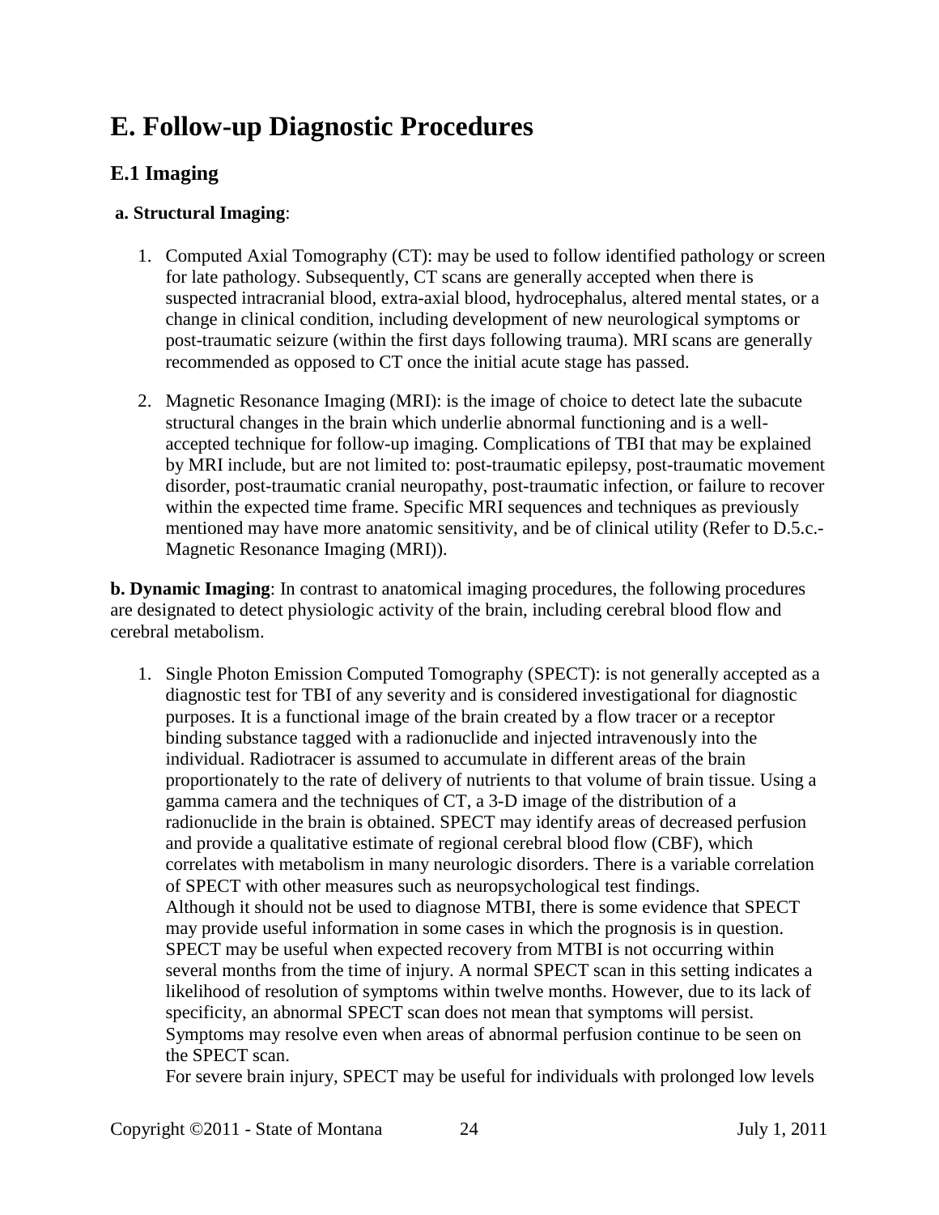# E. Follow-up Diagnostic Procedures

## E.1 Imaging

**a. Structural Imaging**:

1. Computed Axial Tomography (CT): may be used to follow identified pathology or screen for late pathology. Subsequently, CT scans are generally accepted when there is suspected intracranial blood, extra-axial blood, hydrocephalus, altered mental states, or a change in clinical condition, including development of new neurological symptoms or post-traumatic seizure (within the first days following trauma). MRI scans are generally recommended as opposed to CT once the initial acute stage has passed.

2. Magnetic Resonance Imaging (MRI): is the image of choice to detect late the subacute structural changes in the brain which underlie abnormal functioning and is a well-accepted technique for follow-up imaging. Complications of TBI that may be explained by MRI include, but are not limited to: post-traumatic epilepsy, post-traumatic movement disorder, post-traumatic cranial neuropathy, post-traumatic infection, or failure to recover within the expected time frame. Specific MRI sequences and techniques as previously mentioned may have more anatomic sensitivity, and be of clinical utility (Refer to D.5.c.- Magnetic Resonance Imaging (MRI)).

**b. Dynamic Imaging**: In contrast to anatomical imaging procedures, the following procedures are designated to detect physiologic activity of the brain, including cerebral blood flow and cerebral metabolism.

1. Single Photon Emission Computed Tomography (SPECT): is not generally accepted as a diagnostic test for TBI of any severity and is considered investigational for diagnostic purposes. It is a functional image of the brain created by a flow tracer or a receptor binding substance tagged with a radionuclide and injected intravenously into the individual. Radiotracer is assumed to accumulate in different areas of the brain proportionately to the rate of delivery of nutrients to that volume of brain tissue. Using a gamma camera and the techniques of CT, a 3-D image of the distribution of a radionuclide in the brain is obtained. SPECT may identify areas of decreased perfusion and provide a qualitative estimate of regional cerebral blood flow (CBF), which correlates with metabolism in many neurologic disorders. There is a variable correlation of SPECT with other measures such as neuropsychological test findings.
   Although it should not be used to diagnose MTBI, there is some evidence that SPECT may provide useful information in some cases in which the prognosis is in question. SPECT may be useful when expected recovery from MTBI is not occurring within several months from the time of injury. A normal SPECT scan in this setting indicates a likelihood of resolution of symptoms within twelve months. However, due to its lack of specificity, an abnormal SPECT scan does not mean that symptoms will persist. Symptoms may resolve even when areas of abnormal perfusion continue to be seen on the SPECT scan.
   For severe brain injury, SPECT may be useful for individuals with prolonged low levels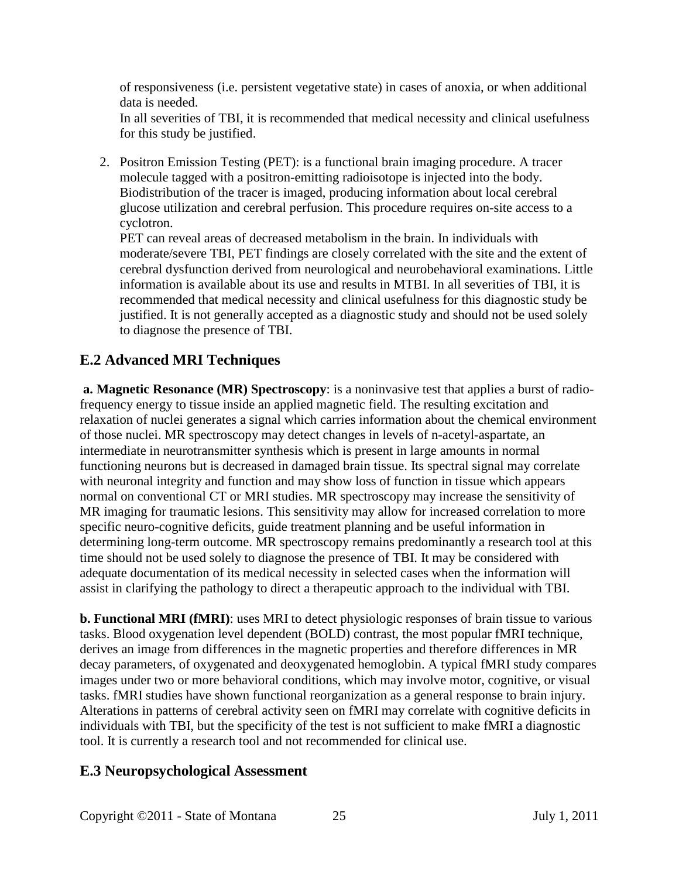of responsiveness (i.e. persistent vegetative state) in cases of anoxia, or when additional data is needed.

In all severities of TBI, it is recommended that medical necessity and clinical usefulness for this study be justified.

2. Positron Emission Testing (PET): is a functional brain imaging procedure. A tracer molecule tagged with a positron-emitting radioisotope is injected into the body. Biodistribution of the tracer is imaged, producing information about local cerebral glucose utilization and cerebral perfusion. This procedure requires on-site access to a cyclotron.

   PET can reveal areas of decreased metabolism in the brain. In individuals with moderate/severe TBI, PET findings are closely correlated with the site and the extent of cerebral dysfunction derived from neurological and neurobehavioral examinations. Little information is available about its use and results in MTBI. In all severities of TBI, it is recommended that medical necessity and clinical usefulness for this diagnostic study be justified. It is not generally accepted as a diagnostic study and should not be used solely to diagnose the presence of TBI.

## E.2 Advanced MRI Techniques

**a. Magnetic Resonance (MR) Spectroscopy**: is a noninvasive test that applies a burst of radio-frequency energy to tissue inside an applied magnetic field. The resulting excitation and relaxation of nuclei generates a signal which carries information about the chemical environment of those nuclei. MR spectroscopy may detect changes in levels of n-acetyl-aspartate, an intermediate in neurotransmitter synthesis which is present in large amounts in normal functioning neurons but is decreased in damaged brain tissue. Its spectral signal may correlate with neuronal integrity and function and may show loss of function in tissue which appears normal on conventional CT or MRI studies. MR spectroscopy may increase the sensitivity of MR imaging for traumatic lesions. This sensitivity may allow for increased correlation to more specific neuro-cognitive deficits, guide treatment planning and be useful information in determining long-term outcome. MR spectroscopy remains predominantly a research tool at this time should not be used solely to diagnose the presence of TBI. It may be considered with adequate documentation of its medical necessity in selected cases when the information will assist in clarifying the pathology to direct a therapeutic approach to the individual with TBI.

**b. Functional MRI (fMRI)**: uses MRI to detect physiologic responses of brain tissue to various tasks. Blood oxygenation level dependent (BOLD) contrast, the most popular fMRI technique, derives an image from differences in the magnetic properties and therefore differences in MR decay parameters, of oxygenated and deoxygenated hemoglobin. A typical fMRI study compares images under two or more behavioral conditions, which may involve motor, cognitive, or visual tasks. fMRI studies have shown functional reorganization as a general response to brain injury. Alterations in patterns of cerebral activity seen on fMRI may correlate with cognitive deficits in individuals with TBI, but the specificity of the test is not sufficient to make fMRI a diagnostic tool. It is currently a research tool and not recommended for clinical use.

## E.3 Neuropsychological Assessment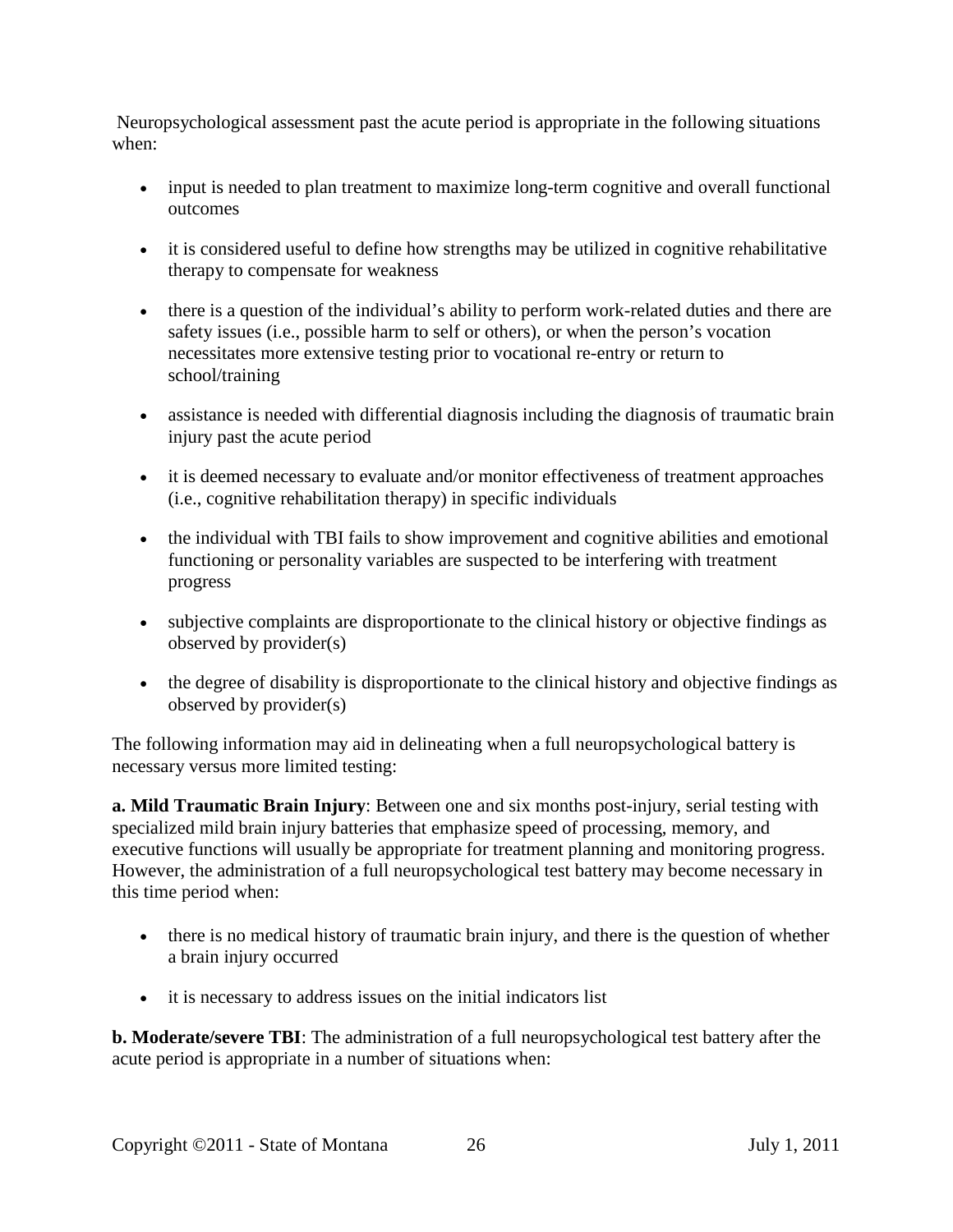Neuropsychological assessment past the acute period is appropriate in the following situations when:

- input is needed to plan treatment to maximize long-term cognitive and overall functional outcomes
- it is considered useful to define how strengths may be utilized in cognitive rehabilitative therapy to compensate for weakness
- there is a question of the individual's ability to perform work-related duties and there are safety issues (i.e., possible harm to self or others), or when the person's vocation necessitates more extensive testing prior to vocational re-entry or return to school/training
- assistance is needed with differential diagnosis including the diagnosis of traumatic brain injury past the acute period
- it is deemed necessary to evaluate and/or monitor effectiveness of treatment approaches (i.e., cognitive rehabilitation therapy) in specific individuals
- the individual with TBI fails to show improvement and cognitive abilities and emotional functioning or personality variables are suspected to be interfering with treatment progress
- subjective complaints are disproportionate to the clinical history or objective findings as observed by provider(s)
- the degree of disability is disproportionate to the clinical history and objective findings as observed by provider(s)

The following information may aid in delineating when a full neuropsychological battery is necessary versus more limited testing:

**a. Mild Traumatic Brain Injury**: Between one and six months post-injury, serial testing with specialized mild brain injury batteries that emphasize speed of processing, memory, and executive functions will usually be appropriate for treatment planning and monitoring progress. However, the administration of a full neuropsychological test battery may become necessary in this time period when:

- there is no medical history of traumatic brain injury, and there is the question of whether a brain injury occurred
- it is necessary to address issues on the initial indicators list

**b. Moderate/severe TBI**: The administration of a full neuropsychological test battery after the acute period is appropriate in a number of situations when: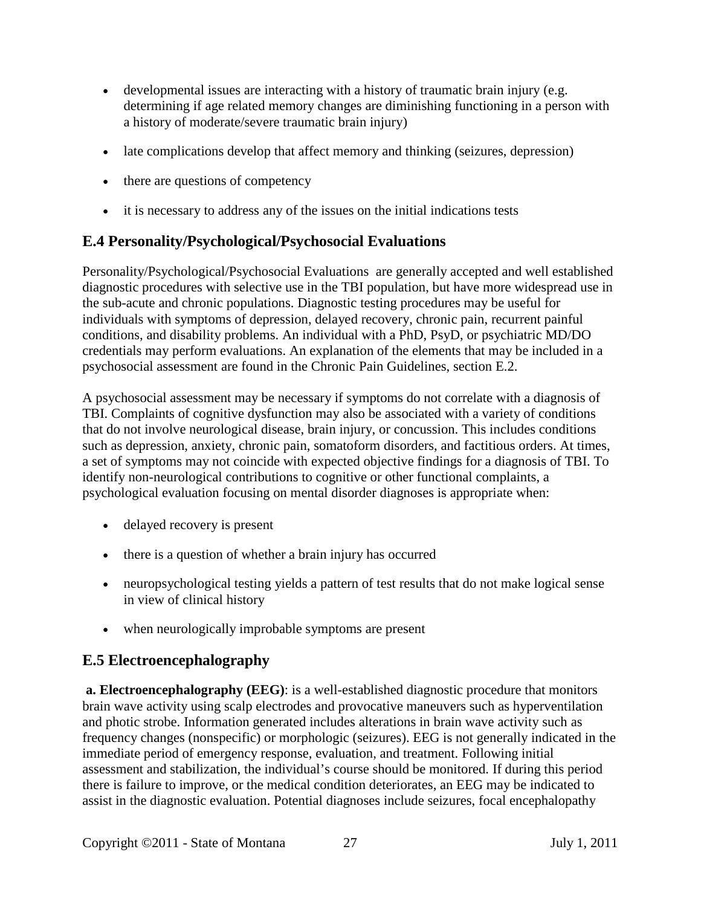- developmental issues are interacting with a history of traumatic brain injury (e.g. determining if age related memory changes are diminishing functioning in a person with a history of moderate/severe traumatic brain injury)
- late complications develop that affect memory and thinking (seizures, depression)
- there are questions of competency
- it is necessary to address any of the issues on the initial indications tests

## E.4 Personality/Psychological/Psychosocial Evaluations

Personality/Psychological/Psychosocial Evaluations are generally accepted and well established diagnostic procedures with selective use in the TBI population, but have more widespread use in the sub-acute and chronic populations. Diagnostic testing procedures may be useful for individuals with symptoms of depression, delayed recovery, chronic pain, recurrent painful conditions, and disability problems. An individual with a PhD, PsyD, or psychiatric MD/DO credentials may perform evaluations. An explanation of the elements that may be included in a psychosocial assessment are found in the Chronic Pain Guidelines, section E.2.

A psychosocial assessment may be necessary if symptoms do not correlate with a diagnosis of TBI. Complaints of cognitive dysfunction may also be associated with a variety of conditions that do not involve neurological disease, brain injury, or concussion. This includes conditions such as depression, anxiety, chronic pain, somatoform disorders, and factitious orders. At times, a set of symptoms may not coincide with expected objective findings for a diagnosis of TBI. To identify non-neurological contributions to cognitive or other functional complaints, a psychological evaluation focusing on mental disorder diagnoses is appropriate when:

- delayed recovery is present
- there is a question of whether a brain injury has occurred
- neuropsychological testing yields a pattern of test results that do not make logical sense in view of clinical history
- when neurologically improbable symptoms are present

## E.5 Electroencephalography

**a. Electroencephalography (EEG)**: is a well-established diagnostic procedure that monitors brain wave activity using scalp electrodes and provocative maneuvers such as hyperventilation and photic strobe. Information generated includes alterations in brain wave activity such as frequency changes (nonspecific) or morphologic (seizures). EEG is not generally indicated in the immediate period of emergency response, evaluation, and treatment. Following initial assessment and stabilization, the individual's course should be monitored. If during this period there is failure to improve, or the medical condition deteriorates, an EEG may be indicated to assist in the diagnostic evaluation. Potential diagnoses include seizures, focal encephalopathy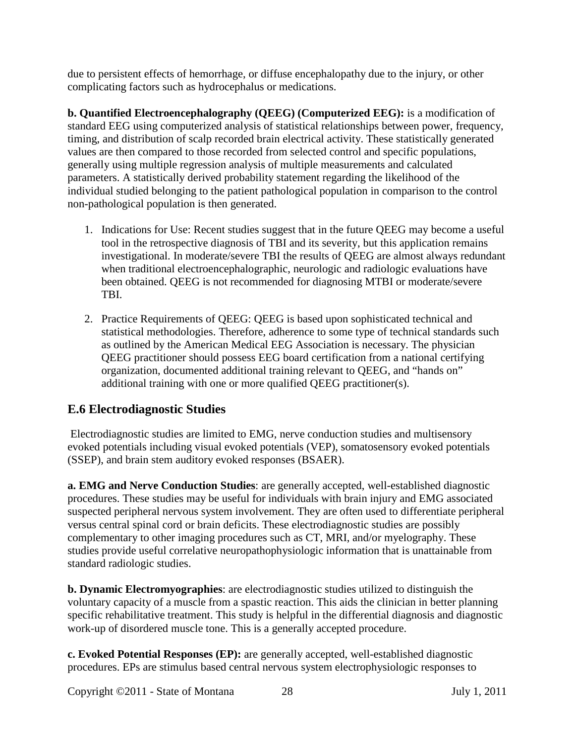due to persistent effects of hemorrhage, or diffuse encephalopathy due to the injury, or other complicating factors such as hydrocephalus or medications.

**b. Quantified Electroencephalography (QEEG) (Computerized EEG):** is a modification of standard EEG using computerized analysis of statistical relationships between power, frequency, timing, and distribution of scalp recorded brain electrical activity. These statistically generated values are then compared to those recorded from selected control and specific populations, generally using multiple regression analysis of multiple measurements and calculated parameters. A statistically derived probability statement regarding the likelihood of the individual studied belonging to the patient pathological population in comparison to the control non-pathological population is then generated.

1. Indications for Use: Recent studies suggest that in the future QEEG may become a useful tool in the retrospective diagnosis of TBI and its severity, but this application remains investigational. In moderate/severe TBI the results of QEEG are almost always redundant when traditional electroencephalographic, neurologic and radiologic evaluations have been obtained. QEEG is not recommended for diagnosing MTBI or moderate/severe TBI.

2. Practice Requirements of QEEG: QEEG is based upon sophisticated technical and statistical methodologies. Therefore, adherence to some type of technical standards such as outlined by the American Medical EEG Association is necessary. The physician QEEG practitioner should possess EEG board certification from a national certifying organization, documented additional training relevant to QEEG, and "hands on" additional training with one or more qualified QEEG practitioner(s).

## E.6 Electrodiagnostic Studies

Electrodiagnostic studies are limited to EMG, nerve conduction studies and multisensory evoked potentials including visual evoked potentials (VEP), somatosensory evoked potentials (SSEP), and brain stem auditory evoked responses (BSAER).

**a. EMG and Nerve Conduction Studies**: are generally accepted, well-established diagnostic procedures. These studies may be useful for individuals with brain injury and EMG associated suspected peripheral nervous system involvement. They are often used to differentiate peripheral versus central spinal cord or brain deficits. These electrodiagnostic studies are possibly complementary to other imaging procedures such as CT, MRI, and/or myelography. These studies provide useful correlative neuropathophysiologic information that is unattainable from standard radiologic studies.

**b. Dynamic Electromyographies**: are electrodiagnostic studies utilized to distinguish the voluntary capacity of a muscle from a spastic reaction. This aids the clinician in better planning specific rehabilitative treatment. This study is helpful in the differential diagnosis and diagnostic work-up of disordered muscle tone. This is a generally accepted procedure.

**c. Evoked Potential Responses (EP):** are generally accepted, well-established diagnostic procedures. EPs are stimulus based central nervous system electrophysiologic responses to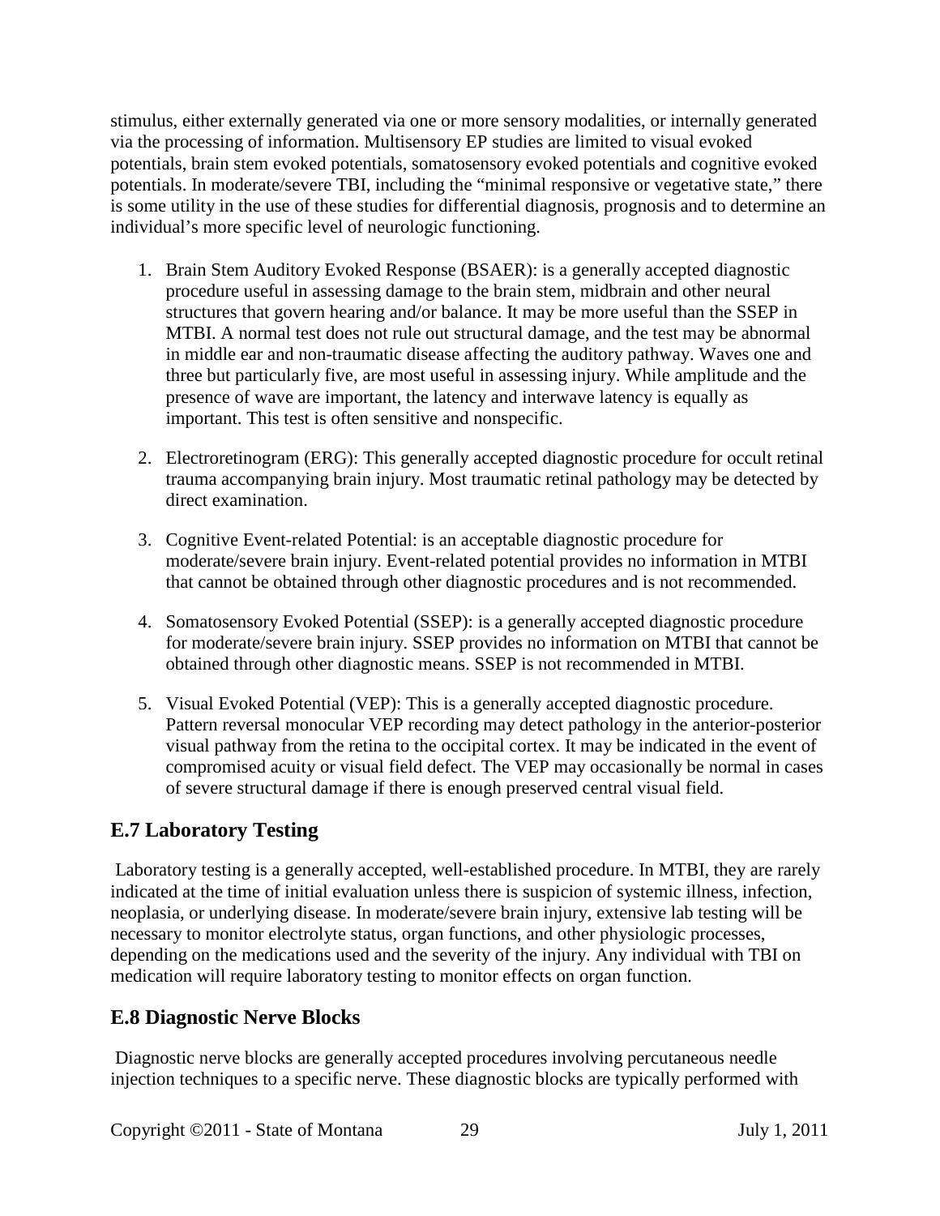stimulus, either externally generated via one or more sensory modalities, or internally generated via the processing of information. Multisensory EP studies are limited to visual evoked potentials, brain stem evoked potentials, somatosensory evoked potentials and cognitive evoked potentials. In moderate/severe TBI, including the "minimal responsive or vegetative state," there is some utility in the use of these studies for differential diagnosis, prognosis and to determine an individual's more specific level of neurologic functioning.

1. Brain Stem Auditory Evoked Response (BSAER): is a generally accepted diagnostic procedure useful in assessing damage to the brain stem, midbrain and other neural structures that govern hearing and/or balance. It may be more useful than the SSEP in MTBI. A normal test does not rule out structural damage, and the test may be abnormal in middle ear and non-traumatic disease affecting the auditory pathway. Waves one and three but particularly five, are most useful in assessing injury. While amplitude and the presence of wave are important, the latency and interwave latency is equally as important. This test is often sensitive and nonspecific.

2. Electroretinogram (ERG): This generally accepted diagnostic procedure for occult retinal trauma accompanying brain injury. Most traumatic retinal pathology may be detected by direct examination.

3. Cognitive Event-related Potential: is an acceptable diagnostic procedure for moderate/severe brain injury. Event-related potential provides no information in MTBI that cannot be obtained through other diagnostic procedures and is not recommended.

4. Somatosensory Evoked Potential (SSEP): is a generally accepted diagnostic procedure for moderate/severe brain injury. SSEP provides no information on MTBI that cannot be obtained through other diagnostic means. SSEP is not recommended in MTBI.

5. Visual Evoked Potential (VEP): This is a generally accepted diagnostic procedure. Pattern reversal monocular VEP recording may detect pathology in the anterior-posterior visual pathway from the retina to the occipital cortex. It may be indicated in the event of compromised acuity or visual field defect. The VEP may occasionally be normal in cases of severe structural damage if there is enough preserved central visual field.

## E.7 Laboratory Testing

Laboratory testing is a generally accepted, well-established procedure. In MTBI, they are rarely indicated at the time of initial evaluation unless there is suspicion of systemic illness, infection, neoplasia, or underlying disease. In moderate/severe brain injury, extensive lab testing will be necessary to monitor electrolyte status, organ functions, and other physiologic processes, depending on the medications used and the severity of the injury. Any individual with TBI on medication will require laboratory testing to monitor effects on organ function.

## E.8 Diagnostic Nerve Blocks

Diagnostic nerve blocks are generally accepted procedures involving percutaneous needle injection techniques to a specific nerve. These diagnostic blocks are typically performed with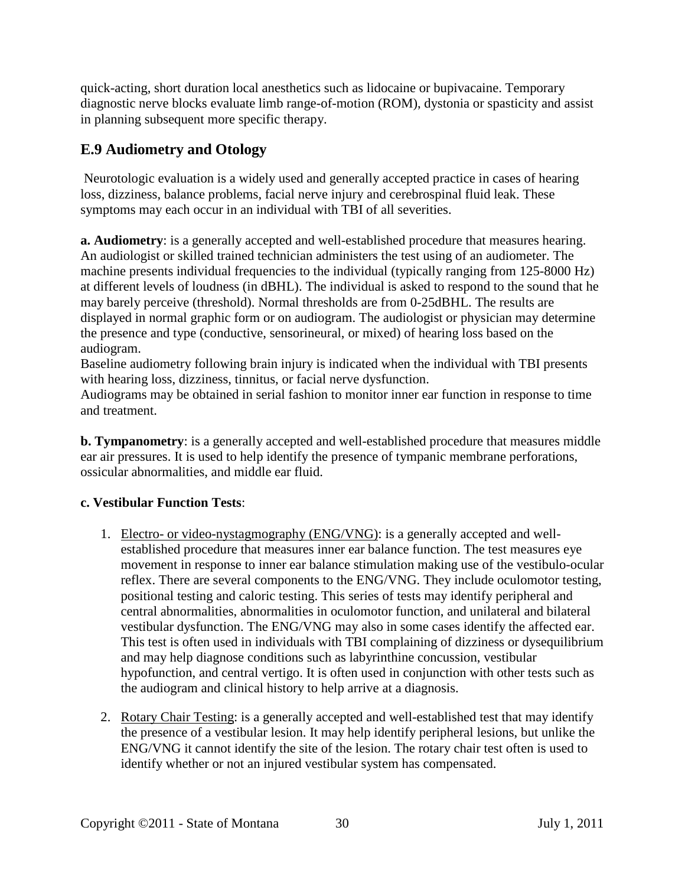quick-acting, short duration local anesthetics such as lidocaine or bupivacaine. Temporary diagnostic nerve blocks evaluate limb range-of-motion (ROM), dystonia or spasticity and assist in planning subsequent more specific therapy.

## E.9 Audiometry and Otology

Neurotologic evaluation is a widely used and generally accepted practice in cases of hearing loss, dizziness, balance problems, facial nerve injury and cerebrospinal fluid leak. These symptoms may each occur in an individual with TBI of all severities.

**a. Audiometry**: is a generally accepted and well-established procedure that measures hearing. An audiologist or skilled trained technician administers the test using of an audiometer. The machine presents individual frequencies to the individual (typically ranging from 125-8000 Hz) at different levels of loudness (in dBHL). The individual is asked to respond to the sound that he may barely perceive (threshold). Normal thresholds are from 0-25dBHL. The results are displayed in normal graphic form or on audiogram. The audiologist or physician may determine the presence and type (conductive, sensorineural, or mixed) of hearing loss based on the audiogram.

Baseline audiometry following brain injury is indicated when the individual with TBI presents with hearing loss, dizziness, tinnitus, or facial nerve dysfunction.

Audiograms may be obtained in serial fashion to monitor inner ear function in response to time and treatment.

**b. Tympanometry**: is a generally accepted and well-established procedure that measures middle ear air pressures. It is used to help identify the presence of tympanic membrane perforations, ossicular abnormalities, and middle ear fluid.

**c. Vestibular Function Tests**:

1. Electro- or video-nystagmography (ENG/VNG): is a generally accepted and well-established procedure that measures inner ear balance function. The test measures eye movement in response to inner ear balance stimulation making use of the vestibulo-ocular reflex. There are several components to the ENG/VNG. They include oculomotor testing, positional testing and caloric testing. This series of tests may identify peripheral and central abnormalities, abnormalities in oculomotor function, and unilateral and bilateral vestibular dysfunction. The ENG/VNG may also in some cases identify the affected ear. This test is often used in individuals with TBI complaining of dizziness or dysequilibrium and may help diagnose conditions such as labyrinthine concussion, vestibular hypofunction, and central vertigo. It is often used in conjunction with other tests such as the audiogram and clinical history to help arrive at a diagnosis.

2. Rotary Chair Testing: is a generally accepted and well-established test that may identify the presence of a vestibular lesion. It may help identify peripheral lesions, but unlike the ENG/VNG it cannot identify the site of the lesion. The rotary chair test often is used to identify whether or not an injured vestibular system has compensated.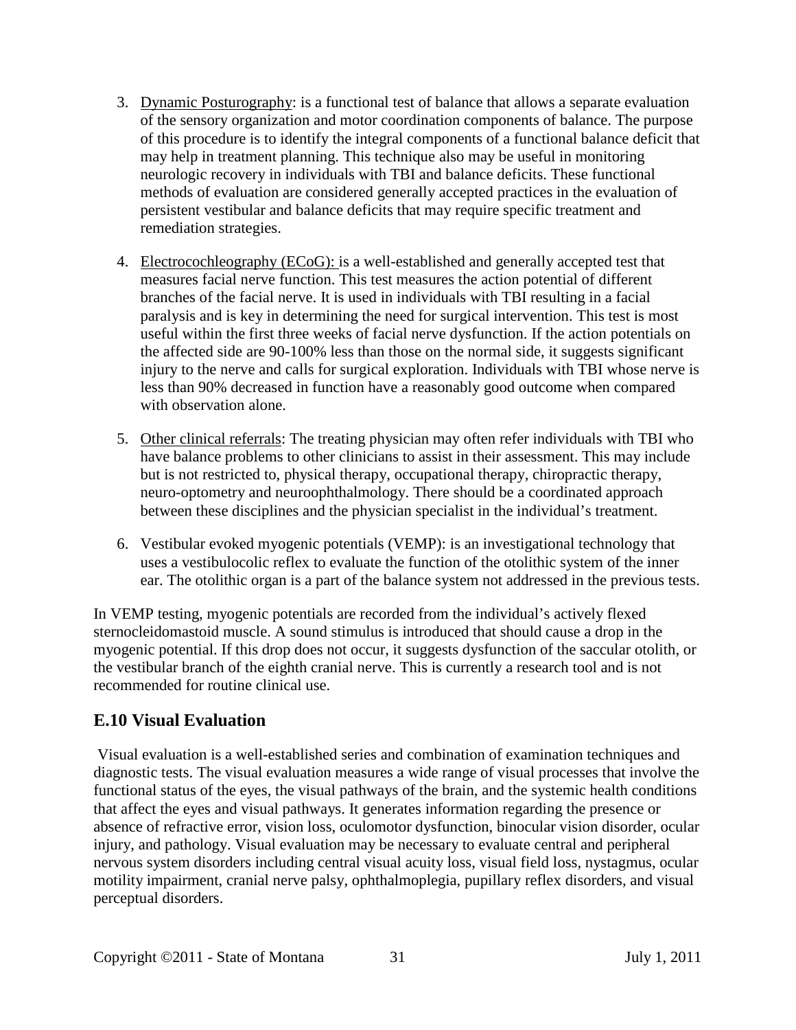3. Dynamic Posturography: is a functional test of balance that allows a separate evaluation of the sensory organization and motor coordination components of balance. The purpose of this procedure is to identify the integral components of a functional balance deficit that may help in treatment planning. This technique also may be useful in monitoring neurologic recovery in individuals with TBI and balance deficits. These functional methods of evaluation are considered generally accepted practices in the evaluation of persistent vestibular and balance deficits that may require specific treatment and remediation strategies.

4. Electrocochleography (ECoG): is a well-established and generally accepted test that measures facial nerve function. This test measures the action potential of different branches of the facial nerve. It is used in individuals with TBI resulting in a facial paralysis and is key in determining the need for surgical intervention. This test is most useful within the first three weeks of facial nerve dysfunction. If the action potentials on the affected side are 90-100% less than those on the normal side, it suggests significant injury to the nerve and calls for surgical exploration. Individuals with TBI whose nerve is less than 90% decreased in function have a reasonably good outcome when compared with observation alone.

5. Other clinical referrals: The treating physician may often refer individuals with TBI who have balance problems to other clinicians to assist in their assessment. This may include but is not restricted to, physical therapy, occupational therapy, chiropractic therapy, neuro-optometry and neuroophthalmology. There should be a coordinated approach between these disciplines and the physician specialist in the individual's treatment.

6. Vestibular evoked myogenic potentials (VEMP): is an investigational technology that uses a vestibulocolic reflex to evaluate the function of the otolithic system of the inner ear. The otolithic organ is a part of the balance system not addressed in the previous tests.

In VEMP testing, myogenic potentials are recorded from the individual's actively flexed sternocleidomastoid muscle. A sound stimulus is introduced that should cause a drop in the myogenic potential. If this drop does not occur, it suggests dysfunction of the saccular otolith, or the vestibular branch of the eighth cranial nerve. This is currently a research tool and is not recommended for routine clinical use.

## E.10 Visual Evaluation

Visual evaluation is a well-established series and combination of examination techniques and diagnostic tests. The visual evaluation measures a wide range of visual processes that involve the functional status of the eyes, the visual pathways of the brain, and the systemic health conditions that affect the eyes and visual pathways. It generates information regarding the presence or absence of refractive error, vision loss, oculomotor dysfunction, binocular vision disorder, ocular injury, and pathology. Visual evaluation may be necessary to evaluate central and peripheral nervous system disorders including central visual acuity loss, visual field loss, nystagmus, ocular motility impairment, cranial nerve palsy, ophthalmoplegia, pupillary reflex disorders, and visual perceptual disorders.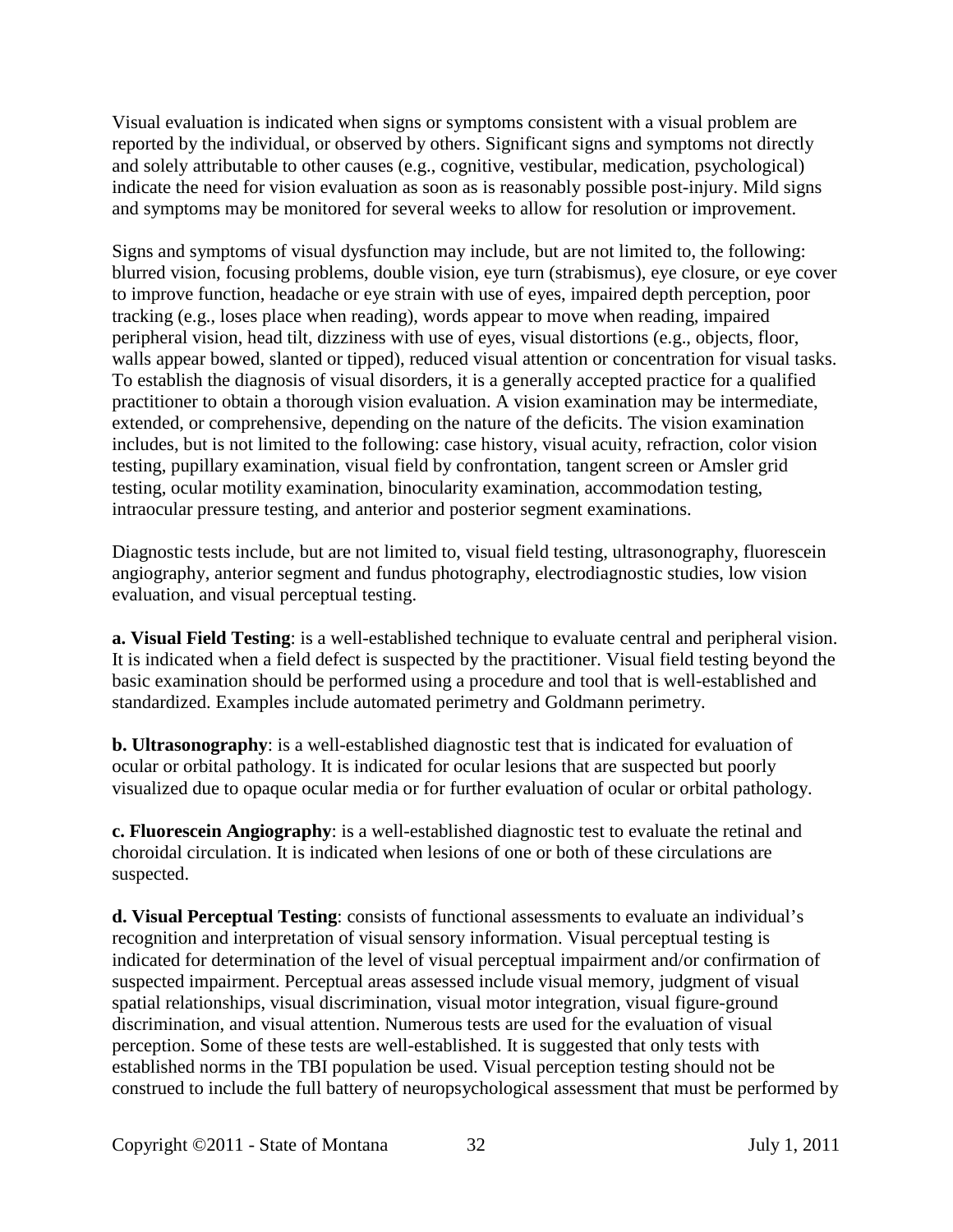Visual evaluation is indicated when signs or symptoms consistent with a visual problem are reported by the individual, or observed by others. Significant signs and symptoms not directly and solely attributable to other causes (e.g., cognitive, vestibular, medication, psychological) indicate the need for vision evaluation as soon as is reasonably possible post-injury. Mild signs and symptoms may be monitored for several weeks to allow for resolution or improvement.

Signs and symptoms of visual dysfunction may include, but are not limited to, the following: blurred vision, focusing problems, double vision, eye turn (strabismus), eye closure, or eye cover to improve function, headache or eye strain with use of eyes, impaired depth perception, poor tracking (e.g., loses place when reading), words appear to move when reading, impaired peripheral vision, head tilt, dizziness with use of eyes, visual distortions (e.g., objects, floor, walls appear bowed, slanted or tipped), reduced visual attention or concentration for visual tasks. To establish the diagnosis of visual disorders, it is a generally accepted practice for a qualified practitioner to obtain a thorough vision evaluation. A vision examination may be intermediate, extended, or comprehensive, depending on the nature of the deficits. The vision examination includes, but is not limited to the following: case history, visual acuity, refraction, color vision testing, pupillary examination, visual field by confrontation, tangent screen or Amsler grid testing, ocular motility examination, binocularity examination, accommodation testing, intraocular pressure testing, and anterior and posterior segment examinations.

Diagnostic tests include, but are not limited to, visual field testing, ultrasonography, fluorescein angiography, anterior segment and fundus photography, electrodiagnostic studies, low vision evaluation, and visual perceptual testing.

**a. Visual Field Testing**: is a well-established technique to evaluate central and peripheral vision. It is indicated when a field defect is suspected by the practitioner. Visual field testing beyond the basic examination should be performed using a procedure and tool that is well-established and standardized. Examples include automated perimetry and Goldmann perimetry.

**b. Ultrasonography**: is a well-established diagnostic test that is indicated for evaluation of ocular or orbital pathology. It is indicated for ocular lesions that are suspected but poorly visualized due to opaque ocular media or for further evaluation of ocular or orbital pathology.

**c. Fluorescein Angiography**: is a well-established diagnostic test to evaluate the retinal and choroidal circulation. It is indicated when lesions of one or both of these circulations are suspected.

**d. Visual Perceptual Testing**: consists of functional assessments to evaluate an individual's recognition and interpretation of visual sensory information. Visual perceptual testing is indicated for determination of the level of visual perceptual impairment and/or confirmation of suspected impairment. Perceptual areas assessed include visual memory, judgment of visual spatial relationships, visual discrimination, visual motor integration, visual figure-ground discrimination, and visual attention. Numerous tests are used for the evaluation of visual perception. Some of these tests are well-established. It is suggested that only tests with established norms in the TBI population be used. Visual perception testing should not be construed to include the full battery of neuropsychological assessment that must be performed by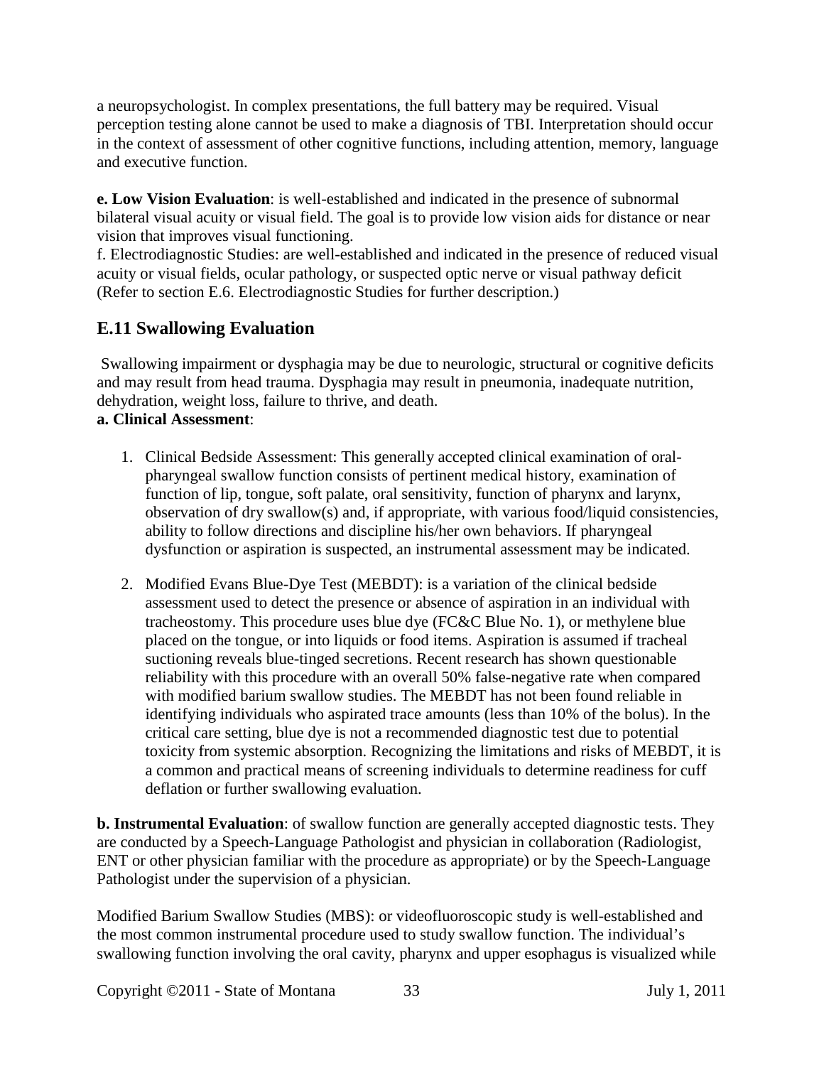a neuropsychologist. In complex presentations, the full battery may be required. Visual perception testing alone cannot be used to make a diagnosis of TBI. Interpretation should occur in the context of assessment of other cognitive functions, including attention, memory, language and executive function.

**e. Low Vision Evaluation**: is well-established and indicated in the presence of subnormal bilateral visual acuity or visual field. The goal is to provide low vision aids for distance or near vision that improves visual functioning.
f. Electrodiagnostic Studies: are well-established and indicated in the presence of reduced visual acuity or visual fields, ocular pathology, or suspected optic nerve or visual pathway deficit (Refer to section E.6. Electrodiagnostic Studies for further description.)

## E.11 Swallowing Evaluation

Swallowing impairment or dysphagia may be due to neurologic, structural or cognitive deficits and may result from head trauma. Dysphagia may result in pneumonia, inadequate nutrition, dehydration, weight loss, failure to thrive, and death.
**a. Clinical Assessment**:

1. Clinical Bedside Assessment: This generally accepted clinical examination of oral-pharyngeal swallow function consists of pertinent medical history, examination of function of lip, tongue, soft palate, oral sensitivity, function of pharynx and larynx, observation of dry swallow(s) and, if appropriate, with various food/liquid consistencies, ability to follow directions and discipline his/her own behaviors. If pharyngeal dysfunction or aspiration is suspected, an instrumental assessment may be indicated.

2. Modified Evans Blue-Dye Test (MEBDT): is a variation of the clinical bedside assessment used to detect the presence or absence of aspiration in an individual with tracheostomy. This procedure uses blue dye (FC&C Blue No. 1), or methylene blue placed on the tongue, or into liquids or food items. Aspiration is assumed if tracheal suctioning reveals blue-tinged secretions. Recent research has shown questionable reliability with this procedure with an overall 50% false-negative rate when compared with modified barium swallow studies. The MEBDT has not been found reliable in identifying individuals who aspirated trace amounts (less than 10% of the bolus). In the critical care setting, blue dye is not a recommended diagnostic test due to potential toxicity from systemic absorption. Recognizing the limitations and risks of MEBDT, it is a common and practical means of screening individuals to determine readiness for cuff deflation or further swallowing evaluation.

**b. Instrumental Evaluation**: of swallow function are generally accepted diagnostic tests. They are conducted by a Speech-Language Pathologist and physician in collaboration (Radiologist, ENT or other physician familiar with the procedure as appropriate) or by the Speech-Language Pathologist under the supervision of a physician.

Modified Barium Swallow Studies (MBS): or videofluoroscopic study is well-established and the most common instrumental procedure used to study swallow function. The individual's swallowing function involving the oral cavity, pharynx and upper esophagus is visualized while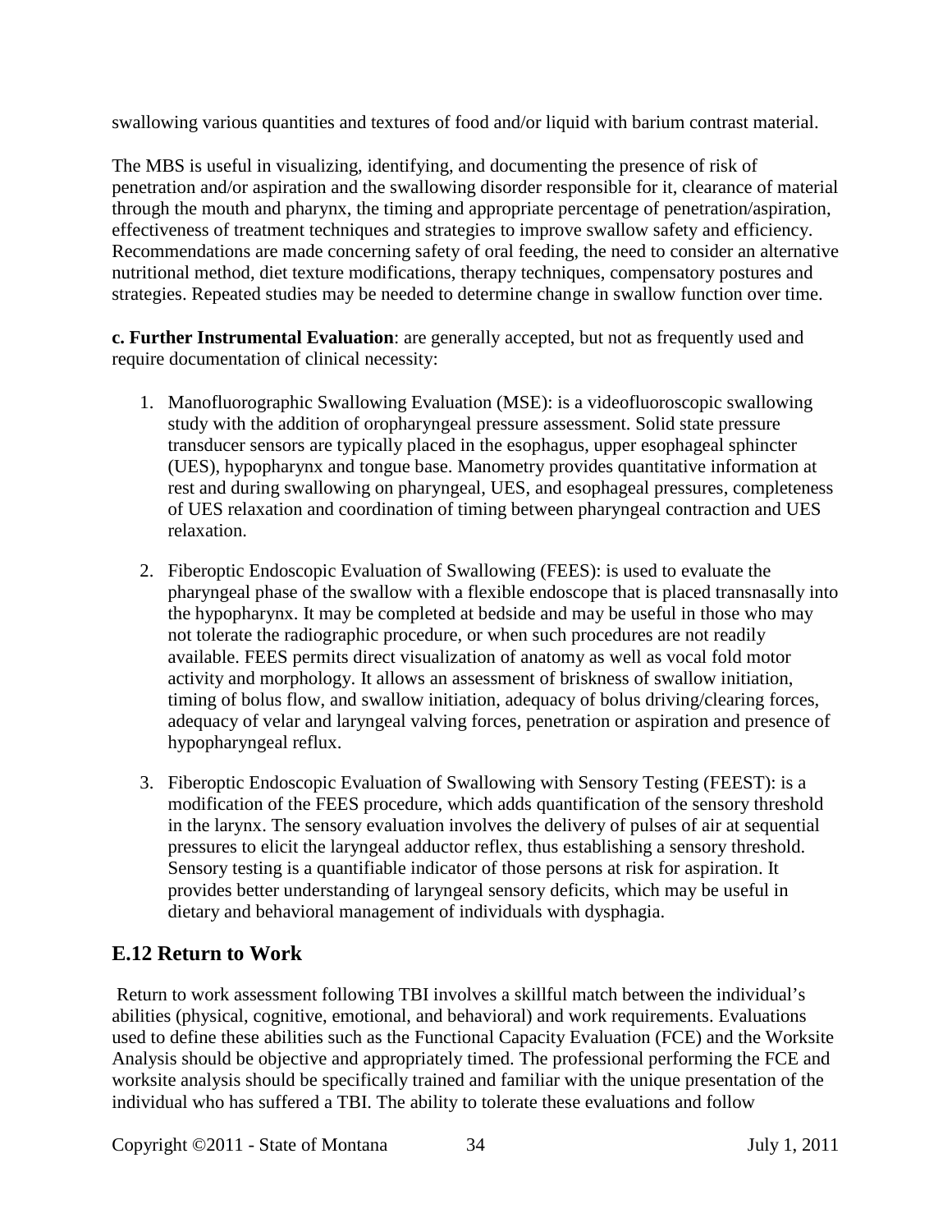swallowing various quantities and textures of food and/or liquid with barium contrast material.

The MBS is useful in visualizing, identifying, and documenting the presence of risk of penetration and/or aspiration and the swallowing disorder responsible for it, clearance of material through the mouth and pharynx, the timing and appropriate percentage of penetration/aspiration, effectiveness of treatment techniques and strategies to improve swallow safety and efficiency. Recommendations are made concerning safety of oral feeding, the need to consider an alternative nutritional method, diet texture modifications, therapy techniques, compensatory postures and strategies. Repeated studies may be needed to determine change in swallow function over time.

**c. Further Instrumental Evaluation**: are generally accepted, but not as frequently used and require documentation of clinical necessity:

1. Manofluorographic Swallowing Evaluation (MSE): is a videofluoroscopic swallowing study with the addition of oropharyngeal pressure assessment. Solid state pressure transducer sensors are typically placed in the esophagus, upper esophageal sphincter (UES), hypopharynx and tongue base. Manometry provides quantitative information at rest and during swallowing on pharyngeal, UES, and esophageal pressures, completeness of UES relaxation and coordination of timing between pharyngeal contraction and UES relaxation.

2. Fiberoptic Endoscopic Evaluation of Swallowing (FEES): is used to evaluate the pharyngeal phase of the swallow with a flexible endoscope that is placed transnasally into the hypopharynx. It may be completed at bedside and may be useful in those who may not tolerate the radiographic procedure, or when such procedures are not readily available. FEES permits direct visualization of anatomy as well as vocal fold motor activity and morphology. It allows an assessment of briskness of swallow initiation, timing of bolus flow, and swallow initiation, adequacy of bolus driving/clearing forces, adequacy of velar and laryngeal valving forces, penetration or aspiration and presence of hypopharyngeal reflux.

3. Fiberoptic Endoscopic Evaluation of Swallowing with Sensory Testing (FEEST): is a modification of the FEES procedure, which adds quantification of the sensory threshold in the larynx. The sensory evaluation involves the delivery of pulses of air at sequential pressures to elicit the laryngeal adductor reflex, thus establishing a sensory threshold. Sensory testing is a quantifiable indicator of those persons at risk for aspiration. It provides better understanding of laryngeal sensory deficits, which may be useful in dietary and behavioral management of individuals with dysphagia.

## E.12 Return to Work

Return to work assessment following TBI involves a skillful match between the individual's abilities (physical, cognitive, emotional, and behavioral) and work requirements. Evaluations used to define these abilities such as the Functional Capacity Evaluation (FCE) and the Worksite Analysis should be objective and appropriately timed. The professional performing the FCE and worksite analysis should be specifically trained and familiar with the unique presentation of the individual who has suffered a TBI. The ability to tolerate these evaluations and follow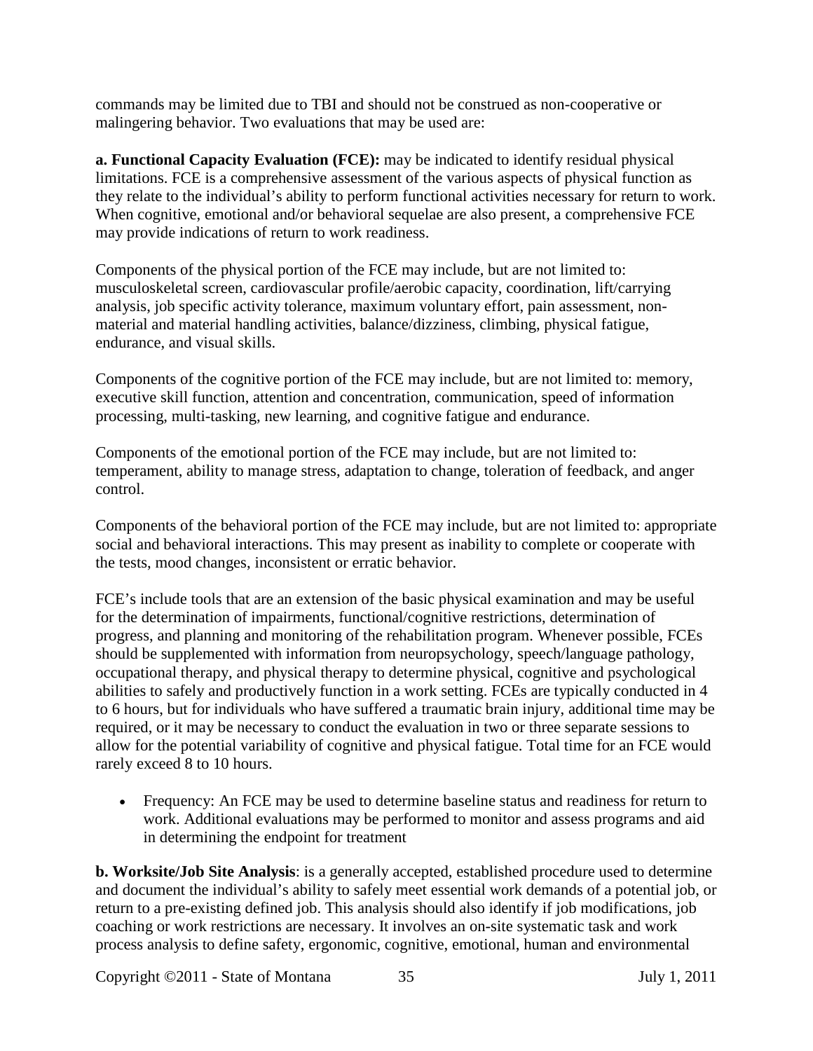commands may be limited due to TBI and should not be construed as non-cooperative or malingering behavior. Two evaluations that may be used are:

**a. Functional Capacity Evaluation (FCE):** may be indicated to identify residual physical limitations. FCE is a comprehensive assessment of the various aspects of physical function as they relate to the individual's ability to perform functional activities necessary for return to work. When cognitive, emotional and/or behavioral sequelae are also present, a comprehensive FCE may provide indications of return to work readiness.

Components of the physical portion of the FCE may include, but are not limited to: musculoskeletal screen, cardiovascular profile/aerobic capacity, coordination, lift/carrying analysis, job specific activity tolerance, maximum voluntary effort, pain assessment, non-material and material handling activities, balance/dizziness, climbing, physical fatigue, endurance, and visual skills.

Components of the cognitive portion of the FCE may include, but are not limited to: memory, executive skill function, attention and concentration, communication, speed of information processing, multi-tasking, new learning, and cognitive fatigue and endurance.

Components of the emotional portion of the FCE may include, but are not limited to: temperament, ability to manage stress, adaptation to change, toleration of feedback, and anger control.

Components of the behavioral portion of the FCE may include, but are not limited to: appropriate social and behavioral interactions. This may present as inability to complete or cooperate with the tests, mood changes, inconsistent or erratic behavior.

FCE's include tools that are an extension of the basic physical examination and may be useful for the determination of impairments, functional/cognitive restrictions, determination of progress, and planning and monitoring of the rehabilitation program. Whenever possible, FCEs should be supplemented with information from neuropsychology, speech/language pathology, occupational therapy, and physical therapy to determine physical, cognitive and psychological abilities to safely and productively function in a work setting. FCEs are typically conducted in 4 to 6 hours, but for individuals who have suffered a traumatic brain injury, additional time may be required, or it may be necessary to conduct the evaluation in two or three separate sessions to allow for the potential variability of cognitive and physical fatigue. Total time for an FCE would rarely exceed 8 to 10 hours.

- Frequency: An FCE may be used to determine baseline status and readiness for return to work. Additional evaluations may be performed to monitor and assess programs and aid in determining the endpoint for treatment

**b. Worksite/Job Site Analysis**: is a generally accepted, established procedure used to determine and document the individual's ability to safely meet essential work demands of a potential job, or return to a pre-existing defined job. This analysis should also identify if job modifications, job coaching or work restrictions are necessary. It involves an on-site systematic task and work process analysis to define safety, ergonomic, cognitive, emotional, human and environmental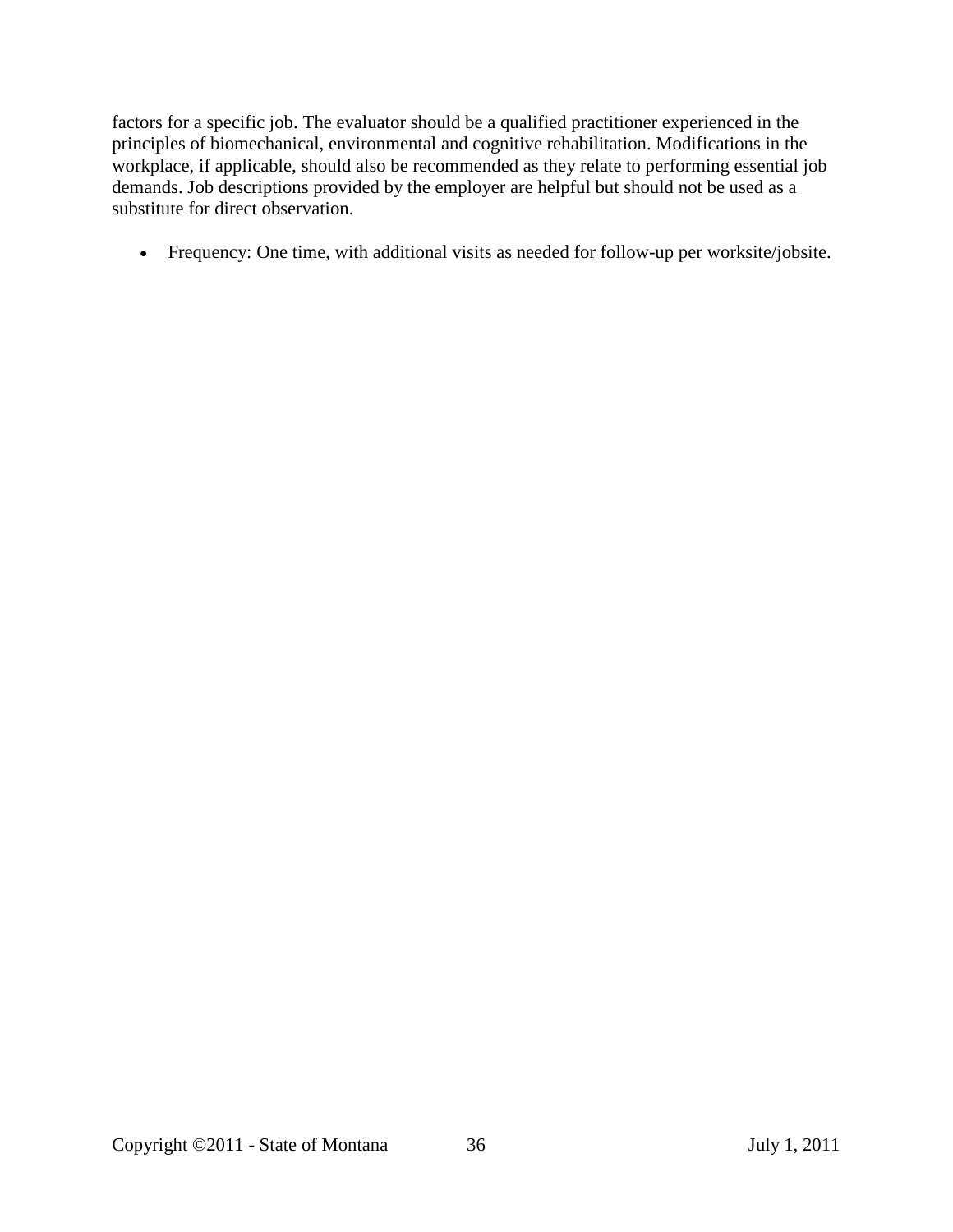factors for a specific job. The evaluator should be a qualified practitioner experienced in the principles of biomechanical, environmental and cognitive rehabilitation. Modifications in the workplace, if applicable, should also be recommended as they relate to performing essential job demands. Job descriptions provided by the employer are helpful but should not be used as a substitute for direct observation.

- Frequency: One time, with additional visits as needed for follow-up per worksite/jobsite.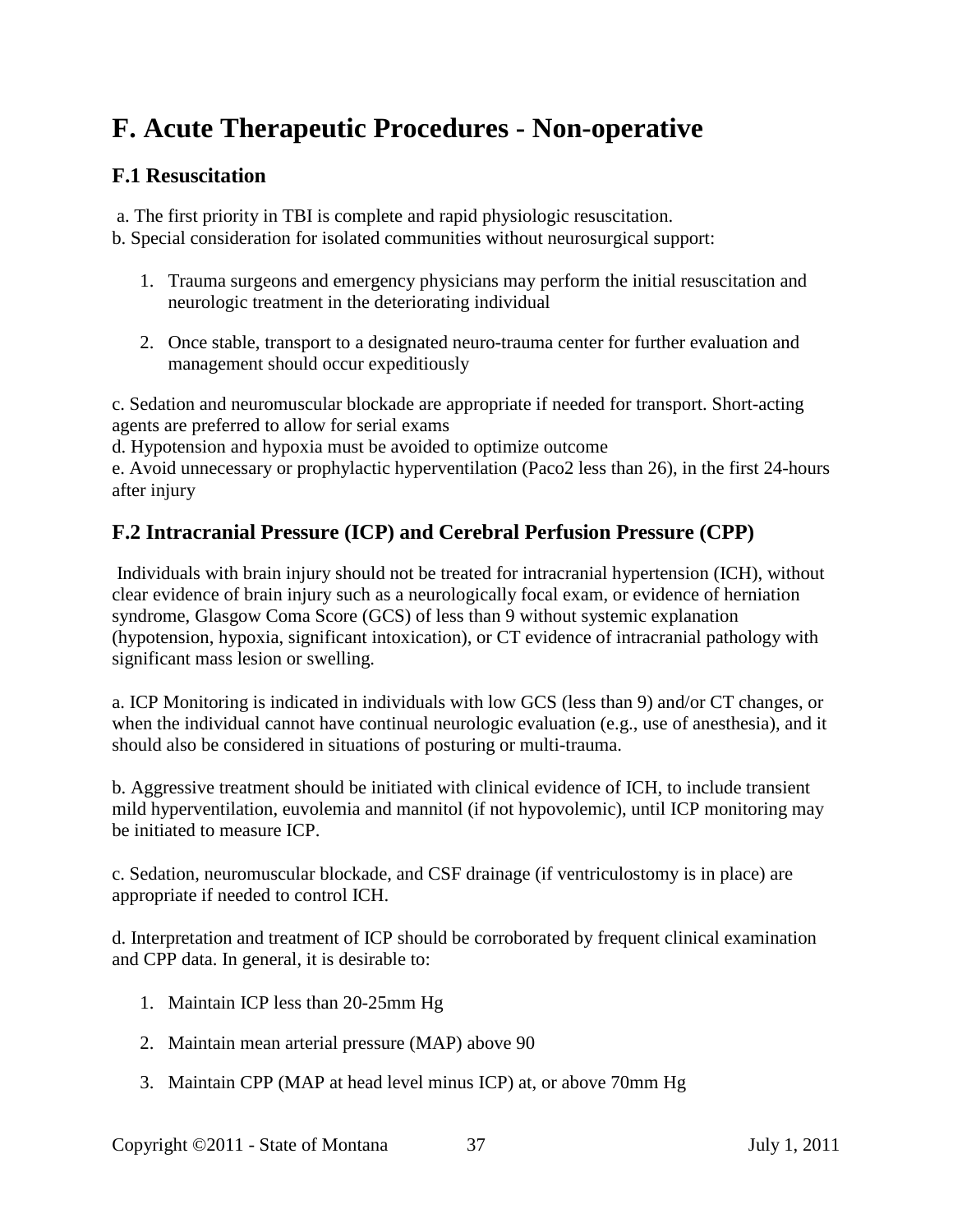# F. Acute Therapeutic Procedures - Non-operative

## F.1 Resuscitation

a. The first priority in TBI is complete and rapid physiologic resuscitation.

b. Special consideration for isolated communities without neurosurgical support:

1. Trauma surgeons and emergency physicians may perform the initial resuscitation and neurologic treatment in the deteriorating individual
2. Once stable, transport to a designated neuro-trauma center for further evaluation and management should occur expeditiously

c. Sedation and neuromuscular blockade are appropriate if needed for transport. Short-acting agents are preferred to allow for serial exams

d. Hypotension and hypoxia must be avoided to optimize outcome

e. Avoid unnecessary or prophylactic hyperventilation (Paco2 less than 26), in the first 24-hours after injury

## F.2 Intracranial Pressure (ICP) and Cerebral Perfusion Pressure (CPP)

Individuals with brain injury should not be treated for intracranial hypertension (ICH), without clear evidence of brain injury such as a neurologically focal exam, or evidence of herniation syndrome, Glasgow Coma Score (GCS) of less than 9 without systemic explanation (hypotension, hypoxia, significant intoxication), or CT evidence of intracranial pathology with significant mass lesion or swelling.

a. ICP Monitoring is indicated in individuals with low GCS (less than 9) and/or CT changes, or when the individual cannot have continual neurologic evaluation (e.g., use of anesthesia), and it should also be considered in situations of posturing or multi-trauma.

b. Aggressive treatment should be initiated with clinical evidence of ICH, to include transient mild hyperventilation, euvolemia and mannitol (if not hypovolemic), until ICP monitoring may be initiated to measure ICP.

c. Sedation, neuromuscular blockade, and CSF drainage (if ventriculostomy is in place) are appropriate if needed to control ICH.

d. Interpretation and treatment of ICP should be corroborated by frequent clinical examination and CPP data. In general, it is desirable to:

1. Maintain ICP less than 20-25mm Hg
2. Maintain mean arterial pressure (MAP) above 90
3. Maintain CPP (MAP at head level minus ICP) at, or above 70mm Hg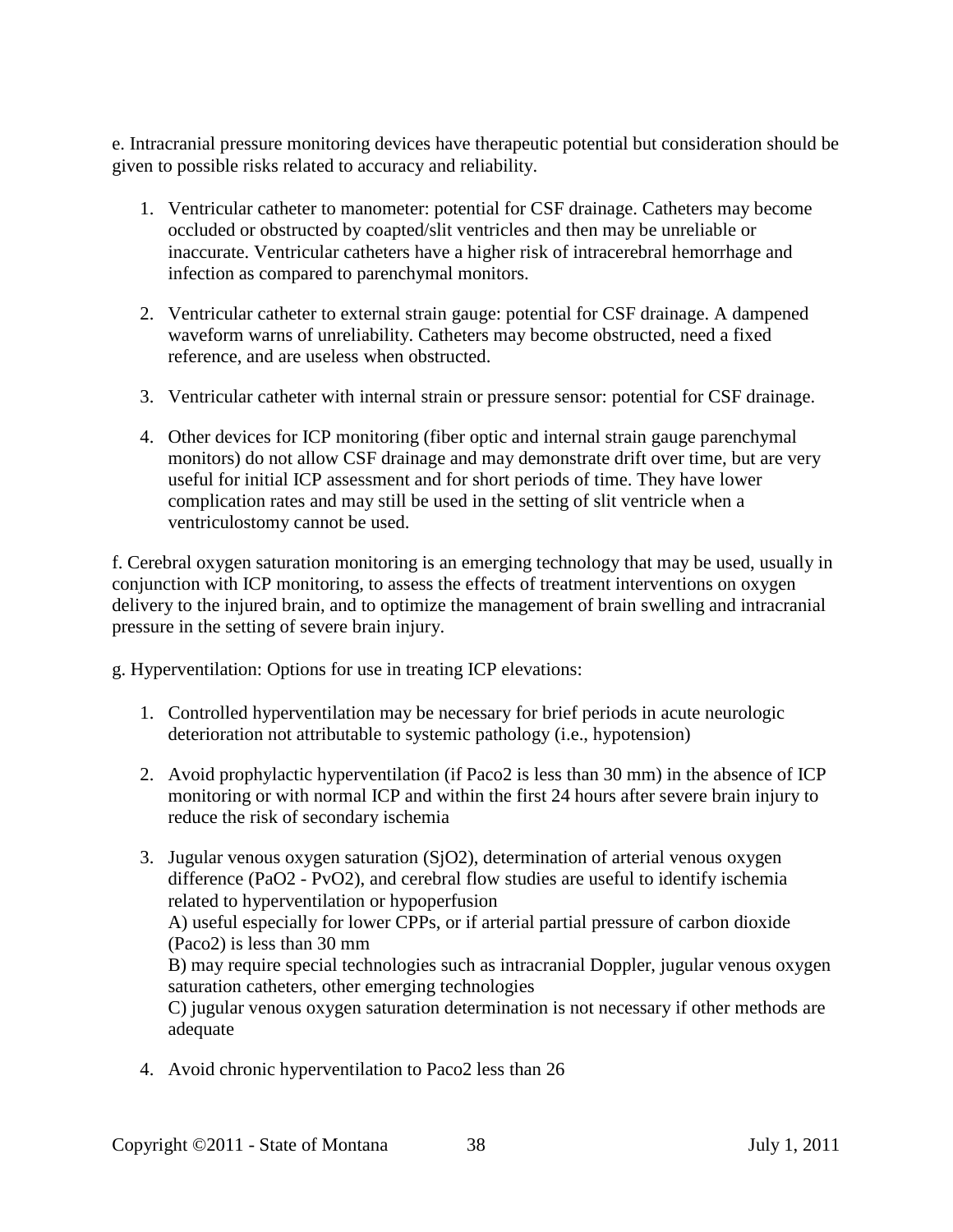e. Intracranial pressure monitoring devices have therapeutic potential but consideration should be given to possible risks related to accuracy and reliability.

1. Ventricular catheter to manometer: potential for CSF drainage. Catheters may become occluded or obstructed by coapted/slit ventricles and then may be unreliable or inaccurate. Ventricular catheters have a higher risk of intracerebral hemorrhage and infection as compared to parenchymal monitors.

2. Ventricular catheter to external strain gauge: potential for CSF drainage. A dampened waveform warns of unreliability. Catheters may become obstructed, need a fixed reference, and are useless when obstructed.

3. Ventricular catheter with internal strain or pressure sensor: potential for CSF drainage.

4. Other devices for ICP monitoring (fiber optic and internal strain gauge parenchymal monitors) do not allow CSF drainage and may demonstrate drift over time, but are very useful for initial ICP assessment and for short periods of time. They have lower complication rates and may still be used in the setting of slit ventricle when a ventriculostomy cannot be used.

f. Cerebral oxygen saturation monitoring is an emerging technology that may be used, usually in conjunction with ICP monitoring, to assess the effects of treatment interventions on oxygen delivery to the injured brain, and to optimize the management of brain swelling and intracranial pressure in the setting of severe brain injury.

g. Hyperventilation: Options for use in treating ICP elevations:

1. Controlled hyperventilation may be necessary for brief periods in acute neurologic deterioration not attributable to systemic pathology (i.e., hypotension)

2. Avoid prophylactic hyperventilation (if Paco2 is less than 30 mm) in the absence of ICP monitoring or with normal ICP and within the first 24 hours after severe brain injury to reduce the risk of secondary ischemia

3. Jugular venous oxygen saturation (SjO2), determination of arterial venous oxygen difference (PaO2 - PvO2), and cerebral flow studies are useful to identify ischemia related to hyperventilation or hypoperfusion
   A) useful especially for lower CPPs, or if arterial partial pressure of carbon dioxide (Paco2) is less than 30 mm
   B) may require special technologies such as intracranial Doppler, jugular venous oxygen saturation catheters, other emerging technologies
   C) jugular venous oxygen saturation determination is not necessary if other methods are adequate

4. Avoid chronic hyperventilation to Paco2 less than 26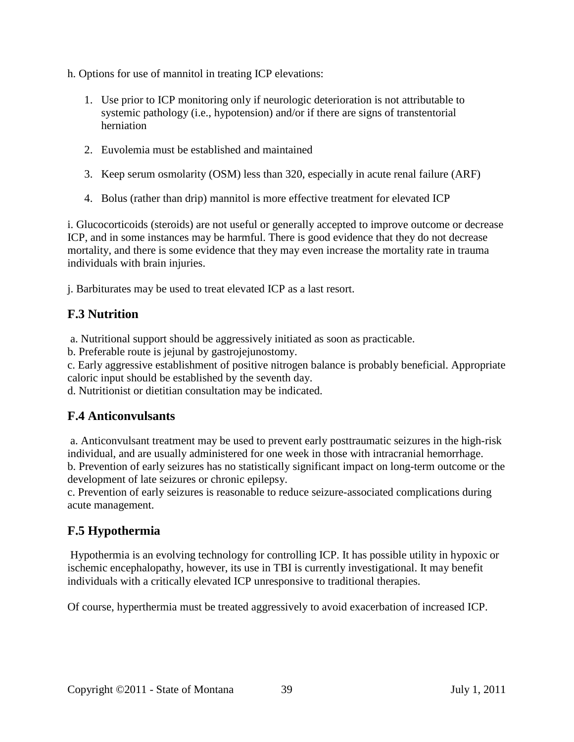h. Options for use of mannitol in treating ICP elevations:

1. Use prior to ICP monitoring only if neurologic deterioration is not attributable to systemic pathology (i.e., hypotension) and/or if there are signs of transtentorial herniation
2. Euvolemia must be established and maintained
3. Keep serum osmolarity (OSM) less than 320, especially in acute renal failure (ARF)
4. Bolus (rather than drip) mannitol is more effective treatment for elevated ICP

i. Glucocorticoids (steroids) are not useful or generally accepted to improve outcome or decrease ICP, and in some instances may be harmful. There is good evidence that they do not decrease mortality, and there is some evidence that they may even increase the mortality rate in trauma individuals with brain injuries.

j. Barbiturates may be used to treat elevated ICP as a last resort.

## F.3 Nutrition

a. Nutritional support should be aggressively initiated as soon as practicable.
b. Preferable route is jejunal by gastrojejunostomy.
c. Early aggressive establishment of positive nitrogen balance is probably beneficial. Appropriate caloric input should be established by the seventh day.
d. Nutritionist or dietitian consultation may be indicated.

## F.4 Anticonvulsants

a. Anticonvulsant treatment may be used to prevent early posttraumatic seizures in the high-risk individual, and are usually administered for one week in those with intracranial hemorrhage.
b. Prevention of early seizures has no statistically significant impact on long-term outcome or the development of late seizures or chronic epilepsy.
c. Prevention of early seizures is reasonable to reduce seizure-associated complications during acute management.

## F.5 Hypothermia

Hypothermia is an evolving technology for controlling ICP. It has possible utility in hypoxic or ischemic encephalopathy, however, its use in TBI is currently investigational. It may benefit individuals with a critically elevated ICP unresponsive to traditional therapies.

Of course, hyperthermia must be treated aggressively to avoid exacerbation of increased ICP.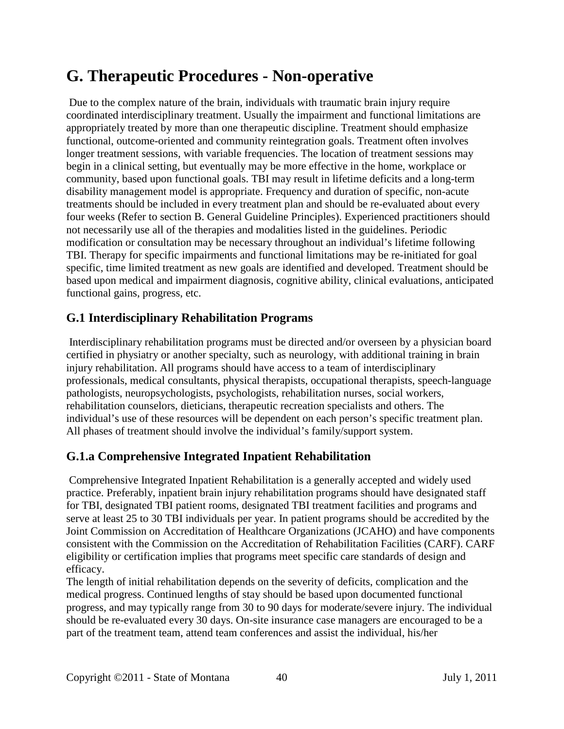# G. Therapeutic Procedures - Non-operative

Due to the complex nature of the brain, individuals with traumatic brain injury require coordinated interdisciplinary treatment. Usually the impairment and functional limitations are appropriately treated by more than one therapeutic discipline. Treatment should emphasize functional, outcome-oriented and community reintegration goals. Treatment often involves longer treatment sessions, with variable frequencies. The location of treatment sessions may begin in a clinical setting, but eventually may be more effective in the home, workplace or community, based upon functional goals. TBI may result in lifetime deficits and a long-term disability management model is appropriate. Frequency and duration of specific, non-acute treatments should be included in every treatment plan and should be re-evaluated about every four weeks (Refer to section B. General Guideline Principles). Experienced practitioners should not necessarily use all of the therapies and modalities listed in the guidelines. Periodic modification or consultation may be necessary throughout an individual's lifetime following TBI. Therapy for specific impairments and functional limitations may be re-initiated for goal specific, time limited treatment as new goals are identified and developed. Treatment should be based upon medical and impairment diagnosis, cognitive ability, clinical evaluations, anticipated functional gains, progress, etc.

## G.1 Interdisciplinary Rehabilitation Programs

Interdisciplinary rehabilitation programs must be directed and/or overseen by a physician board certified in physiatry or another specialty, such as neurology, with additional training in brain injury rehabilitation. All programs should have access to a team of interdisciplinary professionals, medical consultants, physical therapists, occupational therapists, speech-language pathologists, neuropsychologists, psychologists, rehabilitation nurses, social workers, rehabilitation counselors, dieticians, therapeutic recreation specialists and others. The individual's use of these resources will be dependent on each person's specific treatment plan. All phases of treatment should involve the individual's family/support system.

## G.1.a Comprehensive Integrated Inpatient Rehabilitation

Comprehensive Integrated Inpatient Rehabilitation is a generally accepted and widely used practice. Preferably, inpatient brain injury rehabilitation programs should have designated staff for TBI, designated TBI patient rooms, designated TBI treatment facilities and programs and serve at least 25 to 30 TBI individuals per year. In patient programs should be accredited by the Joint Commission on Accreditation of Healthcare Organizations (JCAHO) and have components consistent with the Commission on the Accreditation of Rehabilitation Facilities (CARF). CARF eligibility or certification implies that programs meet specific care standards of design and efficacy.

The length of initial rehabilitation depends on the severity of deficits, complication and the medical progress. Continued lengths of stay should be based upon documented functional progress, and may typically range from 30 to 90 days for moderate/severe injury. The individual should be re-evaluated every 30 days. On-site insurance case managers are encouraged to be a part of the treatment team, attend team conferences and assist the individual, his/her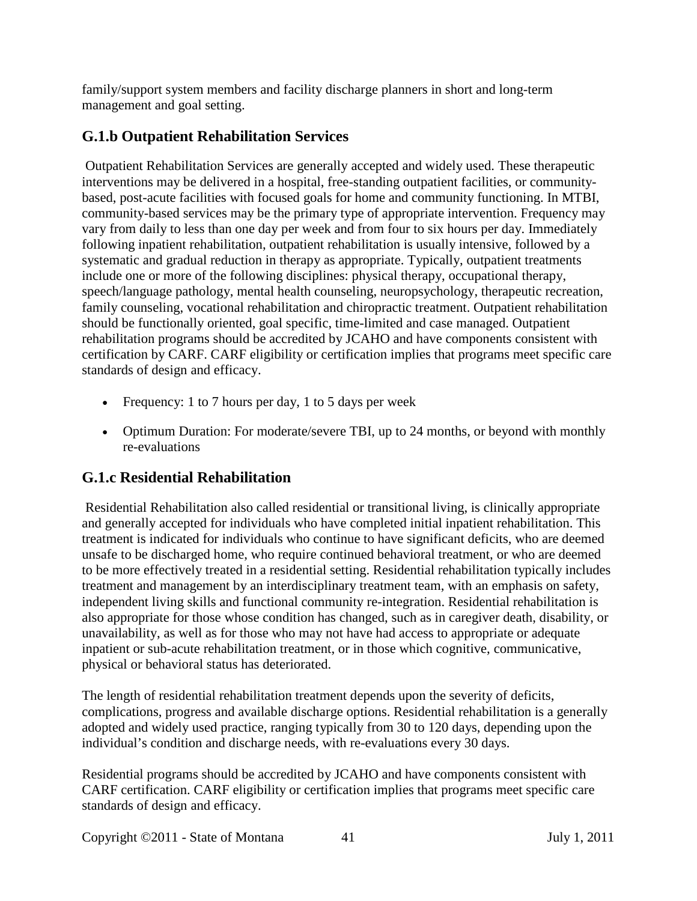family/support system members and facility discharge planners in short and long-term management and goal setting.

### G.1.b Outpatient Rehabilitation Services

Outpatient Rehabilitation Services are generally accepted and widely used. These therapeutic interventions may be delivered in a hospital, free-standing outpatient facilities, or community-based, post-acute facilities with focused goals for home and community functioning. In MTBI, community-based services may be the primary type of appropriate intervention. Frequency may vary from daily to less than one day per week and from four to six hours per day. Immediately following inpatient rehabilitation, outpatient rehabilitation is usually intensive, followed by a systematic and gradual reduction in therapy as appropriate. Typically, outpatient treatments include one or more of the following disciplines: physical therapy, occupational therapy, speech/language pathology, mental health counseling, neuropsychology, therapeutic recreation, family counseling, vocational rehabilitation and chiropractic treatment. Outpatient rehabilitation should be functionally oriented, goal specific, time-limited and case managed. Outpatient rehabilitation programs should be accredited by JCAHO and have components consistent with certification by CARF. CARF eligibility or certification implies that programs meet specific care standards of design and efficacy.

- Frequency: 1 to 7 hours per day, 1 to 5 days per week
- Optimum Duration: For moderate/severe TBI, up to 24 months, or beyond with monthly re-evaluations

### G.1.c Residential Rehabilitation

Residential Rehabilitation also called residential or transitional living, is clinically appropriate and generally accepted for individuals who have completed initial inpatient rehabilitation. This treatment is indicated for individuals who continue to have significant deficits, who are deemed unsafe to be discharged home, who require continued behavioral treatment, or who are deemed to be more effectively treated in a residential setting. Residential rehabilitation typically includes treatment and management by an interdisciplinary treatment team, with an emphasis on safety, independent living skills and functional community re-integration. Residential rehabilitation is also appropriate for those whose condition has changed, such as in caregiver death, disability, or unavailability, as well as for those who may not have had access to appropriate or adequate inpatient or sub-acute rehabilitation treatment, or in those which cognitive, communicative, physical or behavioral status has deteriorated.

The length of residential rehabilitation treatment depends upon the severity of deficits, complications, progress and available discharge options. Residential rehabilitation is a generally adopted and widely used practice, ranging typically from 30 to 120 days, depending upon the individual's condition and discharge needs, with re-evaluations every 30 days.

Residential programs should be accredited by JCAHO and have components consistent with CARF certification. CARF eligibility or certification implies that programs meet specific care standards of design and efficacy.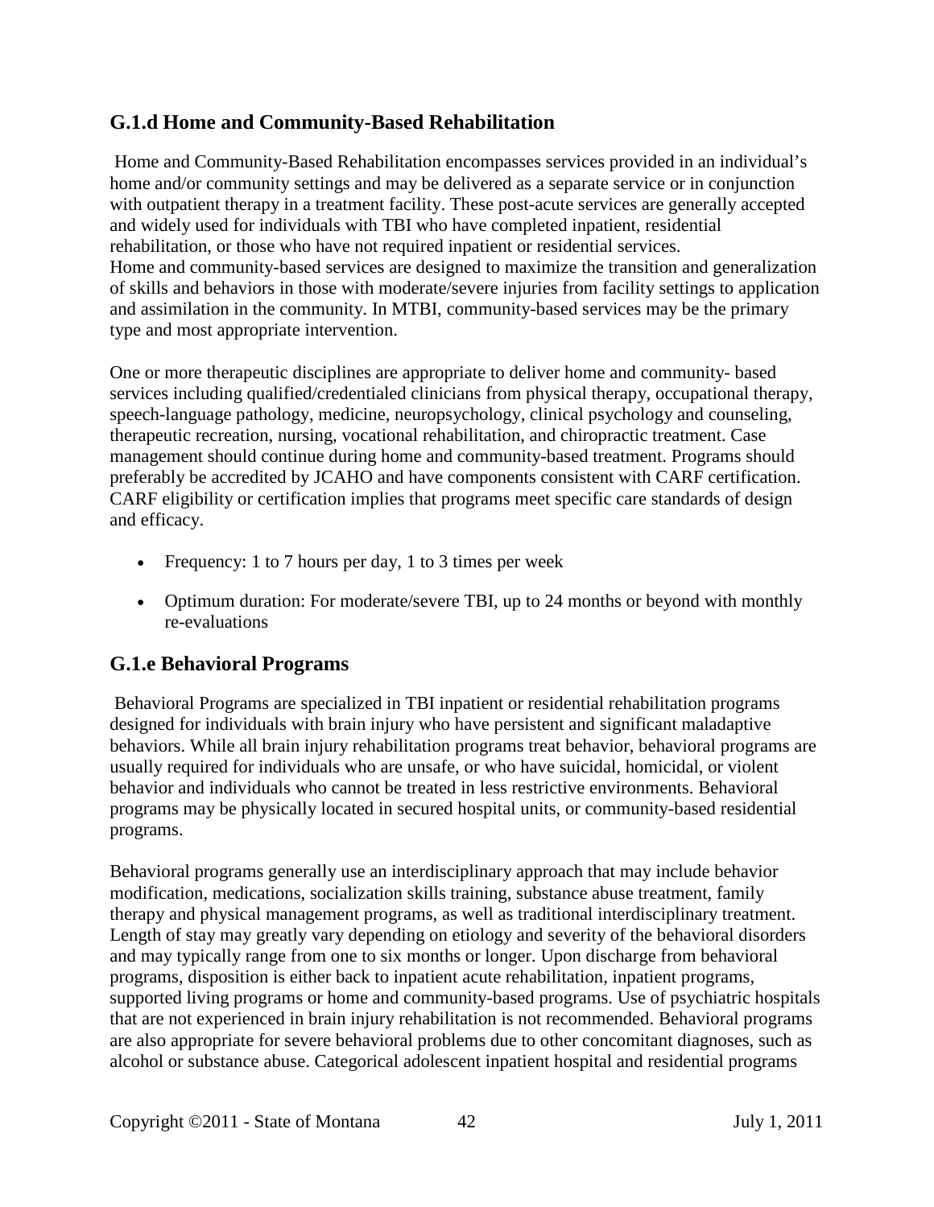## G.1.d Home and Community-Based Rehabilitation

Home and Community-Based Rehabilitation encompasses services provided in an individual's home and/or community settings and may be delivered as a separate service or in conjunction with outpatient therapy in a treatment facility. These post-acute services are generally accepted and widely used for individuals with TBI who have completed inpatient, residential rehabilitation, or those who have not required inpatient or residential services. Home and community-based services are designed to maximize the transition and generalization of skills and behaviors in those with moderate/severe injuries from facility settings to application and assimilation in the community. In MTBI, community-based services may be the primary type and most appropriate intervention.

One or more therapeutic disciplines are appropriate to deliver home and community- based services including qualified/credentialed clinicians from physical therapy, occupational therapy, speech-language pathology, medicine, neuropsychology, clinical psychology and counseling, therapeutic recreation, nursing, vocational rehabilitation, and chiropractic treatment. Case management should continue during home and community-based treatment. Programs should preferably be accredited by JCAHO and have components consistent with CARF certification. CARF eligibility or certification implies that programs meet specific care standards of design and efficacy.

- Frequency: 1 to 7 hours per day, 1 to 3 times per week
- Optimum duration: For moderate/severe TBI, up to 24 months or beyond with monthly re-evaluations

## G.1.e Behavioral Programs

Behavioral Programs are specialized in TBI inpatient or residential rehabilitation programs designed for individuals with brain injury who have persistent and significant maladaptive behaviors. While all brain injury rehabilitation programs treat behavior, behavioral programs are usually required for individuals who are unsafe, or who have suicidal, homicidal, or violent behavior and individuals who cannot be treated in less restrictive environments. Behavioral programs may be physically located in secured hospital units, or community-based residential programs.

Behavioral programs generally use an interdisciplinary approach that may include behavior modification, medications, socialization skills training, substance abuse treatment, family therapy and physical management programs, as well as traditional interdisciplinary treatment. Length of stay may greatly vary depending on etiology and severity of the behavioral disorders and may typically range from one to six months or longer. Upon discharge from behavioral programs, disposition is either back to inpatient acute rehabilitation, inpatient programs, supported living programs or home and community-based programs. Use of psychiatric hospitals that are not experienced in brain injury rehabilitation is not recommended. Behavioral programs are also appropriate for severe behavioral problems due to other concomitant diagnoses, such as alcohol or substance abuse. Categorical adolescent inpatient hospital and residential programs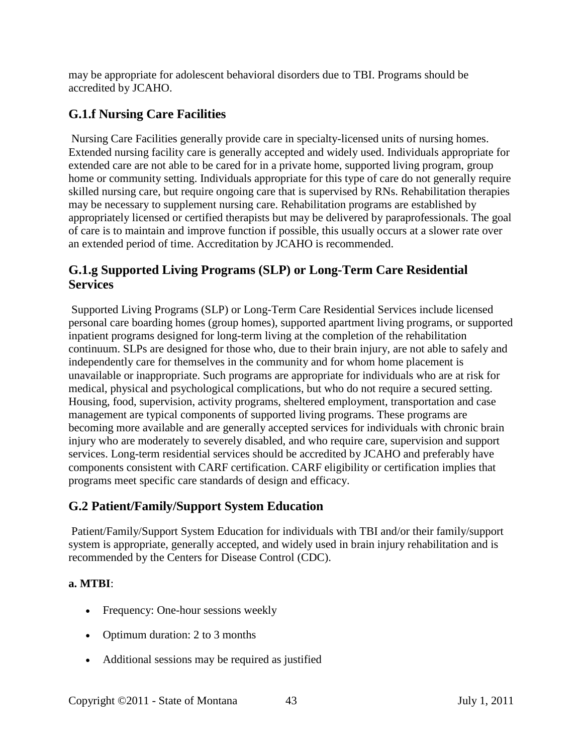may be appropriate for adolescent behavioral disorders due to TBI. Programs should be accredited by JCAHO.

## G.1.f Nursing Care Facilities

Nursing Care Facilities generally provide care in specialty-licensed units of nursing homes. Extended nursing facility care is generally accepted and widely used. Individuals appropriate for extended care are not able to be cared for in a private home, supported living program, group home or community setting. Individuals appropriate for this type of care do not generally require skilled nursing care, but require ongoing care that is supervised by RNs. Rehabilitation therapies may be necessary to supplement nursing care. Rehabilitation programs are established by appropriately licensed or certified therapists but may be delivered by paraprofessionals. The goal of care is to maintain and improve function if possible, this usually occurs at a slower rate over an extended period of time. Accreditation by JCAHO is recommended.

## G.1.g Supported Living Programs (SLP) or Long-Term Care Residential Services

Supported Living Programs (SLP) or Long-Term Care Residential Services include licensed personal care boarding homes (group homes), supported apartment living programs, or supported inpatient programs designed for long-term living at the completion of the rehabilitation continuum. SLPs are designed for those who, due to their brain injury, are not able to safely and independently care for themselves in the community and for whom home placement is unavailable or inappropriate. Such programs are appropriate for individuals who are at risk for medical, physical and psychological complications, but who do not require a secured setting. Housing, food, supervision, activity programs, sheltered employment, transportation and case management are typical components of supported living programs. These programs are becoming more available and are generally accepted services for individuals with chronic brain injury who are moderately to severely disabled, and who require care, supervision and support services. Long-term residential services should be accredited by JCAHO and preferably have components consistent with CARF certification. CARF eligibility or certification implies that programs meet specific care standards of design and efficacy.

## G.2 Patient/Family/Support System Education

Patient/Family/Support System Education for individuals with TBI and/or their family/support system is appropriate, generally accepted, and widely used in brain injury rehabilitation and is recommended by the Centers for Disease Control (CDC).

**a. MTBI**:

- Frequency: One-hour sessions weekly
- Optimum duration: 2 to 3 months
- Additional sessions may be required as justified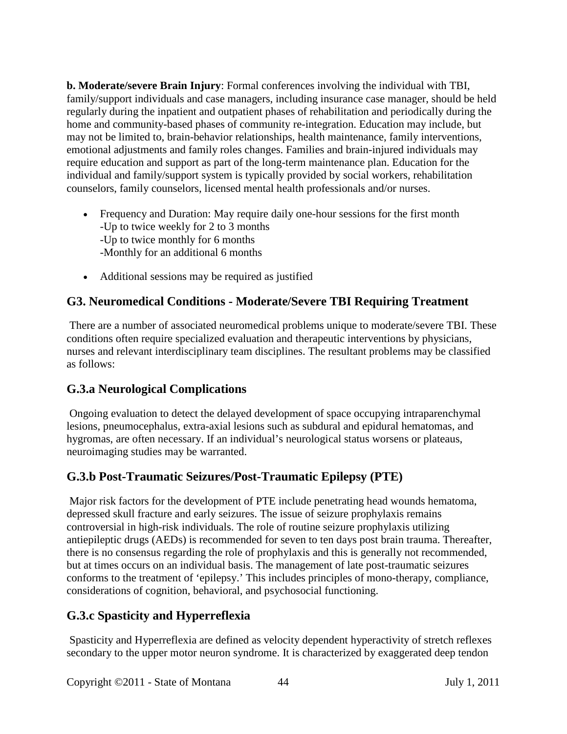**b. Moderate/severe Brain Injury**: Formal conferences involving the individual with TBI, family/support individuals and case managers, including insurance case manager, should be held regularly during the inpatient and outpatient phases of rehabilitation and periodically during the home and community-based phases of community re-integration. Education may include, but may not be limited to, brain-behavior relationships, health maintenance, family interventions, emotional adjustments and family roles changes. Families and brain-injured individuals may require education and support as part of the long-term maintenance plan. Education for the individual and family/support system is typically provided by social workers, rehabilitation counselors, family counselors, licensed mental health professionals and/or nurses.

- Frequency and Duration: May require daily one-hour sessions for the first month
  -Up to twice weekly for 2 to 3 months
  -Up to twice monthly for 6 months
  -Monthly for an additional 6 months

- Additional sessions may be required as justified

## G3. Neuromedical Conditions - Moderate/Severe TBI Requiring Treatment

There are a number of associated neuromedical problems unique to moderate/severe TBI. These conditions often require specialized evaluation and therapeutic interventions by physicians, nurses and relevant interdisciplinary team disciplines. The resultant problems may be classified as follows:

### G.3.a Neurological Complications

Ongoing evaluation to detect the delayed development of space occupying intraparenchymal lesions, pneumocephalus, extra-axial lesions such as subdural and epidural hematomas, and hygromas, are often necessary. If an individual's neurological status worsens or plateaus, neuroimaging studies may be warranted.

### G.3.b Post-Traumatic Seizures/Post-Traumatic Epilepsy (PTE)

Major risk factors for the development of PTE include penetrating head wounds hematoma, depressed skull fracture and early seizures. The issue of seizure prophylaxis remains controversial in high-risk individuals. The role of routine seizure prophylaxis utilizing antiepileptic drugs (AEDs) is recommended for seven to ten days post brain trauma. Thereafter, there is no consensus regarding the role of prophylaxis and this is generally not recommended, but at times occurs on an individual basis. The management of late post-traumatic seizures conforms to the treatment of 'epilepsy.' This includes principles of mono-therapy, compliance, considerations of cognition, behavioral, and psychosocial functioning.

### G.3.c Spasticity and Hyperreflexia

Spasticity and Hyperreflexia are defined as velocity dependent hyperactivity of stretch reflexes secondary to the upper motor neuron syndrome. It is characterized by exaggerated deep tendon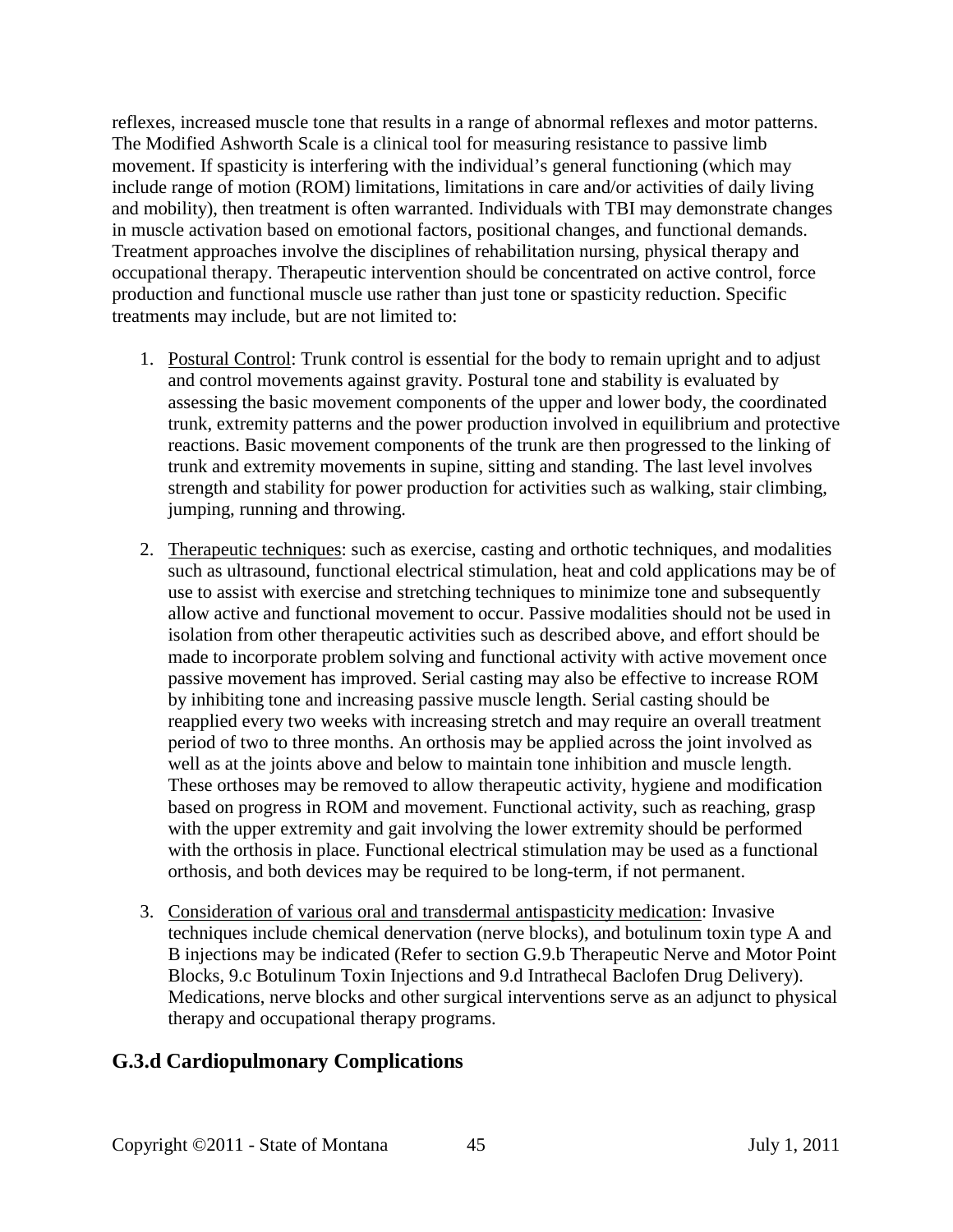reflexes, increased muscle tone that results in a range of abnormal reflexes and motor patterns. The Modified Ashworth Scale is a clinical tool for measuring resistance to passive limb movement. If spasticity is interfering with the individual's general functioning (which may include range of motion (ROM) limitations, limitations in care and/or activities of daily living and mobility), then treatment is often warranted. Individuals with TBI may demonstrate changes in muscle activation based on emotional factors, positional changes, and functional demands. Treatment approaches involve the disciplines of rehabilitation nursing, physical therapy and occupational therapy. Therapeutic intervention should be concentrated on active control, force production and functional muscle use rather than just tone or spasticity reduction. Specific treatments may include, but are not limited to:

1. Postural Control: Trunk control is essential for the body to remain upright and to adjust and control movements against gravity. Postural tone and stability is evaluated by assessing the basic movement components of the upper and lower body, the coordinated trunk, extremity patterns and the power production involved in equilibrium and protective reactions. Basic movement components of the trunk are then progressed to the linking of trunk and extremity movements in supine, sitting and standing. The last level involves strength and stability for power production for activities such as walking, stair climbing, jumping, running and throwing.

2. Therapeutic techniques: such as exercise, casting and orthotic techniques, and modalities such as ultrasound, functional electrical stimulation, heat and cold applications may be of use to assist with exercise and stretching techniques to minimize tone and subsequently allow active and functional movement to occur. Passive modalities should not be used in isolation from other therapeutic activities such as described above, and effort should be made to incorporate problem solving and functional activity with active movement once passive movement has improved. Serial casting may also be effective to increase ROM by inhibiting tone and increasing passive muscle length. Serial casting should be reapplied every two weeks with increasing stretch and may require an overall treatment period of two to three months. An orthosis may be applied across the joint involved as well as at the joints above and below to maintain tone inhibition and muscle length. These orthoses may be removed to allow therapeutic activity, hygiene and modification based on progress in ROM and movement. Functional activity, such as reaching, grasp with the upper extremity and gait involving the lower extremity should be performed with the orthosis in place. Functional electrical stimulation may be used as a functional orthosis, and both devices may be required to be long-term, if not permanent.

3. Consideration of various oral and transdermal antispasticity medication: Invasive techniques include chemical denervation (nerve blocks), and botulinum toxin type A and B injections may be indicated (Refer to section G.9.b Therapeutic Nerve and Motor Point Blocks, 9.c Botulinum Toxin Injections and 9.d Intrathecal Baclofen Drug Delivery). Medications, nerve blocks and other surgical interventions serve as an adjunct to physical therapy and occupational therapy programs.

## G.3.d Cardiopulmonary Complications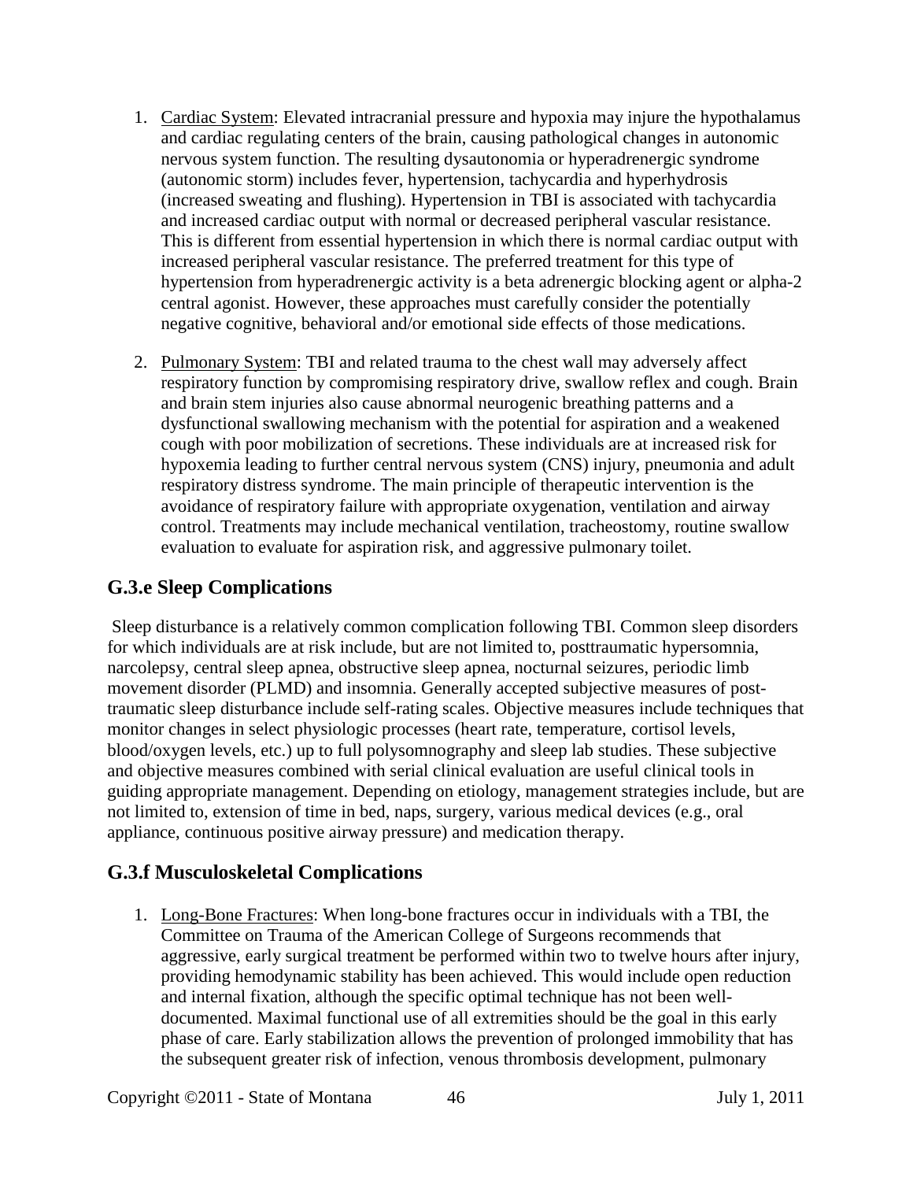1. Cardiac System: Elevated intracranial pressure and hypoxia may injure the hypothalamus and cardiac regulating centers of the brain, causing pathological changes in autonomic nervous system function. The resulting dysautonomia or hyperadrenergic syndrome (autonomic storm) includes fever, hypertension, tachycardia and hyperhydrosis (increased sweating and flushing). Hypertension in TBI is associated with tachycardia and increased cardiac output with normal or decreased peripheral vascular resistance. This is different from essential hypertension in which there is normal cardiac output with increased peripheral vascular resistance. The preferred treatment for this type of hypertension from hyperadrenergic activity is a beta adrenergic blocking agent or alpha-2 central agonist. However, these approaches must carefully consider the potentially negative cognitive, behavioral and/or emotional side effects of those medications.

2. Pulmonary System: TBI and related trauma to the chest wall may adversely affect respiratory function by compromising respiratory drive, swallow reflex and cough. Brain and brain stem injuries also cause abnormal neurogenic breathing patterns and a dysfunctional swallowing mechanism with the potential for aspiration and a weakened cough with poor mobilization of secretions. These individuals are at increased risk for hypoxemia leading to further central nervous system (CNS) injury, pneumonia and adult respiratory distress syndrome. The main principle of therapeutic intervention is the avoidance of respiratory failure with appropriate oxygenation, ventilation and airway control. Treatments may include mechanical ventilation, tracheostomy, routine swallow evaluation to evaluate for aspiration risk, and aggressive pulmonary toilet.

## G.3.e Sleep Complications

Sleep disturbance is a relatively common complication following TBI. Common sleep disorders for which individuals are at risk include, but are not limited to, posttraumatic hypersomnia, narcolepsy, central sleep apnea, obstructive sleep apnea, nocturnal seizures, periodic limb movement disorder (PLMD) and insomnia. Generally accepted subjective measures of post-traumatic sleep disturbance include self-rating scales. Objective measures include techniques that monitor changes in select physiologic processes (heart rate, temperature, cortisol levels, blood/oxygen levels, etc.) up to full polysomnography and sleep lab studies. These subjective and objective measures combined with serial clinical evaluation are useful clinical tools in guiding appropriate management. Depending on etiology, management strategies include, but are not limited to, extension of time in bed, naps, surgery, various medical devices (e.g., oral appliance, continuous positive airway pressure) and medication therapy.

## G.3.f Musculoskeletal Complications

1. Long-Bone Fractures: When long-bone fractures occur in individuals with a TBI, the Committee on Trauma of the American College of Surgeons recommends that aggressive, early surgical treatment be performed within two to twelve hours after injury, providing hemodynamic stability has been achieved. This would include open reduction and internal fixation, although the specific optimal technique has not been well-documented. Maximal functional use of all extremities should be the goal in this early phase of care. Early stabilization allows the prevention of prolonged immobility that has the subsequent greater risk of infection, venous thrombosis development, pulmonary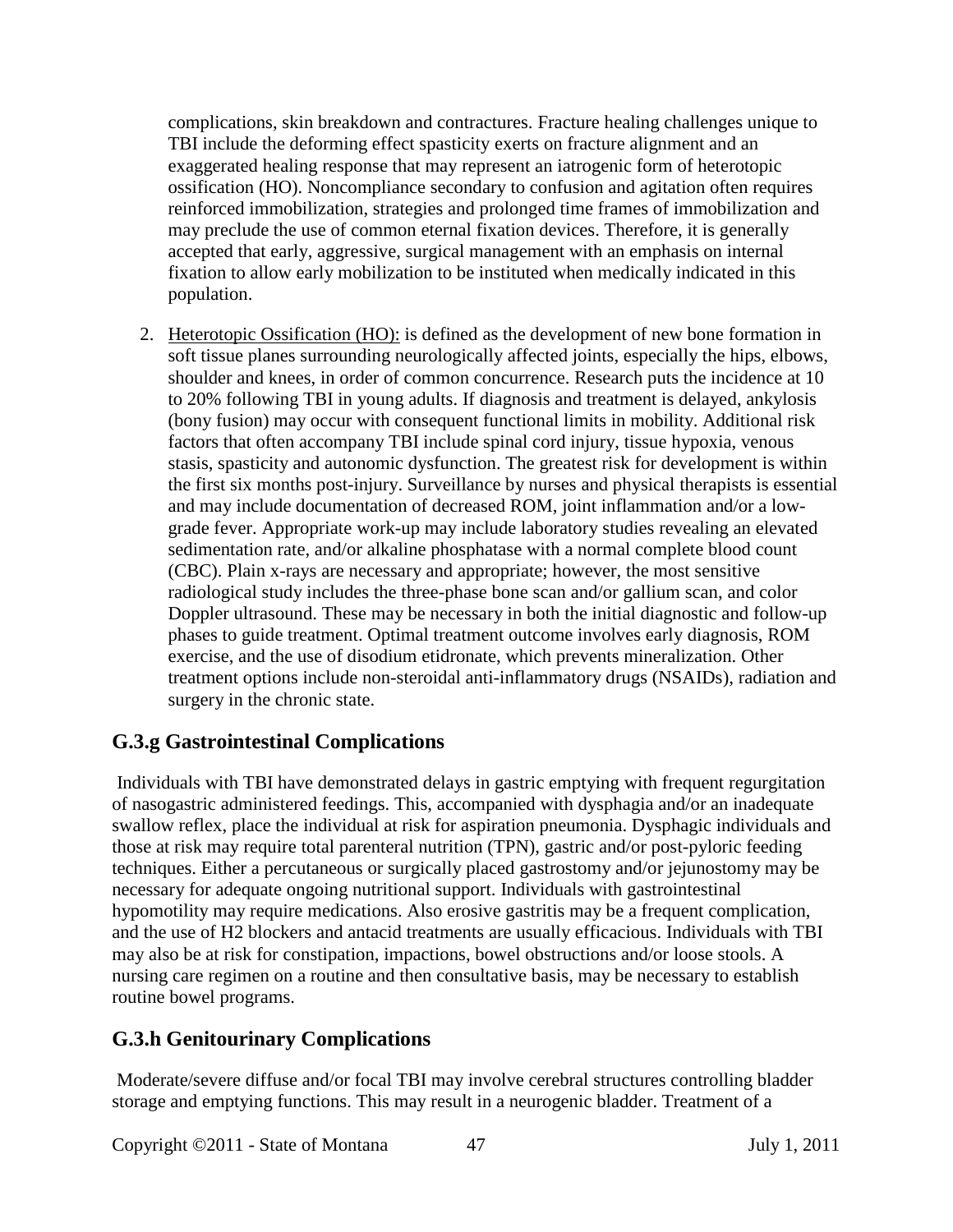complications, skin breakdown and contractures. Fracture healing challenges unique to TBI include the deforming effect spasticity exerts on fracture alignment and an exaggerated healing response that may represent an iatrogenic form of heterotopic ossification (HO). Noncompliance secondary to confusion and agitation often requires reinforced immobilization, strategies and prolonged time frames of immobilization and may preclude the use of common eternal fixation devices. Therefore, it is generally accepted that early, aggressive, surgical management with an emphasis on internal fixation to allow early mobilization to be instituted when medically indicated in this population.

2. Heterotopic Ossification (HO): is defined as the development of new bone formation in soft tissue planes surrounding neurologically affected joints, especially the hips, elbows, shoulder and knees, in order of common concurrence. Research puts the incidence at 10 to 20% following TBI in young adults. If diagnosis and treatment is delayed, ankylosis (bony fusion) may occur with consequent functional limits in mobility. Additional risk factors that often accompany TBI include spinal cord injury, tissue hypoxia, venous stasis, spasticity and autonomic dysfunction. The greatest risk for development is within the first six months post-injury. Surveillance by nurses and physical therapists is essential and may include documentation of decreased ROM, joint inflammation and/or a low-grade fever. Appropriate work-up may include laboratory studies revealing an elevated sedimentation rate, and/or alkaline phosphatase with a normal complete blood count (CBC). Plain x-rays are necessary and appropriate; however, the most sensitive radiological study includes the three-phase bone scan and/or gallium scan, and color Doppler ultrasound. These may be necessary in both the initial diagnostic and follow-up phases to guide treatment. Optimal treatment outcome involves early diagnosis, ROM exercise, and the use of disodium etidronate, which prevents mineralization. Other treatment options include non-steroidal anti-inflammatory drugs (NSAIDs), radiation and surgery in the chronic state.

## G.3.g Gastrointestinal Complications

Individuals with TBI have demonstrated delays in gastric emptying with frequent regurgitation of nasogastric administered feedings. This, accompanied with dysphagia and/or an inadequate swallow reflex, place the individual at risk for aspiration pneumonia. Dysphagic individuals and those at risk may require total parenteral nutrition (TPN), gastric and/or post-pyloric feeding techniques. Either a percutaneous or surgically placed gastrostomy and/or jejunostomy may be necessary for adequate ongoing nutritional support. Individuals with gastrointestinal hypomotility may require medications. Also erosive gastritis may be a frequent complication, and the use of H2 blockers and antacid treatments are usually efficacious. Individuals with TBI may also be at risk for constipation, impactions, bowel obstructions and/or loose stools. A nursing care regimen on a routine and then consultative basis, may be necessary to establish routine bowel programs.

## G.3.h Genitourinary Complications

Moderate/severe diffuse and/or focal TBI may involve cerebral structures controlling bladder storage and emptying functions. This may result in a neurogenic bladder. Treatment of a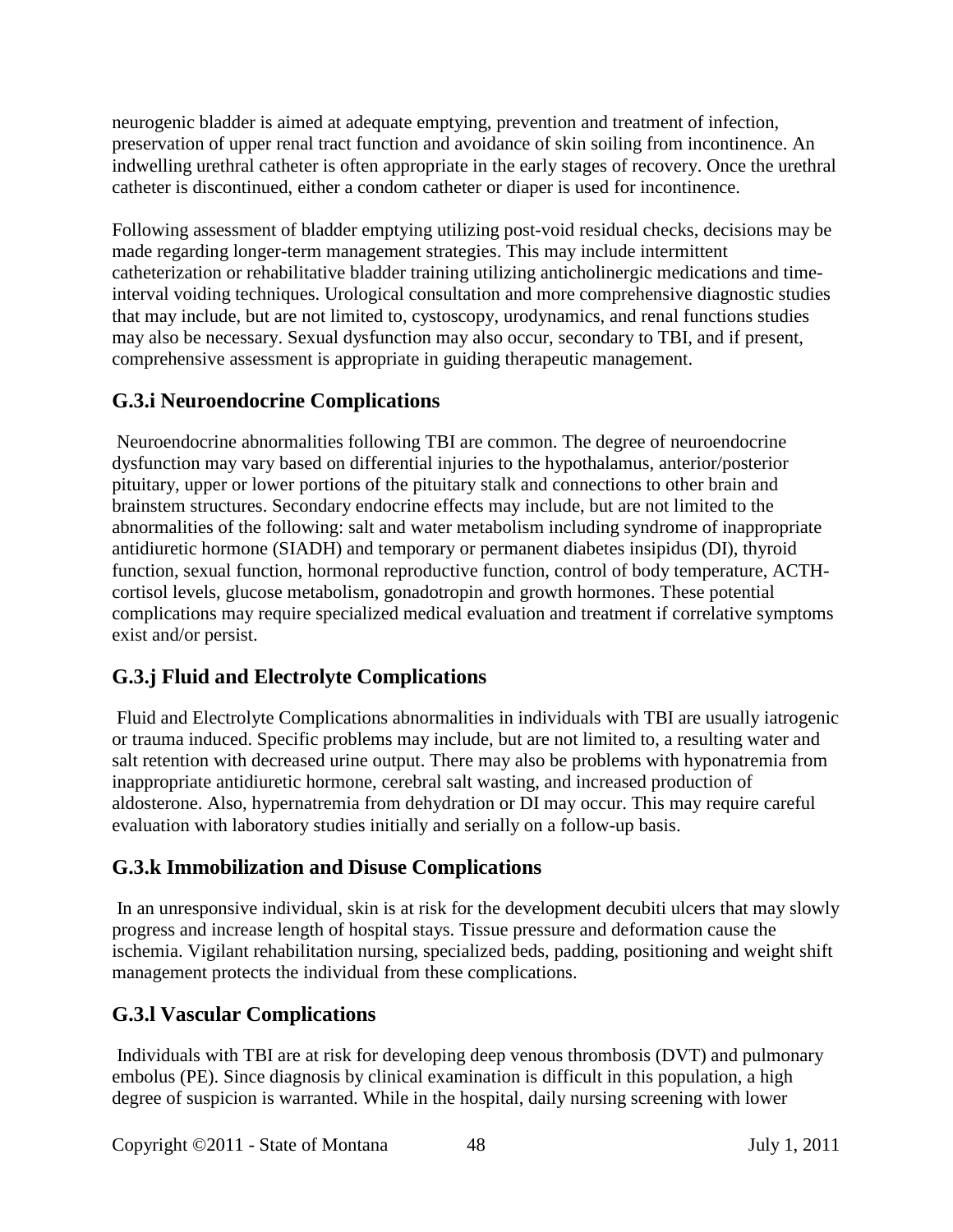neurogenic bladder is aimed at adequate emptying, prevention and treatment of infection, preservation of upper renal tract function and avoidance of skin soiling from incontinence. An indwelling urethral catheter is often appropriate in the early stages of recovery. Once the urethral catheter is discontinued, either a condom catheter or diaper is used for incontinence.

Following assessment of bladder emptying utilizing post-void residual checks, decisions may be made regarding longer-term management strategies. This may include intermittent catheterization or rehabilitative bladder training utilizing anticholinergic medications and time-interval voiding techniques. Urological consultation and more comprehensive diagnostic studies that may include, but are not limited to, cystoscopy, urodynamics, and renal functions studies may also be necessary. Sexual dysfunction may also occur, secondary to TBI, and if present, comprehensive assessment is appropriate in guiding therapeutic management.

## G.3.i Neuroendocrine Complications

Neuroendocrine abnormalities following TBI are common. The degree of neuroendocrine dysfunction may vary based on differential injuries to the hypothalamus, anterior/posterior pituitary, upper or lower portions of the pituitary stalk and connections to other brain and brainstem structures. Secondary endocrine effects may include, but are not limited to the abnormalities of the following: salt and water metabolism including syndrome of inappropriate antidiuretic hormone (SIADH) and temporary or permanent diabetes insipidus (DI), thyroid function, sexual function, hormonal reproductive function, control of body temperature, ACTH-cortisol levels, glucose metabolism, gonadotropin and growth hormones. These potential complications may require specialized medical evaluation and treatment if correlative symptoms exist and/or persist.

## G.3.j Fluid and Electrolyte Complications

Fluid and Electrolyte Complications abnormalities in individuals with TBI are usually iatrogenic or trauma induced. Specific problems may include, but are not limited to, a resulting water and salt retention with decreased urine output. There may also be problems with hyponatremia from inappropriate antidiuretic hormone, cerebral salt wasting, and increased production of aldosterone. Also, hypernatremia from dehydration or DI may occur. This may require careful evaluation with laboratory studies initially and serially on a follow-up basis.

## G.3.k Immobilization and Disuse Complications

In an unresponsive individual, skin is at risk for the development decubiti ulcers that may slowly progress and increase length of hospital stays. Tissue pressure and deformation cause the ischemia. Vigilant rehabilitation nursing, specialized beds, padding, positioning and weight shift management protects the individual from these complications.

## G.3.l Vascular Complications

Individuals with TBI are at risk for developing deep venous thrombosis (DVT) and pulmonary embolus (PE). Since diagnosis by clinical examination is difficult in this population, a high degree of suspicion is warranted. While in the hospital, daily nursing screening with lower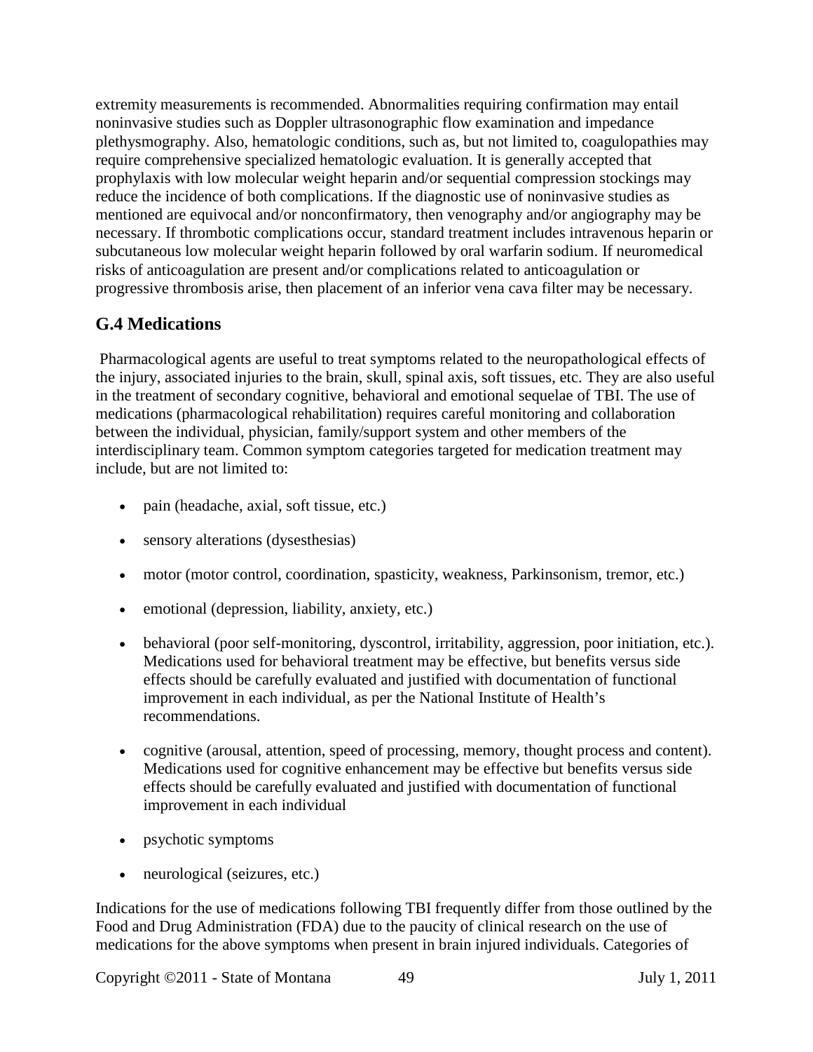extremity measurements is recommended. Abnormalities requiring confirmation may entail noninvasive studies such as Doppler ultrasonographic flow examination and impedance plethysmography. Also, hematologic conditions, such as, but not limited to, coagulopathies may require comprehensive specialized hematologic evaluation. It is generally accepted that prophylaxis with low molecular weight heparin and/or sequential compression stockings may reduce the incidence of both complications. If the diagnostic use of noninvasive studies as mentioned are equivocal and/or nonconfirmatory, then venography and/or angiography may be necessary. If thrombotic complications occur, standard treatment includes intravenous heparin or subcutaneous low molecular weight heparin followed by oral warfarin sodium. If neuromedical risks of anticoagulation are present and/or complications related to anticoagulation or progressive thrombosis arise, then placement of an inferior vena cava filter may be necessary.

## G.4 Medications

Pharmacological agents are useful to treat symptoms related to the neuropathological effects of the injury, associated injuries to the brain, skull, spinal axis, soft tissues, etc. They are also useful in the treatment of secondary cognitive, behavioral and emotional sequelae of TBI. The use of medications (pharmacological rehabilitation) requires careful monitoring and collaboration between the individual, physician, family/support system and other members of the interdisciplinary team. Common symptom categories targeted for medication treatment may include, but are not limited to:

- pain (headache, axial, soft tissue, etc.)
- sensory alterations (dysesthesias)
- motor (motor control, coordination, spasticity, weakness, Parkinsonism, tremor, etc.)
- emotional (depression, liability, anxiety, etc.)
- behavioral (poor self-monitoring, dyscontrol, irritability, aggression, poor initiation, etc.). Medications used for behavioral treatment may be effective, but benefits versus side effects should be carefully evaluated and justified with documentation of functional improvement in each individual, as per the National Institute of Health's recommendations.
- cognitive (arousal, attention, speed of processing, memory, thought process and content). Medications used for cognitive enhancement may be effective but benefits versus side effects should be carefully evaluated and justified with documentation of functional improvement in each individual
- psychotic symptoms
- neurological (seizures, etc.)

Indications for the use of medications following TBI frequently differ from those outlined by the Food and Drug Administration (FDA) due to the paucity of clinical research on the use of medications for the above symptoms when present in brain injured individuals. Categories of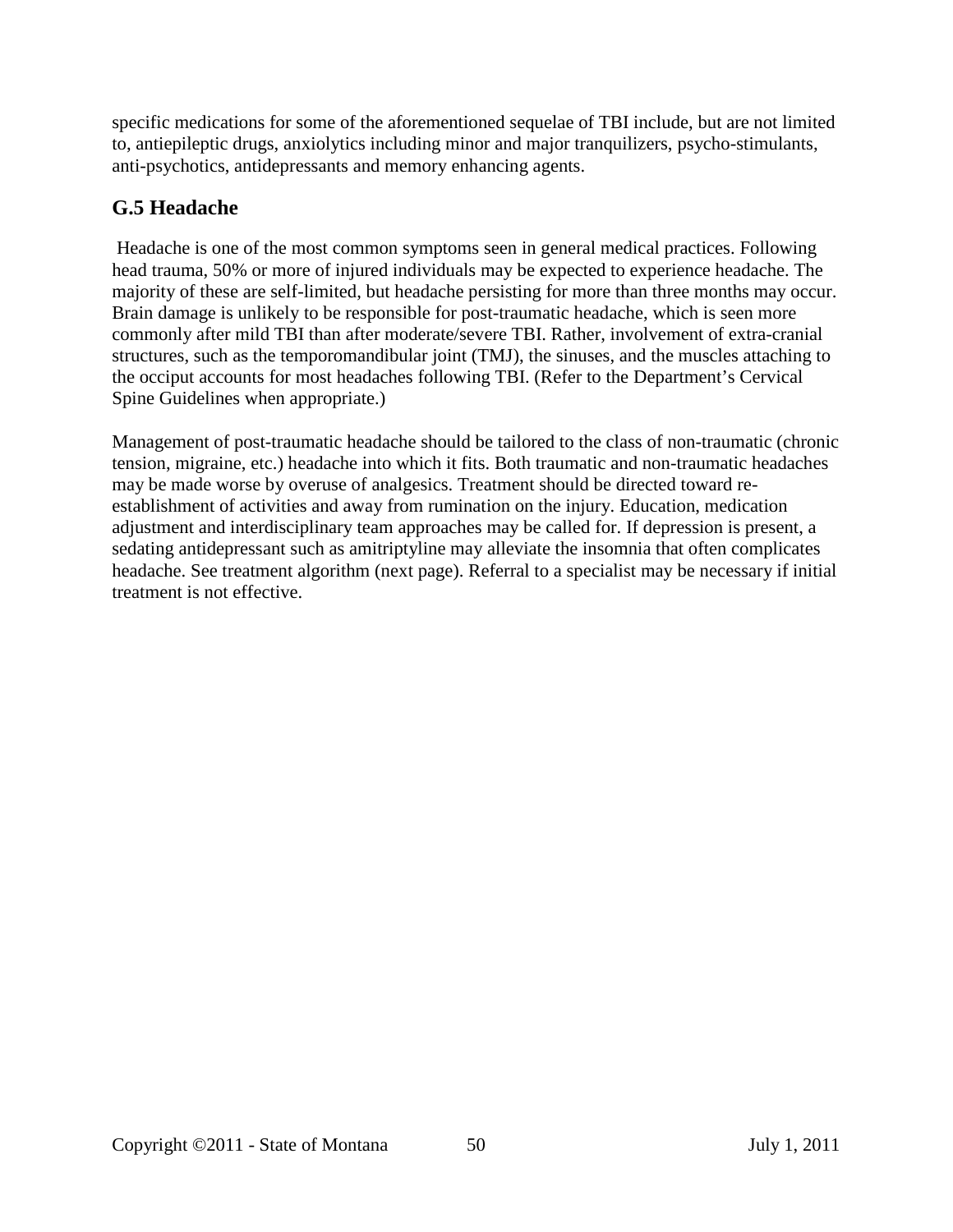specific medications for some of the aforementioned sequelae of TBI include, but are not limited to, antiepileptic drugs, anxiolytics including minor and major tranquilizers, psycho-stimulants, anti-psychotics, antidepressants and memory enhancing agents.

## G.5 Headache

Headache is one of the most common symptoms seen in general medical practices. Following head trauma, 50% or more of injured individuals may be expected to experience headache. The majority of these are self-limited, but headache persisting for more than three months may occur. Brain damage is unlikely to be responsible for post-traumatic headache, which is seen more commonly after mild TBI than after moderate/severe TBI. Rather, involvement of extra-cranial structures, such as the temporomandibular joint (TMJ), the sinuses, and the muscles attaching to the occiput accounts for most headaches following TBI. (Refer to the Department's Cervical Spine Guidelines when appropriate.)

Management of post-traumatic headache should be tailored to the class of non-traumatic (chronic tension, migraine, etc.) headache into which it fits. Both traumatic and non-traumatic headaches may be made worse by overuse of analgesics. Treatment should be directed toward re-establishment of activities and away from rumination on the injury. Education, medication adjustment and interdisciplinary team approaches may be called for. If depression is present, a sedating antidepressant such as amitriptyline may alleviate the insomnia that often complicates headache. See treatment algorithm (next page). Referral to a specialist may be necessary if initial treatment is not effective.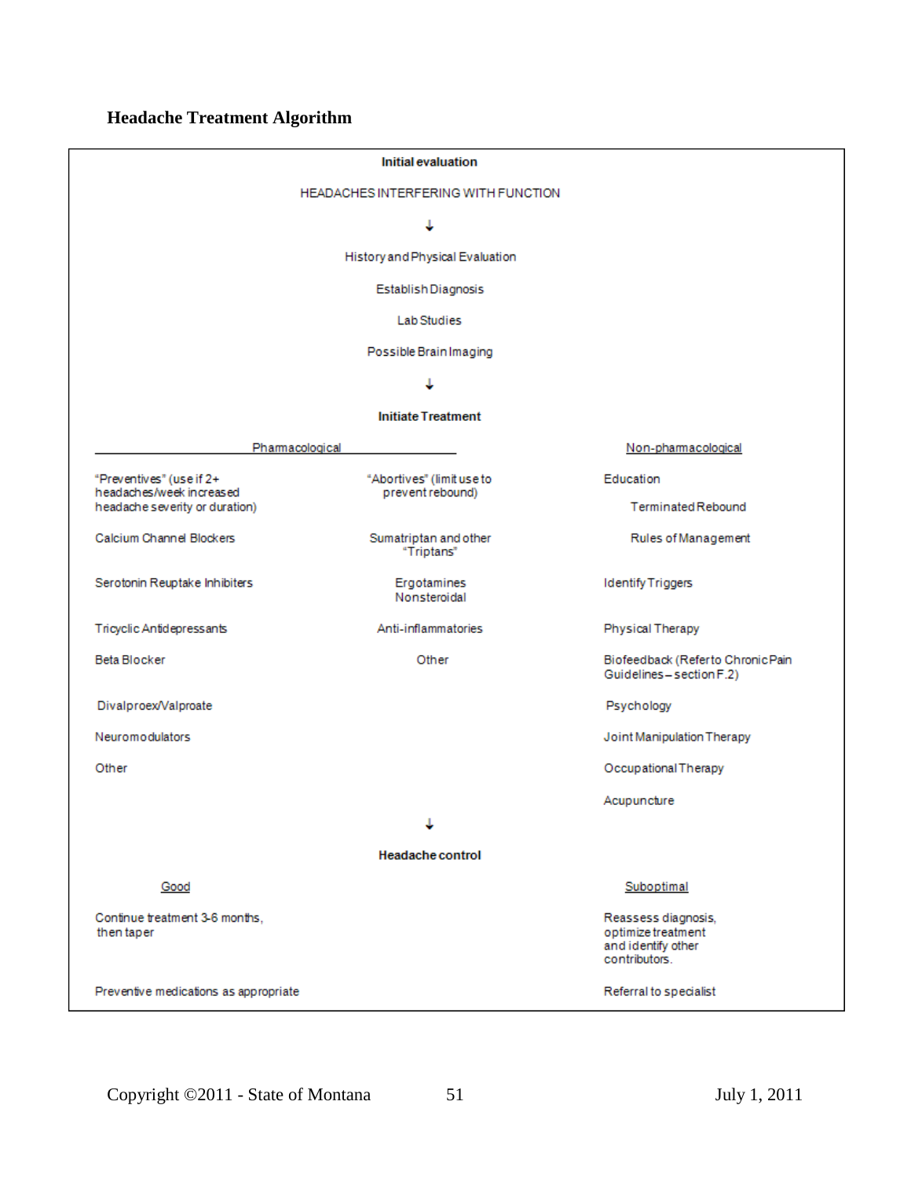## Headache Treatment Algorithm

**Initial evaluation**

HEADACHES INTERFERING WITH FUNCTION

↓

History and Physical Evaluation

Establish Diagnosis

Lab Studies

Possible Brain Imaging

↓

**Initiate Treatment**

| Pharmacological | | Non-pharmacological |
|---|---|---|
| "Preventives" (use if 2+ headaches/week increased headache severity or duration) | "Abortives" (limit use to prevent rebound) | Education |
| | | Terminated Rebound |
| Calcium Channel Blockers | Sumatriptan and other "Triptans" | Rules of Management |
| Serotonin Reuptake Inhibiters | Ergotamines Nonsteroidal | Identify Triggers |
| Tricyclic Antidepressants | Anti-inflammatories | Physical Therapy |
| Beta Blocker | Other | Biofeedback (Refer to Chronic Pain Guidelines – section F.2) |
| Divalproex/Valproate | | Psychology |
| Neuromodulators | | Joint Manipulation Therapy |
| Other | | Occupational Therapy |
| | | Acupuncture |

↓

**Headache control**

| Good | Suboptimal |
|---|---|
| Continue treatment 3-6 months, then taper | Reassess diagnosis, optimize treatment and identify other contributors. |
| Preventive medications as appropriate | Referral to specialist |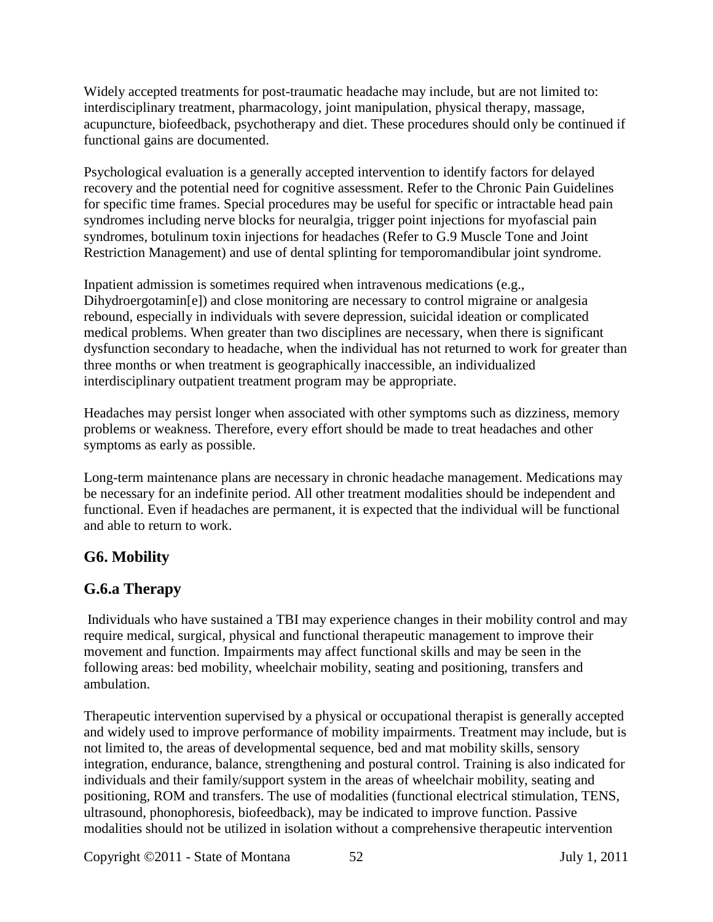Widely accepted treatments for post-traumatic headache may include, but are not limited to: interdisciplinary treatment, pharmacology, joint manipulation, physical therapy, massage, acupuncture, biofeedback, psychotherapy and diet. These procedures should only be continued if functional gains are documented.

Psychological evaluation is a generally accepted intervention to identify factors for delayed recovery and the potential need for cognitive assessment. Refer to the Chronic Pain Guidelines for specific time frames. Special procedures may be useful for specific or intractable head pain syndromes including nerve blocks for neuralgia, trigger point injections for myofascial pain syndromes, botulinum toxin injections for headaches (Refer to G.9 Muscle Tone and Joint Restriction Management) and use of dental splinting for temporomandibular joint syndrome.

Inpatient admission is sometimes required when intravenous medications (e.g., Dihydroergotamin[e]) and close monitoring are necessary to control migraine or analgesia rebound, especially in individuals with severe depression, suicidal ideation or complicated medical problems. When greater than two disciplines are necessary, when there is significant dysfunction secondary to headache, when the individual has not returned to work for greater than three months or when treatment is geographically inaccessible, an individualized interdisciplinary outpatient treatment program may be appropriate.

Headaches may persist longer when associated with other symptoms such as dizziness, memory problems or weakness. Therefore, every effort should be made to treat headaches and other symptoms as early as possible.

Long-term maintenance plans are necessary in chronic headache management. Medications may be necessary for an indefinite period. All other treatment modalities should be independent and functional. Even if headaches are permanent, it is expected that the individual will be functional and able to return to work.

## G6. Mobility

## G.6.a Therapy

Individuals who have sustained a TBI may experience changes in their mobility control and may require medical, surgical, physical and functional therapeutic management to improve their movement and function. Impairments may affect functional skills and may be seen in the following areas: bed mobility, wheelchair mobility, seating and positioning, transfers and ambulation.

Therapeutic intervention supervised by a physical or occupational therapist is generally accepted and widely used to improve performance of mobility impairments. Treatment may include, but is not limited to, the areas of developmental sequence, bed and mat mobility skills, sensory integration, endurance, balance, strengthening and postural control. Training is also indicated for individuals and their family/support system in the areas of wheelchair mobility, seating and positioning, ROM and transfers. The use of modalities (functional electrical stimulation, TENS, ultrasound, phonophoresis, biofeedback), may be indicated to improve function. Passive modalities should not be utilized in isolation without a comprehensive therapeutic intervention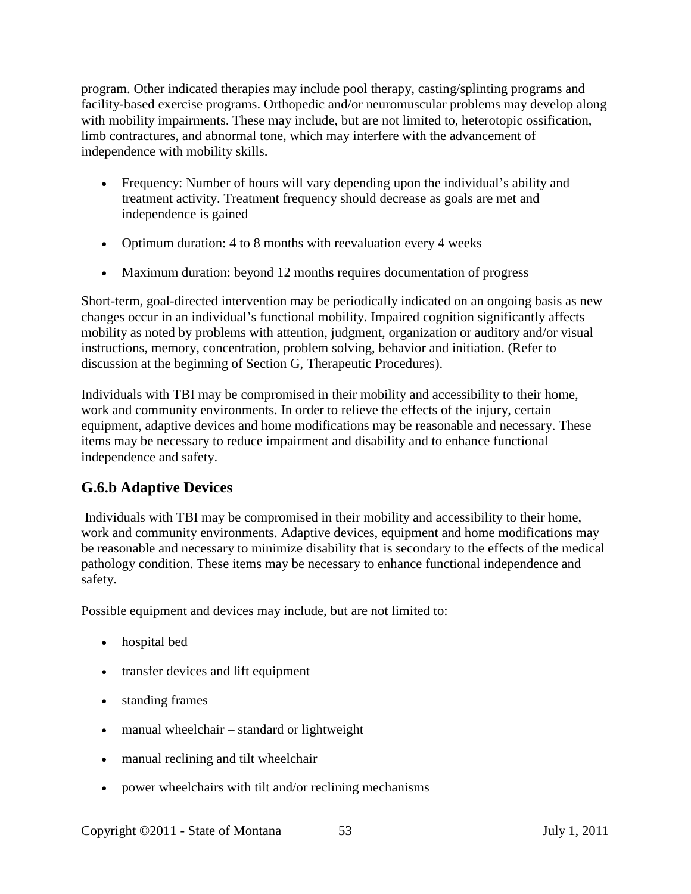program. Other indicated therapies may include pool therapy, casting/splinting programs and facility-based exercise programs. Orthopedic and/or neuromuscular problems may develop along with mobility impairments. These may include, but are not limited to, heterotopic ossification, limb contractures, and abnormal tone, which may interfere with the advancement of independence with mobility skills.

- Frequency: Number of hours will vary depending upon the individual's ability and treatment activity. Treatment frequency should decrease as goals are met and independence is gained
- Optimum duration: 4 to 8 months with reevaluation every 4 weeks
- Maximum duration: beyond 12 months requires documentation of progress

Short-term, goal-directed intervention may be periodically indicated on an ongoing basis as new changes occur in an individual's functional mobility. Impaired cognition significantly affects mobility as noted by problems with attention, judgment, organization or auditory and/or visual instructions, memory, concentration, problem solving, behavior and initiation. (Refer to discussion at the beginning of Section G, Therapeutic Procedures).

Individuals with TBI may be compromised in their mobility and accessibility to their home, work and community environments. In order to relieve the effects of the injury, certain equipment, adaptive devices and home modifications may be reasonable and necessary. These items may be necessary to reduce impairment and disability and to enhance functional independence and safety.

## G.6.b Adaptive Devices

Individuals with TBI may be compromised in their mobility and accessibility to their home, work and community environments. Adaptive devices, equipment and home modifications may be reasonable and necessary to minimize disability that is secondary to the effects of the medical pathology condition. These items may be necessary to enhance functional independence and safety.

Possible equipment and devices may include, but are not limited to:

- hospital bed
- transfer devices and lift equipment
- standing frames
- manual wheelchair – standard or lightweight
- manual reclining and tilt wheelchair
- power wheelchairs with tilt and/or reclining mechanisms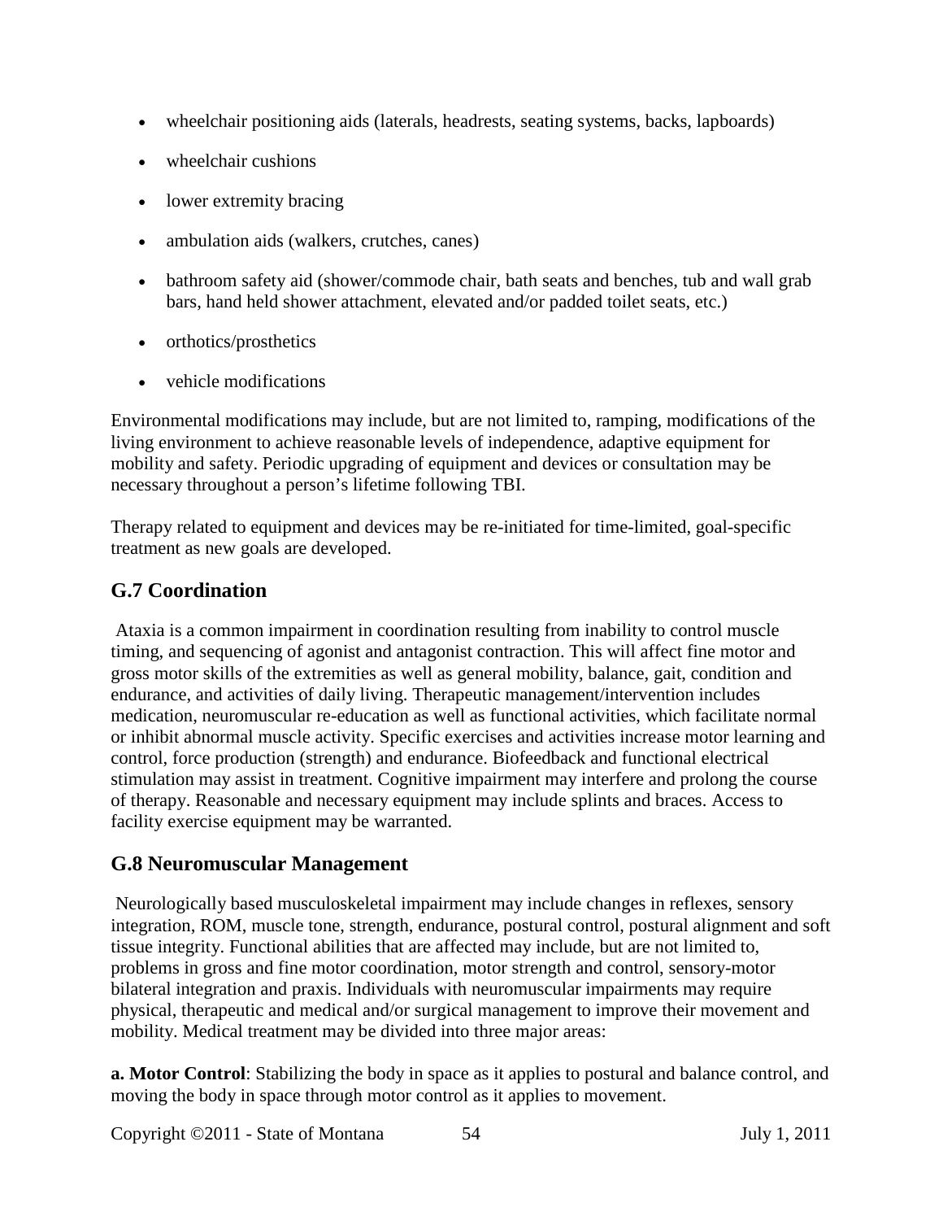- wheelchair positioning aids (laterals, headrests, seating systems, backs, lapboards)
- wheelchair cushions
- lower extremity bracing
- ambulation aids (walkers, crutches, canes)
- bathroom safety aid (shower/commode chair, bath seats and benches, tub and wall grab bars, hand held shower attachment, elevated and/or padded toilet seats, etc.)
- orthotics/prosthetics
- vehicle modifications

Environmental modifications may include, but are not limited to, ramping, modifications of the living environment to achieve reasonable levels of independence, adaptive equipment for mobility and safety. Periodic upgrading of equipment and devices or consultation may be necessary throughout a person's lifetime following TBI.

Therapy related to equipment and devices may be re-initiated for time-limited, goal-specific treatment as new goals are developed.

## G.7 Coordination

Ataxia is a common impairment in coordination resulting from inability to control muscle timing, and sequencing of agonist and antagonist contraction. This will affect fine motor and gross motor skills of the extremities as well as general mobility, balance, gait, condition and endurance, and activities of daily living. Therapeutic management/intervention includes medication, neuromuscular re-education as well as functional activities, which facilitate normal or inhibit abnormal muscle activity. Specific exercises and activities increase motor learning and control, force production (strength) and endurance. Biofeedback and functional electrical stimulation may assist in treatment. Cognitive impairment may interfere and prolong the course of therapy. Reasonable and necessary equipment may include splints and braces. Access to facility exercise equipment may be warranted.

## G.8 Neuromuscular Management

Neurologically based musculoskeletal impairment may include changes in reflexes, sensory integration, ROM, muscle tone, strength, endurance, postural control, postural alignment and soft tissue integrity. Functional abilities that are affected may include, but are not limited to, problems in gross and fine motor coordination, motor strength and control, sensory-motor bilateral integration and praxis. Individuals with neuromuscular impairments may require physical, therapeutic and medical and/or surgical management to improve their movement and mobility. Medical treatment may be divided into three major areas:

**a. Motor Control**: Stabilizing the body in space as it applies to postural and balance control, and moving the body in space through motor control as it applies to movement.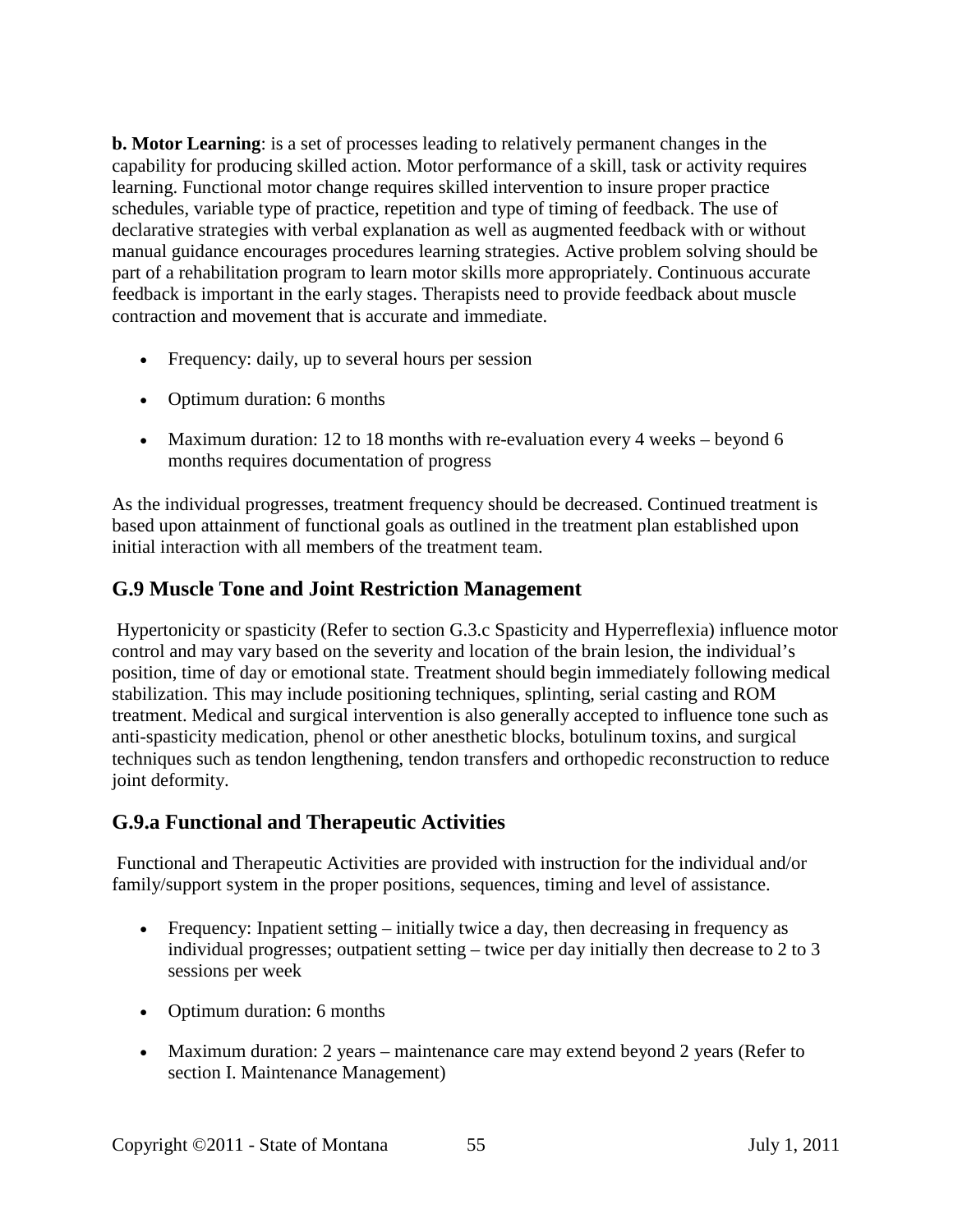**b. Motor Learning**: is a set of processes leading to relatively permanent changes in the capability for producing skilled action. Motor performance of a skill, task or activity requires learning. Functional motor change requires skilled intervention to insure proper practice schedules, variable type of practice, repetition and type of timing of feedback. The use of declarative strategies with verbal explanation as well as augmented feedback with or without manual guidance encourages procedures learning strategies. Active problem solving should be part of a rehabilitation program to learn motor skills more appropriately. Continuous accurate feedback is important in the early stages. Therapists need to provide feedback about muscle contraction and movement that is accurate and immediate.

- Frequency: daily, up to several hours per session
- Optimum duration: 6 months
- Maximum duration: 12 to 18 months with re-evaluation every 4 weeks – beyond 6 months requires documentation of progress

As the individual progresses, treatment frequency should be decreased. Continued treatment is based upon attainment of functional goals as outlined in the treatment plan established upon initial interaction with all members of the treatment team.

## G.9 Muscle Tone and Joint Restriction Management

Hypertonicity or spasticity (Refer to section G.3.c Spasticity and Hyperreflexia) influence motor control and may vary based on the severity and location of the brain lesion, the individual's position, time of day or emotional state. Treatment should begin immediately following medical stabilization. This may include positioning techniques, splinting, serial casting and ROM treatment. Medical and surgical intervention is also generally accepted to influence tone such as anti-spasticity medication, phenol or other anesthetic blocks, botulinum toxins, and surgical techniques such as tendon lengthening, tendon transfers and orthopedic reconstruction to reduce joint deformity.

## G.9.a Functional and Therapeutic Activities

Functional and Therapeutic Activities are provided with instruction for the individual and/or family/support system in the proper positions, sequences, timing and level of assistance.

- Frequency: Inpatient setting – initially twice a day, then decreasing in frequency as individual progresses; outpatient setting – twice per day initially then decrease to 2 to 3 sessions per week
- Optimum duration: 6 months
- Maximum duration: 2 years – maintenance care may extend beyond 2 years (Refer to section I. Maintenance Management)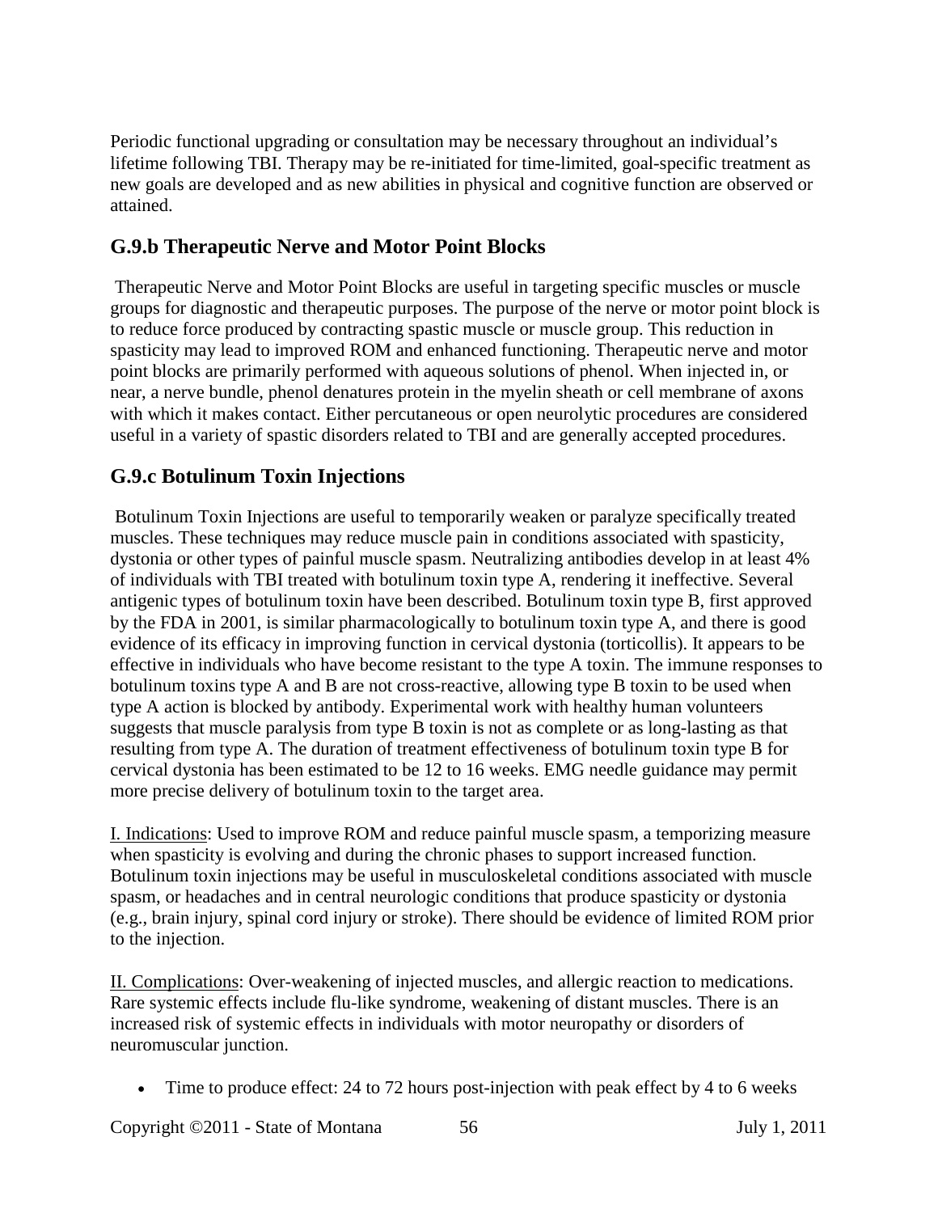Periodic functional upgrading or consultation may be necessary throughout an individual's lifetime following TBI. Therapy may be re-initiated for time-limited, goal-specific treatment as new goals are developed and as new abilities in physical and cognitive function are observed or attained.

## G.9.b Therapeutic Nerve and Motor Point Blocks

Therapeutic Nerve and Motor Point Blocks are useful in targeting specific muscles or muscle groups for diagnostic and therapeutic purposes. The purpose of the nerve or motor point block is to reduce force produced by contracting spastic muscle or muscle group. This reduction in spasticity may lead to improved ROM and enhanced functioning. Therapeutic nerve and motor point blocks are primarily performed with aqueous solutions of phenol. When injected in, or near, a nerve bundle, phenol denatures protein in the myelin sheath or cell membrane of axons with which it makes contact. Either percutaneous or open neurolytic procedures are considered useful in a variety of spastic disorders related to TBI and are generally accepted procedures.

## G.9.c Botulinum Toxin Injections

Botulinum Toxin Injections are useful to temporarily weaken or paralyze specifically treated muscles. These techniques may reduce muscle pain in conditions associated with spasticity, dystonia or other types of painful muscle spasm. Neutralizing antibodies develop in at least 4% of individuals with TBI treated with botulinum toxin type A, rendering it ineffective. Several antigenic types of botulinum toxin have been described. Botulinum toxin type B, first approved by the FDA in 2001, is similar pharmacologically to botulinum toxin type A, and there is good evidence of its efficacy in improving function in cervical dystonia (torticollis). It appears to be effective in individuals who have become resistant to the type A toxin. The immune responses to botulinum toxins type A and B are not cross-reactive, allowing type B toxin to be used when type A action is blocked by antibody. Experimental work with healthy human volunteers suggests that muscle paralysis from type B toxin is not as complete or as long-lasting as that resulting from type A. The duration of treatment effectiveness of botulinum toxin type B for cervical dystonia has been estimated to be 12 to 16 weeks. EMG needle guidance may permit more precise delivery of botulinum toxin to the target area.

I. Indications: Used to improve ROM and reduce painful muscle spasm, a temporizing measure when spasticity is evolving and during the chronic phases to support increased function. Botulinum toxin injections may be useful in musculoskeletal conditions associated with muscle spasm, or headaches and in central neurologic conditions that produce spasticity or dystonia (e.g., brain injury, spinal cord injury or stroke). There should be evidence of limited ROM prior to the injection.

II. Complications: Over-weakening of injected muscles, and allergic reaction to medications. Rare systemic effects include flu-like syndrome, weakening of distant muscles. There is an increased risk of systemic effects in individuals with motor neuropathy or disorders of neuromuscular junction.

- Time to produce effect: 24 to 72 hours post-injection with peak effect by 4 to 6 weeks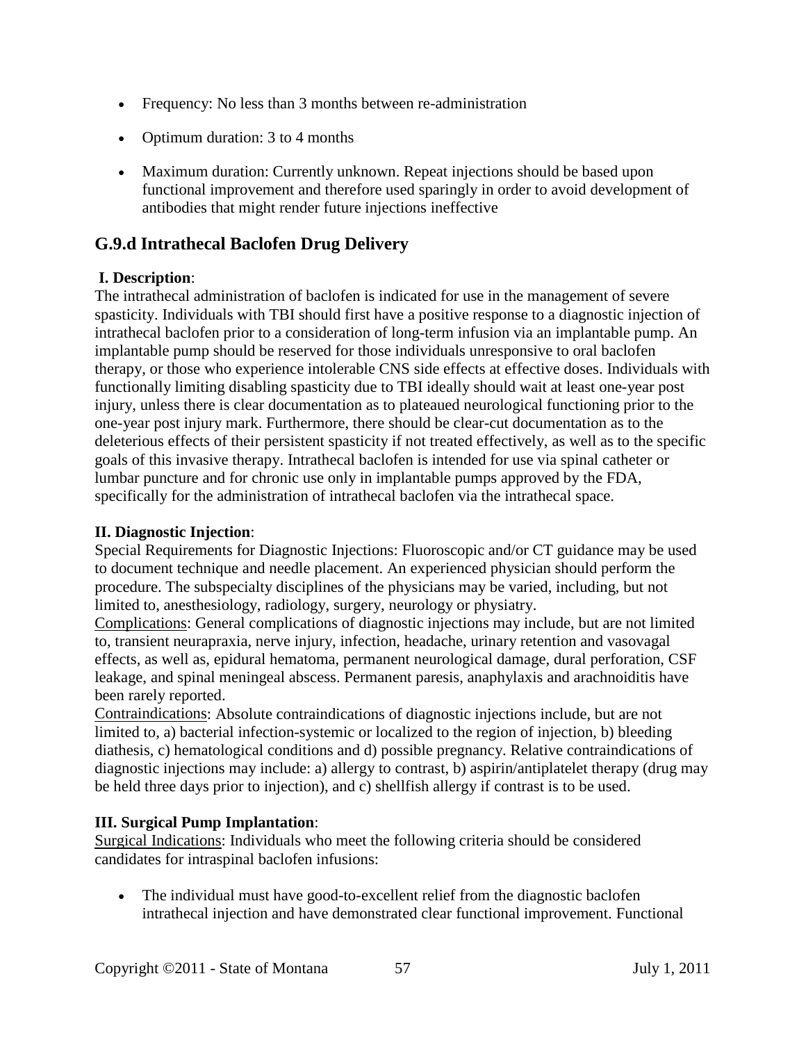- Frequency: No less than 3 months between re-administration
- Optimum duration: 3 to 4 months
- Maximum duration: Currently unknown. Repeat injections should be based upon functional improvement and therefore used sparingly in order to avoid development of antibodies that might render future injections ineffective

## G.9.d Intrathecal Baclofen Drug Delivery

**I. Description**:
The intrathecal administration of baclofen is indicated for use in the management of severe spasticity. Individuals with TBI should first have a positive response to a diagnostic injection of intrathecal baclofen prior to a consideration of long-term infusion via an implantable pump. An implantable pump should be reserved for those individuals unresponsive to oral baclofen therapy, or those who experience intolerable CNS side effects at effective doses. Individuals with functionally limiting disabling spasticity due to TBI ideally should wait at least one-year post injury, unless there is clear documentation as to plateaued neurological functioning prior to the one-year post injury mark. Furthermore, there should be clear-cut documentation as to the deleterious effects of their persistent spasticity if not treated effectively, as well as to the specific goals of this invasive therapy. Intrathecal baclofen is intended for use via spinal catheter or lumbar puncture and for chronic use only in implantable pumps approved by the FDA, specifically for the administration of intrathecal baclofen via the intrathecal space.

**II. Diagnostic Injection**:
Special Requirements for Diagnostic Injections: Fluoroscopic and/or CT guidance may be used to document technique and needle placement. An experienced physician should perform the procedure. The subspecialty disciplines of the physicians may be varied, including, but not limited to, anesthesiology, radiology, surgery, neurology or physiatry.
Complications: General complications of diagnostic injections may include, but are not limited to, transient neurapraxia, nerve injury, infection, headache, urinary retention and vasovagal effects, as well as, epidural hematoma, permanent neurological damage, dural perforation, CSF leakage, and spinal meningeal abscess. Permanent paresis, anaphylaxis and arachnoiditis have been rarely reported.
Contraindications: Absolute contraindications of diagnostic injections include, but are not limited to, a) bacterial infection-systemic or localized to the region of injection, b) bleeding diathesis, c) hematological conditions and d) possible pregnancy. Relative contraindications of diagnostic injections may include: a) allergy to contrast, b) aspirin/antiplatelet therapy (drug may be held three days prior to injection), and c) shellfish allergy if contrast is to be used.

**III. Surgical Pump Implantation**:
Surgical Indications: Individuals who meet the following criteria should be considered candidates for intraspinal baclofen infusions:

- The individual must have good-to-excellent relief from the diagnostic baclofen intrathecal injection and have demonstrated clear functional improvement. Functional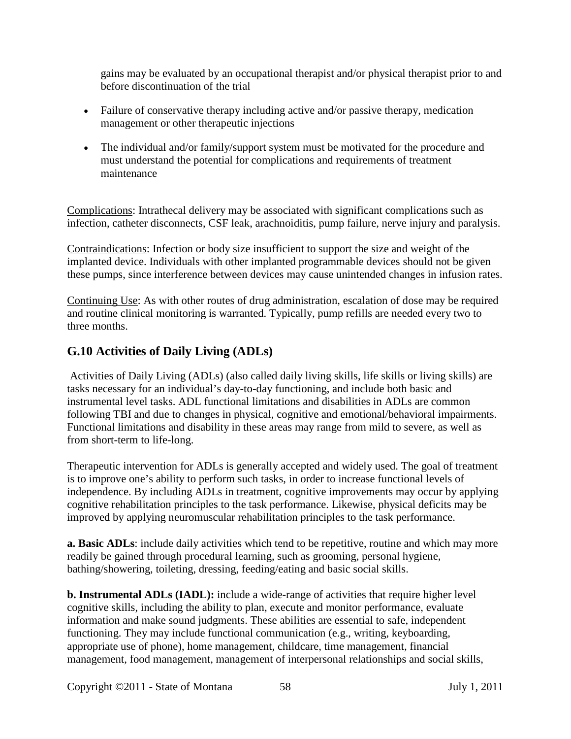gains may be evaluated by an occupational therapist and/or physical therapist prior to and before discontinuation of the trial

- Failure of conservative therapy including active and/or passive therapy, medication management or other therapeutic injections
- The individual and/or family/support system must be motivated for the procedure and must understand the potential for complications and requirements of treatment maintenance

Complications: Intrathecal delivery may be associated with significant complications such as infection, catheter disconnects, CSF leak, arachnoiditis, pump failure, nerve injury and paralysis.

Contraindications: Infection or body size insufficient to support the size and weight of the implanted device. Individuals with other implanted programmable devices should not be given these pumps, since interference between devices may cause unintended changes in infusion rates.

Continuing Use: As with other routes of drug administration, escalation of dose may be required and routine clinical monitoring is warranted. Typically, pump refills are needed every two to three months.

## G.10 Activities of Daily Living (ADLs)

Activities of Daily Living (ADLs) (also called daily living skills, life skills or living skills) are tasks necessary for an individual's day-to-day functioning, and include both basic and instrumental level tasks. ADL functional limitations and disabilities in ADLs are common following TBI and due to changes in physical, cognitive and emotional/behavioral impairments. Functional limitations and disability in these areas may range from mild to severe, as well as from short-term to life-long.

Therapeutic intervention for ADLs is generally accepted and widely used. The goal of treatment is to improve one's ability to perform such tasks, in order to increase functional levels of independence. By including ADLs in treatment, cognitive improvements may occur by applying cognitive rehabilitation principles to the task performance. Likewise, physical deficits may be improved by applying neuromuscular rehabilitation principles to the task performance.

**a. Basic ADLs**: include daily activities which tend to be repetitive, routine and which may more readily be gained through procedural learning, such as grooming, personal hygiene, bathing/showering, toileting, dressing, feeding/eating and basic social skills.

**b. Instrumental ADLs (IADL):** include a wide-range of activities that require higher level cognitive skills, including the ability to plan, execute and monitor performance, evaluate information and make sound judgments. These abilities are essential to safe, independent functioning. They may include functional communication (e.g., writing, keyboarding, appropriate use of phone), home management, childcare, time management, financial management, food management, management of interpersonal relationships and social skills,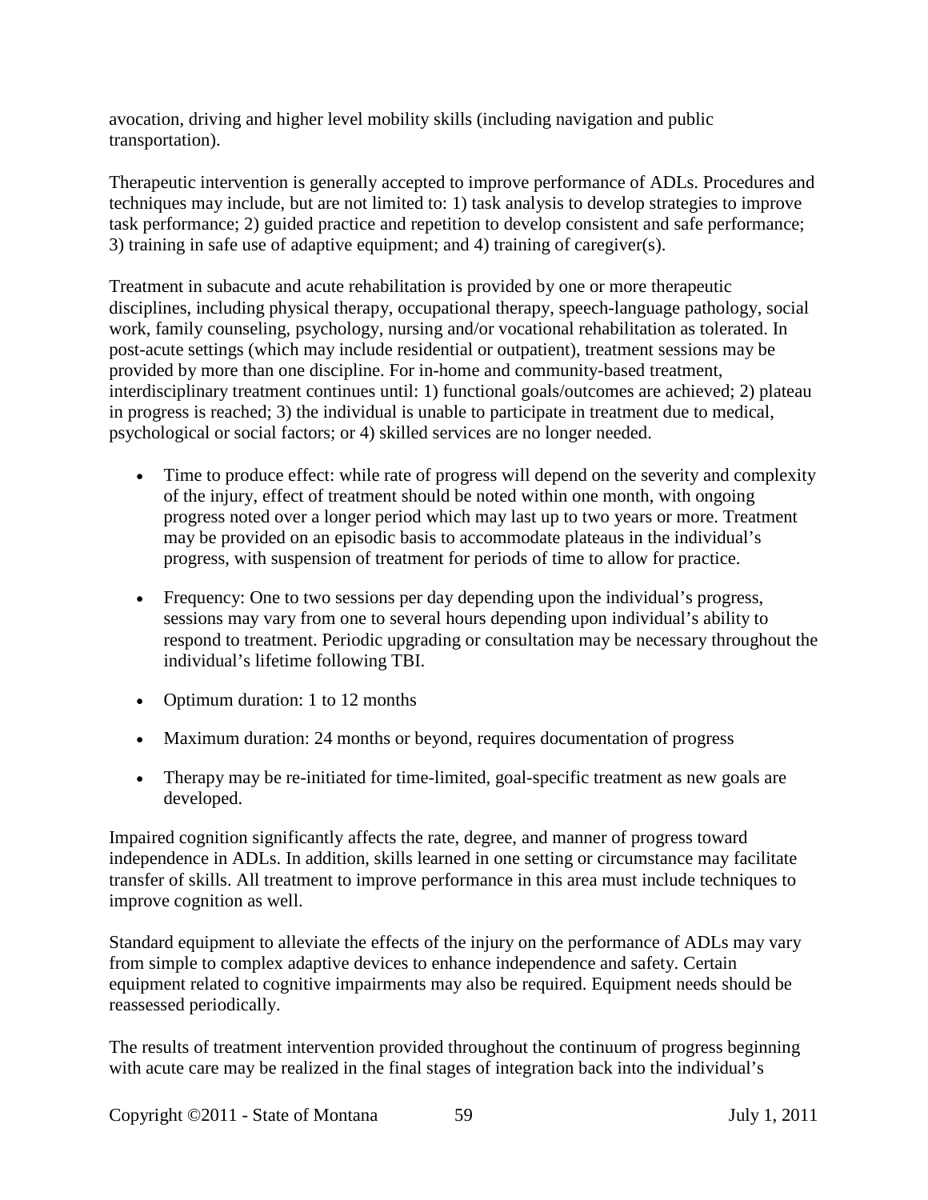avocation, driving and higher level mobility skills (including navigation and public transportation).

Therapeutic intervention is generally accepted to improve performance of ADLs. Procedures and techniques may include, but are not limited to: 1) task analysis to develop strategies to improve task performance; 2) guided practice and repetition to develop consistent and safe performance; 3) training in safe use of adaptive equipment; and 4) training of caregiver(s).

Treatment in subacute and acute rehabilitation is provided by one or more therapeutic disciplines, including physical therapy, occupational therapy, speech-language pathology, social work, family counseling, psychology, nursing and/or vocational rehabilitation as tolerated. In post-acute settings (which may include residential or outpatient), treatment sessions may be provided by more than one discipline. For in-home and community-based treatment, interdisciplinary treatment continues until: 1) functional goals/outcomes are achieved; 2) plateau in progress is reached; 3) the individual is unable to participate in treatment due to medical, psychological or social factors; or 4) skilled services are no longer needed.

- Time to produce effect: while rate of progress will depend on the severity and complexity of the injury, effect of treatment should be noted within one month, with ongoing progress noted over a longer period which may last up to two years or more. Treatment may be provided on an episodic basis to accommodate plateaus in the individual's progress, with suspension of treatment for periods of time to allow for practice.

- Frequency: One to two sessions per day depending upon the individual's progress, sessions may vary from one to several hours depending upon individual's ability to respond to treatment. Periodic upgrading or consultation may be necessary throughout the individual's lifetime following TBI.

- Optimum duration: 1 to 12 months

- Maximum duration: 24 months or beyond, requires documentation of progress

- Therapy may be re-initiated for time-limited, goal-specific treatment as new goals are developed.

Impaired cognition significantly affects the rate, degree, and manner of progress toward independence in ADLs. In addition, skills learned in one setting or circumstance may facilitate transfer of skills. All treatment to improve performance in this area must include techniques to improve cognition as well.

Standard equipment to alleviate the effects of the injury on the performance of ADLs may vary from simple to complex adaptive devices to enhance independence and safety. Certain equipment related to cognitive impairments may also be required. Equipment needs should be reassessed periodically.

The results of treatment intervention provided throughout the continuum of progress beginning with acute care may be realized in the final stages of integration back into the individual's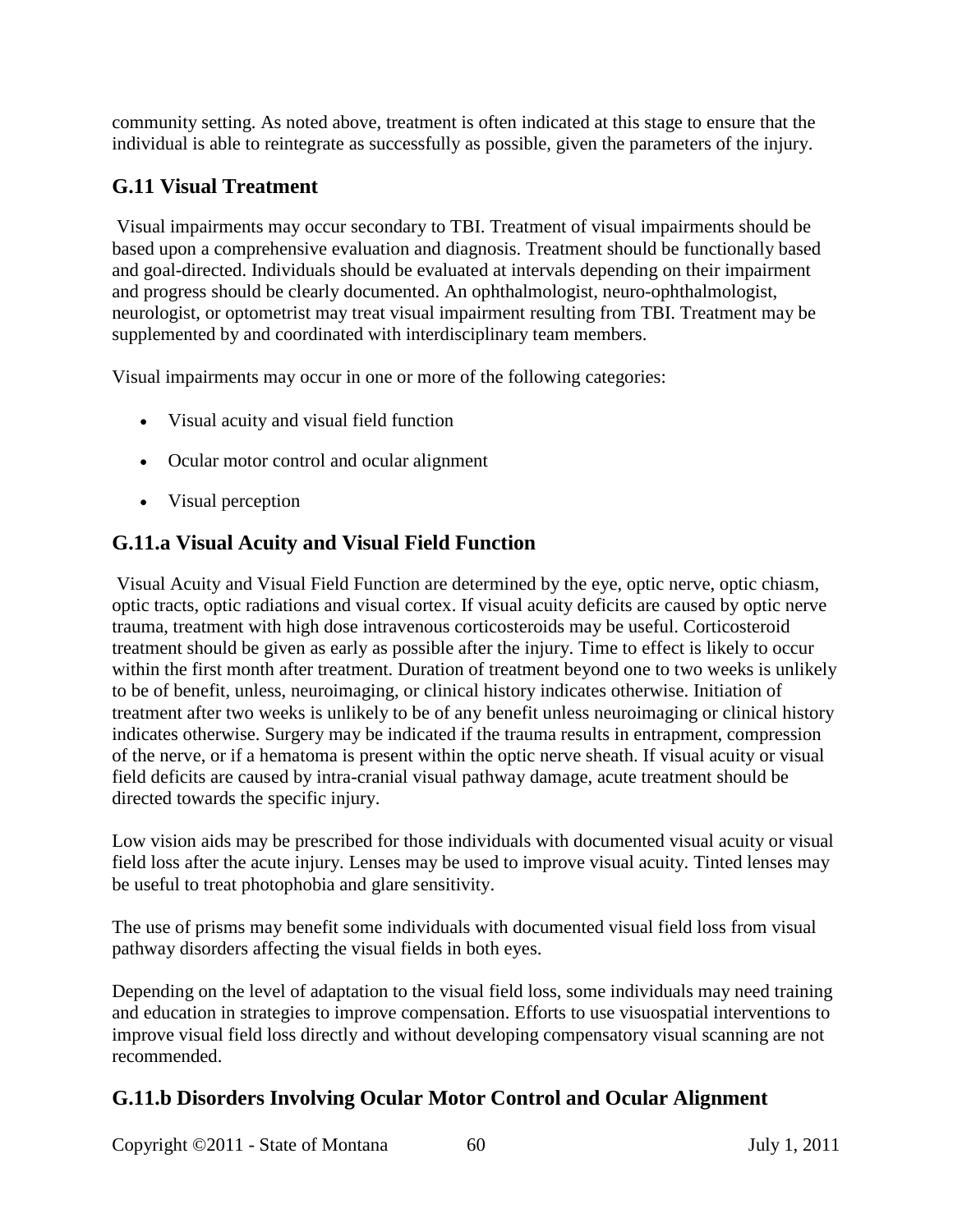community setting. As noted above, treatment is often indicated at this stage to ensure that the individual is able to reintegrate as successfully as possible, given the parameters of the injury.

## G.11 Visual Treatment

Visual impairments may occur secondary to TBI. Treatment of visual impairments should be based upon a comprehensive evaluation and diagnosis. Treatment should be functionally based and goal-directed. Individuals should be evaluated at intervals depending on their impairment and progress should be clearly documented. An ophthalmologist, neuro-ophthalmologist, neurologist, or optometrist may treat visual impairment resulting from TBI. Treatment may be supplemented by and coordinated with interdisciplinary team members.

Visual impairments may occur in one or more of the following categories:

- Visual acuity and visual field function
- Ocular motor control and ocular alignment
- Visual perception

## G.11.a Visual Acuity and Visual Field Function

Visual Acuity and Visual Field Function are determined by the eye, optic nerve, optic chiasm, optic tracts, optic radiations and visual cortex. If visual acuity deficits are caused by optic nerve trauma, treatment with high dose intravenous corticosteroids may be useful. Corticosteroid treatment should be given as early as possible after the injury. Time to effect is likely to occur within the first month after treatment. Duration of treatment beyond one to two weeks is unlikely to be of benefit, unless, neuroimaging, or clinical history indicates otherwise. Initiation of treatment after two weeks is unlikely to be of any benefit unless neuroimaging or clinical history indicates otherwise. Surgery may be indicated if the trauma results in entrapment, compression of the nerve, or if a hematoma is present within the optic nerve sheath. If visual acuity or visual field deficits are caused by intra-cranial visual pathway damage, acute treatment should be directed towards the specific injury.

Low vision aids may be prescribed for those individuals with documented visual acuity or visual field loss after the acute injury. Lenses may be used to improve visual acuity. Tinted lenses may be useful to treat photophobia and glare sensitivity.

The use of prisms may benefit some individuals with documented visual field loss from visual pathway disorders affecting the visual fields in both eyes.

Depending on the level of adaptation to the visual field loss, some individuals may need training and education in strategies to improve compensation. Efforts to use visuospatial interventions to improve visual field loss directly and without developing compensatory visual scanning are not recommended.

## G.11.b Disorders Involving Ocular Motor Control and Ocular Alignment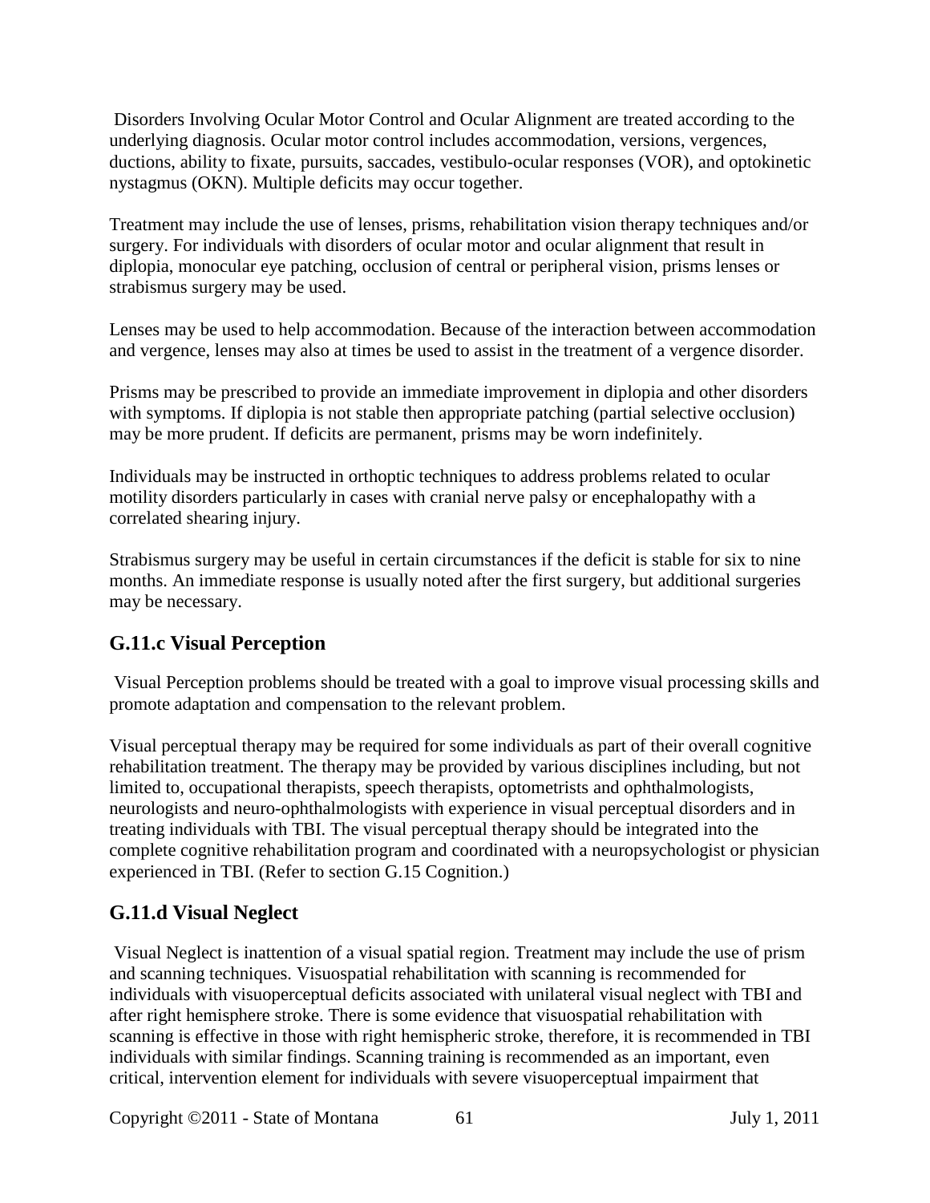Disorders Involving Ocular Motor Control and Ocular Alignment are treated according to the underlying diagnosis. Ocular motor control includes accommodation, versions, vergences, ductions, ability to fixate, pursuits, saccades, vestibulo-ocular responses (VOR), and optokinetic nystagmus (OKN). Multiple deficits may occur together.

Treatment may include the use of lenses, prisms, rehabilitation vision therapy techniques and/or surgery. For individuals with disorders of ocular motor and ocular alignment that result in diplopia, monocular eye patching, occlusion of central or peripheral vision, prisms lenses or strabismus surgery may be used.

Lenses may be used to help accommodation. Because of the interaction between accommodation and vergence, lenses may also at times be used to assist in the treatment of a vergence disorder.

Prisms may be prescribed to provide an immediate improvement in diplopia and other disorders with symptoms. If diplopia is not stable then appropriate patching (partial selective occlusion) may be more prudent. If deficits are permanent, prisms may be worn indefinitely.

Individuals may be instructed in orthoptic techniques to address problems related to ocular motility disorders particularly in cases with cranial nerve palsy or encephalopathy with a correlated shearing injury.

Strabismus surgery may be useful in certain circumstances if the deficit is stable for six to nine months. An immediate response is usually noted after the first surgery, but additional surgeries may be necessary.

## G.11.c Visual Perception

Visual Perception problems should be treated with a goal to improve visual processing skills and promote adaptation and compensation to the relevant problem.

Visual perceptual therapy may be required for some individuals as part of their overall cognitive rehabilitation treatment. The therapy may be provided by various disciplines including, but not limited to, occupational therapists, speech therapists, optometrists and ophthalmologists, neurologists and neuro-ophthalmologists with experience in visual perceptual disorders and in treating individuals with TBI. The visual perceptual therapy should be integrated into the complete cognitive rehabilitation program and coordinated with a neuropsychologist or physician experienced in TBI. (Refer to section G.15 Cognition.)

## G.11.d Visual Neglect

Visual Neglect is inattention of a visual spatial region. Treatment may include the use of prism and scanning techniques. Visuospatial rehabilitation with scanning is recommended for individuals with visuoperceptual deficits associated with unilateral visual neglect with TBI and after right hemisphere stroke. There is some evidence that visuospatial rehabilitation with scanning is effective in those with right hemispheric stroke, therefore, it is recommended in TBI individuals with similar findings. Scanning training is recommended as an important, even critical, intervention element for individuals with severe visuoperceptual impairment that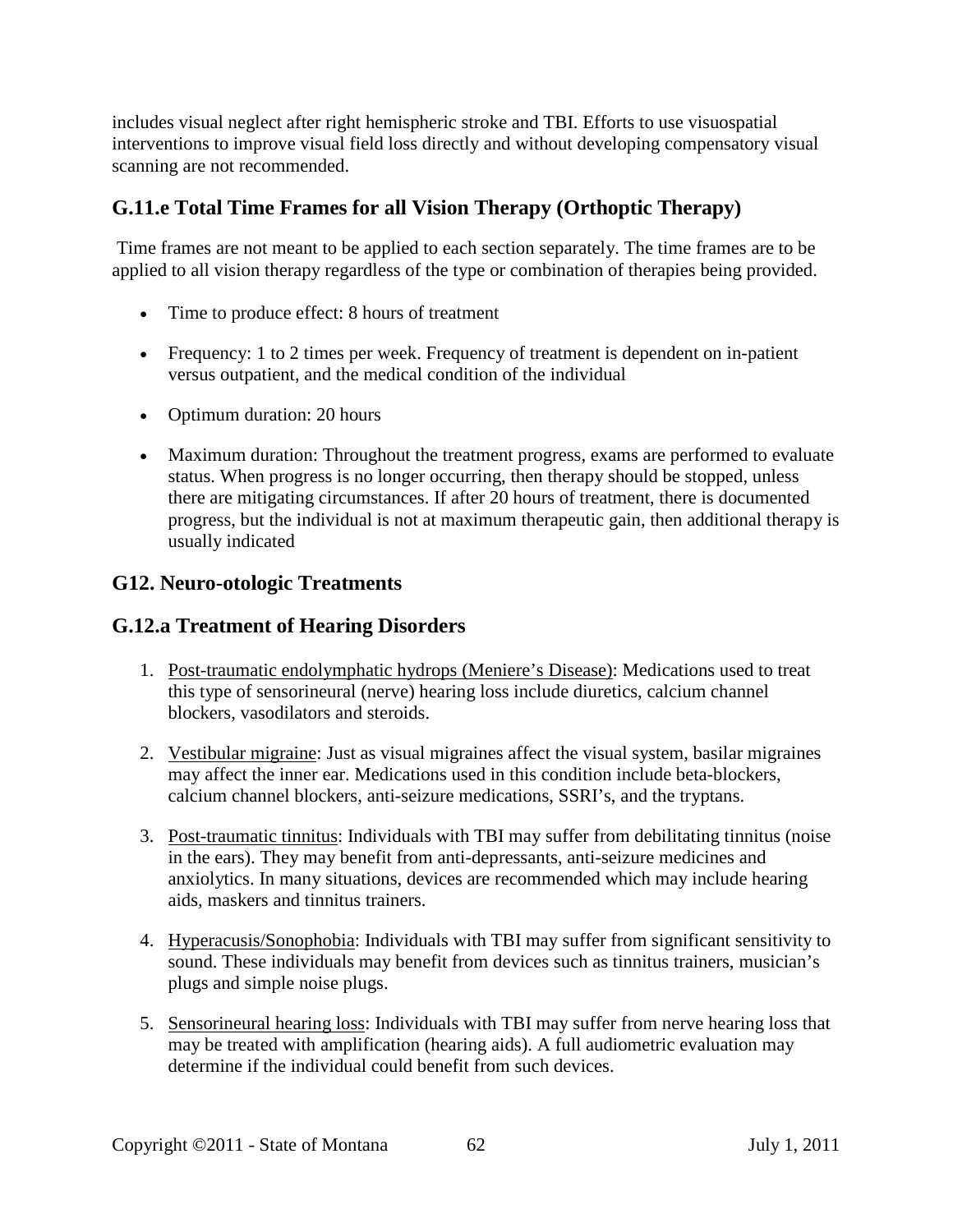includes visual neglect after right hemispheric stroke and TBI. Efforts to use visuospatial interventions to improve visual field loss directly and without developing compensatory visual scanning are not recommended.

## G.11.e Total Time Frames for all Vision Therapy (Orthoptic Therapy)

Time frames are not meant to be applied to each section separately. The time frames are to be applied to all vision therapy regardless of the type or combination of therapies being provided.

- Time to produce effect: 8 hours of treatment
- Frequency: 1 to 2 times per week. Frequency of treatment is dependent on in-patient versus outpatient, and the medical condition of the individual
- Optimum duration: 20 hours
- Maximum duration: Throughout the treatment progress, exams are performed to evaluate status. When progress is no longer occurring, then therapy should be stopped, unless there are mitigating circumstances. If after 20 hours of treatment, there is documented progress, but the individual is not at maximum therapeutic gain, then additional therapy is usually indicated

## G12. Neuro-otologic Treatments

## G.12.a Treatment of Hearing Disorders

1. Post-traumatic endolymphatic hydrops (Meniere's Disease): Medications used to treat this type of sensorineural (nerve) hearing loss include diuretics, calcium channel blockers, vasodilators and steroids.
2. Vestibular migraine: Just as visual migraines affect the visual system, basilar migraines may affect the inner ear. Medications used in this condition include beta-blockers, calcium channel blockers, anti-seizure medications, SSRI's, and the tryptans.
3. Post-traumatic tinnitus: Individuals with TBI may suffer from debilitating tinnitus (noise in the ears). They may benefit from anti-depressants, anti-seizure medicines and anxiolytics. In many situations, devices are recommended which may include hearing aids, maskers and tinnitus trainers.
4. Hyperacusis/Sonophobia: Individuals with TBI may suffer from significant sensitivity to sound. These individuals may benefit from devices such as tinnitus trainers, musician's plugs and simple noise plugs.
5. Sensorineural hearing loss: Individuals with TBI may suffer from nerve hearing loss that may be treated with amplification (hearing aids). A full audiometric evaluation may determine if the individual could benefit from such devices.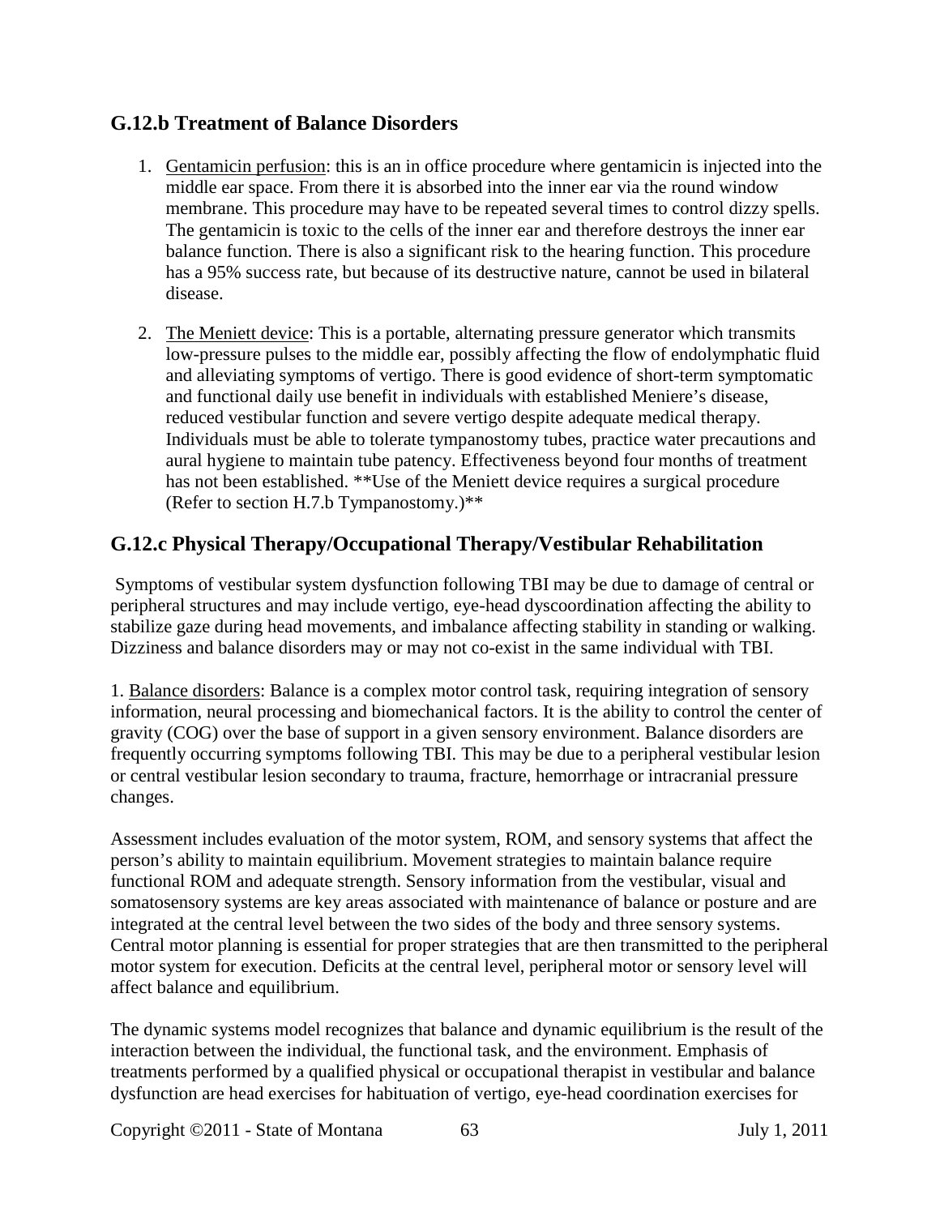## G.12.b Treatment of Balance Disorders

1. Gentamicin perfusion: this is an in office procedure where gentamicin is injected into the middle ear space. From there it is absorbed into the inner ear via the round window membrane. This procedure may have to be repeated several times to control dizzy spells. The gentamicin is toxic to the cells of the inner ear and therefore destroys the inner ear balance function. There is also a significant risk to the hearing function. This procedure has a 95% success rate, but because of its destructive nature, cannot be used in bilateral disease.

2. The Meniett device: This is a portable, alternating pressure generator which transmits low-pressure pulses to the middle ear, possibly affecting the flow of endolymphatic fluid and alleviating symptoms of vertigo. There is good evidence of short-term symptomatic and functional daily use benefit in individuals with established Meniere's disease, reduced vestibular function and severe vertigo despite adequate medical therapy. Individuals must be able to tolerate tympanostomy tubes, practice water precautions and aural hygiene to maintain tube patency. Effectiveness beyond four months of treatment has not been established. **Use of the Meniett device requires a surgical procedure (Refer to section H.7.b Tympanostomy.)**

## G.12.c Physical Therapy/Occupational Therapy/Vestibular Rehabilitation

Symptoms of vestibular system dysfunction following TBI may be due to damage of central or peripheral structures and may include vertigo, eye-head dyscoordination affecting the ability to stabilize gaze during head movements, and imbalance affecting stability in standing or walking. Dizziness and balance disorders may or may not co-exist in the same individual with TBI.

1. Balance disorders: Balance is a complex motor control task, requiring integration of sensory information, neural processing and biomechanical factors. It is the ability to control the center of gravity (COG) over the base of support in a given sensory environment. Balance disorders are frequently occurring symptoms following TBI. This may be due to a peripheral vestibular lesion or central vestibular lesion secondary to trauma, fracture, hemorrhage or intracranial pressure changes.

Assessment includes evaluation of the motor system, ROM, and sensory systems that affect the person's ability to maintain equilibrium. Movement strategies to maintain balance require functional ROM and adequate strength. Sensory information from the vestibular, visual and somatosensory systems are key areas associated with maintenance of balance or posture and are integrated at the central level between the two sides of the body and three sensory systems. Central motor planning is essential for proper strategies that are then transmitted to the peripheral motor system for execution. Deficits at the central level, peripheral motor or sensory level will affect balance and equilibrium.

The dynamic systems model recognizes that balance and dynamic equilibrium is the result of the interaction between the individual, the functional task, and the environment. Emphasis of treatments performed by a qualified physical or occupational therapist in vestibular and balance dysfunction are head exercises for habituation of vertigo, eye-head coordination exercises for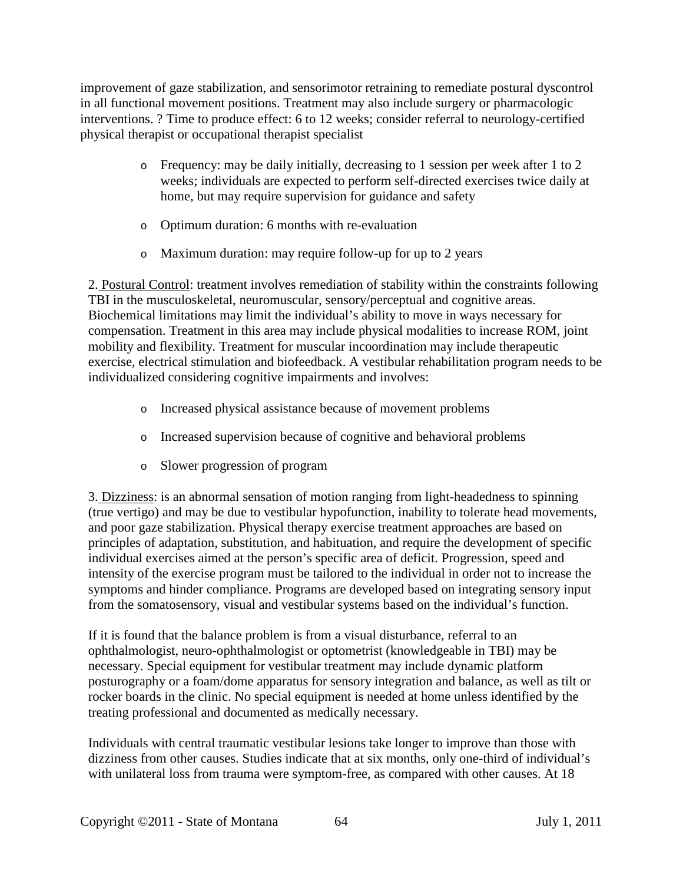improvement of gaze stabilization, and sensorimotor retraining to remediate postural dyscontrol in all functional movement positions. Treatment may also include surgery or pharmacologic interventions. ? Time to produce effect: 6 to 12 weeks; consider referral to neurology-certified physical therapist or occupational therapist specialist

- Frequency: may be daily initially, decreasing to 1 session per week after 1 to 2 weeks; individuals are expected to perform self-directed exercises twice daily at home, but may require supervision for guidance and safety
- Optimum duration: 6 months with re-evaluation
- Maximum duration: may require follow-up for up to 2 years

2. Postural Control: treatment involves remediation of stability within the constraints following TBI in the musculoskeletal, neuromuscular, sensory/perceptual and cognitive areas. Biochemical limitations may limit the individual's ability to move in ways necessary for compensation. Treatment in this area may include physical modalities to increase ROM, joint mobility and flexibility. Treatment for muscular incoordination may include therapeutic exercise, electrical stimulation and biofeedback. A vestibular rehabilitation program needs to be individualized considering cognitive impairments and involves:

- Increased physical assistance because of movement problems
- Increased supervision because of cognitive and behavioral problems
- Slower progression of program

3. Dizziness: is an abnormal sensation of motion ranging from light-headedness to spinning (true vertigo) and may be due to vestibular hypofunction, inability to tolerate head movements, and poor gaze stabilization. Physical therapy exercise treatment approaches are based on principles of adaptation, substitution, and habituation, and require the development of specific individual exercises aimed at the person's specific area of deficit. Progression, speed and intensity of the exercise program must be tailored to the individual in order not to increase the symptoms and hinder compliance. Programs are developed based on integrating sensory input from the somatosensory, visual and vestibular systems based on the individual's function.

If it is found that the balance problem is from a visual disturbance, referral to an ophthalmologist, neuro-ophthalmologist or optometrist (knowledgeable in TBI) may be necessary. Special equipment for vestibular treatment may include dynamic platform posturography or a foam/dome apparatus for sensory integration and balance, as well as tilt or rocker boards in the clinic. No special equipment is needed at home unless identified by the treating professional and documented as medically necessary.

Individuals with central traumatic vestibular lesions take longer to improve than those with dizziness from other causes. Studies indicate that at six months, only one-third of individual's with unilateral loss from trauma were symptom-free, as compared with other causes. At 18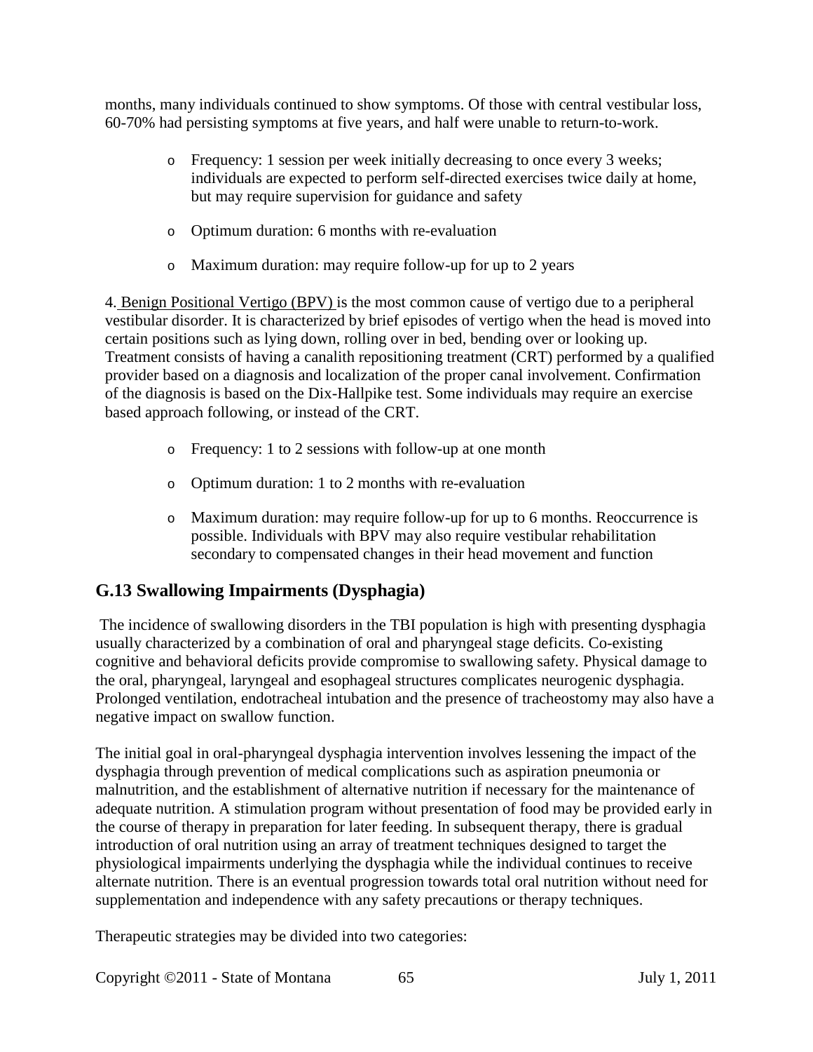months, many individuals continued to show symptoms. Of those with central vestibular loss, 60-70% had persisting symptoms at five years, and half were unable to return-to-work.

- Frequency: 1 session per week initially decreasing to once every 3 weeks; individuals are expected to perform self-directed exercises twice daily at home, but may require supervision for guidance and safety
- Optimum duration: 6 months with re-evaluation
- Maximum duration: may require follow-up for up to 2 years

4. Benign Positional Vertigo (BPV) is the most common cause of vertigo due to a peripheral vestibular disorder. It is characterized by brief episodes of vertigo when the head is moved into certain positions such as lying down, rolling over in bed, bending over or looking up. Treatment consists of having a canalith repositioning treatment (CRT) performed by a qualified provider based on a diagnosis and localization of the proper canal involvement. Confirmation of the diagnosis is based on the Dix-Hallpike test. Some individuals may require an exercise based approach following, or instead of the CRT.

- Frequency: 1 to 2 sessions with follow-up at one month
- Optimum duration: 1 to 2 months with re-evaluation
- Maximum duration: may require follow-up for up to 6 months. Reoccurrence is possible. Individuals with BPV may also require vestibular rehabilitation secondary to compensated changes in their head movement and function

## G.13 Swallowing Impairments (Dysphagia)

The incidence of swallowing disorders in the TBI population is high with presenting dysphagia usually characterized by a combination of oral and pharyngeal stage deficits. Co-existing cognitive and behavioral deficits provide compromise to swallowing safety. Physical damage to the oral, pharyngeal, laryngeal and esophageal structures complicates neurogenic dysphagia. Prolonged ventilation, endotracheal intubation and the presence of tracheostomy may also have a negative impact on swallow function.

The initial goal in oral-pharyngeal dysphagia intervention involves lessening the impact of the dysphagia through prevention of medical complications such as aspiration pneumonia or malnutrition, and the establishment of alternative nutrition if necessary for the maintenance of adequate nutrition. A stimulation program without presentation of food may be provided early in the course of therapy in preparation for later feeding. In subsequent therapy, there is gradual introduction of oral nutrition using an array of treatment techniques designed to target the physiological impairments underlying the dysphagia while the individual continues to receive alternate nutrition. There is an eventual progression towards total oral nutrition without need for supplementation and independence with any safety precautions or therapy techniques.

Therapeutic strategies may be divided into two categories: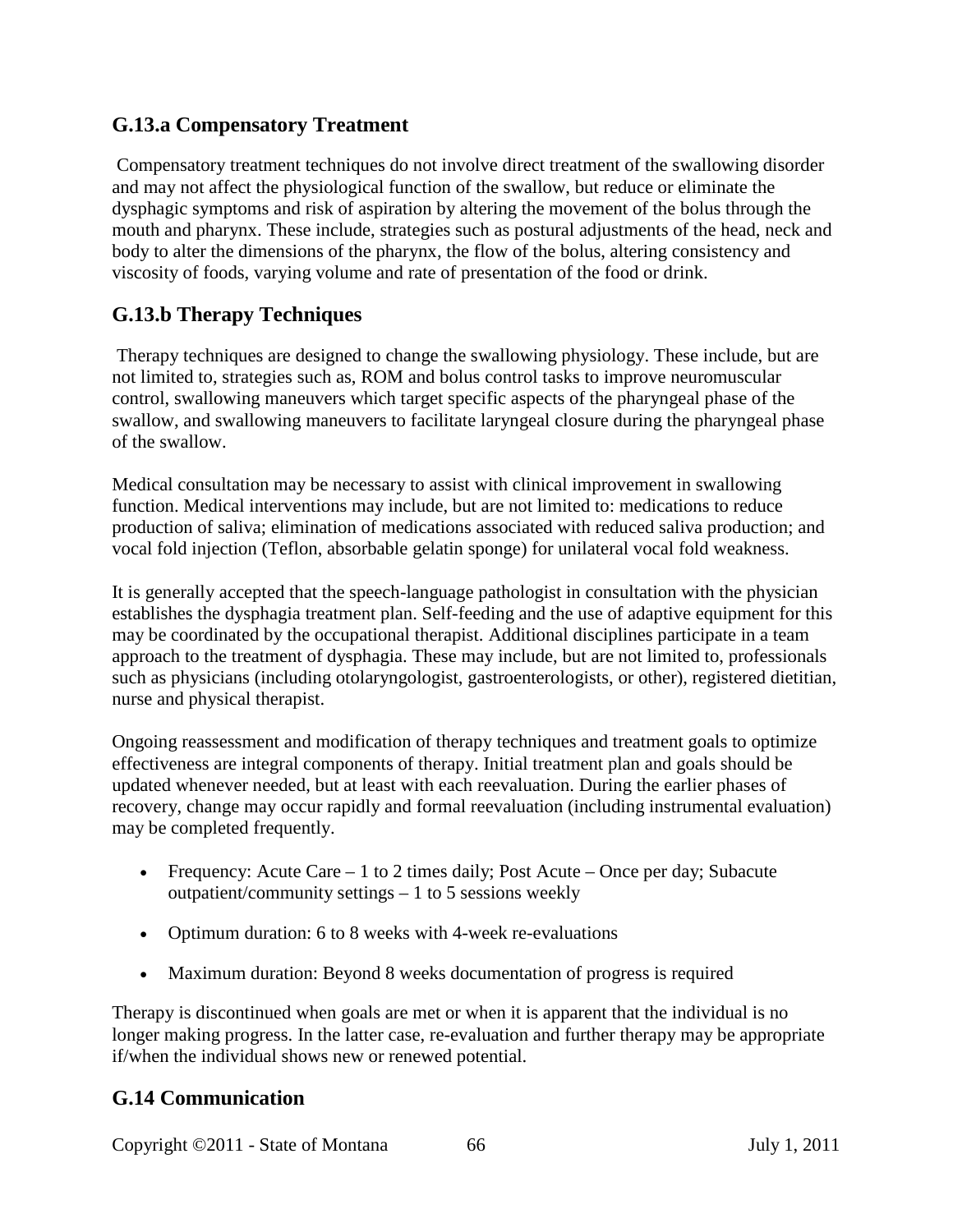## G.13.a Compensatory Treatment

Compensatory treatment techniques do not involve direct treatment of the swallowing disorder and may not affect the physiological function of the swallow, but reduce or eliminate the dysphagic symptoms and risk of aspiration by altering the movement of the bolus through the mouth and pharynx. These include, strategies such as postural adjustments of the head, neck and body to alter the dimensions of the pharynx, the flow of the bolus, altering consistency and viscosity of foods, varying volume and rate of presentation of the food or drink.

## G.13.b Therapy Techniques

Therapy techniques are designed to change the swallowing physiology. These include, but are not limited to, strategies such as, ROM and bolus control tasks to improve neuromuscular control, swallowing maneuvers which target specific aspects of the pharyngeal phase of the swallow, and swallowing maneuvers to facilitate laryngeal closure during the pharyngeal phase of the swallow.

Medical consultation may be necessary to assist with clinical improvement in swallowing function. Medical interventions may include, but are not limited to: medications to reduce production of saliva; elimination of medications associated with reduced saliva production; and vocal fold injection (Teflon, absorbable gelatin sponge) for unilateral vocal fold weakness.

It is generally accepted that the speech-language pathologist in consultation with the physician establishes the dysphagia treatment plan. Self-feeding and the use of adaptive equipment for this may be coordinated by the occupational therapist. Additional disciplines participate in a team approach to the treatment of dysphagia. These may include, but are not limited to, professionals such as physicians (including otolaryngologist, gastroenterologists, or other), registered dietitian, nurse and physical therapist.

Ongoing reassessment and modification of therapy techniques and treatment goals to optimize effectiveness are integral components of therapy. Initial treatment plan and goals should be updated whenever needed, but at least with each reevaluation. During the earlier phases of recovery, change may occur rapidly and formal reevaluation (including instrumental evaluation) may be completed frequently.

- Frequency: Acute Care – 1 to 2 times daily; Post Acute – Once per day; Subacute outpatient/community settings – 1 to 5 sessions weekly
- Optimum duration: 6 to 8 weeks with 4-week re-evaluations
- Maximum duration: Beyond 8 weeks documentation of progress is required

Therapy is discontinued when goals are met or when it is apparent that the individual is no longer making progress. In the latter case, re-evaluation and further therapy may be appropriate if/when the individual shows new or renewed potential.

## G.14 Communication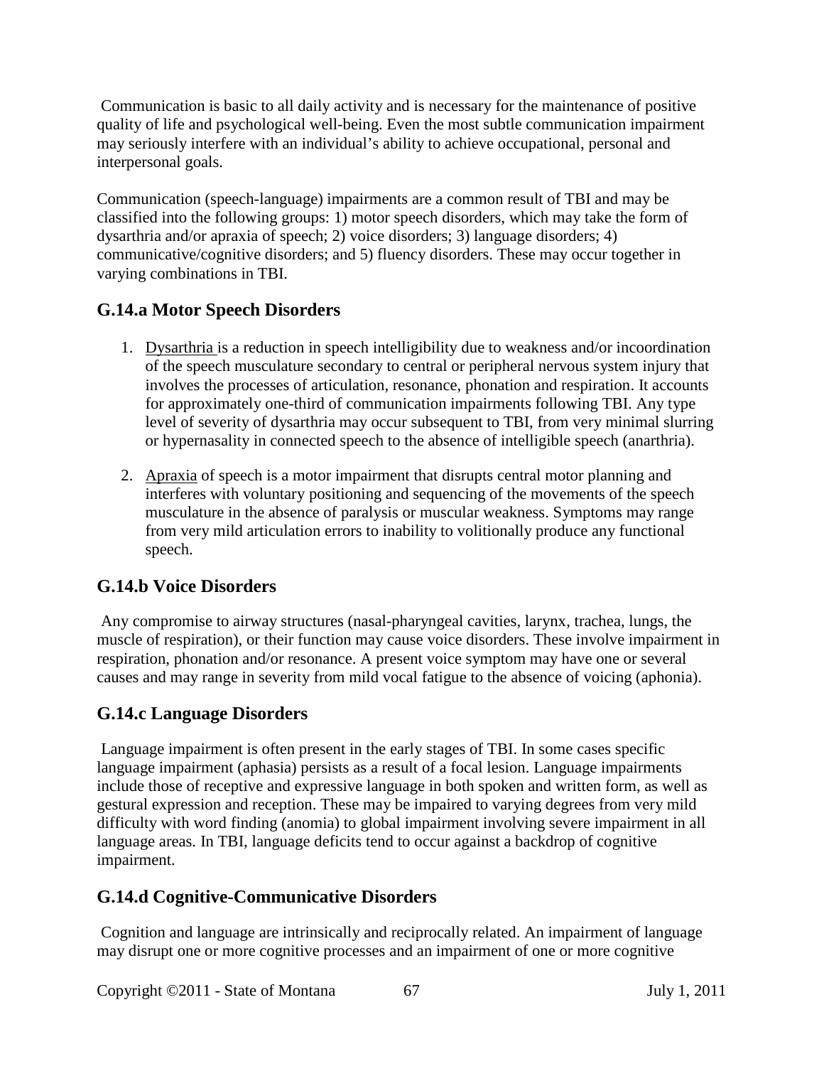Communication is basic to all daily activity and is necessary for the maintenance of positive quality of life and psychological well-being. Even the most subtle communication impairment may seriously interfere with an individual's ability to achieve occupational, personal and interpersonal goals.

Communication (speech-language) impairments are a common result of TBI and may be classified into the following groups: 1) motor speech disorders, which may take the form of dysarthria and/or apraxia of speech; 2) voice disorders; 3) language disorders; 4) communicative/cognitive disorders; and 5) fluency disorders. These may occur together in varying combinations in TBI.

## G.14.a Motor Speech Disorders

1. Dysarthria is a reduction in speech intelligibility due to weakness and/or incoordination of the speech musculature secondary to central or peripheral nervous system injury that involves the processes of articulation, resonance, phonation and respiration. It accounts for approximately one-third of communication impairments following TBI. Any type level of severity of dysarthria may occur subsequent to TBI, from very minimal slurring or hypernasality in connected speech to the absence of intelligible speech (anarthria).

2. Apraxia of speech is a motor impairment that disrupts central motor planning and interferes with voluntary positioning and sequencing of the movements of the speech musculature in the absence of paralysis or muscular weakness. Symptoms may range from very mild articulation errors to inability to volitionally produce any functional speech.

## G.14.b Voice Disorders

Any compromise to airway structures (nasal-pharyngeal cavities, larynx, trachea, lungs, the muscle of respiration), or their function may cause voice disorders. These involve impairment in respiration, phonation and/or resonance. A present voice symptom may have one or several causes and may range in severity from mild vocal fatigue to the absence of voicing (aphonia).

## G.14.c Language Disorders

Language impairment is often present in the early stages of TBI. In some cases specific language impairment (aphasia) persists as a result of a focal lesion. Language impairments include those of receptive and expressive language in both spoken and written form, as well as gestural expression and reception. These may be impaired to varying degrees from very mild difficulty with word finding (anomia) to global impairment involving severe impairment in all language areas. In TBI, language deficits tend to occur against a backdrop of cognitive impairment.

## G.14.d Cognitive-Communicative Disorders

Cognition and language are intrinsically and reciprocally related. An impairment of language may disrupt one or more cognitive processes and an impairment of one or more cognitive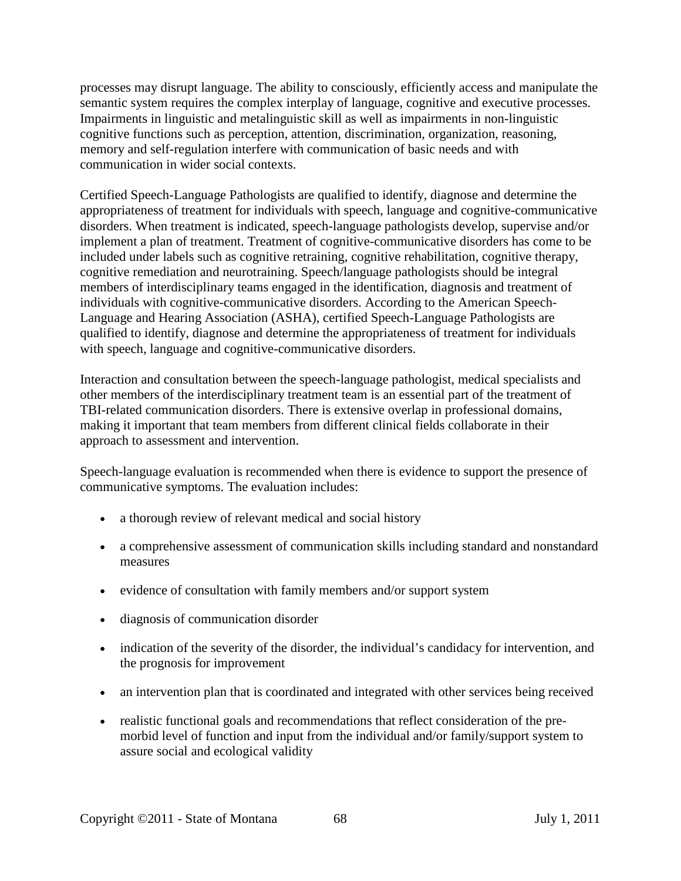processes may disrupt language. The ability to consciously, efficiently access and manipulate the semantic system requires the complex interplay of language, cognitive and executive processes. Impairments in linguistic and metalinguistic skill as well as impairments in non-linguistic cognitive functions such as perception, attention, discrimination, organization, reasoning, memory and self-regulation interfere with communication of basic needs and with communication in wider social contexts.

Certified Speech-Language Pathologists are qualified to identify, diagnose and determine the appropriateness of treatment for individuals with speech, language and cognitive-communicative disorders. When treatment is indicated, speech-language pathologists develop, supervise and/or implement a plan of treatment. Treatment of cognitive-communicative disorders has come to be included under labels such as cognitive retraining, cognitive rehabilitation, cognitive therapy, cognitive remediation and neurotraining. Speech/language pathologists should be integral members of interdisciplinary teams engaged in the identification, diagnosis and treatment of individuals with cognitive-communicative disorders. According to the American Speech-Language and Hearing Association (ASHA), certified Speech-Language Pathologists are qualified to identify, diagnose and determine the appropriateness of treatment for individuals with speech, language and cognitive-communicative disorders.

Interaction and consultation between the speech-language pathologist, medical specialists and other members of the interdisciplinary treatment team is an essential part of the treatment of TBI-related communication disorders. There is extensive overlap in professional domains, making it important that team members from different clinical fields collaborate in their approach to assessment and intervention.

Speech-language evaluation is recommended when there is evidence to support the presence of communicative symptoms. The evaluation includes:

- a thorough review of relevant medical and social history
- a comprehensive assessment of communication skills including standard and nonstandard measures
- evidence of consultation with family members and/or support system
- diagnosis of communication disorder
- indication of the severity of the disorder, the individual's candidacy for intervention, and the prognosis for improvement
- an intervention plan that is coordinated and integrated with other services being received
- realistic functional goals and recommendations that reflect consideration of the pre-morbid level of function and input from the individual and/or family/support system to assure social and ecological validity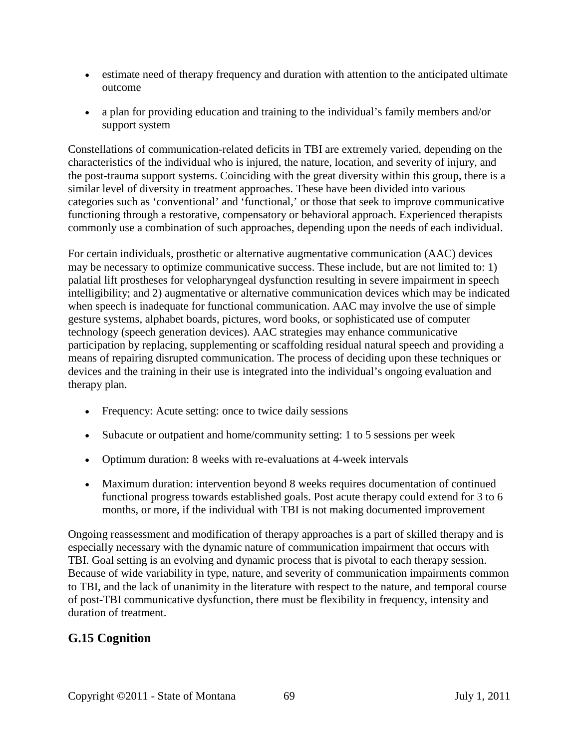- estimate need of therapy frequency and duration with attention to the anticipated ultimate outcome
- a plan for providing education and training to the individual's family members and/or support system

Constellations of communication-related deficits in TBI are extremely varied, depending on the characteristics of the individual who is injured, the nature, location, and severity of injury, and the post-trauma support systems. Coinciding with the great diversity within this group, there is a similar level of diversity in treatment approaches. These have been divided into various categories such as 'conventional' and 'functional,' or those that seek to improve communicative functioning through a restorative, compensatory or behavioral approach. Experienced therapists commonly use a combination of such approaches, depending upon the needs of each individual.

For certain individuals, prosthetic or alternative augmentative communication (AAC) devices may be necessary to optimize communicative success. These include, but are not limited to: 1) palatial lift prostheses for velopharyngeal dysfunction resulting in severe impairment in speech intelligibility; and 2) augmentative or alternative communication devices which may be indicated when speech is inadequate for functional communication. AAC may involve the use of simple gesture systems, alphabet boards, pictures, word books, or sophisticated use of computer technology (speech generation devices). AAC strategies may enhance communicative participation by replacing, supplementing or scaffolding residual natural speech and providing a means of repairing disrupted communication. The process of deciding upon these techniques or devices and the training in their use is integrated into the individual's ongoing evaluation and therapy plan.

- Frequency: Acute setting: once to twice daily sessions
- Subacute or outpatient and home/community setting: 1 to 5 sessions per week
- Optimum duration: 8 weeks with re-evaluations at 4-week intervals
- Maximum duration: intervention beyond 8 weeks requires documentation of continued functional progress towards established goals. Post acute therapy could extend for 3 to 6 months, or more, if the individual with TBI is not making documented improvement

Ongoing reassessment and modification of therapy approaches is a part of skilled therapy and is especially necessary with the dynamic nature of communication impairment that occurs with TBI. Goal setting is an evolving and dynamic process that is pivotal to each therapy session. Because of wide variability in type, nature, and severity of communication impairments common to TBI, and the lack of unanimity in the literature with respect to the nature, and temporal course of post-TBI communicative dysfunction, there must be flexibility in frequency, intensity and duration of treatment.

## G.15 Cognition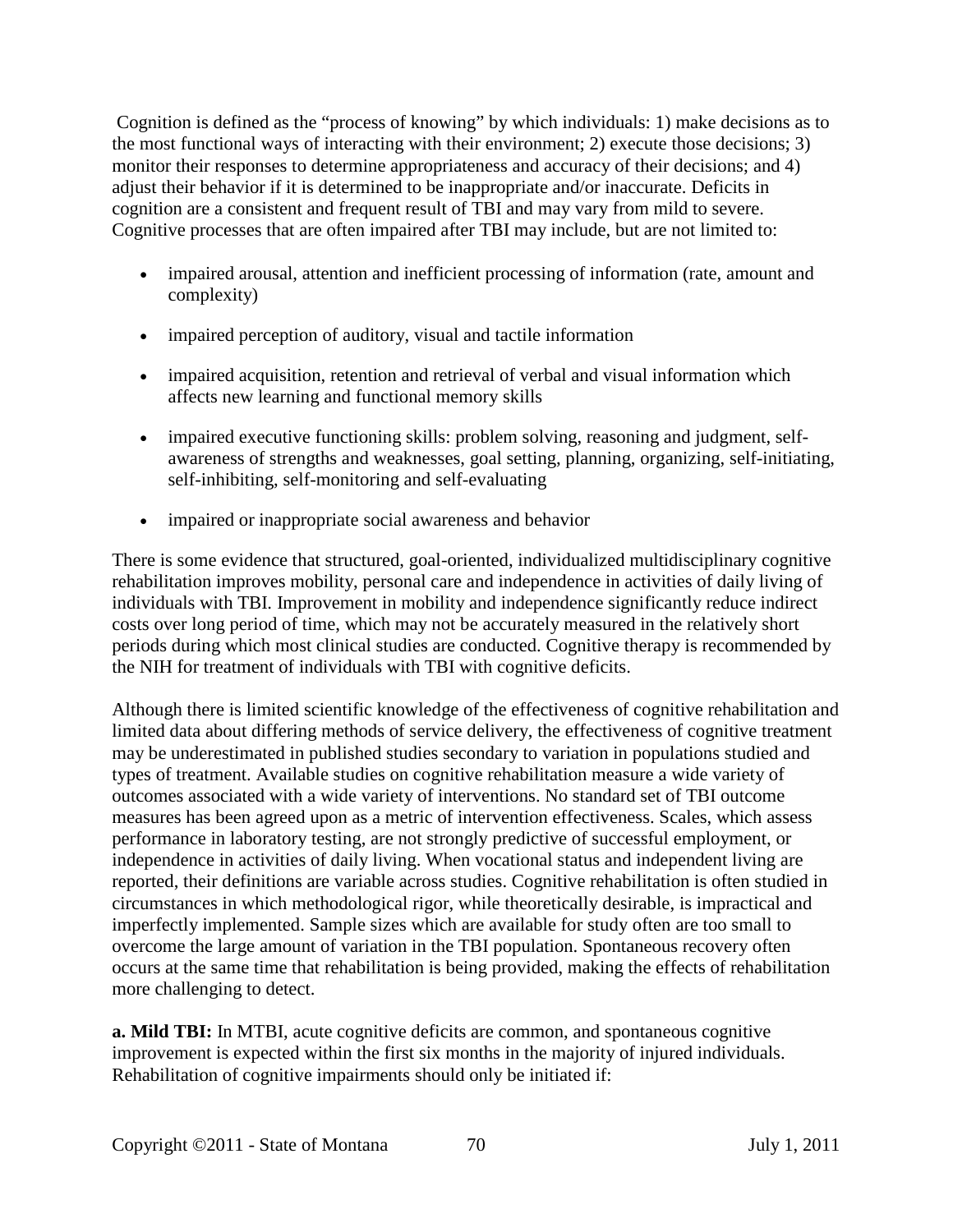Cognition is defined as the "process of knowing" by which individuals: 1) make decisions as to the most functional ways of interacting with their environment; 2) execute those decisions; 3) monitor their responses to determine appropriateness and accuracy of their decisions; and 4) adjust their behavior if it is determined to be inappropriate and/or inaccurate. Deficits in cognition are a consistent and frequent result of TBI and may vary from mild to severe. Cognitive processes that are often impaired after TBI may include, but are not limited to:

- impaired arousal, attention and inefficient processing of information (rate, amount and complexity)
- impaired perception of auditory, visual and tactile information
- impaired acquisition, retention and retrieval of verbal and visual information which affects new learning and functional memory skills
- impaired executive functioning skills: problem solving, reasoning and judgment, self-awareness of strengths and weaknesses, goal setting, planning, organizing, self-initiating, self-inhibiting, self-monitoring and self-evaluating
- impaired or inappropriate social awareness and behavior

There is some evidence that structured, goal-oriented, individualized multidisciplinary cognitive rehabilitation improves mobility, personal care and independence in activities of daily living of individuals with TBI. Improvement in mobility and independence significantly reduce indirect costs over long period of time, which may not be accurately measured in the relatively short periods during which most clinical studies are conducted. Cognitive therapy is recommended by the NIH for treatment of individuals with TBI with cognitive deficits.

Although there is limited scientific knowledge of the effectiveness of cognitive rehabilitation and limited data about differing methods of service delivery, the effectiveness of cognitive treatment may be underestimated in published studies secondary to variation in populations studied and types of treatment. Available studies on cognitive rehabilitation measure a wide variety of outcomes associated with a wide variety of interventions. No standard set of TBI outcome measures has been agreed upon as a metric of intervention effectiveness. Scales, which assess performance in laboratory testing, are not strongly predictive of successful employment, or independence in activities of daily living. When vocational status and independent living are reported, their definitions are variable across studies. Cognitive rehabilitation is often studied in circumstances in which methodological rigor, while theoretically desirable, is impractical and imperfectly implemented. Sample sizes which are available for study often are too small to overcome the large amount of variation in the TBI population. Spontaneous recovery often occurs at the same time that rehabilitation is being provided, making the effects of rehabilitation more challenging to detect.

**a. Mild TBI:** In MTBI, acute cognitive deficits are common, and spontaneous cognitive improvement is expected within the first six months in the majority of injured individuals. Rehabilitation of cognitive impairments should only be initiated if: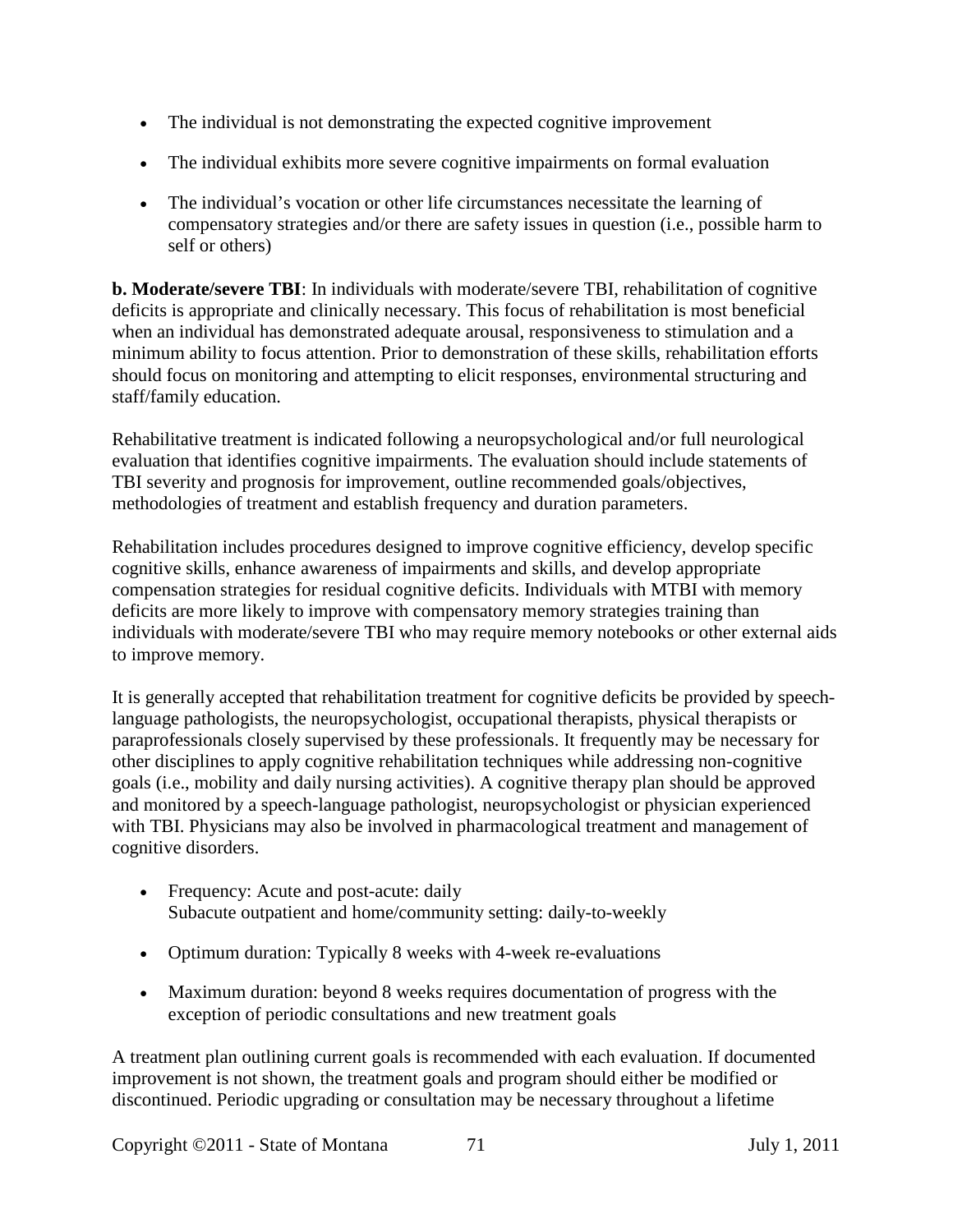- The individual is not demonstrating the expected cognitive improvement
- The individual exhibits more severe cognitive impairments on formal evaluation
- The individual's vocation or other life circumstances necessitate the learning of compensatory strategies and/or there are safety issues in question (i.e., possible harm to self or others)

**b. Moderate/severe TBI**: In individuals with moderate/severe TBI, rehabilitation of cognitive deficits is appropriate and clinically necessary. This focus of rehabilitation is most beneficial when an individual has demonstrated adequate arousal, responsiveness to stimulation and a minimum ability to focus attention. Prior to demonstration of these skills, rehabilitation efforts should focus on monitoring and attempting to elicit responses, environmental structuring and staff/family education.

Rehabilitative treatment is indicated following a neuropsychological and/or full neurological evaluation that identifies cognitive impairments. The evaluation should include statements of TBI severity and prognosis for improvement, outline recommended goals/objectives, methodologies of treatment and establish frequency and duration parameters.

Rehabilitation includes procedures designed to improve cognitive efficiency, develop specific cognitive skills, enhance awareness of impairments and skills, and develop appropriate compensation strategies for residual cognitive deficits. Individuals with MTBI with memory deficits are more likely to improve with compensatory memory strategies training than individuals with moderate/severe TBI who may require memory notebooks or other external aids to improve memory.

It is generally accepted that rehabilitation treatment for cognitive deficits be provided by speech-language pathologists, the neuropsychologist, occupational therapists, physical therapists or paraprofessionals closely supervised by these professionals. It frequently may be necessary for other disciplines to apply cognitive rehabilitation techniques while addressing non-cognitive goals (i.e., mobility and daily nursing activities). A cognitive therapy plan should be approved and monitored by a speech-language pathologist, neuropsychologist or physician experienced with TBI. Physicians may also be involved in pharmacological treatment and management of cognitive disorders.

- Frequency: Acute and post-acute: daily
  Subacute outpatient and home/community setting: daily-to-weekly
- Optimum duration: Typically 8 weeks with 4-week re-evaluations
- Maximum duration: beyond 8 weeks requires documentation of progress with the exception of periodic consultations and new treatment goals

A treatment plan outlining current goals is recommended with each evaluation. If documented improvement is not shown, the treatment goals and program should either be modified or discontinued. Periodic upgrading or consultation may be necessary throughout a lifetime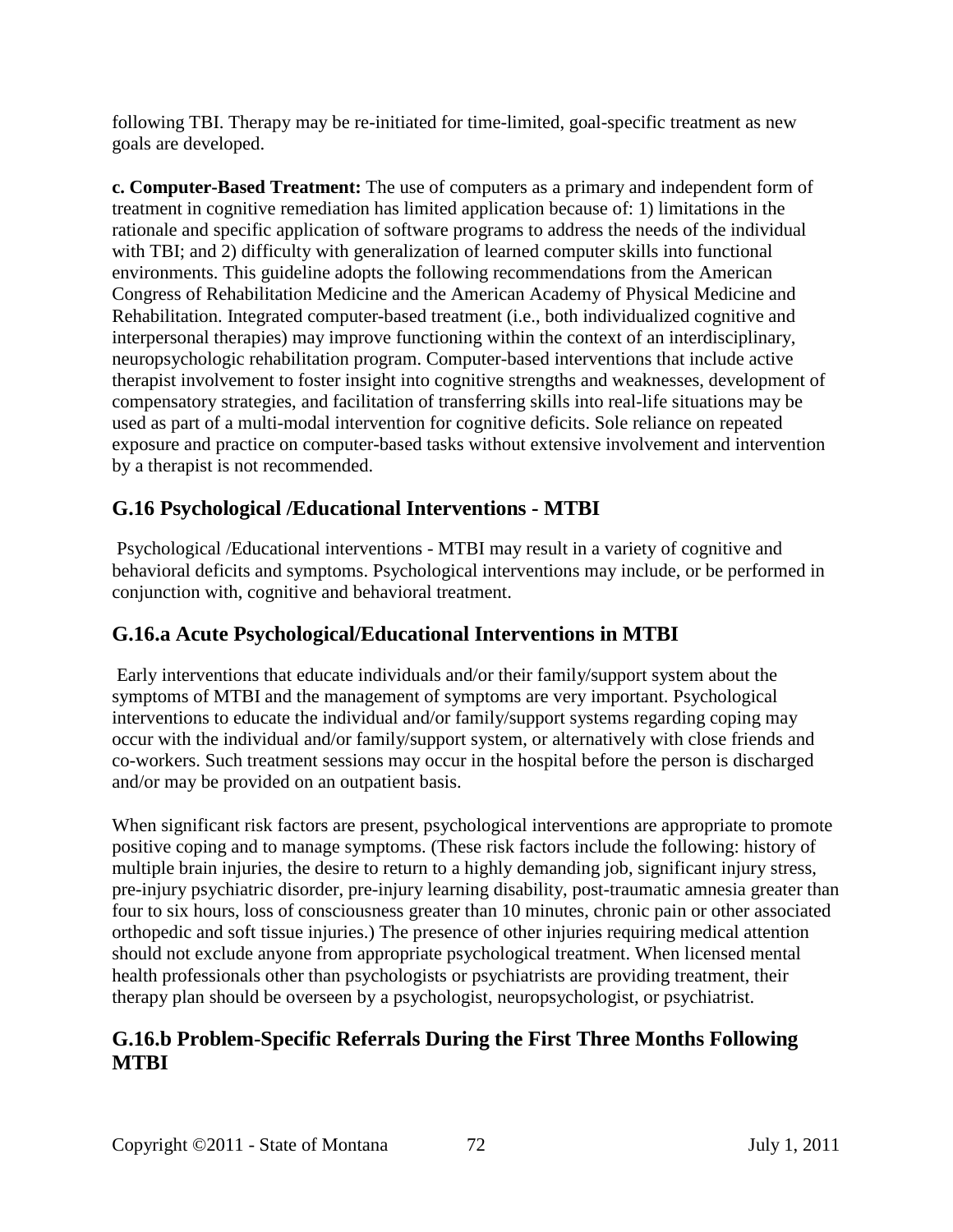following TBI. Therapy may be re-initiated for time-limited, goal-specific treatment as new goals are developed.

**c. Computer-Based Treatment:** The use of computers as a primary and independent form of treatment in cognitive remediation has limited application because of: 1) limitations in the rationale and specific application of software programs to address the needs of the individual with TBI; and 2) difficulty with generalization of learned computer skills into functional environments. This guideline adopts the following recommendations from the American Congress of Rehabilitation Medicine and the American Academy of Physical Medicine and Rehabilitation. Integrated computer-based treatment (i.e., both individualized cognitive and interpersonal therapies) may improve functioning within the context of an interdisciplinary, neuropsychologic rehabilitation program. Computer-based interventions that include active therapist involvement to foster insight into cognitive strengths and weaknesses, development of compensatory strategies, and facilitation of transferring skills into real-life situations may be used as part of a multi-modal intervention for cognitive deficits. Sole reliance on repeated exposure and practice on computer-based tasks without extensive involvement and intervention by a therapist is not recommended.

## G.16 Psychological /Educational Interventions - MTBI

Psychological /Educational interventions - MTBI may result in a variety of cognitive and behavioral deficits and symptoms. Psychological interventions may include, or be performed in conjunction with, cognitive and behavioral treatment.

## G.16.a Acute Psychological/Educational Interventions in MTBI

Early interventions that educate individuals and/or their family/support system about the symptoms of MTBI and the management of symptoms are very important. Psychological interventions to educate the individual and/or family/support systems regarding coping may occur with the individual and/or family/support system, or alternatively with close friends and co-workers. Such treatment sessions may occur in the hospital before the person is discharged and/or may be provided on an outpatient basis.

When significant risk factors are present, psychological interventions are appropriate to promote positive coping and to manage symptoms. (These risk factors include the following: history of multiple brain injuries, the desire to return to a highly demanding job, significant injury stress, pre-injury psychiatric disorder, pre-injury learning disability, post-traumatic amnesia greater than four to six hours, loss of consciousness greater than 10 minutes, chronic pain or other associated orthopedic and soft tissue injuries.) The presence of other injuries requiring medical attention should not exclude anyone from appropriate psychological treatment. When licensed mental health professionals other than psychologists or psychiatrists are providing treatment, their therapy plan should be overseen by a psychologist, neuropsychologist, or psychiatrist.

## G.16.b Problem-Specific Referrals During the First Three Months Following MTBI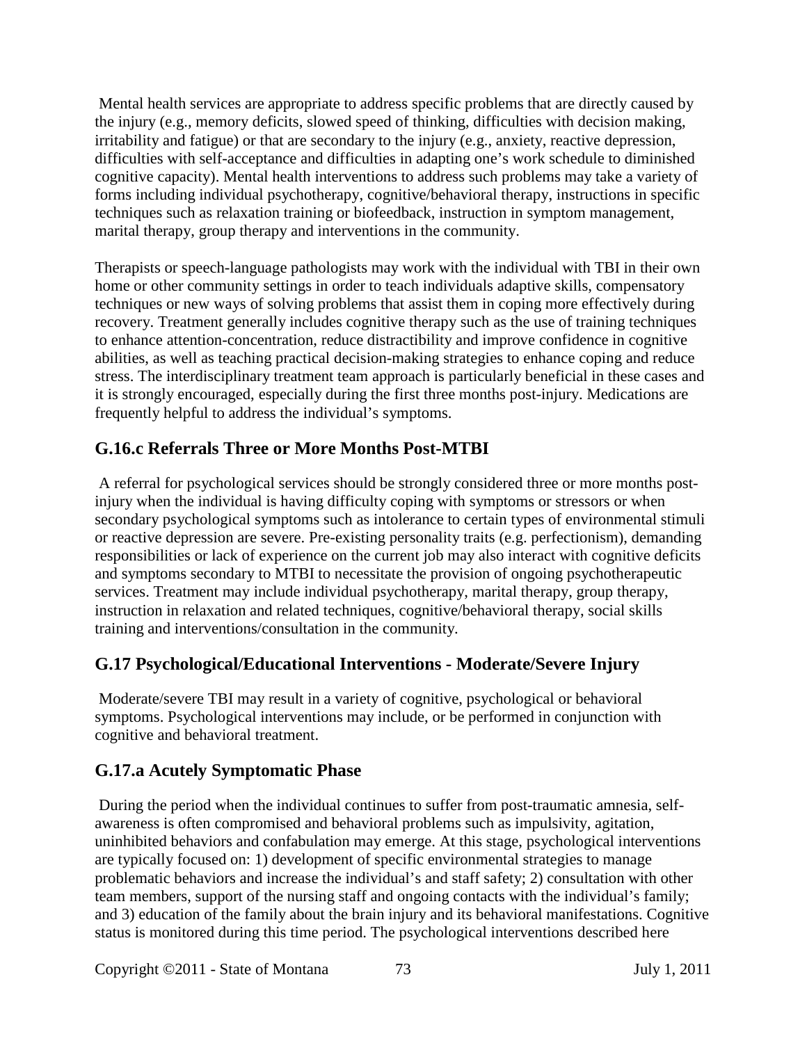Mental health services are appropriate to address specific problems that are directly caused by the injury (e.g., memory deficits, slowed speed of thinking, difficulties with decision making, irritability and fatigue) or that are secondary to the injury (e.g., anxiety, reactive depression, difficulties with self-acceptance and difficulties in adapting one's work schedule to diminished cognitive capacity). Mental health interventions to address such problems may take a variety of forms including individual psychotherapy, cognitive/behavioral therapy, instructions in specific techniques such as relaxation training or biofeedback, instruction in symptom management, marital therapy, group therapy and interventions in the community.

Therapists or speech-language pathologists may work with the individual with TBI in their own home or other community settings in order to teach individuals adaptive skills, compensatory techniques or new ways of solving problems that assist them in coping more effectively during recovery. Treatment generally includes cognitive therapy such as the use of training techniques to enhance attention-concentration, reduce distractibility and improve confidence in cognitive abilities, as well as teaching practical decision-making strategies to enhance coping and reduce stress. The interdisciplinary treatment team approach is particularly beneficial in these cases and it is strongly encouraged, especially during the first three months post-injury. Medications are frequently helpful to address the individual's symptoms.

## G.16.c Referrals Three or More Months Post-MTBI

A referral for psychological services should be strongly considered three or more months post-injury when the individual is having difficulty coping with symptoms or stressors or when secondary psychological symptoms such as intolerance to certain types of environmental stimuli or reactive depression are severe. Pre-existing personality traits (e.g. perfectionism), demanding responsibilities or lack of experience on the current job may also interact with cognitive deficits and symptoms secondary to MTBI to necessitate the provision of ongoing psychotherapeutic services. Treatment may include individual psychotherapy, marital therapy, group therapy, instruction in relaxation and related techniques, cognitive/behavioral therapy, social skills training and interventions/consultation in the community.

## G.17 Psychological/Educational Interventions - Moderate/Severe Injury

Moderate/severe TBI may result in a variety of cognitive, psychological or behavioral symptoms. Psychological interventions may include, or be performed in conjunction with cognitive and behavioral treatment.

## G.17.a Acutely Symptomatic Phase

During the period when the individual continues to suffer from post-traumatic amnesia, self-awareness is often compromised and behavioral problems such as impulsivity, agitation, uninhibited behaviors and confabulation may emerge. At this stage, psychological interventions are typically focused on: 1) development of specific environmental strategies to manage problematic behaviors and increase the individual's and staff safety; 2) consultation with other team members, support of the nursing staff and ongoing contacts with the individual's family; and 3) education of the family about the brain injury and its behavioral manifestations. Cognitive status is monitored during this time period. The psychological interventions described here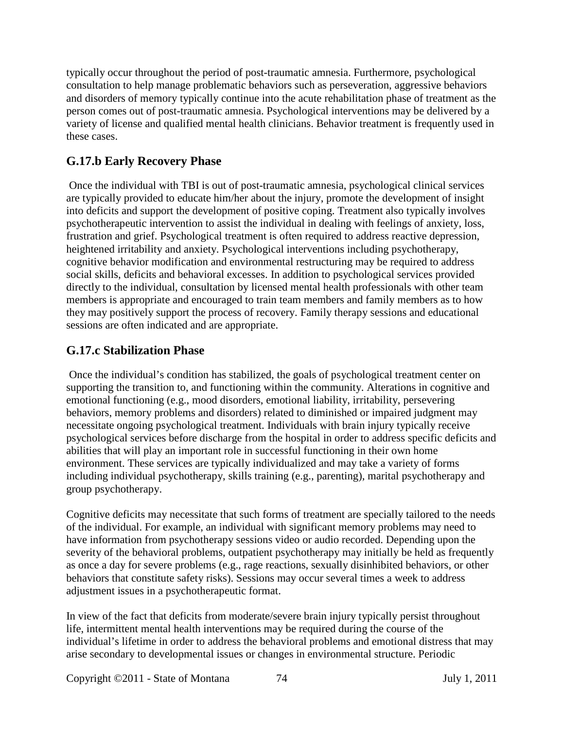typically occur throughout the period of post-traumatic amnesia. Furthermore, psychological consultation to help manage problematic behaviors such as perseveration, aggressive behaviors and disorders of memory typically continue into the acute rehabilitation phase of treatment as the person comes out of post-traumatic amnesia. Psychological interventions may be delivered by a variety of license and qualified mental health clinicians. Behavior treatment is frequently used in these cases.

## G.17.b Early Recovery Phase

Once the individual with TBI is out of post-traumatic amnesia, psychological clinical services are typically provided to educate him/her about the injury, promote the development of insight into deficits and support the development of positive coping. Treatment also typically involves psychotherapeutic intervention to assist the individual in dealing with feelings of anxiety, loss, frustration and grief. Psychological treatment is often required to address reactive depression, heightened irritability and anxiety. Psychological interventions including psychotherapy, cognitive behavior modification and environmental restructuring may be required to address social skills, deficits and behavioral excesses. In addition to psychological services provided directly to the individual, consultation by licensed mental health professionals with other team members is appropriate and encouraged to train team members and family members as to how they may positively support the process of recovery. Family therapy sessions and educational sessions are often indicated and are appropriate.

## G.17.c Stabilization Phase

Once the individual's condition has stabilized, the goals of psychological treatment center on supporting the transition to, and functioning within the community. Alterations in cognitive and emotional functioning (e.g., mood disorders, emotional liability, irritability, persevering behaviors, memory problems and disorders) related to diminished or impaired judgment may necessitate ongoing psychological treatment. Individuals with brain injury typically receive psychological services before discharge from the hospital in order to address specific deficits and abilities that will play an important role in successful functioning in their own home environment. These services are typically individualized and may take a variety of forms including individual psychotherapy, skills training (e.g., parenting), marital psychotherapy and group psychotherapy.

Cognitive deficits may necessitate that such forms of treatment are specially tailored to the needs of the individual. For example, an individual with significant memory problems may need to have information from psychotherapy sessions video or audio recorded. Depending upon the severity of the behavioral problems, outpatient psychotherapy may initially be held as frequently as once a day for severe problems (e.g., rage reactions, sexually disinhibited behaviors, or other behaviors that constitute safety risks). Sessions may occur several times a week to address adjustment issues in a psychotherapeutic format.

In view of the fact that deficits from moderate/severe brain injury typically persist throughout life, intermittent mental health interventions may be required during the course of the individual's lifetime in order to address the behavioral problems and emotional distress that may arise secondary to developmental issues or changes in environmental structure. Periodic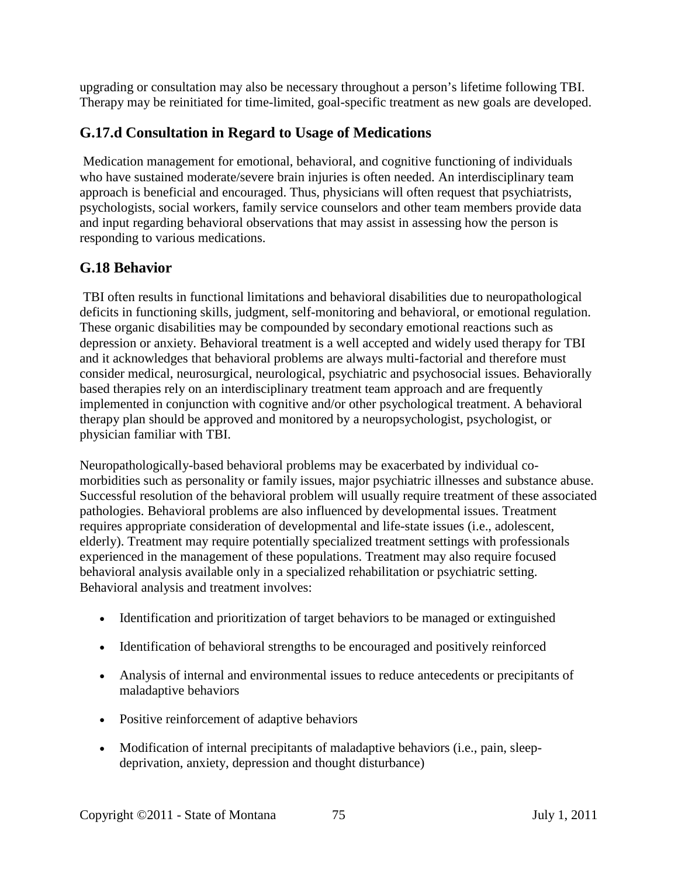upgrading or consultation may also be necessary throughout a person's lifetime following TBI. Therapy may be reinitiated for time-limited, goal-specific treatment as new goals are developed.

## G.17.d Consultation in Regard to Usage of Medications

Medication management for emotional, behavioral, and cognitive functioning of individuals who have sustained moderate/severe brain injuries is often needed. An interdisciplinary team approach is beneficial and encouraged. Thus, physicians will often request that psychiatrists, psychologists, social workers, family service counselors and other team members provide data and input regarding behavioral observations that may assist in assessing how the person is responding to various medications.

## G.18 Behavior

TBI often results in functional limitations and behavioral disabilities due to neuropathological deficits in functioning skills, judgment, self-monitoring and behavioral, or emotional regulation. These organic disabilities may be compounded by secondary emotional reactions such as depression or anxiety. Behavioral treatment is a well accepted and widely used therapy for TBI and it acknowledges that behavioral problems are always multi-factorial and therefore must consider medical, neurosurgical, neurological, psychiatric and psychosocial issues. Behaviorally based therapies rely on an interdisciplinary treatment team approach and are frequently implemented in conjunction with cognitive and/or other psychological treatment. A behavioral therapy plan should be approved and monitored by a neuropsychologist, psychologist, or physician familiar with TBI.

Neuropathologically-based behavioral problems may be exacerbated by individual co-morbidities such as personality or family issues, major psychiatric illnesses and substance abuse. Successful resolution of the behavioral problem will usually require treatment of these associated pathologies. Behavioral problems are also influenced by developmental issues. Treatment requires appropriate consideration of developmental and life-state issues (i.e., adolescent, elderly). Treatment may require potentially specialized treatment settings with professionals experienced in the management of these populations. Treatment may also require focused behavioral analysis available only in a specialized rehabilitation or psychiatric setting. Behavioral analysis and treatment involves:

- Identification and prioritization of target behaviors to be managed or extinguished
- Identification of behavioral strengths to be encouraged and positively reinforced
- Analysis of internal and environmental issues to reduce antecedents or precipitants of maladaptive behaviors
- Positive reinforcement of adaptive behaviors
- Modification of internal precipitants of maladaptive behaviors (i.e., pain, sleep-deprivation, anxiety, depression and thought disturbance)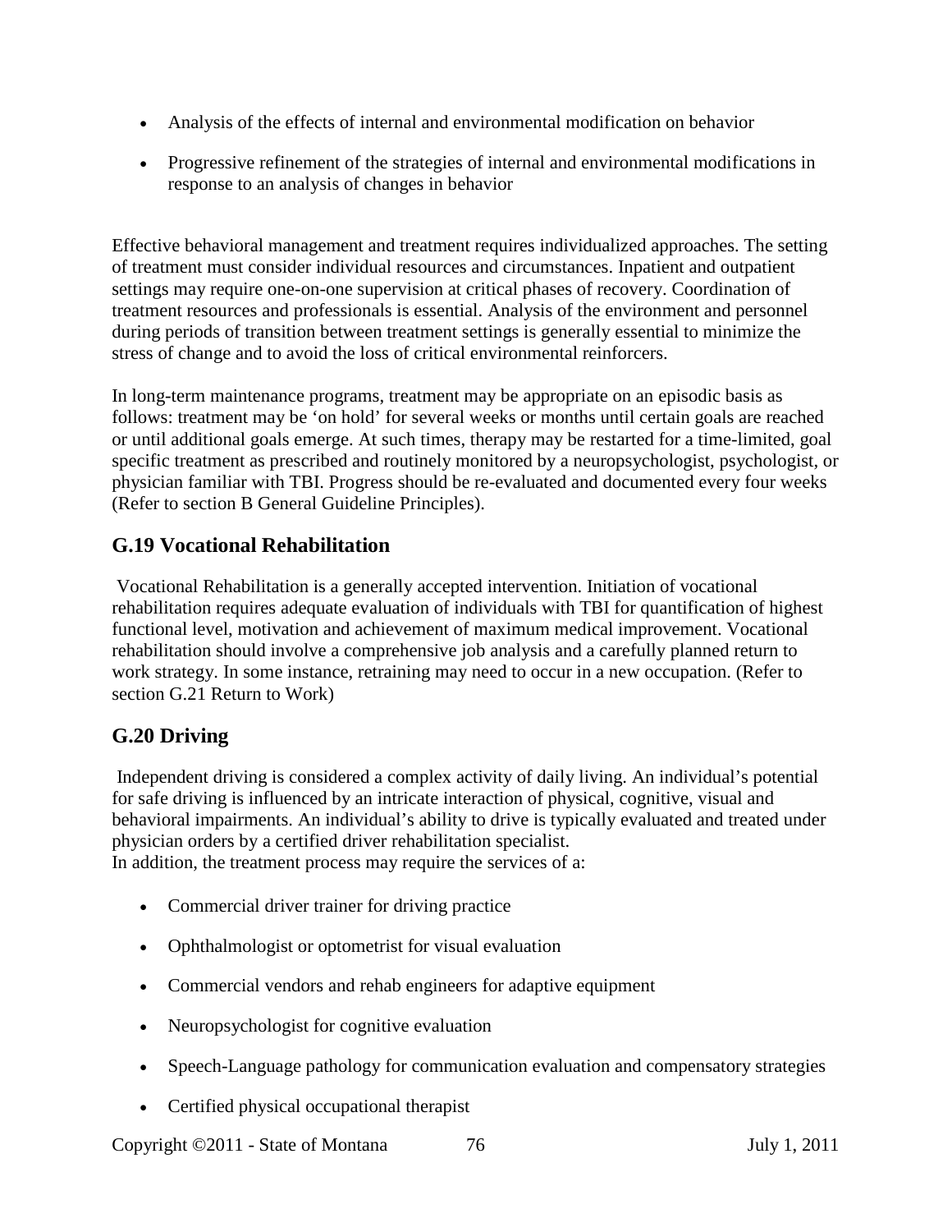- Analysis of the effects of internal and environmental modification on behavior
- Progressive refinement of the strategies of internal and environmental modifications in response to an analysis of changes in behavior

Effective behavioral management and treatment requires individualized approaches. The setting of treatment must consider individual resources and circumstances. Inpatient and outpatient settings may require one-on-one supervision at critical phases of recovery. Coordination of treatment resources and professionals is essential. Analysis of the environment and personnel during periods of transition between treatment settings is generally essential to minimize the stress of change and to avoid the loss of critical environmental reinforcers.

In long-term maintenance programs, treatment may be appropriate on an episodic basis as follows: treatment may be 'on hold' for several weeks or months until certain goals are reached or until additional goals emerge. At such times, therapy may be restarted for a time-limited, goal specific treatment as prescribed and routinely monitored by a neuropsychologist, psychologist, or physician familiar with TBI. Progress should be re-evaluated and documented every four weeks (Refer to section B General Guideline Principles).

## G.19 Vocational Rehabilitation

Vocational Rehabilitation is a generally accepted intervention. Initiation of vocational rehabilitation requires adequate evaluation of individuals with TBI for quantification of highest functional level, motivation and achievement of maximum medical improvement. Vocational rehabilitation should involve a comprehensive job analysis and a carefully planned return to work strategy. In some instance, retraining may need to occur in a new occupation. (Refer to section G.21 Return to Work)

## G.20 Driving

Independent driving is considered a complex activity of daily living. An individual's potential for safe driving is influenced by an intricate interaction of physical, cognitive, visual and behavioral impairments. An individual's ability to drive is typically evaluated and treated under physician orders by a certified driver rehabilitation specialist.
In addition, the treatment process may require the services of a:

- Commercial driver trainer for driving practice
- Ophthalmologist or optometrist for visual evaluation
- Commercial vendors and rehab engineers for adaptive equipment
- Neuropsychologist for cognitive evaluation
- Speech-Language pathology for communication evaluation and compensatory strategies
- Certified physical occupational therapist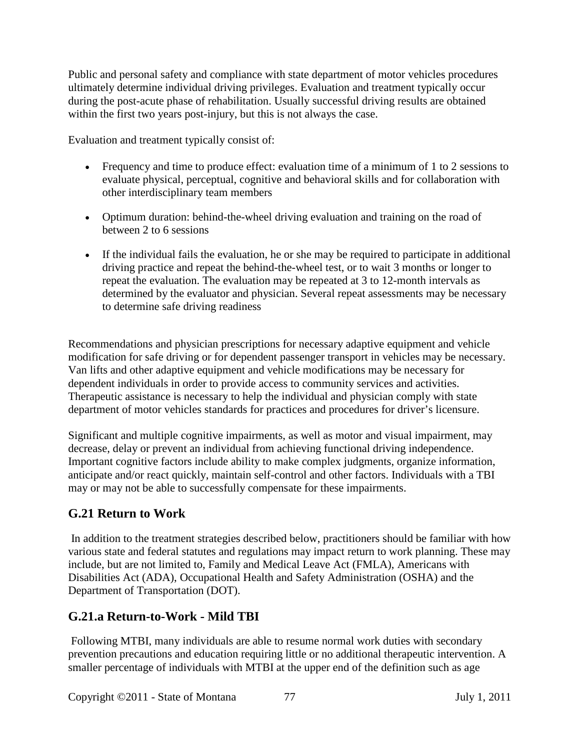Public and personal safety and compliance with state department of motor vehicles procedures ultimately determine individual driving privileges. Evaluation and treatment typically occur during the post-acute phase of rehabilitation. Usually successful driving results are obtained within the first two years post-injury, but this is not always the case.

Evaluation and treatment typically consist of:

- Frequency and time to produce effect: evaluation time of a minimum of 1 to 2 sessions to evaluate physical, perceptual, cognitive and behavioral skills and for collaboration with other interdisciplinary team members
- Optimum duration: behind-the-wheel driving evaluation and training on the road of between 2 to 6 sessions
- If the individual fails the evaluation, he or she may be required to participate in additional driving practice and repeat the behind-the-wheel test, or to wait 3 months or longer to repeat the evaluation. The evaluation may be repeated at 3 to 12-month intervals as determined by the evaluator and physician. Several repeat assessments may be necessary to determine safe driving readiness

Recommendations and physician prescriptions for necessary adaptive equipment and vehicle modification for safe driving or for dependent passenger transport in vehicles may be necessary. Van lifts and other adaptive equipment and vehicle modifications may be necessary for dependent individuals in order to provide access to community services and activities. Therapeutic assistance is necessary to help the individual and physician comply with state department of motor vehicles standards for practices and procedures for driver's licensure.

Significant and multiple cognitive impairments, as well as motor and visual impairment, may decrease, delay or prevent an individual from achieving functional driving independence. Important cognitive factors include ability to make complex judgments, organize information, anticipate and/or react quickly, maintain self-control and other factors. Individuals with a TBI may or may not be able to successfully compensate for these impairments.

## G.21 Return to Work

In addition to the treatment strategies described below, practitioners should be familiar with how various state and federal statutes and regulations may impact return to work planning. These may include, but are not limited to, Family and Medical Leave Act (FMLA), Americans with Disabilities Act (ADA), Occupational Health and Safety Administration (OSHA) and the Department of Transportation (DOT).

## G.21.a Return-to-Work - Mild TBI

Following MTBI, many individuals are able to resume normal work duties with secondary prevention precautions and education requiring little or no additional therapeutic intervention. A smaller percentage of individuals with MTBI at the upper end of the definition such as age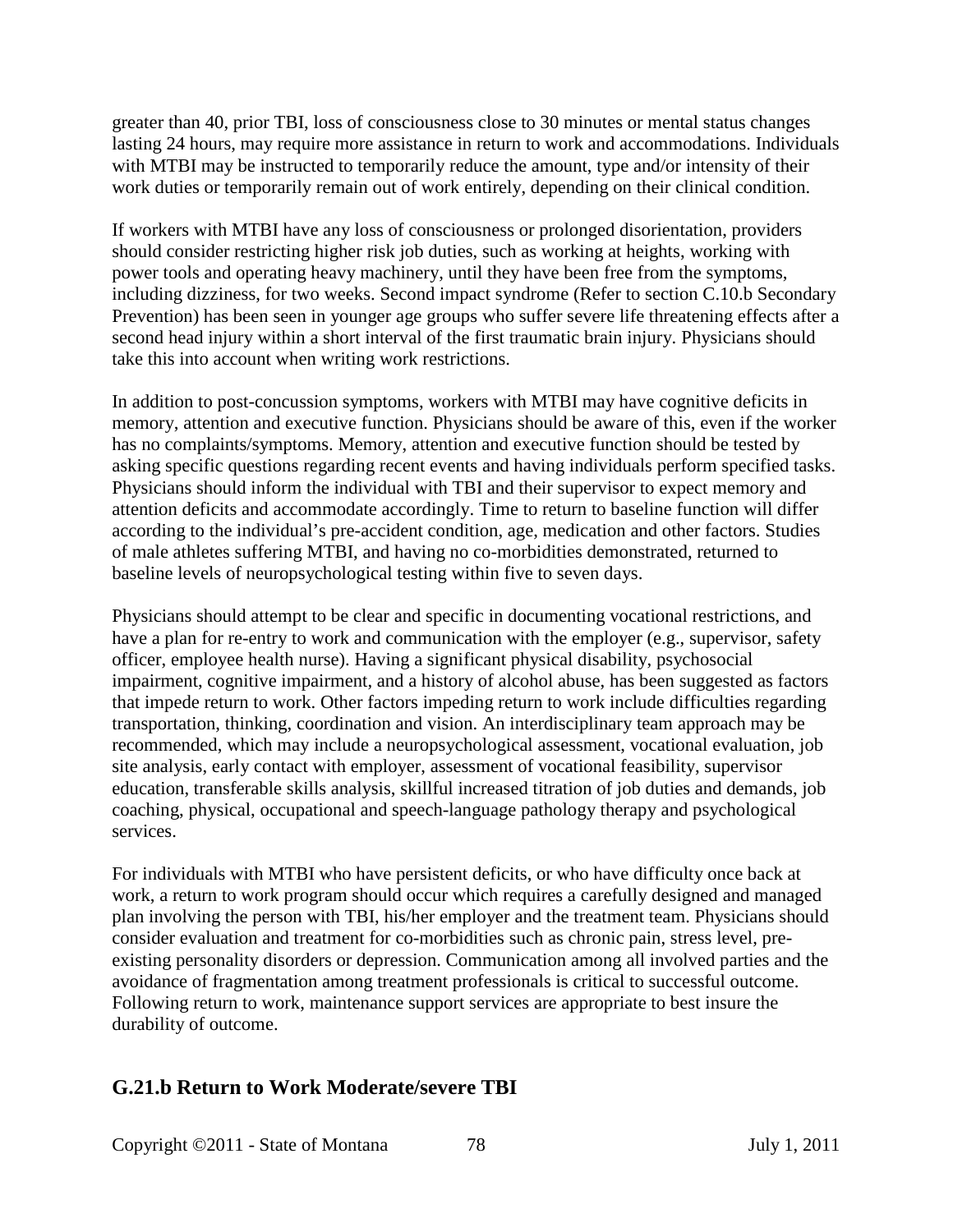greater than 40, prior TBI, loss of consciousness close to 30 minutes or mental status changes lasting 24 hours, may require more assistance in return to work and accommodations. Individuals with MTBI may be instructed to temporarily reduce the amount, type and/or intensity of their work duties or temporarily remain out of work entirely, depending on their clinical condition.

If workers with MTBI have any loss of consciousness or prolonged disorientation, providers should consider restricting higher risk job duties, such as working at heights, working with power tools and operating heavy machinery, until they have been free from the symptoms, including dizziness, for two weeks. Second impact syndrome (Refer to section C.10.b Secondary Prevention) has been seen in younger age groups who suffer severe life threatening effects after a second head injury within a short interval of the first traumatic brain injury. Physicians should take this into account when writing work restrictions.

In addition to post-concussion symptoms, workers with MTBI may have cognitive deficits in memory, attention and executive function. Physicians should be aware of this, even if the worker has no complaints/symptoms. Memory, attention and executive function should be tested by asking specific questions regarding recent events and having individuals perform specified tasks. Physicians should inform the individual with TBI and their supervisor to expect memory and attention deficits and accommodate accordingly. Time to return to baseline function will differ according to the individual's pre-accident condition, age, medication and other factors. Studies of male athletes suffering MTBI, and having no co-morbidities demonstrated, returned to baseline levels of neuropsychological testing within five to seven days.

Physicians should attempt to be clear and specific in documenting vocational restrictions, and have a plan for re-entry to work and communication with the employer (e.g., supervisor, safety officer, employee health nurse). Having a significant physical disability, psychosocial impairment, cognitive impairment, and a history of alcohol abuse, has been suggested as factors that impede return to work. Other factors impeding return to work include difficulties regarding transportation, thinking, coordination and vision. An interdisciplinary team approach may be recommended, which may include a neuropsychological assessment, vocational evaluation, job site analysis, early contact with employer, assessment of vocational feasibility, supervisor education, transferable skills analysis, skillful increased titration of job duties and demands, job coaching, physical, occupational and speech-language pathology therapy and psychological services.

For individuals with MTBI who have persistent deficits, or who have difficulty once back at work, a return to work program should occur which requires a carefully designed and managed plan involving the person with TBI, his/her employer and the treatment team. Physicians should consider evaluation and treatment for co-morbidities such as chronic pain, stress level, pre-existing personality disorders or depression. Communication among all involved parties and the avoidance of fragmentation among treatment professionals is critical to successful outcome. Following return to work, maintenance support services are appropriate to best insure the durability of outcome.

## G.21.b Return to Work Moderate/severe TBI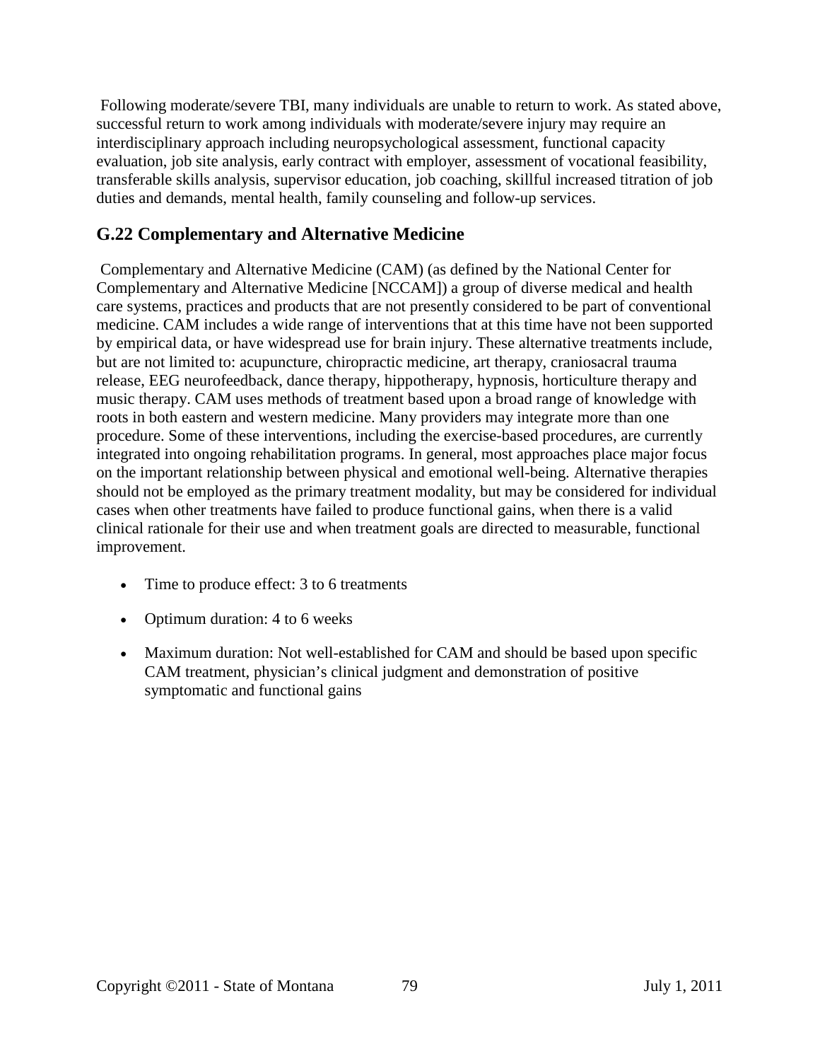Following moderate/severe TBI, many individuals are unable to return to work. As stated above, successful return to work among individuals with moderate/severe injury may require an interdisciplinary approach including neuropsychological assessment, functional capacity evaluation, job site analysis, early contract with employer, assessment of vocational feasibility, transferable skills analysis, supervisor education, job coaching, skillful increased titration of job duties and demands, mental health, family counseling and follow-up services.

## G.22 Complementary and Alternative Medicine

Complementary and Alternative Medicine (CAM) (as defined by the National Center for Complementary and Alternative Medicine [NCCAM]) a group of diverse medical and health care systems, practices and products that are not presently considered to be part of conventional medicine. CAM includes a wide range of interventions that at this time have not been supported by empirical data, or have widespread use for brain injury. These alternative treatments include, but are not limited to: acupuncture, chiropractic medicine, art therapy, craniosacral trauma release, EEG neurofeedback, dance therapy, hippotherapy, hypnosis, horticulture therapy and music therapy. CAM uses methods of treatment based upon a broad range of knowledge with roots in both eastern and western medicine. Many providers may integrate more than one procedure. Some of these interventions, including the exercise-based procedures, are currently integrated into ongoing rehabilitation programs. In general, most approaches place major focus on the important relationship between physical and emotional well-being. Alternative therapies should not be employed as the primary treatment modality, but may be considered for individual cases when other treatments have failed to produce functional gains, when there is a valid clinical rationale for their use and when treatment goals are directed to measurable, functional improvement.

- Time to produce effect: 3 to 6 treatments
- Optimum duration: 4 to 6 weeks
- Maximum duration: Not well-established for CAM and should be based upon specific CAM treatment, physician's clinical judgment and demonstration of positive symptomatic and functional gains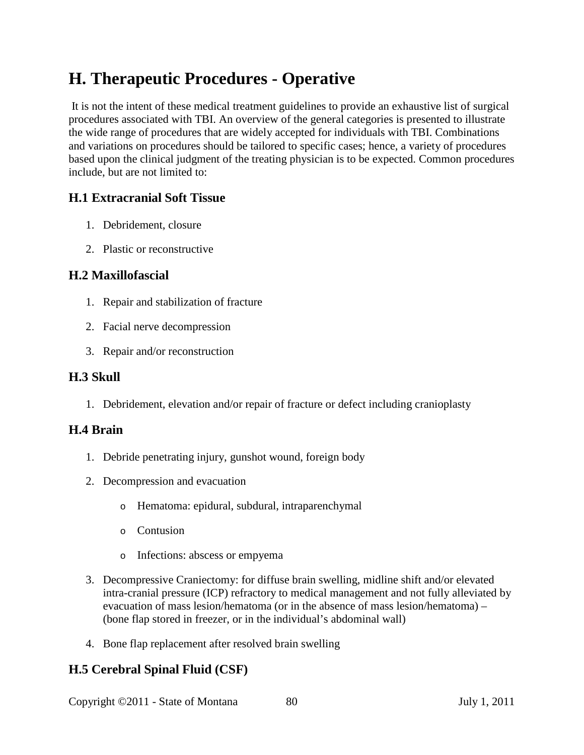# H. Therapeutic Procedures - Operative

It is not the intent of these medical treatment guidelines to provide an exhaustive list of surgical procedures associated with TBI. An overview of the general categories is presented to illustrate the wide range of procedures that are widely accepted for individuals with TBI. Combinations and variations on procedures should be tailored to specific cases; hence, a variety of procedures based upon the clinical judgment of the treating physician is to be expected. Common procedures include, but are not limited to:

## H.1 Extracranial Soft Tissue

1. Debridement, closure
2. Plastic or reconstructive

## H.2 Maxillofascial

1. Repair and stabilization of fracture
2. Facial nerve decompression
3. Repair and/or reconstruction

## H.3 Skull

1. Debridement, elevation and/or repair of fracture or defect including cranioplasty

## H.4 Brain

1. Debride penetrating injury, gunshot wound, foreign body
2. Decompression and evacuation
   - Hematoma: epidural, subdural, intraparenchymal
   - Contusion
   - Infections: abscess or empyema
3. Decompressive Craniectomy: for diffuse brain swelling, midline shift and/or elevated intra-cranial pressure (ICP) refractory to medical management and not fully alleviated by evacuation of mass lesion/hematoma (or in the absence of mass lesion/hematoma) – (bone flap stored in freezer, or in the individual's abdominal wall)
4. Bone flap replacement after resolved brain swelling

## H.5 Cerebral Spinal Fluid (CSF)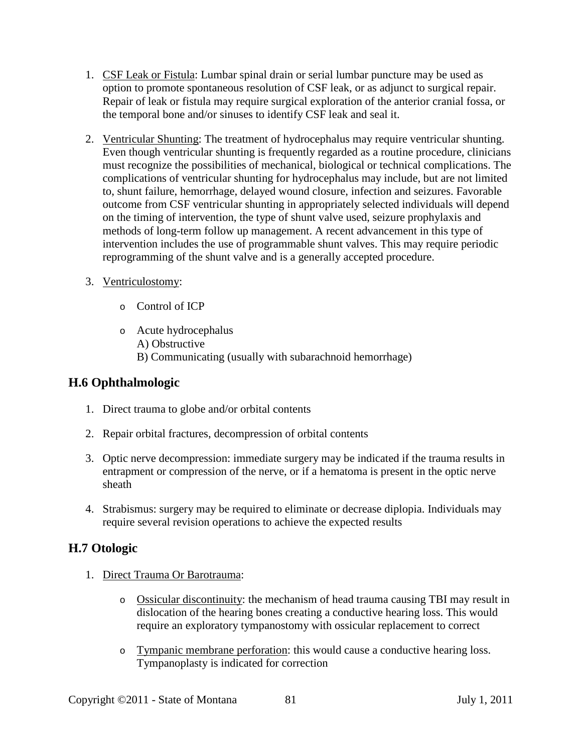1. CSF Leak or Fistula: Lumbar spinal drain or serial lumbar puncture may be used as option to promote spontaneous resolution of CSF leak, or as adjunct to surgical repair. Repair of leak or fistula may require surgical exploration of the anterior cranial fossa, or the temporal bone and/or sinuses to identify CSF leak and seal it.

2. Ventricular Shunting: The treatment of hydrocephalus may require ventricular shunting. Even though ventricular shunting is frequently regarded as a routine procedure, clinicians must recognize the possibilities of mechanical, biological or technical complications. The complications of ventricular shunting for hydrocephalus may include, but are not limited to, shunt failure, hemorrhage, delayed wound closure, infection and seizures. Favorable outcome from CSF ventricular shunting in appropriately selected individuals will depend on the timing of intervention, the type of shunt valve used, seizure prophylaxis and methods of long-term follow up management. A recent advancement in this type of intervention includes the use of programmable shunt valves. This may require periodic reprogramming of the shunt valve and is a generally accepted procedure.

3. Ventriculostomy:
   - Control of ICP
   - Acute hydrocephalus
     A) Obstructive
     B) Communicating (usually with subarachnoid hemorrhage)

## H.6 Ophthalmologic

1. Direct trauma to globe and/or orbital contents

2. Repair orbital fractures, decompression of orbital contents

3. Optic nerve decompression: immediate surgery may be indicated if the trauma results in entrapment or compression of the nerve, or if a hematoma is present in the optic nerve sheath

4. Strabismus: surgery may be required to eliminate or decrease diplopia. Individuals may require several revision operations to achieve the expected results

## H.7 Otologic

1. Direct Trauma Or Barotrauma:
   - Ossicular discontinuity: the mechanism of head trauma causing TBI may result in dislocation of the hearing bones creating a conductive hearing loss. This would require an exploratory tympanostomy with ossicular replacement to correct
   - Tympanic membrane perforation: this would cause a conductive hearing loss. Tympanoplasty is indicated for correction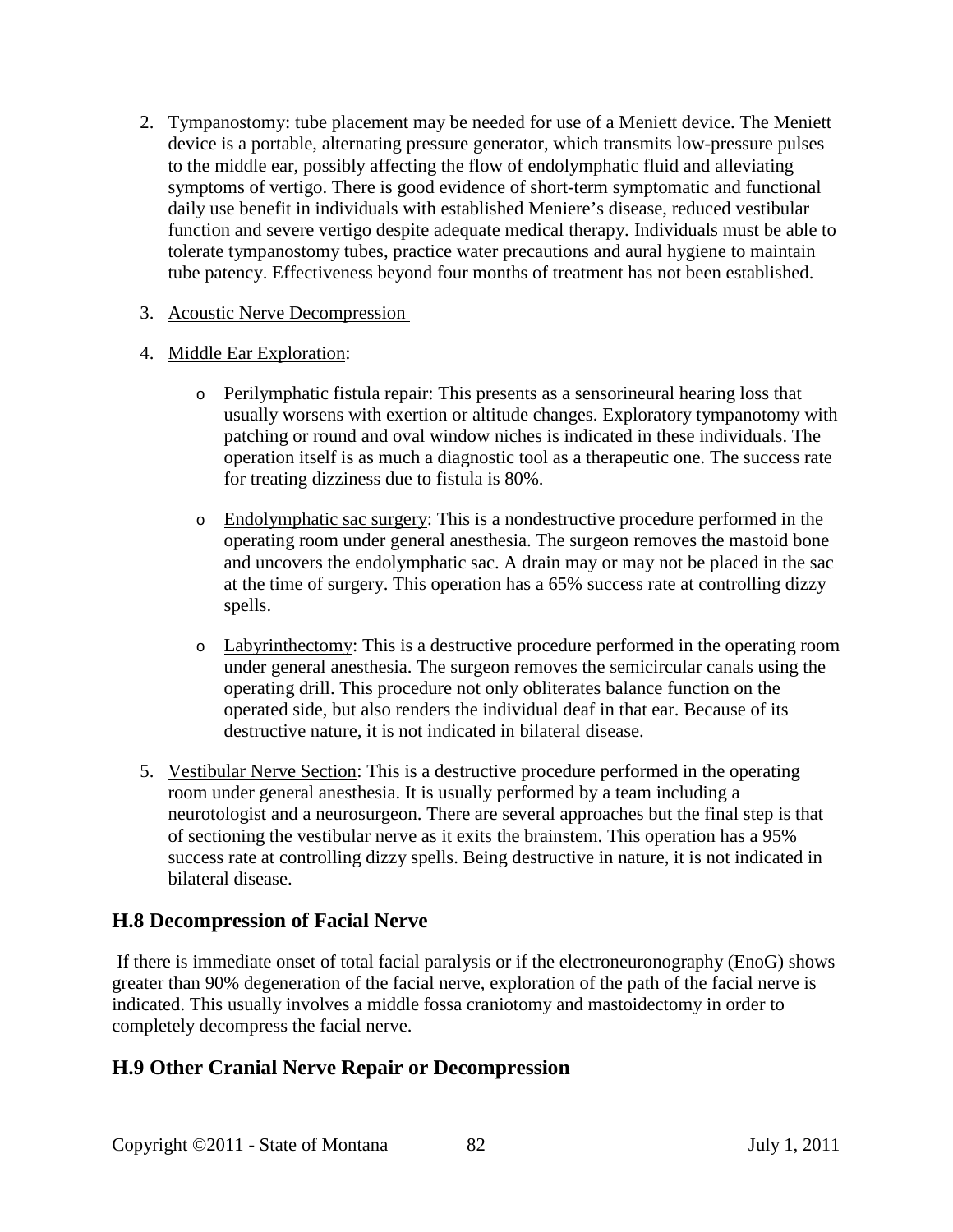2. Tympanostomy: tube placement may be needed for use of a Meniett device. The Meniett device is a portable, alternating pressure generator, which transmits low-pressure pulses to the middle ear, possibly affecting the flow of endolymphatic fluid and alleviating symptoms of vertigo. There is good evidence of short-term symptomatic and functional daily use benefit in individuals with established Meniere's disease, reduced vestibular function and severe vertigo despite adequate medical therapy. Individuals must be able to tolerate tympanostomy tubes, practice water precautions and aural hygiene to maintain tube patency. Effectiveness beyond four months of treatment has not been established.

3. Acoustic Nerve Decompression

4. Middle Ear Exploration:

   - Perilymphatic fistula repair: This presents as a sensorineural hearing loss that usually worsens with exertion or altitude changes. Exploratory tympanotomy with patching or round and oval window niches is indicated in these individuals. The operation itself is as much a diagnostic tool as a therapeutic one. The success rate for treating dizziness due to fistula is 80%.

   - Endolymphatic sac surgery: This is a nondestructive procedure performed in the operating room under general anesthesia. The surgeon removes the mastoid bone and uncovers the endolymphatic sac. A drain may or may not be placed in the sac at the time of surgery. This operation has a 65% success rate at controlling dizzy spells.

   - Labyrinthectomy: This is a destructive procedure performed in the operating room under general anesthesia. The surgeon removes the semicircular canals using the operating drill. This procedure not only obliterates balance function on the operated side, but also renders the individual deaf in that ear. Because of its destructive nature, it is not indicated in bilateral disease.

5. Vestibular Nerve Section: This is a destructive procedure performed in the operating room under general anesthesia. It is usually performed by a team including a neurotologist and a neurosurgeon. There are several approaches but the final step is that of sectioning the vestibular nerve as it exits the brainstem. This operation has a 95% success rate at controlling dizzy spells. Being destructive in nature, it is not indicated in bilateral disease.

## H.8 Decompression of Facial Nerve

If there is immediate onset of total facial paralysis or if the electroneuronography (EnoG) shows greater than 90% degeneration of the facial nerve, exploration of the path of the facial nerve is indicated. This usually involves a middle fossa craniotomy and mastoidectomy in order to completely decompress the facial nerve.

## H.9 Other Cranial Nerve Repair or Decompression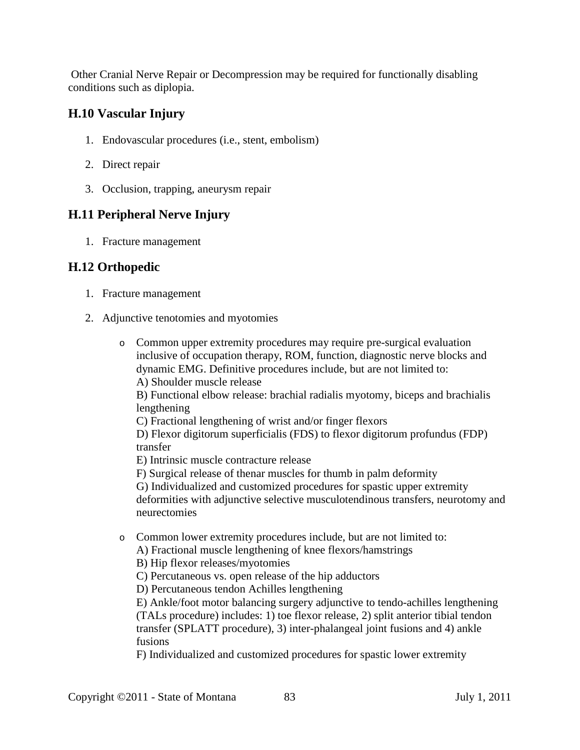Other Cranial Nerve Repair or Decompression may be required for functionally disabling conditions such as diplopia.

### H.10 Vascular Injury

1. Endovascular procedures (i.e., stent, embolism)
2. Direct repair
3. Occlusion, trapping, aneurysm repair

### H.11 Peripheral Nerve Injury

1. Fracture management

### H.12 Orthopedic

1. Fracture management
2. Adjunctive tenotomies and myotomies

   - Common upper extremity procedures may require pre-surgical evaluation inclusive of occupation therapy, ROM, function, diagnostic nerve blocks and dynamic EMG. Definitive procedures include, but are not limited to:
     A) Shoulder muscle release
     B) Functional elbow release: brachial radialis myotomy, biceps and brachialis lengthening
     C) Fractional lengthening of wrist and/or finger flexors
     D) Flexor digitorum superficialis (FDS) to flexor digitorum profundus (FDP) transfer
     E) Intrinsic muscle contracture release
     F) Surgical release of thenar muscles for thumb in palm deformity
     G) Individualized and customized procedures for spastic upper extremity deformities with adjunctive selective musculotendinous transfers, neurotomy and neurectomies

   - Common lower extremity procedures include, but are not limited to:
     A) Fractional muscle lengthening of knee flexors/hamstrings
     B) Hip flexor releases/myotomies
     C) Percutaneous vs. open release of the hip adductors
     D) Percutaneous tendon Achilles lengthening
     E) Ankle/foot motor balancing surgery adjunctive to tendo-achilles lengthening (TALs procedure) includes: 1) toe flexor release, 2) split anterior tibial tendon transfer (SPLATT procedure), 3) inter-phalangeal joint fusions and 4) ankle fusions
     F) Individualized and customized procedures for spastic lower extremity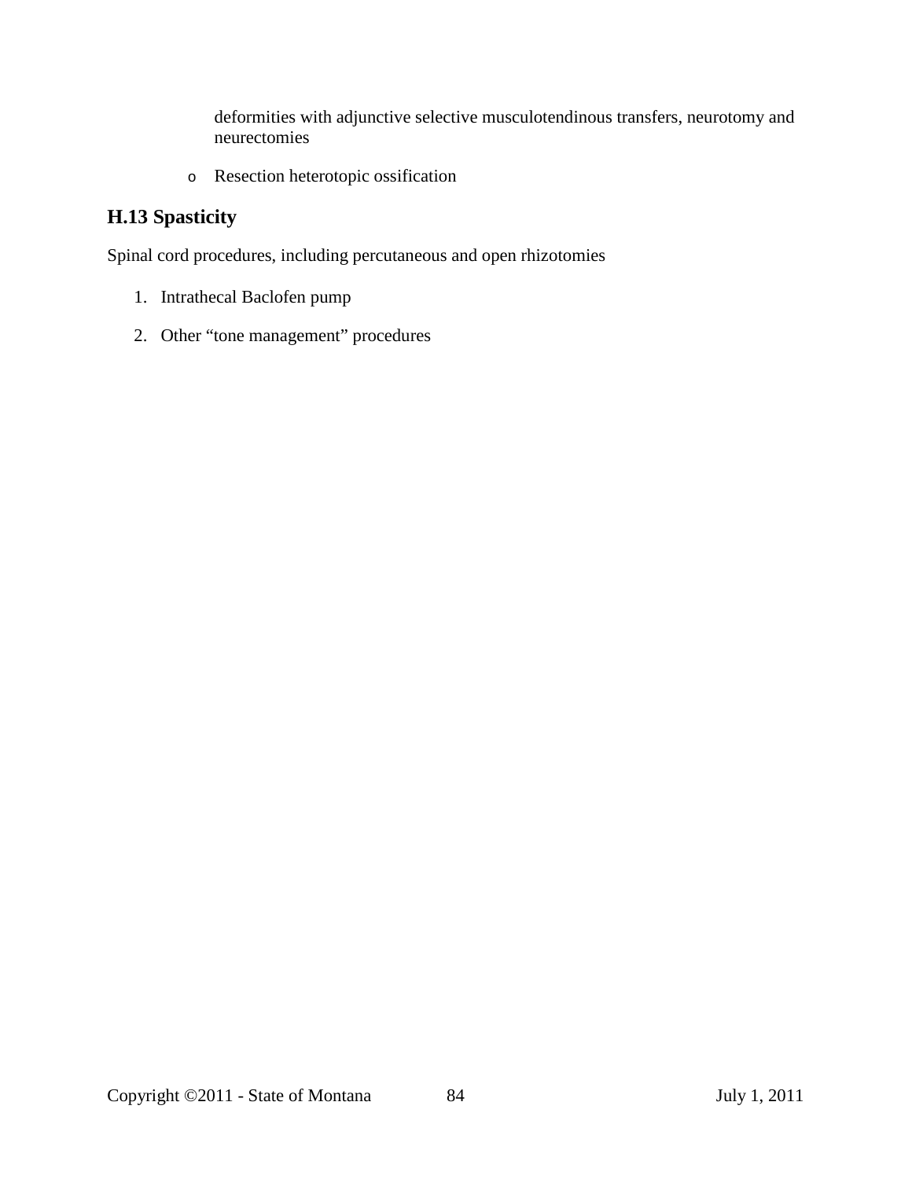deformities with adjunctive selective musculotendinous transfers, neurotomy and neurectomies

- Resection heterotopic ossification

### H.13 Spasticity

Spinal cord procedures, including percutaneous and open rhizotomies

1. Intrathecal Baclofen pump
2. Other "tone management" procedures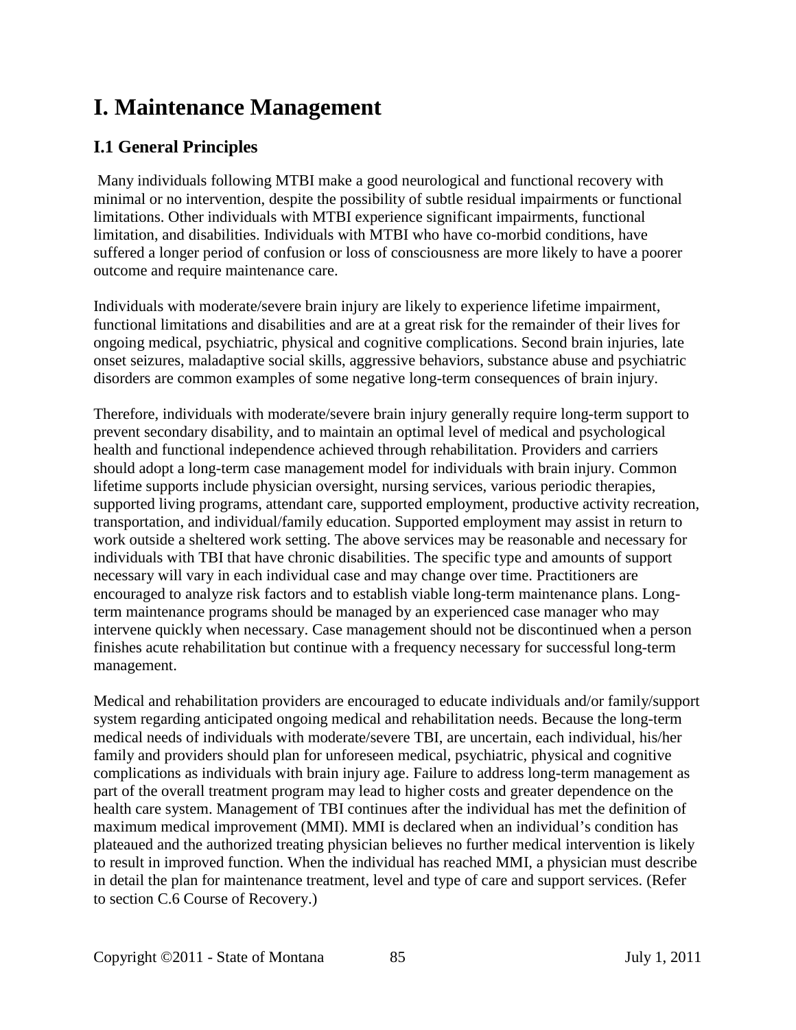# I. Maintenance Management

## I.1 General Principles

Many individuals following MTBI make a good neurological and functional recovery with minimal or no intervention, despite the possibility of subtle residual impairments or functional limitations. Other individuals with MTBI experience significant impairments, functional limitation, and disabilities. Individuals with MTBI who have co-morbid conditions, have suffered a longer period of confusion or loss of consciousness are more likely to have a poorer outcome and require maintenance care.

Individuals with moderate/severe brain injury are likely to experience lifetime impairment, functional limitations and disabilities and are at a great risk for the remainder of their lives for ongoing medical, psychiatric, physical and cognitive complications. Second brain injuries, late onset seizures, maladaptive social skills, aggressive behaviors, substance abuse and psychiatric disorders are common examples of some negative long-term consequences of brain injury.

Therefore, individuals with moderate/severe brain injury generally require long-term support to prevent secondary disability, and to maintain an optimal level of medical and psychological health and functional independence achieved through rehabilitation. Providers and carriers should adopt a long-term case management model for individuals with brain injury. Common lifetime supports include physician oversight, nursing services, various periodic therapies, supported living programs, attendant care, supported employment, productive activity recreation, transportation, and individual/family education. Supported employment may assist in return to work outside a sheltered work setting. The above services may be reasonable and necessary for individuals with TBI that have chronic disabilities. The specific type and amounts of support necessary will vary in each individual case and may change over time. Practitioners are encouraged to analyze risk factors and to establish viable long-term maintenance plans. Long-term maintenance programs should be managed by an experienced case manager who may intervene quickly when necessary. Case management should not be discontinued when a person finishes acute rehabilitation but continue with a frequency necessary for successful long-term management.

Medical and rehabilitation providers are encouraged to educate individuals and/or family/support system regarding anticipated ongoing medical and rehabilitation needs. Because the long-term medical needs of individuals with moderate/severe TBI, are uncertain, each individual, his/her family and providers should plan for unforeseen medical, psychiatric, physical and cognitive complications as individuals with brain injury age. Failure to address long-term management as part of the overall treatment program may lead to higher costs and greater dependence on the health care system. Management of TBI continues after the individual has met the definition of maximum medical improvement (MMI). MMI is declared when an individual's condition has plateaued and the authorized treating physician believes no further medical intervention is likely to result in improved function. When the individual has reached MMI, a physician must describe in detail the plan for maintenance treatment, level and type of care and support services. (Refer to section C.6 Course of Recovery.)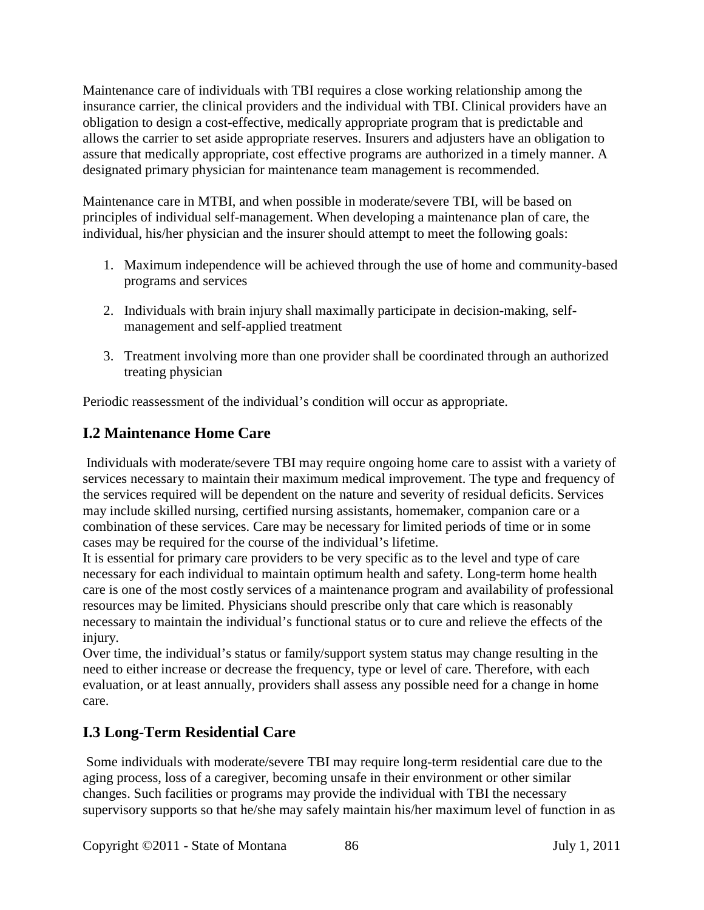Maintenance care of individuals with TBI requires a close working relationship among the insurance carrier, the clinical providers and the individual with TBI. Clinical providers have an obligation to design a cost-effective, medically appropriate program that is predictable and allows the carrier to set aside appropriate reserves. Insurers and adjusters have an obligation to assure that medically appropriate, cost effective programs are authorized in a timely manner. A designated primary physician for maintenance team management is recommended.

Maintenance care in MTBI, and when possible in moderate/severe TBI, will be based on principles of individual self-management. When developing a maintenance plan of care, the individual, his/her physician and the insurer should attempt to meet the following goals:

1. Maximum independence will be achieved through the use of home and community-based programs and services

2. Individuals with brain injury shall maximally participate in decision-making, self-management and self-applied treatment

3. Treatment involving more than one provider shall be coordinated through an authorized treating physician

Periodic reassessment of the individual's condition will occur as appropriate.

## I.2 Maintenance Home Care

Individuals with moderate/severe TBI may require ongoing home care to assist with a variety of services necessary to maintain their maximum medical improvement. The type and frequency of the services required will be dependent on the nature and severity of residual deficits. Services may include skilled nursing, certified nursing assistants, homemaker, companion care or a combination of these services. Care may be necessary for limited periods of time or in some cases may be required for the course of the individual's lifetime.

It is essential for primary care providers to be very specific as to the level and type of care necessary for each individual to maintain optimum health and safety. Long-term home health care is one of the most costly services of a maintenance program and availability of professional resources may be limited. Physicians should prescribe only that care which is reasonably necessary to maintain the individual's functional status or to cure and relieve the effects of the injury.

Over time, the individual's status or family/support system status may change resulting in the need to either increase or decrease the frequency, type or level of care. Therefore, with each evaluation, or at least annually, providers shall assess any possible need for a change in home care.

## I.3 Long-Term Residential Care

Some individuals with moderate/severe TBI may require long-term residential care due to the aging process, loss of a caregiver, becoming unsafe in their environment or other similar changes. Such facilities or programs may provide the individual with TBI the necessary supervisory supports so that he/she may safely maintain his/her maximum level of function in as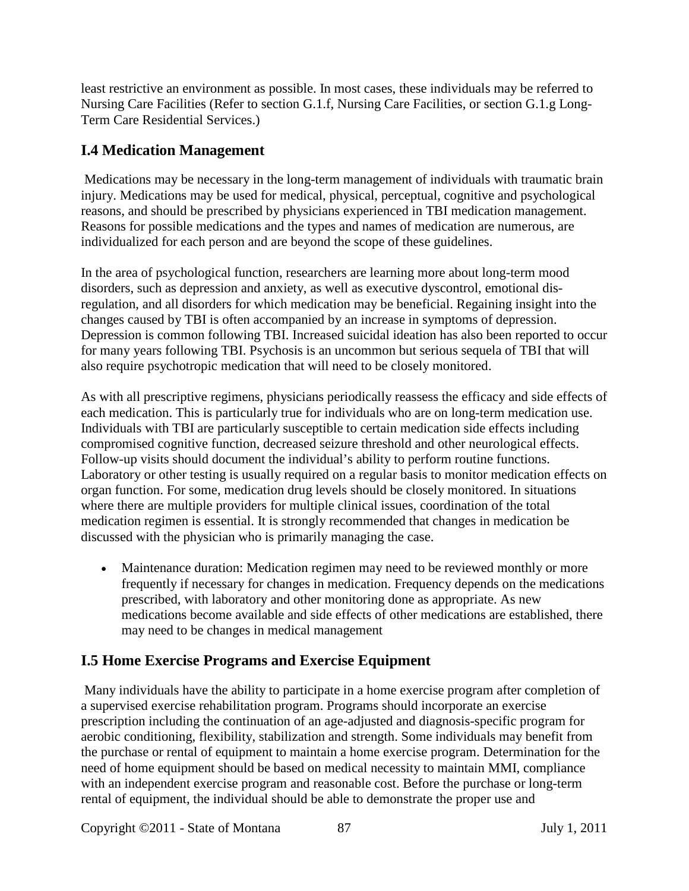least restrictive an environment as possible. In most cases, these individuals may be referred to Nursing Care Facilities (Refer to section G.1.f, Nursing Care Facilities, or section G.1.g Long-Term Care Residential Services.)

## I.4 Medication Management

Medications may be necessary in the long-term management of individuals with traumatic brain injury. Medications may be used for medical, physical, perceptual, cognitive and psychological reasons, and should be prescribed by physicians experienced in TBI medication management. Reasons for possible medications and the types and names of medication are numerous, are individualized for each person and are beyond the scope of these guidelines.

In the area of psychological function, researchers are learning more about long-term mood disorders, such as depression and anxiety, as well as executive dyscontrol, emotional dis-regulation, and all disorders for which medication may be beneficial. Regaining insight into the changes caused by TBI is often accompanied by an increase in symptoms of depression. Depression is common following TBI. Increased suicidal ideation has also been reported to occur for many years following TBI. Psychosis is an uncommon but serious sequela of TBI that will also require psychotropic medication that will need to be closely monitored.

As with all prescriptive regimens, physicians periodically reassess the efficacy and side effects of each medication. This is particularly true for individuals who are on long-term medication use. Individuals with TBI are particularly susceptible to certain medication side effects including compromised cognitive function, decreased seizure threshold and other neurological effects. Follow-up visits should document the individual's ability to perform routine functions. Laboratory or other testing is usually required on a regular basis to monitor medication effects on organ function. For some, medication drug levels should be closely monitored. In situations where there are multiple providers for multiple clinical issues, coordination of the total medication regimen is essential. It is strongly recommended that changes in medication be discussed with the physician who is primarily managing the case.

- Maintenance duration: Medication regimen may need to be reviewed monthly or more frequently if necessary for changes in medication. Frequency depends on the medications prescribed, with laboratory and other monitoring done as appropriate. As new medications become available and side effects of other medications are established, there may need to be changes in medical management

## I.5 Home Exercise Programs and Exercise Equipment

Many individuals have the ability to participate in a home exercise program after completion of a supervised exercise rehabilitation program. Programs should incorporate an exercise prescription including the continuation of an age-adjusted and diagnosis-specific program for aerobic conditioning, flexibility, stabilization and strength. Some individuals may benefit from the purchase or rental of equipment to maintain a home exercise program. Determination for the need of home equipment should be based on medical necessity to maintain MMI, compliance with an independent exercise program and reasonable cost. Before the purchase or long-term rental of equipment, the individual should be able to demonstrate the proper use and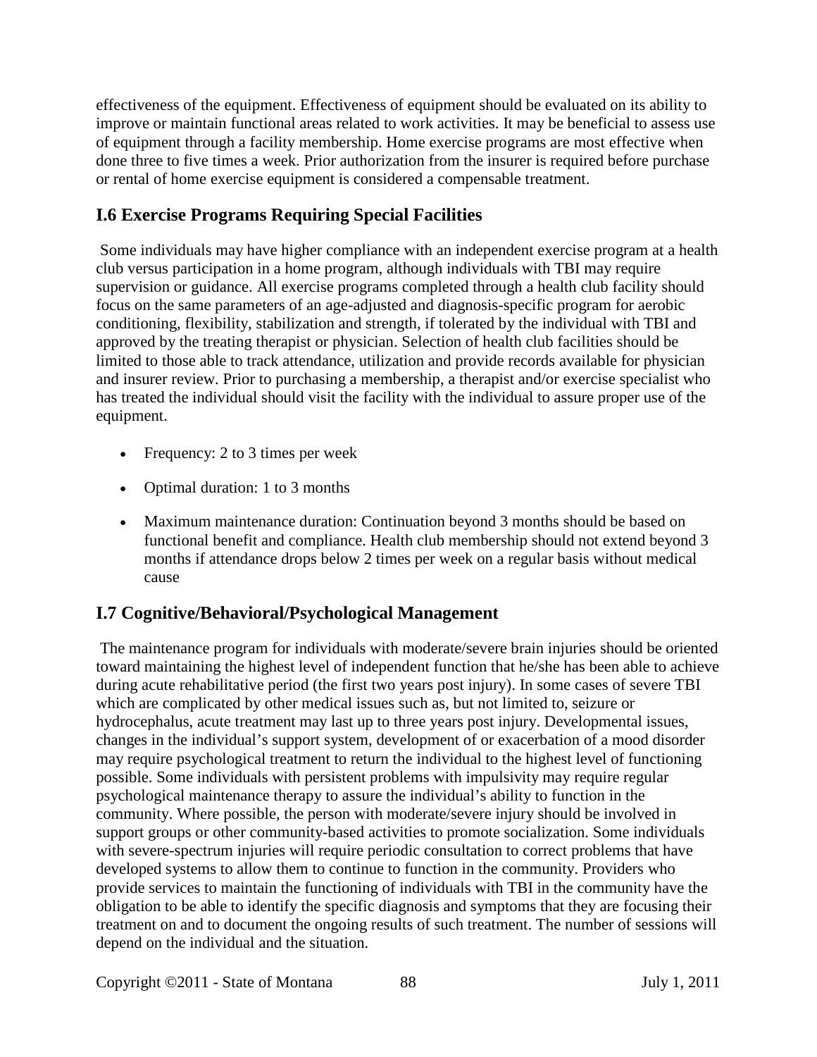effectiveness of the equipment. Effectiveness of equipment should be evaluated on its ability to improve or maintain functional areas related to work activities. It may be beneficial to assess use of equipment through a facility membership. Home exercise programs are most effective when done three to five times a week. Prior authorization from the insurer is required before purchase or rental of home exercise equipment is considered a compensable treatment.

## I.6 Exercise Programs Requiring Special Facilities

Some individuals may have higher compliance with an independent exercise program at a health club versus participation in a home program, although individuals with TBI may require supervision or guidance. All exercise programs completed through a health club facility should focus on the same parameters of an age-adjusted and diagnosis-specific program for aerobic conditioning, flexibility, stabilization and strength, if tolerated by the individual with TBI and approved by the treating therapist or physician. Selection of health club facilities should be limited to those able to track attendance, utilization and provide records available for physician and insurer review. Prior to purchasing a membership, a therapist and/or exercise specialist who has treated the individual should visit the facility with the individual to assure proper use of the equipment.

- Frequency: 2 to 3 times per week
- Optimal duration: 1 to 3 months
- Maximum maintenance duration: Continuation beyond 3 months should be based on functional benefit and compliance. Health club membership should not extend beyond 3 months if attendance drops below 2 times per week on a regular basis without medical cause

## I.7 Cognitive/Behavioral/Psychological Management

The maintenance program for individuals with moderate/severe brain injuries should be oriented toward maintaining the highest level of independent function that he/she has been able to achieve during acute rehabilitative period (the first two years post injury). In some cases of severe TBI which are complicated by other medical issues such as, but not limited to, seizure or hydrocephalus, acute treatment may last up to three years post injury. Developmental issues, changes in the individual's support system, development of or exacerbation of a mood disorder may require psychological treatment to return the individual to the highest level of functioning possible. Some individuals with persistent problems with impulsivity may require regular psychological maintenance therapy to assure the individual's ability to function in the community. Where possible, the person with moderate/severe injury should be involved in support groups or other community-based activities to promote socialization. Some individuals with severe-spectrum injuries will require periodic consultation to correct problems that have developed systems to allow them to continue to function in the community. Providers who provide services to maintain the functioning of individuals with TBI in the community have the obligation to be able to identify the specific diagnosis and symptoms that they are focusing their treatment on and to document the ongoing results of such treatment. The number of sessions will depend on the individual and the situation.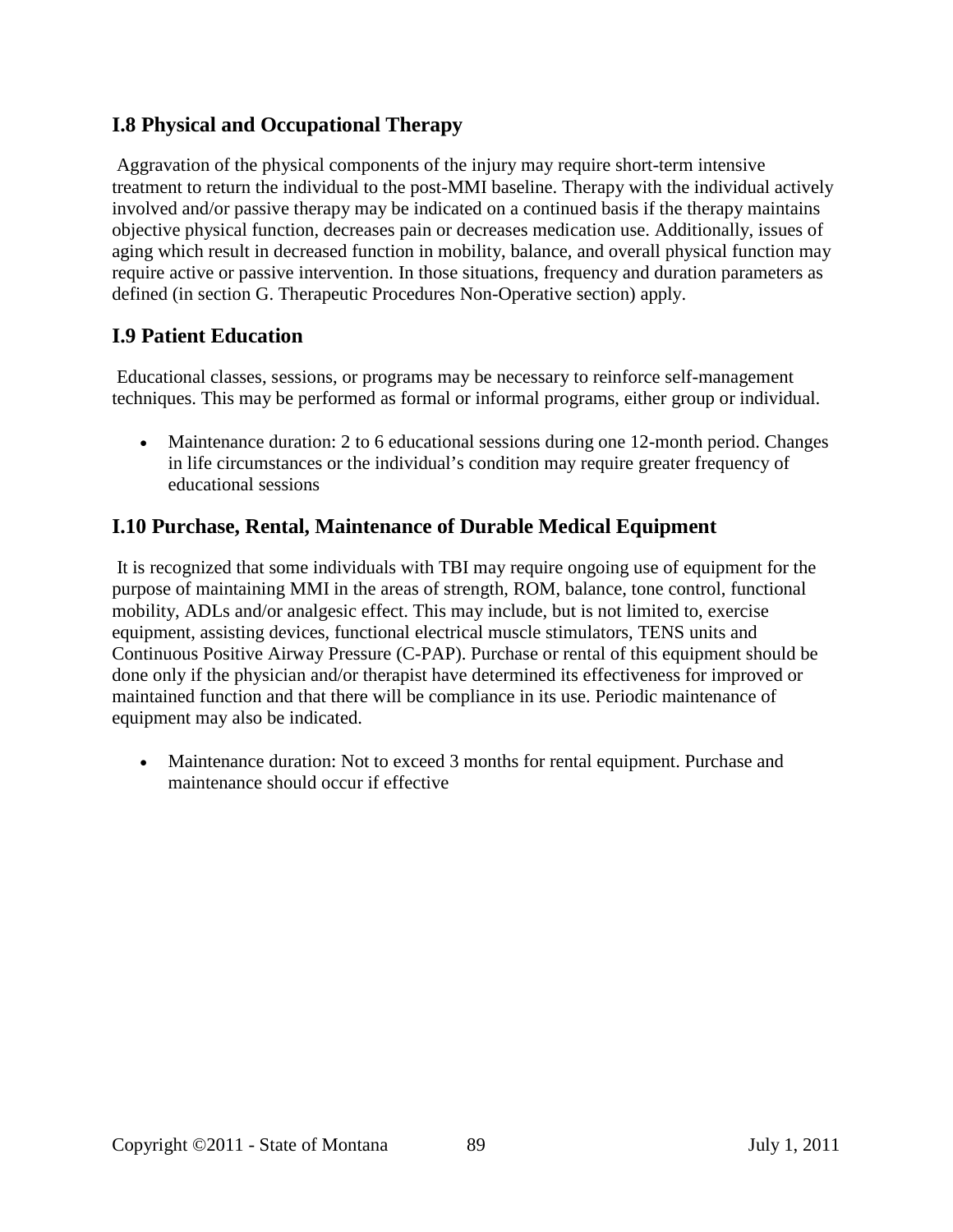## I.8 Physical and Occupational Therapy

Aggravation of the physical components of the injury may require short-term intensive treatment to return the individual to the post-MMI baseline. Therapy with the individual actively involved and/or passive therapy may be indicated on a continued basis if the therapy maintains objective physical function, decreases pain or decreases medication use. Additionally, issues of aging which result in decreased function in mobility, balance, and overall physical function may require active or passive intervention. In those situations, frequency and duration parameters as defined (in section G. Therapeutic Procedures Non-Operative section) apply.

## I.9 Patient Education

Educational classes, sessions, or programs may be necessary to reinforce self-management techniques. This may be performed as formal or informal programs, either group or individual.

- Maintenance duration: 2 to 6 educational sessions during one 12-month period. Changes in life circumstances or the individual's condition may require greater frequency of educational sessions

## I.10 Purchase, Rental, Maintenance of Durable Medical Equipment

It is recognized that some individuals with TBI may require ongoing use of equipment for the purpose of maintaining MMI in the areas of strength, ROM, balance, tone control, functional mobility, ADLs and/or analgesic effect. This may include, but is not limited to, exercise equipment, assisting devices, functional electrical muscle stimulators, TENS units and Continuous Positive Airway Pressure (C-PAP). Purchase or rental of this equipment should be done only if the physician and/or therapist have determined its effectiveness for improved or maintained function and that there will be compliance in its use. Periodic maintenance of equipment may also be indicated.

- Maintenance duration: Not to exceed 3 months for rental equipment. Purchase and maintenance should occur if effective